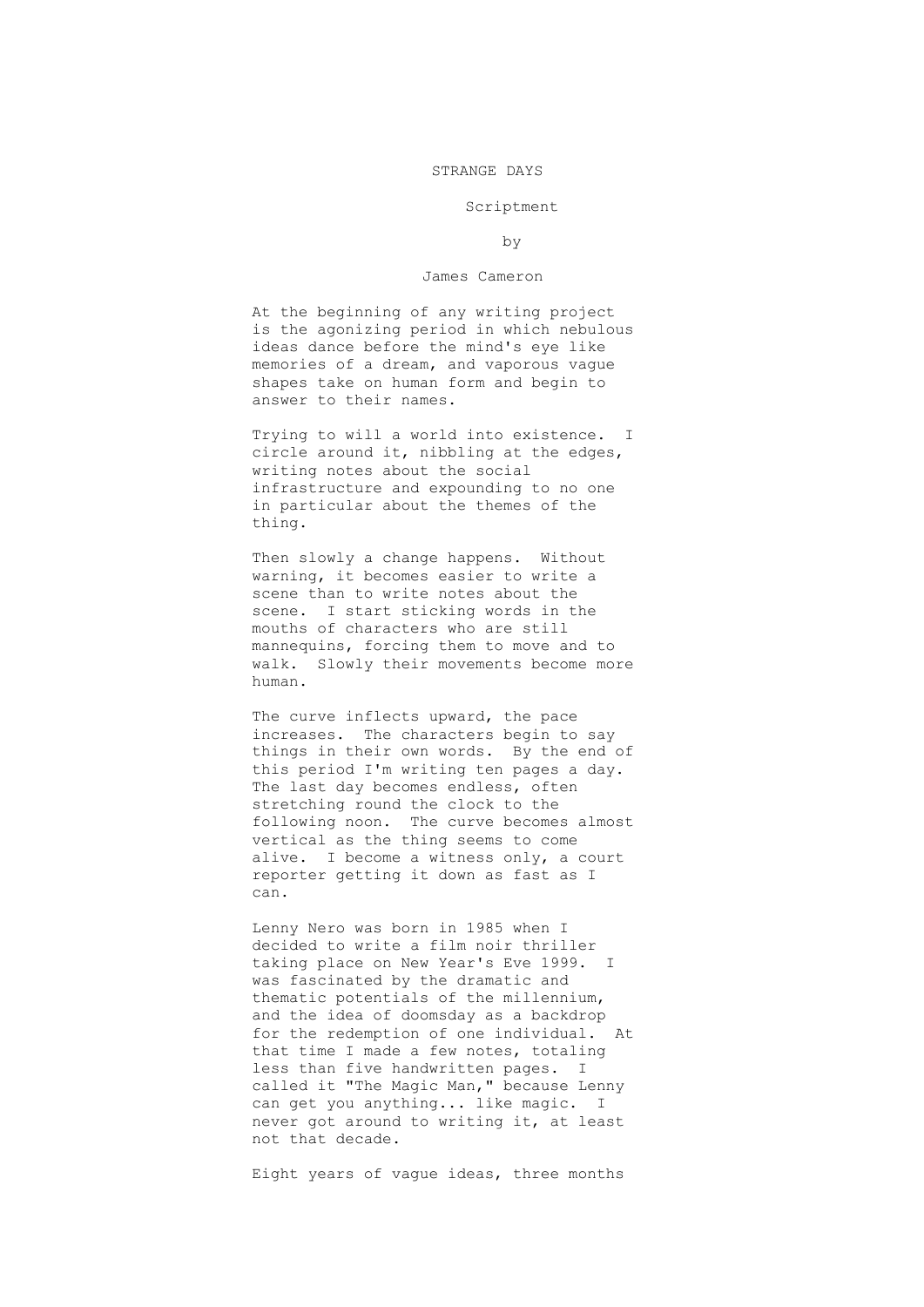# STRANGE DAYS

Scriptment

by

James Cameron

At the beginning of any writing project is the agonizing period in which nebulous ideas dance before the mind's eye like memories of a dream, and vaporous vague shapes take on human form and begin to answer to their names.

Trying to will a world into existence. I circle around it, nibbling at the edges, writing notes about the social infrastructure and expounding to no one in particular about the themes of the thing.

Then slowly a change happens. Without warning, it becomes easier to write a scene than to write notes about the scene. I start sticking words in the mouths of characters who are still mannequins, forcing them to move and to walk. Slowly their movements become more human.

The curve inflects upward, the pace increases. The characters begin to say things in their own words. By the end of this period I'm writing ten pages a day. The last day becomes endless, often stretching round the clock to the following noon. The curve becomes almost vertical as the thing seems to come alive. I become a witness only, a court reporter getting it down as fast as I can.

Lenny Nero was born in 1985 when I decided to write a film noir thriller taking place on New Year's Eve 1999. I was fascinated by the dramatic and thematic potentials of the millennium, and the idea of doomsday as a backdrop for the redemption of one individual. At that time I made a few notes, totaling less than five handwritten pages. I called it "The Magic Man," because Lenny can get you anything... like magic. I never got around to writing it, at least not that decade.

Eight years of vague ideas, three months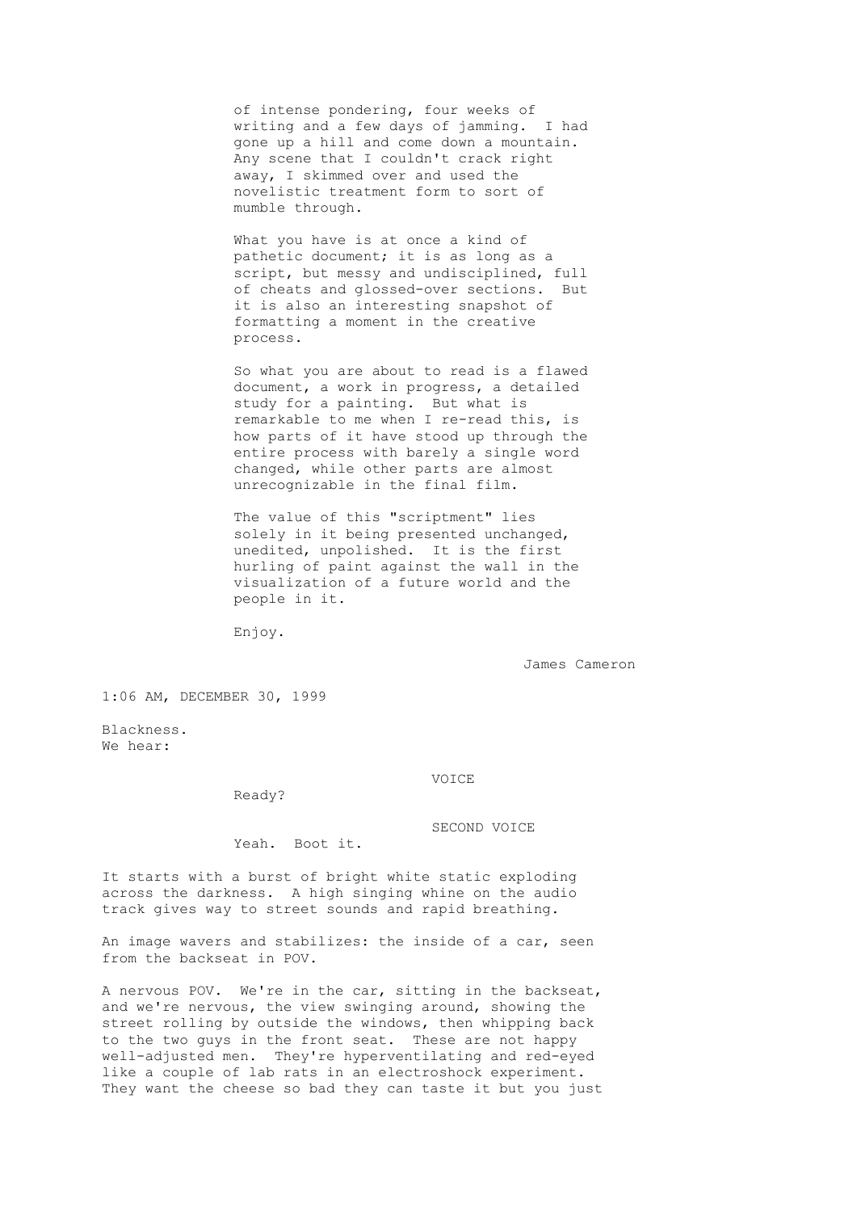of intense pondering, four weeks of writing and a few days of jamming. I had gone up a hill and come down a mountain. Any scene that I couldn't crack right away, I skimmed over and used the novelistic treatment form to sort of mumble through.

What you have is at once a kind of pathetic document; it is as long as a script, but messy and undisciplined, full of cheats and glossed-over sections. But it is also an interesting snapshot of formatting a moment in the creative process.

So what you are about to read is a flawed document, a work in progress, a detailed study for a painting. But what is remarkable to me when I re-read this, is how parts of it have stood up through the entire process with barely a single word changed, while other parts are almost unrecognizable in the final film.

The value of this "scriptment" lies solely in it being presented unchanged, unedited, unpolished. It is the first hurling of paint against the wall in the visualization of a future world and the people in it.

Enjoy.

James Cameron

1:06 AM, DECEMBER 30, 1999

Blackness.
We hear:

VOICE

Ready?

SECOND VOICE

Yeah. Boot it.

It starts with a burst of bright white static exploding across the darkness. A high singing whine on the audio track gives way to street sounds and rapid breathing.

An image wavers and stabilizes: the inside of a car, seen from the backseat in POV.

A nervous POV. We're in the car, sitting in the backseat, and we're nervous, the view swinging around, showing the street rolling by outside the windows, then whipping back to the two guys in the front seat. These are not happy well-adjusted men. They're hyperventilating and red-eyed like a couple of lab rats in an electroshock experiment. They want the cheese so bad they can taste it but you just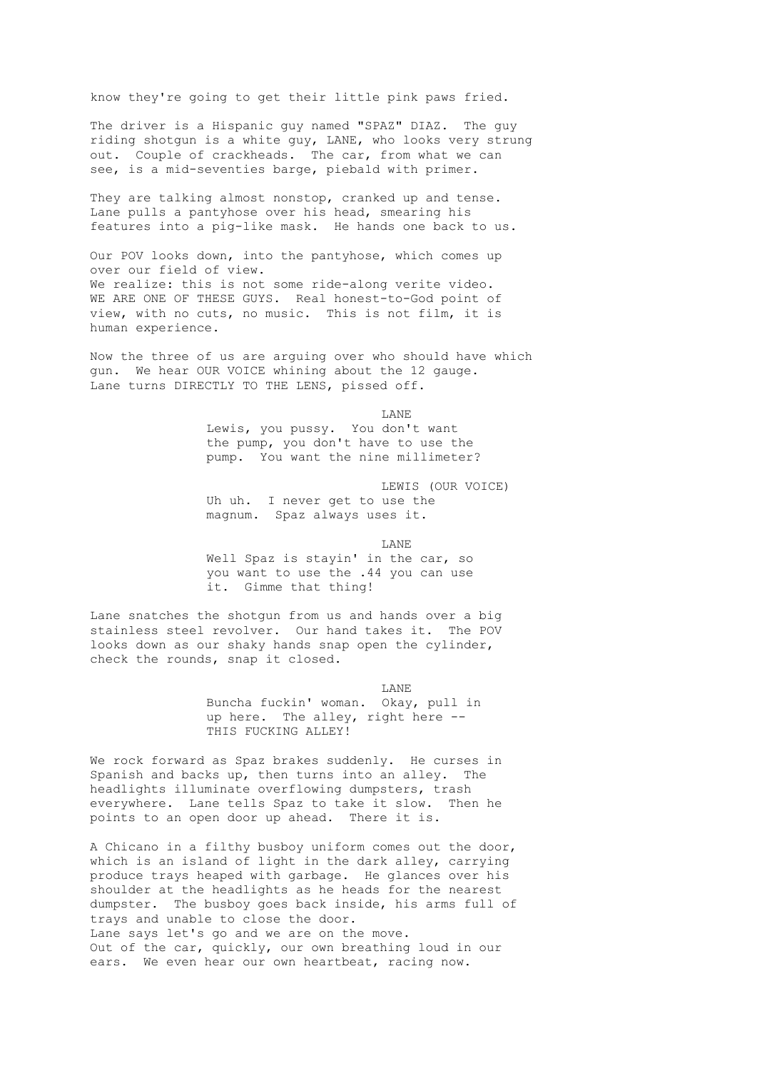know they're going to get their little pink paws fried.

The driver is a Hispanic guy named "SPAZ" DIAZ. The guy riding shotgun is a white guy, LANE, who looks very strung out. Couple of crackheads. The car, from what we can see, is a mid-seventies barge, piebald with primer.

They are talking almost nonstop, cranked up and tense. Lane pulls a pantyhose over his head, smearing his features into a pig-like mask. He hands one back to us.

Our POV looks down, into the pantyhose, which comes up over our field of view.
We realize: this is not some ride-along verite video. WE ARE ONE OF THESE GUYS. Real honest-to-God point of view, with no cuts, no music. This is not film, it is human experience.

Now the three of us are arguing over who should have which gun. We hear OUR VOICE whining about the 12 gauge. Lane turns DIRECTLY TO THE LENS, pissed off.

LANE

Lewis, you pussy. You don't want the pump, you don't have to use the pump. You want the nine millimeter?

LEWIS (OUR VOICE)

Uh uh. I never get to use the magnum. Spaz always uses it.

LANE

Well Spaz is stayin' in the car, so you want to use the .44 you can use it. Gimme that thing!

Lane snatches the shotgun from us and hands over a big stainless steel revolver. Our hand takes it. The POV looks down as our shaky hands snap open the cylinder, check the rounds, snap it closed.

LANE

Buncha fuckin' woman. Okay, pull in up here. The alley, right here -- THIS FUCKING ALLEY!

We rock forward as Spaz brakes suddenly. He curses in Spanish and backs up, then turns into an alley. The headlights illuminate overflowing dumpsters, trash everywhere. Lane tells Spaz to take it slow. Then he points to an open door up ahead. There it is.

A Chicano in a filthy busboy uniform comes out the door, which is an island of light in the dark alley, carrying produce trays heaped with garbage. He glances over his shoulder at the headlights as he heads for the nearest dumpster. The busboy goes back inside, his arms full of trays and unable to close the door.
Lane says let's go and we are on the move.
Out of the car, quickly, our own breathing loud in our ears. We even hear our own heartbeat, racing now.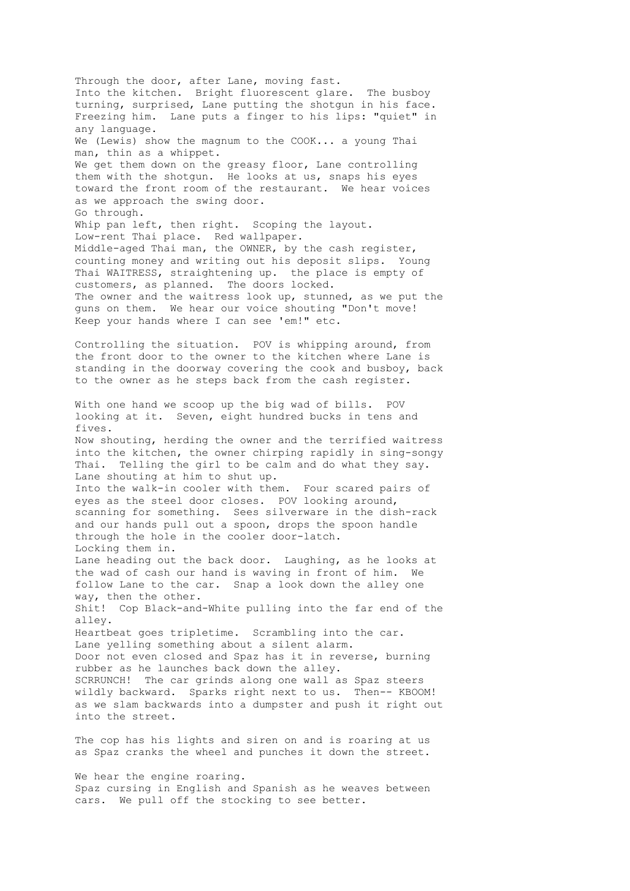Through the door, after Lane, moving fast.
Into the kitchen. Bright fluorescent glare. The busboy turning, surprised, Lane putting the shotgun in his face. Freezing him. Lane puts a finger to his lips: "quiet" in any language.
We (Lewis) show the magnum to the COOK... a young Thai man, thin as a whippet.
We get them down on the greasy floor, Lane controlling them with the shotgun. He looks at us, snaps his eyes toward the front room of the restaurant. We hear voices as we approach the swing door.
Go through.
Whip pan left, then right. Scoping the layout.
Low-rent Thai place. Red wallpaper.
Middle-aged Thai man, the OWNER, by the cash register, counting money and writing out his deposit slips. Young Thai WAITRESS, straightening up. the place is empty of customers, as planned. The doors locked.
The owner and the waitress look up, stunned, as we put the guns on them. We hear our voice shouting "Don't move! Keep your hands where I can see 'em!" etc.

Controlling the situation. POV is whipping around, from the front door to the owner to the kitchen where Lane is standing in the doorway covering the cook and busboy, back to the owner as he steps back from the cash register.

With one hand we scoop up the big wad of bills. POV looking at it. Seven, eight hundred bucks in tens and fives.
Now shouting, herding the owner and the terrified waitress into the kitchen, the owner chirping rapidly in sing-songy Thai. Telling the girl to be calm and do what they say. Lane shouting at him to shut up.
Into the walk-in cooler with them. Four scared pairs of eyes as the steel door closes. POV looking around, scanning for something. Sees silverware in the dish-rack and our hands pull out a spoon, drops the spoon handle through the hole in the cooler door-latch.
Locking them in.
Lane heading out the back door. Laughing, as he looks at the wad of cash our hand is waving in front of him. We follow Lane to the car. Snap a look down the alley one way, then the other.
Shit! Cop Black-and-White pulling into the far end of the alley.
Heartbeat goes tripletime. Scrambling into the car.
Lane yelling something about a silent alarm.
Door not even closed and Spaz has it in reverse, burning rubber as he launches back down the alley.
SCRRUNCH! The car grinds along one wall as Spaz steers wildly backward. Sparks right next to us. Then-- KBOOM! as we slam backwards into a dumpster and push it right out into the street.

The cop has his lights and siren on and is roaring at us as Spaz cranks the wheel and punches it down the street.

We hear the engine roaring.
Spaz cursing in English and Spanish as he weaves between cars. We pull off the stocking to see better.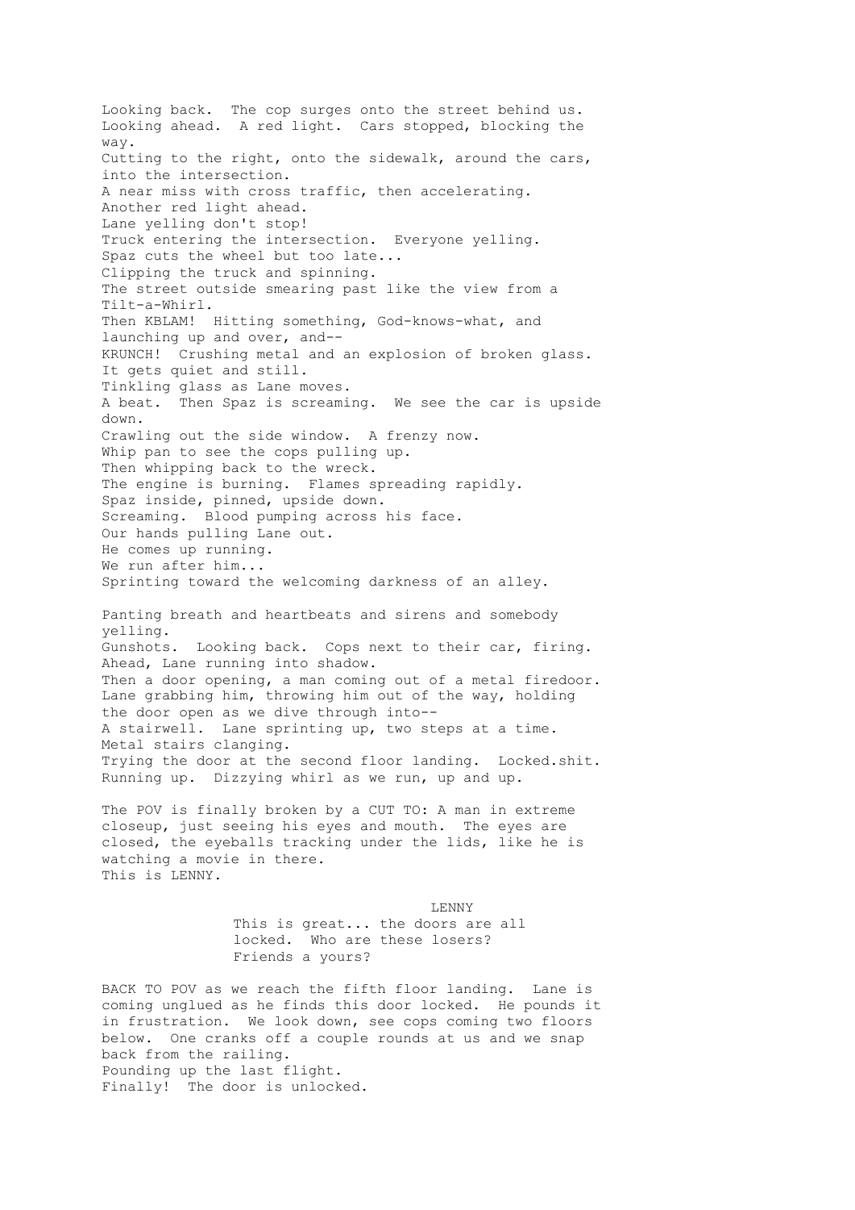Looking back. The cop surges onto the street behind us.
Looking ahead. A red light. Cars stopped, blocking the way.
Cutting to the right, onto the sidewalk, around the cars, into the intersection.
A near miss with cross traffic, then accelerating.
Another red light ahead.
Lane yelling don't stop!
Truck entering the intersection. Everyone yelling.
Spaz cuts the wheel but too late...
Clipping the truck and spinning.
The street outside smearing past like the view from a Tilt-a-Whirl.
Then KBLAM! Hitting something, God-knows-what, and launching up and over, and--
KRUNCH! Crushing metal and an explosion of broken glass.
It gets quiet and still.
Tinkling glass as Lane moves.
A beat. Then Spaz is screaming. We see the car is upside down.
Crawling out the side window. A frenzy now.
Whip pan to see the cops pulling up.
Then whipping back to the wreck.
The engine is burning. Flames spreading rapidly.
Spaz inside, pinned, upside down.
Screaming. Blood pumping across his face.
Our hands pulling Lane out.
He comes up running.
We run after him...
Sprinting toward the welcoming darkness of an alley.

Panting breath and heartbeats and sirens and somebody yelling.
Gunshots. Looking back. Cops next to their car, firing.
Ahead, Lane running into shadow.
Then a door opening, a man coming out of a metal firedoor.
Lane grabbing him, throwing him out of the way, holding the door open as we dive through into--
A stairwell. Lane sprinting up, two steps at a time.
Metal stairs clanging.
Trying the door at the second floor landing. Locked.shit.
Running up. Dizzying whirl as we run, up and up.

The POV is finally broken by a CUT TO: A man in extreme closeup, just seeing his eyes and mouth. The eyes are closed, the eyeballs tracking under the lids, like he is watching a movie in there.
This is LENNY.

LENNY
This is great... the doors are all locked. Who are these losers? Friends a yours?

BACK TO POV as we reach the fifth floor landing. Lane is coming unglued as he finds this door locked. He pounds it in frustration. We look down, see cops coming two floors below. One cranks off a couple rounds at us and we snap back from the railing.
Pounding up the last flight.
Finally! The door is unlocked.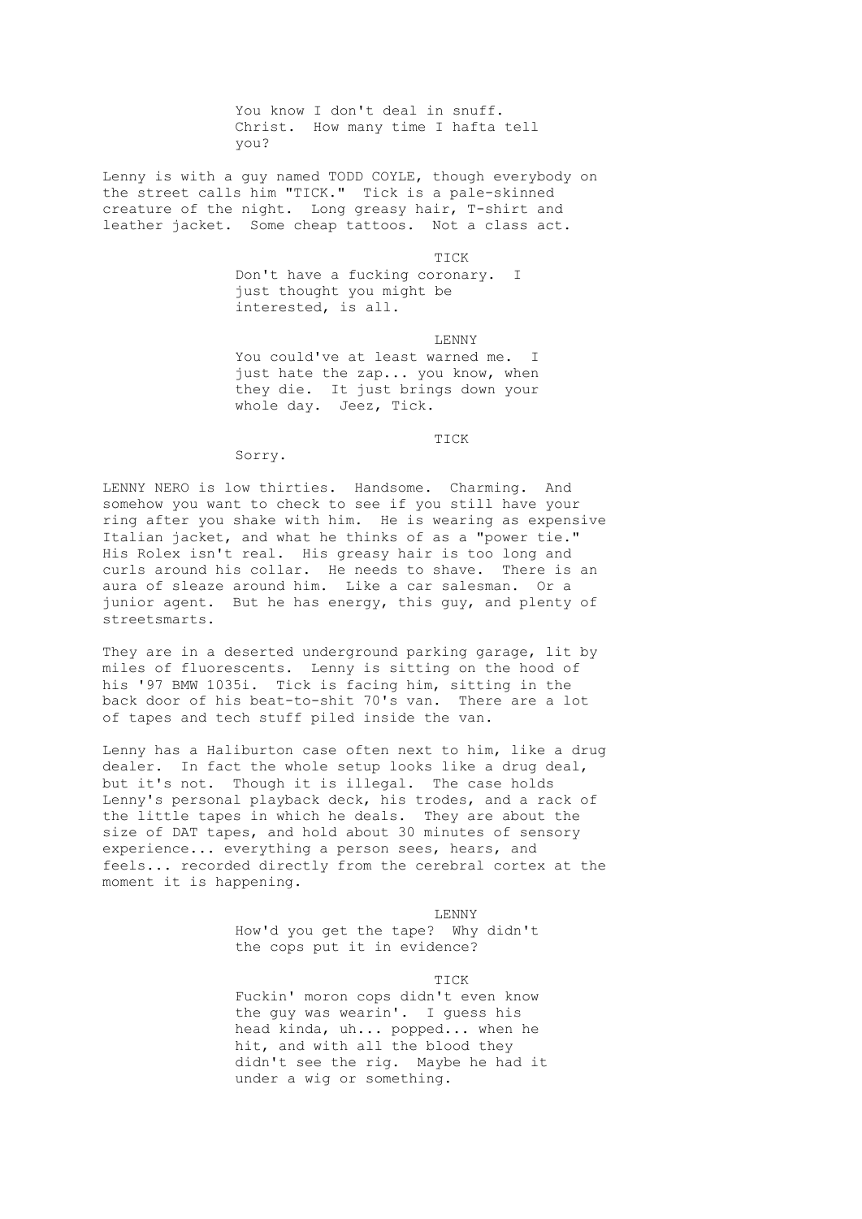You know I don't deal in snuff. Christ. How many time I hafta tell you?

Lenny is with a guy named TODD COYLE, though everybody on the street calls him "TICK." Tick is a pale-skinned creature of the night. Long greasy hair, T-shirt and leather jacket. Some cheap tattoos. Not a class act.

TICK

Don't have a fucking coronary. I just thought you might be interested, is all.

LENNY

You could've at least warned me. I just hate the zap... you know, when they die. It just brings down your whole day. Jeez, Tick.

TICK

Sorry.

LENNY NERO is low thirties. Handsome. Charming. And somehow you want to check to see if you still have your ring after you shake with him. He is wearing as expensive Italian jacket, and what he thinks of as a "power tie." His Rolex isn't real. His greasy hair is too long and curls around his collar. He needs to shave. There is an aura of sleaze around him. Like a car salesman. Or a junior agent. But he has energy, this guy, and plenty of streetsmarts.

They are in a deserted underground parking garage, lit by miles of fluorescents. Lenny is sitting on the hood of his '97 BMW 1035i. Tick is facing him, sitting in the back door of his beat-to-shit 70's van. There are a lot of tapes and tech stuff piled inside the van.

Lenny has a Haliburton case often next to him, like a drug dealer. In fact the whole setup looks like a drug deal, but it's not. Though it is illegal. The case holds Lenny's personal playback deck, his trodes, and a rack of the little tapes in which he deals. They are about the size of DAT tapes, and hold about 30 minutes of sensory experience... everything a person sees, hears, and feels... recorded directly from the cerebral cortex at the moment it is happening.

LENNY

How'd you get the tape? Why didn't the cops put it in evidence?

TICK

Fuckin' moron cops didn't even know the guy was wearin'. I guess his head kinda, uh... popped... when he hit, and with all the blood they didn't see the rig. Maybe he had it under a wig or something.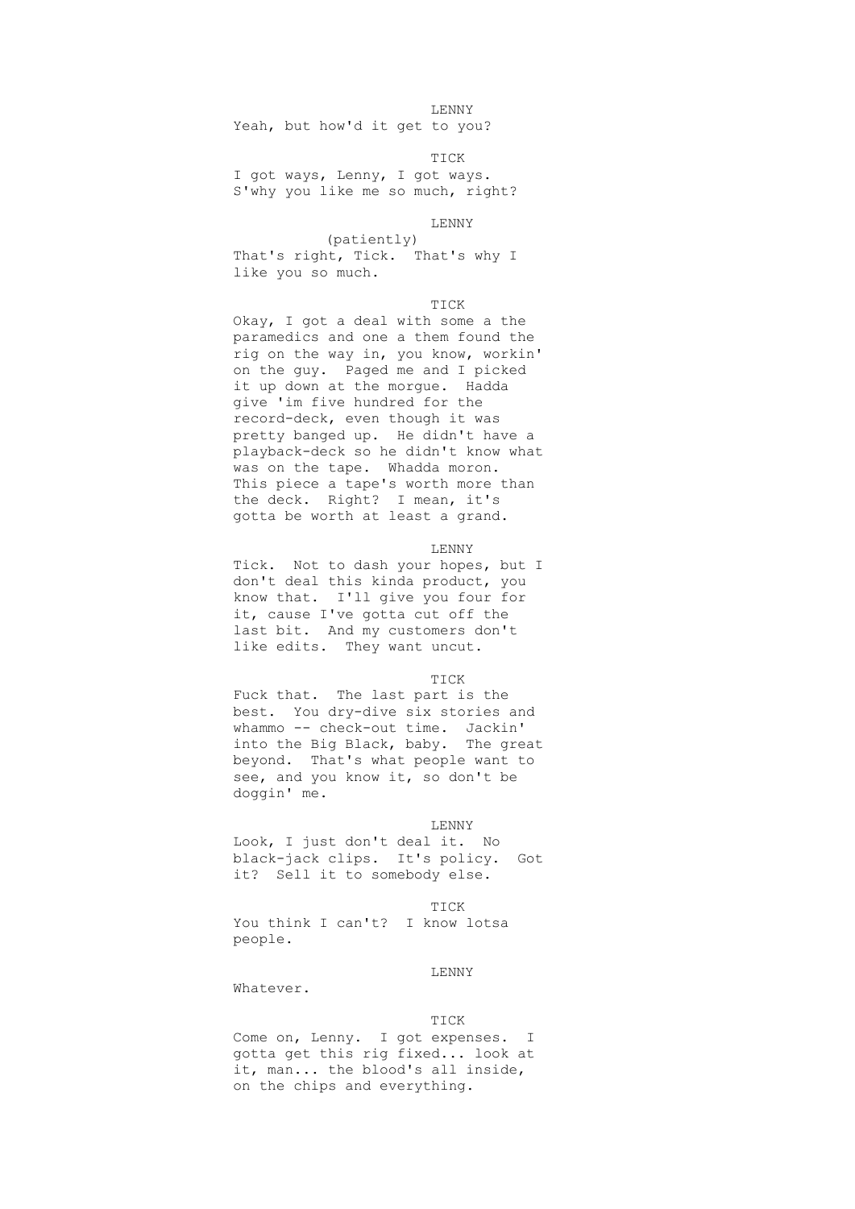LENNY

Yeah, but how'd it get to you?

TICK

I got ways, Lenny, I got ways. S'why you like me so much, right?

LENNY

(patiently)

That's right, Tick. That's why I like you so much.

TICK

Okay, I got a deal with some a the paramedics and one a them found the rig on the way in, you know, workin' on the guy. Paged me and I picked it up down at the morgue. Hadda give 'im five hundred for the record-deck, even though it was pretty banged up. He didn't have a playback-deck so he didn't know what was on the tape. Whadda moron. This piece a tape's worth more than the deck. Right? I mean, it's gotta be worth at least a grand.

LENNY

Tick. Not to dash your hopes, but I don't deal this kinda product, you know that. I'll give you four for it, cause I've gotta cut off the last bit. And my customers don't like edits. They want uncut.

TICK

Fuck that. The last part is the best. You dry-dive six stories and whammo -- check-out time. Jackin' into the Big Black, baby. The great beyond. That's what people want to see, and you know it, so don't be doggin' me.

LENNY

Look, I just don't deal it. No black-jack clips. It's policy. Got it? Sell it to somebody else.

TICK

You think I can't? I know lotsa people.

LENNY

Whatever.

TICK

Come on, Lenny. I got expenses. I gotta get this rig fixed... look at it, man... the blood's all inside, on the chips and everything.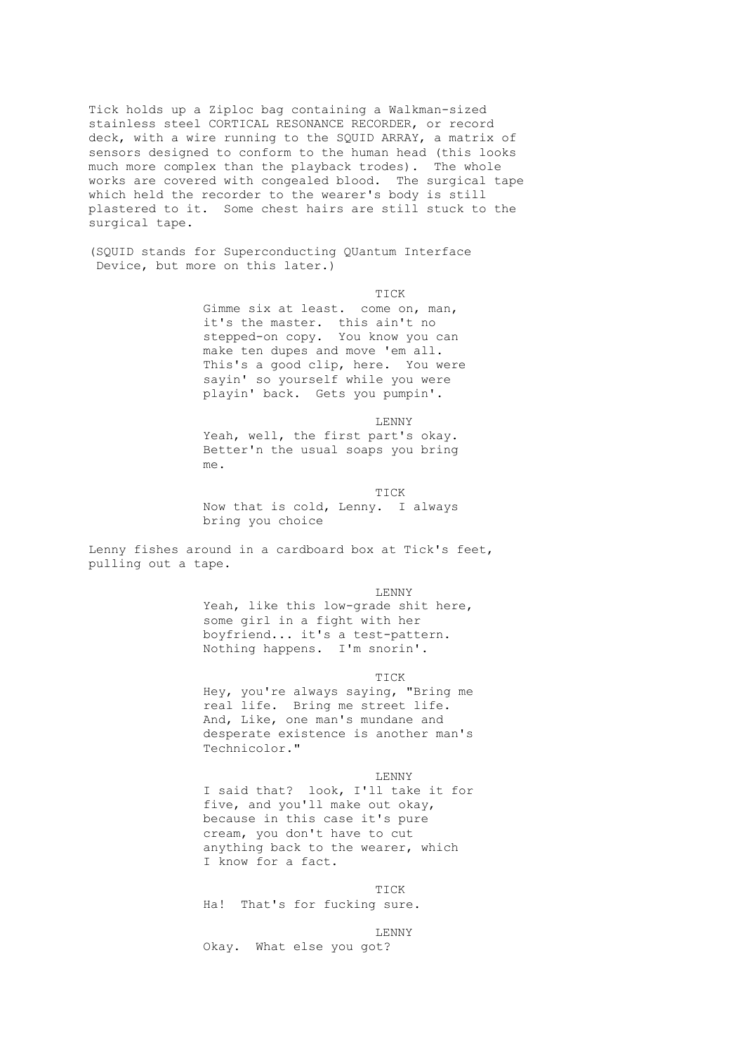Tick holds up a Ziploc bag containing a Walkman-sized stainless steel CORTICAL RESONANCE RECORDER, or record deck, with a wire running to the SQUID ARRAY, a matrix of sensors designed to conform to the human head (this looks much more complex than the playback trodes). The whole works are covered with congealed blood. The surgical tape which held the recorder to the wearer's body is still plastered to it. Some chest hairs are still stuck to the surgical tape.

(SQUID stands for Superconducting QUantum Interface Device, but more on this later.)

TICK

Gimme six at least. come on, man, it's the master. this ain't no stepped-on copy. You know you can make ten dupes and move 'em all. This's a good clip, here. You were sayin' so yourself while you were playin' back. Gets you pumpin'.

LENNY

Yeah, well, the first part's okay. Better'n the usual soaps you bring me.

TICK

Now that is cold, Lenny. I always bring you choice

Lenny fishes around in a cardboard box at Tick's feet, pulling out a tape.

LENNY

Yeah, like this low-grade shit here, some girl in a fight with her boyfriend... it's a test-pattern. Nothing happens. I'm snorin'.

TICK

Hey, you're always saying, "Bring me real life. Bring me street life. And, Like, one man's mundane and desperate existence is another man's Technicolor."

LENNY

I said that? look, I'll take it for five, and you'll make out okay, because in this case it's pure cream, you don't have to cut anything back to the wearer, which I know for a fact.

TICK

Ha! That's for fucking sure.

LENNY

Okay. What else you got?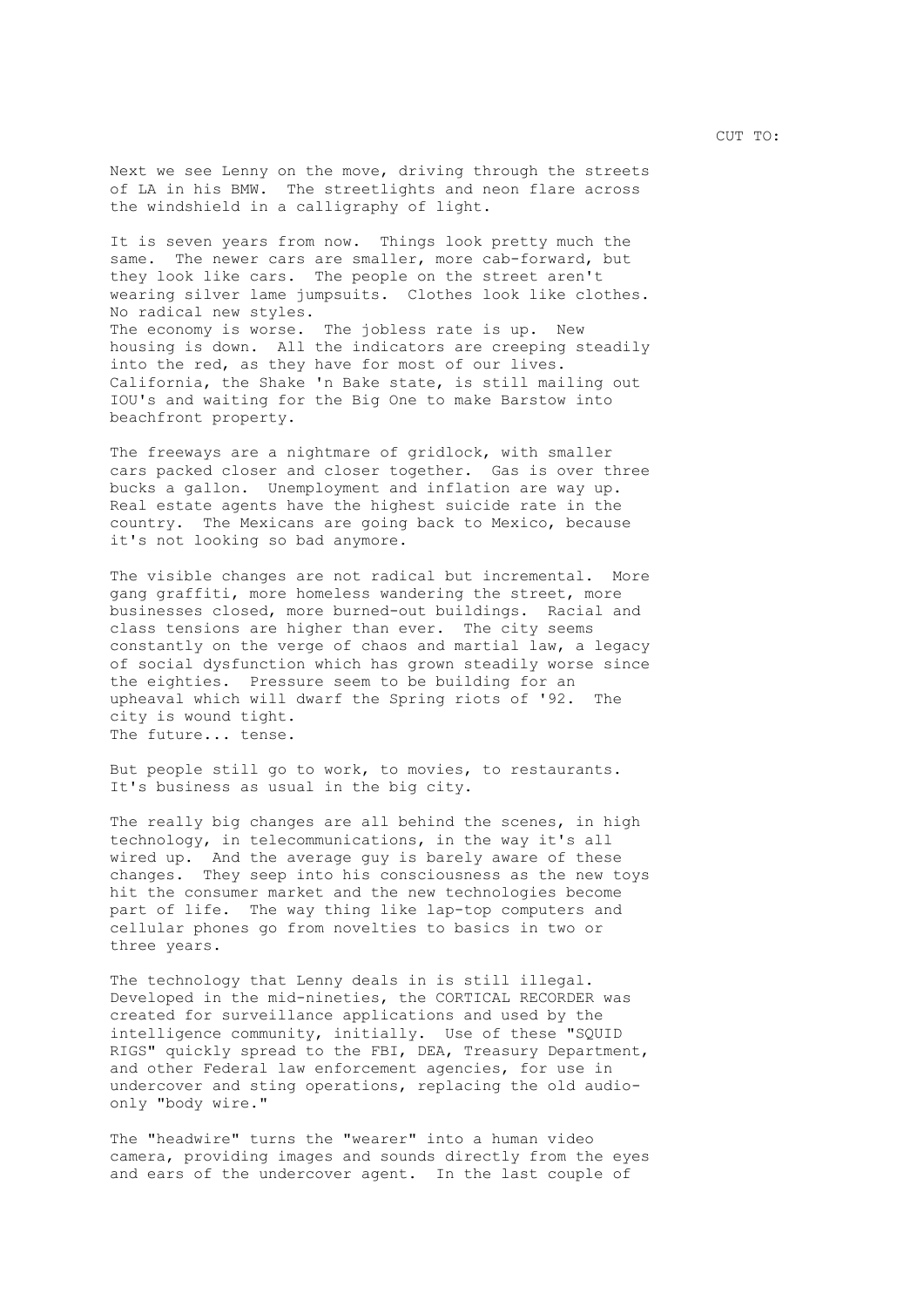CUT TO:

Next we see Lenny on the move, driving through the streets of LA in his BMW. The streetlights and neon flare across the windshield in a calligraphy of light.

It is seven years from now. Things look pretty much the same. The newer cars are smaller, more cab-forward, but they look like cars. The people on the street aren't wearing silver lame jumpsuits. Clothes look like clothes. No radical new styles.
The economy is worse. The jobless rate is up. New housing is down. All the indicators are creeping steadily into the red, as they have for most of our lives. California, the Shake 'n Bake state, is still mailing out IOU's and waiting for the Big One to make Barstow into beachfront property.

The freeways are a nightmare of gridlock, with smaller cars packed closer and closer together. Gas is over three bucks a gallon. Unemployment and inflation are way up. Real estate agents have the highest suicide rate in the country. The Mexicans are going back to Mexico, because it's not looking so bad anymore.

The visible changes are not radical but incremental. More gang graffiti, more homeless wandering the street, more businesses closed, more burned-out buildings. Racial and class tensions are higher than ever. The city seems constantly on the verge of chaos and martial law, a legacy of social dysfunction which has grown steadily worse since the eighties. Pressure seem to be building for an upheaval which will dwarf the Spring riots of '92. The city is wound tight.
The future... tense.

But people still go to work, to movies, to restaurants. It's business as usual in the big city.

The really big changes are all behind the scenes, in high technology, in telecommunications, in the way it's all wired up. And the average guy is barely aware of these changes. They seep into his consciousness as the new toys hit the consumer market and the new technologies become part of life. The way thing like lap-top computers and cellular phones go from novelties to basics in two or three years.

The technology that Lenny deals in is still illegal. Developed in the mid-nineties, the CORTICAL RECORDER was created for surveillance applications and used by the intelligence community, initially. Use of these "SQUID RIGS" quickly spread to the FBI, DEA, Treasury Department, and other Federal law enforcement agencies, for use in undercover and sting operations, replacing the old audio-only "body wire."

The "headwire" turns the "wearer" into a human video camera, providing images and sounds directly from the eyes and ears of the undercover agent. In the last couple of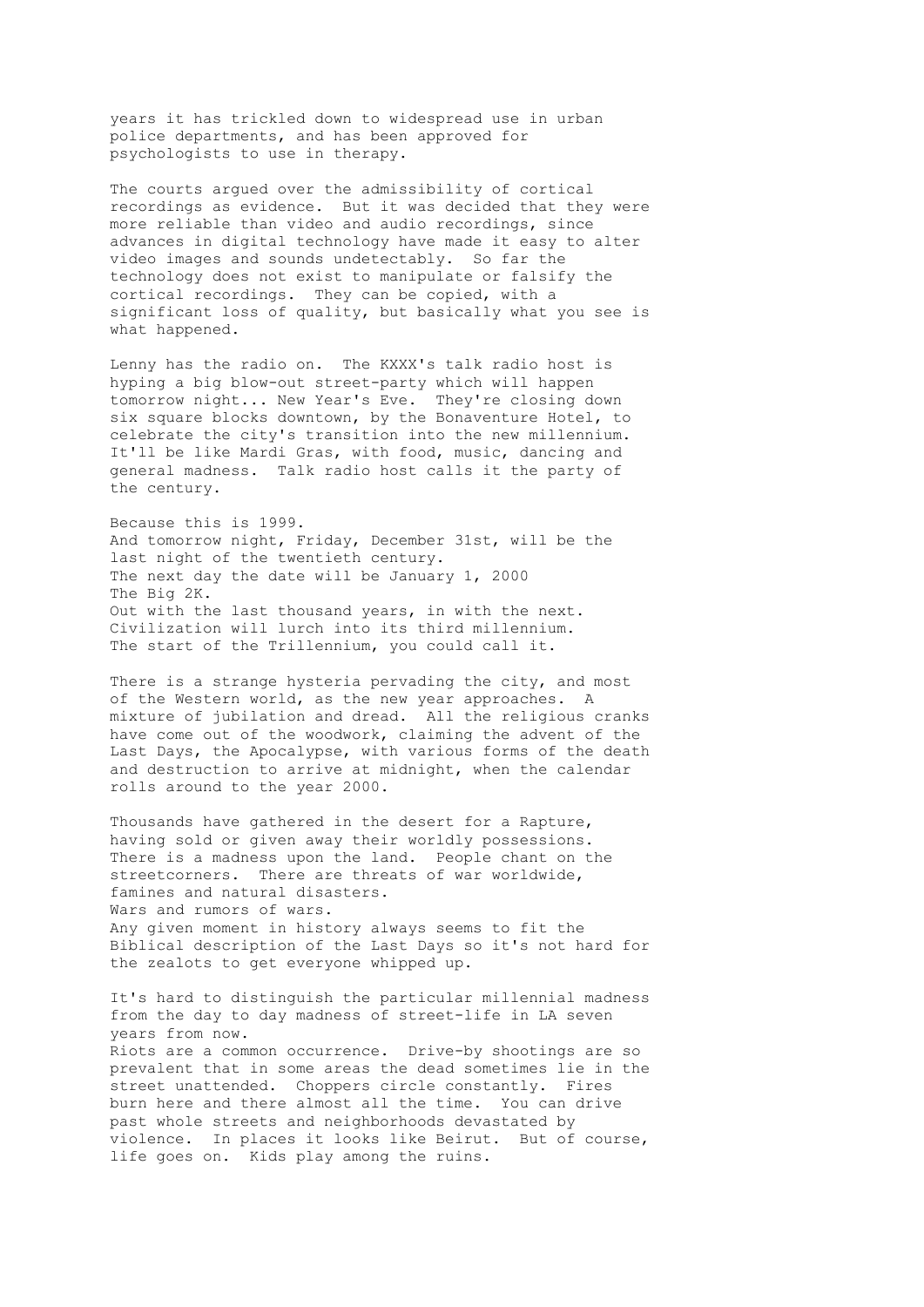years it has trickled down to widespread use in urban police departments, and has been approved for psychologists to use in therapy.

The courts argued over the admissibility of cortical recordings as evidence. But it was decided that they were more reliable than video and audio recordings, since advances in digital technology have made it easy to alter video images and sounds undetectably. So far the technology does not exist to manipulate or falsify the cortical recordings. They can be copied, with a significant loss of quality, but basically what you see is what happened.

Lenny has the radio on. The KXXX's talk radio host is hyping a big blow-out street-party which will happen tomorrow night... New Year's Eve. They're closing down six square blocks downtown, by the Bonaventure Hotel, to celebrate the city's transition into the new millennium. It'll be like Mardi Gras, with food, music, dancing and general madness. Talk radio host calls it the party of the century.

Because this is 1999.
And tomorrow night, Friday, December 31st, will be the last night of the twentieth century.
The next day the date will be January 1, 2000
The Big 2K.
Out with the last thousand years, in with the next.
Civilization will lurch into its third millennium.
The start of the Trillennium, you could call it.

There is a strange hysteria pervading the city, and most of the Western world, as the new year approaches. A mixture of jubilation and dread. All the religious cranks have come out of the woodwork, claiming the advent of the Last Days, the Apocalypse, with various forms of the death and destruction to arrive at midnight, when the calendar rolls around to the year 2000.

Thousands have gathered in the desert for a Rapture, having sold or given away their worldly possessions. There is a madness upon the land. People chant on the streetcorners. There are threats of war worldwide, famines and natural disasters.
Wars and rumors of wars.
Any given moment in history always seems to fit the Biblical description of the Last Days so it's not hard for the zealots to get everyone whipped up.

It's hard to distinguish the particular millennial madness from the day to day madness of street-life in LA seven years from now.
Riots are a common occurrence. Drive-by shootings are so prevalent that in some areas the dead sometimes lie in the street unattended. Choppers circle constantly. Fires burn here and there almost all the time. You can drive past whole streets and neighborhoods devastated by violence. In places it looks like Beirut. But of course, life goes on. Kids play among the ruins.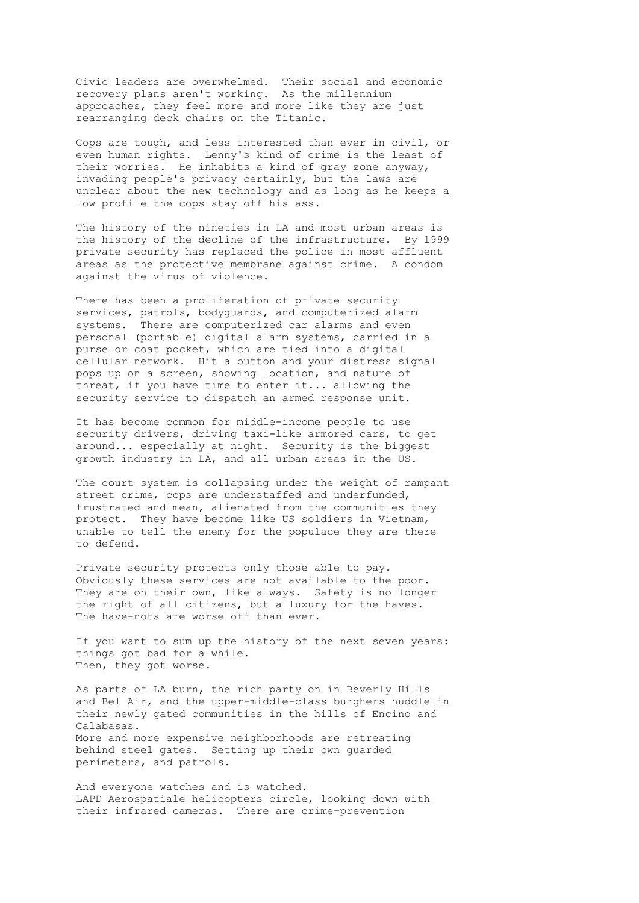Civic leaders are overwhelmed. Their social and economic recovery plans aren't working. As the millennium approaches, they feel more and more like they are just rearranging deck chairs on the Titanic.

Cops are tough, and less interested than ever in civil, or even human rights. Lenny's kind of crime is the least of their worries. He inhabits a kind of gray zone anyway, invading people's privacy certainly, but the laws are unclear about the new technology and as long as he keeps a low profile the cops stay off his ass.

The history of the nineties in LA and most urban areas is the history of the decline of the infrastructure. By 1999 private security has replaced the police in most affluent areas as the protective membrane against crime. A condom against the virus of violence.

There has been a proliferation of private security services, patrols, bodyguards, and computerized alarm systems. There are computerized car alarms and even personal (portable) digital alarm systems, carried in a purse or coat pocket, which are tied into a digital cellular network. Hit a button and your distress signal pops up on a screen, showing location, and nature of threat, if you have time to enter it... allowing the security service to dispatch an armed response unit.

It has become common for middle-income people to use security drivers, driving taxi-like armored cars, to get around... especially at night. Security is the biggest growth industry in LA, and all urban areas in the US.

The court system is collapsing under the weight of rampant street crime, cops are understaffed and underfunded, frustrated and mean, alienated from the communities they protect. They have become like US soldiers in Vietnam, unable to tell the enemy for the populace they are there to defend.

Private security protects only those able to pay. Obviously these services are not available to the poor. They are on their own, like always. Safety is no longer the right of all citizens, but a luxury for the haves. The have-nots are worse off than ever.

If you want to sum up the history of the next seven years: things got bad for a while.
Then, they got worse.

As parts of LA burn, the rich party on in Beverly Hills and Bel Air, and the upper-middle-class burghers huddle in their newly gated communities in the hills of Encino and Calabasas.
More and more expensive neighborhoods are retreating behind steel gates. Setting up their own guarded perimeters, and patrols.

And everyone watches and is watched.
LAPD Aerospatiale helicopters circle, looking down with their infrared cameras. There are crime-prevention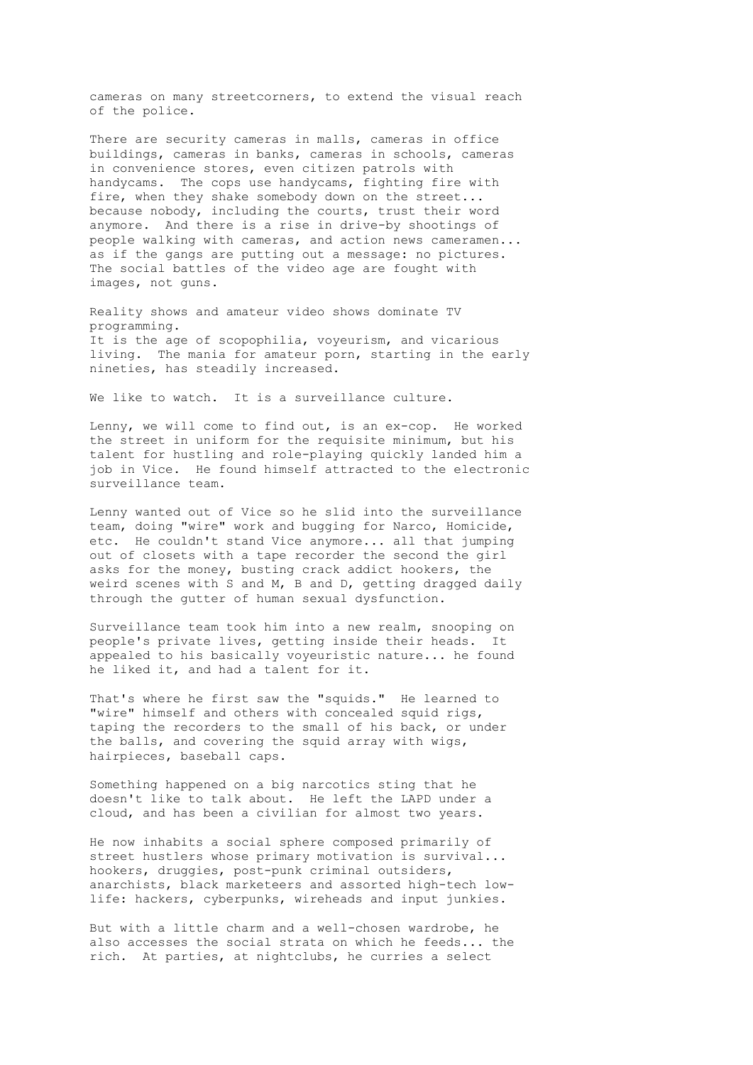cameras on many streetcorners, to extend the visual reach of the police.

There are security cameras in malls, cameras in office buildings, cameras in banks, cameras in schools, cameras in convenience stores, even citizen patrols with handycams. The cops use handycams, fighting fire with fire, when they shake somebody down on the street... because nobody, including the courts, trust their word anymore. And there is a rise in drive-by shootings of people walking with cameras, and action news cameramen... as if the gangs are putting out a message: no pictures. The social battles of the video age are fought with images, not guns.

Reality shows and amateur video shows dominate TV programming.
It is the age of scopophilia, voyeurism, and vicarious living. The mania for amateur porn, starting in the early nineties, has steadily increased.

We like to watch. It is a surveillance culture.

Lenny, we will come to find out, is an ex-cop. He worked the street in uniform for the requisite minimum, but his talent for hustling and role-playing quickly landed him a job in Vice. He found himself attracted to the electronic surveillance team.

Lenny wanted out of Vice so he slid into the surveillance team, doing "wire" work and bugging for Narco, Homicide, etc. He couldn't stand Vice anymore... all that jumping out of closets with a tape recorder the second the girl asks for the money, busting crack addict hookers, the weird scenes with S and M, B and D, getting dragged daily through the gutter of human sexual dysfunction.

Surveillance team took him into a new realm, snooping on people's private lives, getting inside their heads. It appealed to his basically voyeuristic nature... he found he liked it, and had a talent for it.

That's where he first saw the "squids." He learned to "wire" himself and others with concealed squid rigs, taping the recorders to the small of his back, or under the balls, and covering the squid array with wigs, hairpieces, baseball caps.

Something happened on a big narcotics sting that he doesn't like to talk about. He left the LAPD under a cloud, and has been a civilian for almost two years.

He now inhabits a social sphere composed primarily of street hustlers whose primary motivation is survival... hookers, druggies, post-punk criminal outsiders, anarchists, black marketeers and assorted high-tech low-life: hackers, cyberpunks, wireheads and input junkies.

But with a little charm and a well-chosen wardrobe, he also accesses the social strata on which he feeds... the rich. At parties, at nightclubs, he curries a select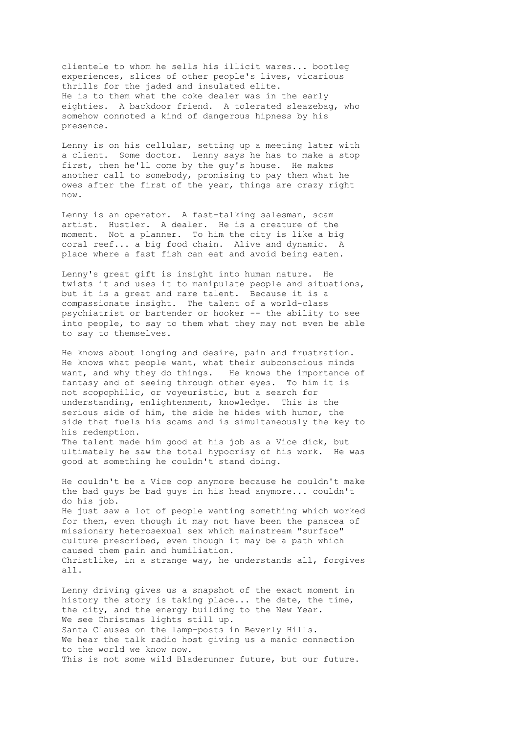clientele to whom he sells his illicit wares... bootleg experiences, slices of other people's lives, vicarious thrills for the jaded and insulated elite.
He is to them what the coke dealer was in the early eighties. A backdoor friend. A tolerated sleazebag, who somehow connoted a kind of dangerous hipness by his presence.

Lenny is on his cellular, setting up a meeting later with a client. Some doctor. Lenny says he has to make a stop first, then he'll come by the guy's house. He makes another call to somebody, promising to pay them what he owes after the first of the year, things are crazy right now.

Lenny is an operator. A fast-talking salesman, scam artist. Hustler. A dealer. He is a creature of the moment. Not a planner. To him the city is like a big coral reef... a big food chain. Alive and dynamic. A place where a fast fish can eat and avoid being eaten.

Lenny's great gift is insight into human nature. He twists it and uses it to manipulate people and situations, but it is a great and rare talent. Because it is a compassionate insight. The talent of a world-class psychiatrist or bartender or hooker -- the ability to see into people, to say to them what they may not even be able to say to themselves.

He knows about longing and desire, pain and frustration. He knows what people want, what their subconscious minds want, and why they do things. He knows the importance of fantasy and of seeing through other eyes. To him it is not scopophilic, or voyeuristic, but a search for understanding, enlightenment, knowledge. This is the serious side of him, the side he hides with humor, the side that fuels his scams and is simultaneously the key to his redemption.
The talent made him good at his job as a Vice dick, but ultimately he saw the total hypocrisy of his work. He was good at something he couldn't stand doing.

He couldn't be a Vice cop anymore because he couldn't make the bad guys be bad guys in his head anymore... couldn't do his job.
He just saw a lot of people wanting something which worked for them, even though it may not have been the panacea of missionary heterosexual sex which mainstream "surface" culture prescribed, even though it may be a path which caused them pain and humiliation.
Christlike, in a strange way, he understands all, forgives all.

Lenny driving gives us a snapshot of the exact moment in history the story is taking place... the date, the time, the city, and the energy building to the New Year.
We see Christmas lights still up.
Santa Clauses on the lamp-posts in Beverly Hills.
We hear the talk radio host giving us a manic connection to the world we know now.
This is not some wild Bladerunner future, but our future.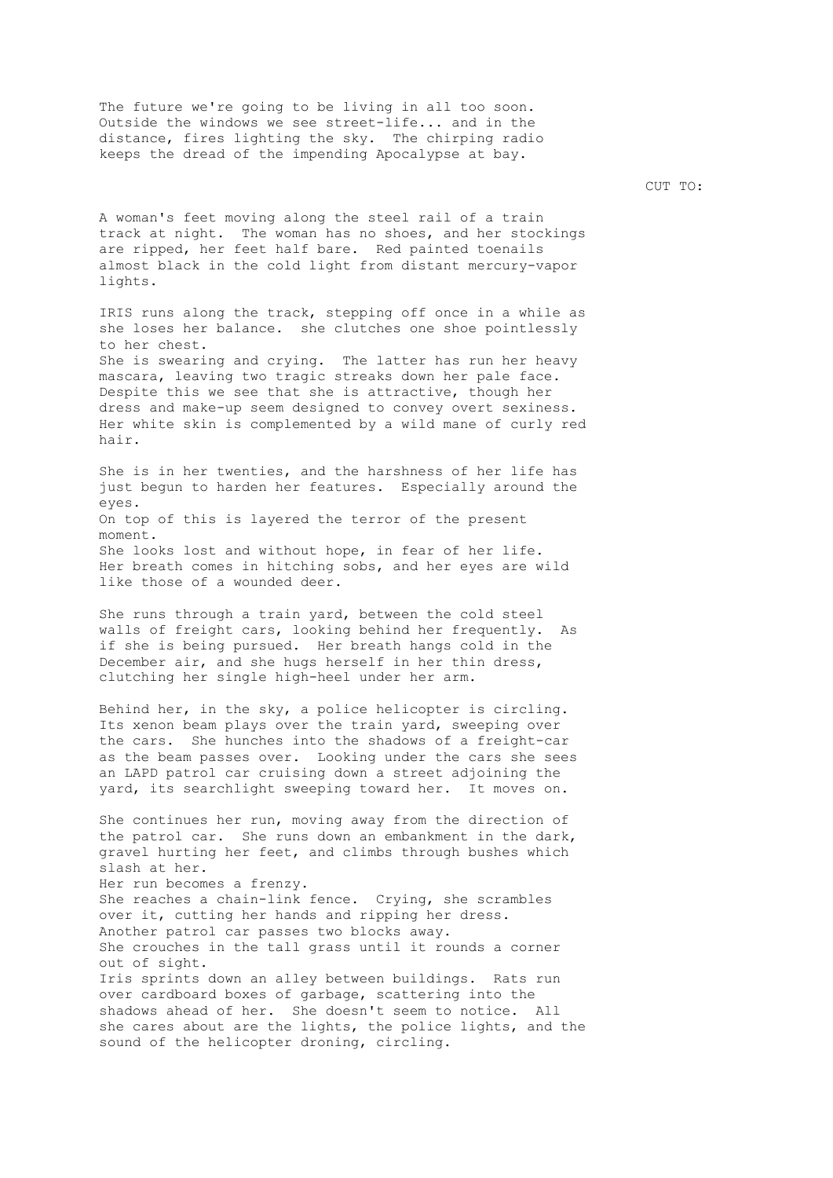The future we're going to be living in all too soon. Outside the windows we see street-life... and in the distance, fires lighting the sky. The chirping radio keeps the dread of the impending Apocalypse at bay.

CUT TO:

A woman's feet moving along the steel rail of a train track at night. The woman has no shoes, and her stockings are ripped, her feet half bare. Red painted toenails almost black in the cold light from distant mercury-vapor lights.

IRIS runs along the track, stepping off once in a while as she loses her balance. she clutches one shoe pointlessly to her chest.
She is swearing and crying. The latter has run her heavy mascara, leaving two tragic streaks down her pale face. Despite this we see that she is attractive, though her dress and make-up seem designed to convey overt sexiness. Her white skin is complemented by a wild mane of curly red hair.

She is in her twenties, and the harshness of her life has just begun to harden her features. Especially around the eyes.
On top of this is layered the terror of the present moment.
She looks lost and without hope, in fear of her life. Her breath comes in hitching sobs, and her eyes are wild like those of a wounded deer.

She runs through a train yard, between the cold steel walls of freight cars, looking behind her frequently. As if she is being pursued. Her breath hangs cold in the December air, and she hugs herself in her thin dress, clutching her single high-heel under her arm.

Behind her, in the sky, a police helicopter is circling. Its xenon beam plays over the train yard, sweeping over the cars. She hunches into the shadows of a freight-car as the beam passes over. Looking under the cars she sees an LAPD patrol car cruising down a street adjoining the yard, its searchlight sweeping toward her. It moves on.

She continues her run, moving away from the direction of the patrol car. She runs down an embankment in the dark, gravel hurting her feet, and climbs through bushes which slash at her.
Her run becomes a frenzy.
She reaches a chain-link fence. Crying, she scrambles over it, cutting her hands and ripping her dress.
Another patrol car passes two blocks away.
She crouches in the tall grass until it rounds a corner out of sight.
Iris sprints down an alley between buildings. Rats run over cardboard boxes of garbage, scattering into the shadows ahead of her. She doesn't seem to notice. All she cares about are the lights, the police lights, and the sound of the helicopter droning, circling.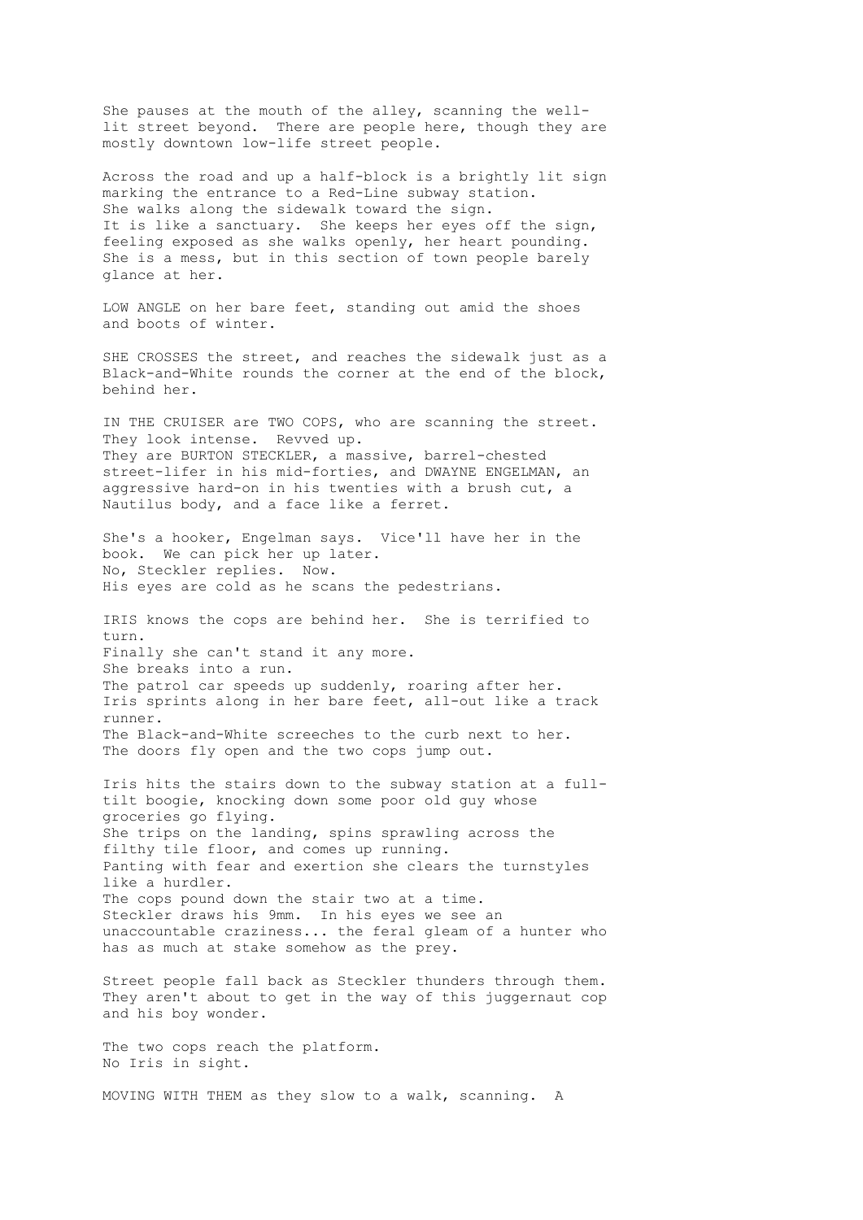She pauses at the mouth of the alley, scanning the well-lit street beyond. There are people here, though they are mostly downtown low-life street people.

Across the road and up a half-block is a brightly lit sign marking the entrance to a Red-Line subway station.
She walks along the sidewalk toward the sign.
It is like a sanctuary. She keeps her eyes off the sign, feeling exposed as she walks openly, her heart pounding. She is a mess, but in this section of town people barely glance at her.

LOW ANGLE on her bare feet, standing out amid the shoes and boots of winter.

SHE CROSSES the street, and reaches the sidewalk just as a Black-and-White rounds the corner at the end of the block, behind her.

IN THE CRUISER are TWO COPS, who are scanning the street. They look intense. Revved up.
They are BURTON STECKLER, a massive, barrel-chested street-lifer in his mid-forties, and DWAYNE ENGELMAN, an aggressive hard-on in his twenties with a brush cut, a Nautilus body, and a face like a ferret.

She's a hooker, Engelman says. Vice'll have her in the book. We can pick her up later.
No, Steckler replies. Now.
His eyes are cold as he scans the pedestrians.

IRIS knows the cops are behind her. She is terrified to turn.
Finally she can't stand it any more.
She breaks into a run.
The patrol car speeds up suddenly, roaring after her.
Iris sprints along in her bare feet, all-out like a track runner.
The Black-and-White screeches to the curb next to her.
The doors fly open and the two cops jump out.

Iris hits the stairs down to the subway station at a full-tilt boogie, knocking down some poor old guy whose groceries go flying.
She trips on the landing, spins sprawling across the filthy tile floor, and comes up running.
Panting with fear and exertion she clears the turnstyles like a hurdler.
The cops pound down the stair two at a time.
Steckler draws his 9mm. In his eyes we see an unaccountable craziness... the feral gleam of a hunter who has as much at stake somehow as the prey.

Street people fall back as Steckler thunders through them. They aren't about to get in the way of this juggernaut cop and his boy wonder.

The two cops reach the platform.
No Iris in sight.

MOVING WITH THEM as they slow to a walk, scanning. A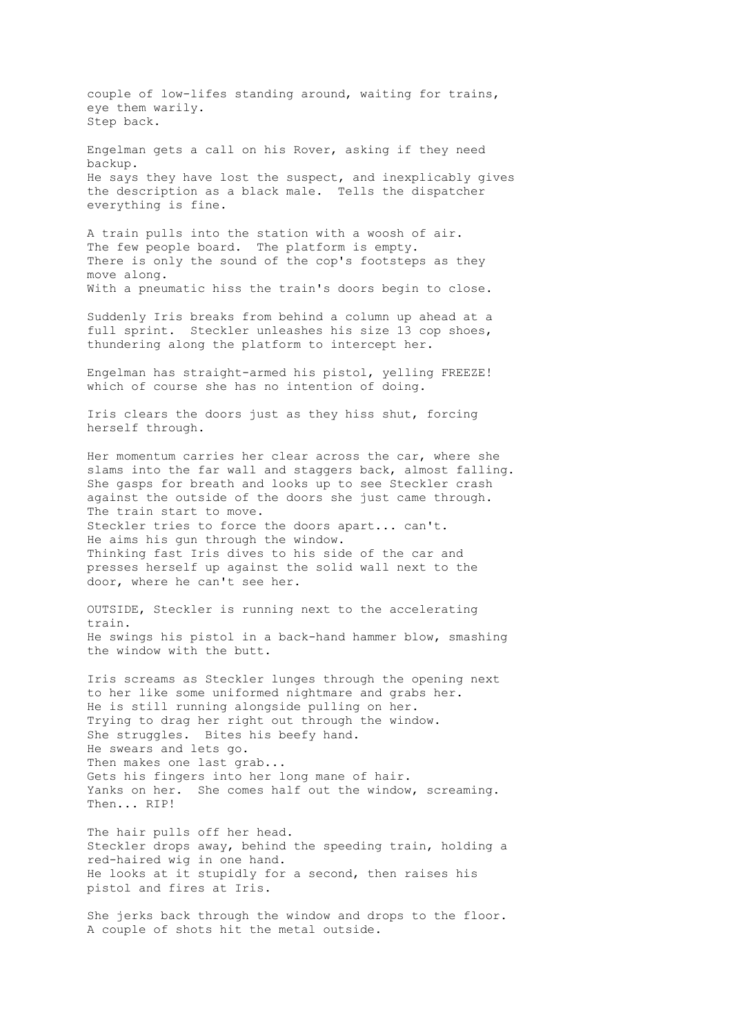couple of low-lifes standing around, waiting for trains, eye them warily.
Step back.

Engelman gets a call on his Rover, asking if they need backup.
He says they have lost the suspect, and inexplicably gives the description as a black male. Tells the dispatcher everything is fine.

A train pulls into the station with a woosh of air.
The few people board. The platform is empty.
There is only the sound of the cop's footsteps as they move along.
With a pneumatic hiss the train's doors begin to close.

Suddenly Iris breaks from behind a column up ahead at a full sprint. Steckler unleashes his size 13 cop shoes, thundering along the platform to intercept her.

Engelman has straight-armed his pistol, yelling FREEZE! which of course she has no intention of doing.

Iris clears the doors just as they hiss shut, forcing herself through.

Her momentum carries her clear across the car, where she slams into the far wall and staggers back, almost falling.
She gasps for breath and looks up to see Steckler crash against the outside of the doors she just came through.
The train start to move.
Steckler tries to force the doors apart... can't.
He aims his gun through the window.
Thinking fast Iris dives to his side of the car and presses herself up against the solid wall next to the door, where he can't see her.

OUTSIDE, Steckler is running next to the accelerating train.
He swings his pistol in a back-hand hammer blow, smashing the window with the butt.

Iris screams as Steckler lunges through the opening next to her like some uniformed nightmare and grabs her.
He is still running alongside pulling on her.
Trying to drag her right out through the window.
She struggles. Bites his beefy hand.
He swears and lets go.
Then makes one last grab...
Gets his fingers into her long mane of hair.
Yanks on her. She comes half out the window, screaming.
Then... RIP!

The hair pulls off her head.
Steckler drops away, behind the speeding train, holding a red-haired wig in one hand.
He looks at it stupidly for a second, then raises his pistol and fires at Iris.

She jerks back through the window and drops to the floor.
A couple of shots hit the metal outside.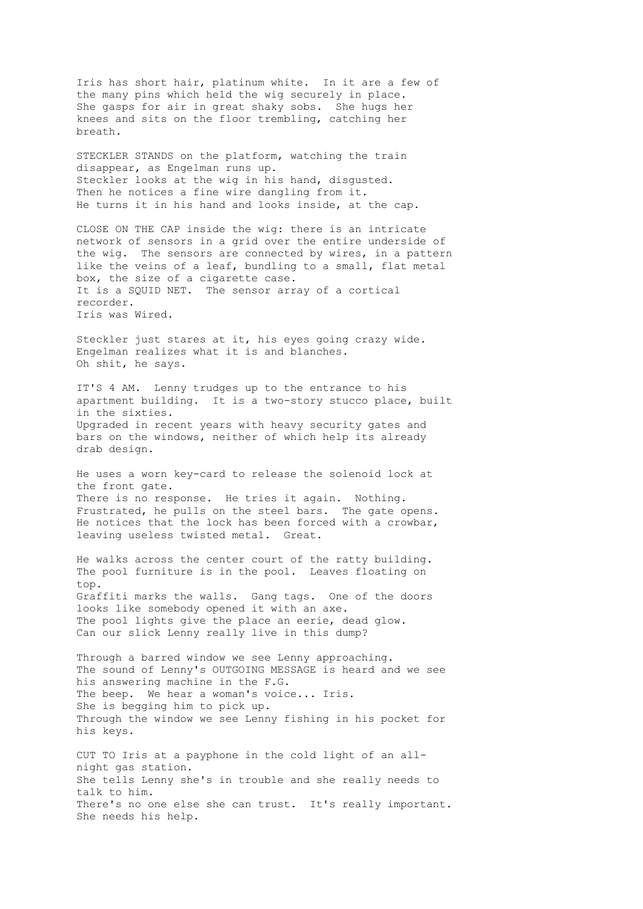Iris has short hair, platinum white. In it are a few of the many pins which held the wig securely in place. She gasps for air in great shaky sobs. She hugs her knees and sits on the floor trembling, catching her breath.

STECKLER STANDS on the platform, watching the train disappear, as Engelman runs up.
Steckler looks at the wig in his hand, disgusted.
Then he notices a fine wire dangling from it.
He turns it in his hand and looks inside, at the cap.

CLOSE ON THE CAP inside the wig: there is an intricate network of sensors in a grid over the entire underside of the wig. The sensors are connected by wires, in a pattern like the veins of a leaf, bundling to a small, flat metal box, the size of a cigarette case.
It is a SQUID NET. The sensor array of a cortical recorder.
Iris was Wired.

Steckler just stares at it, his eyes going crazy wide.
Engelman realizes what it is and blanches.
Oh shit, he says.

IT'S 4 AM. Lenny trudges up to the entrance to his apartment building. It is a two-story stucco place, built in the sixties.
Upgraded in recent years with heavy security gates and bars on the windows, neither of which help its already drab design.

He uses a worn key-card to release the solenoid lock at the front gate.
There is no response. He tries it again. Nothing.
Frustrated, he pulls on the steel bars. The gate opens.
He notices that the lock has been forced with a crowbar, leaving useless twisted metal. Great.

He walks across the center court of the ratty building.
The pool furniture is in the pool. Leaves floating on top.
Graffiti marks the walls. Gang tags. One of the doors looks like somebody opened it with an axe.
The pool lights give the place an eerie, dead glow.
Can our slick Lenny really live in this dump?

Through a barred window we see Lenny approaching.
The sound of Lenny's OUTGOING MESSAGE is heard and we see his answering machine in the F.G.
The beep. We hear a woman's voice... Iris.
She is begging him to pick up.
Through the window we see Lenny fishing in his pocket for his keys.

CUT TO Iris at a payphone in the cold light of an all-night gas station.
She tells Lenny she's in trouble and she really needs to talk to him.
There's no one else she can trust. It's really important.
She needs his help.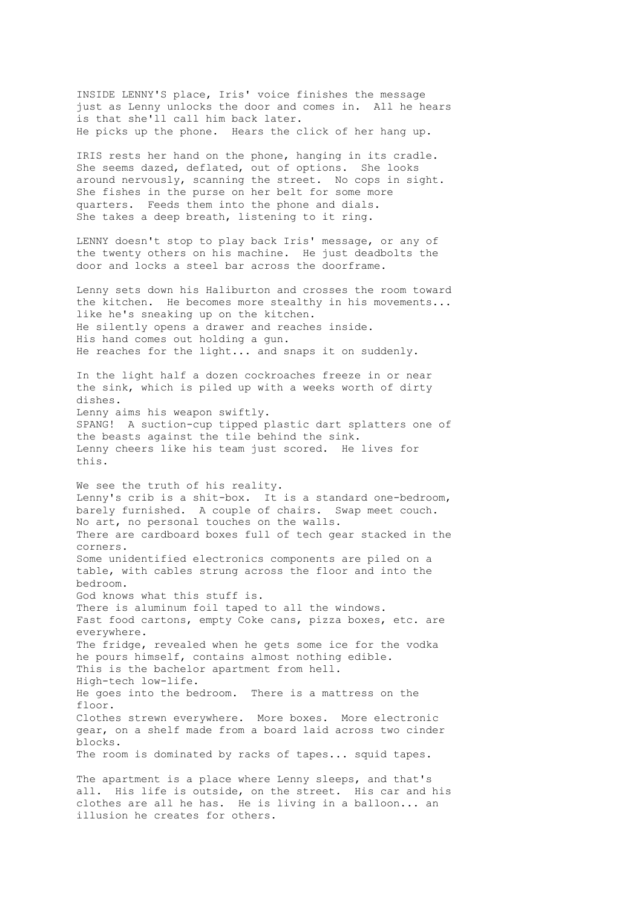INSIDE LENNY'S place, Iris' voice finishes the message just as Lenny unlocks the door and comes in. All he hears is that she'll call him back later.
He picks up the phone. Hears the click of her hang up.

IRIS rests her hand on the phone, hanging in its cradle. She seems dazed, deflated, out of options. She looks around nervously, scanning the street. No cops in sight. She fishes in the purse on her belt for some more quarters. Feeds them into the phone and dials.
She takes a deep breath, listening to it ring.

LENNY doesn't stop to play back Iris' message, or any of the twenty others on his machine. He just deadbolts the door and locks a steel bar across the doorframe.

Lenny sets down his Haliburton and crosses the room toward the kitchen. He becomes more stealthy in his movements... like he's sneaking up on the kitchen.
He silently opens a drawer and reaches inside.
His hand comes out holding a gun.
He reaches for the light... and snaps it on suddenly.

In the light half a dozen cockroaches freeze in or near the sink, which is piled up with a weeks worth of dirty dishes.
Lenny aims his weapon swiftly.
SPANG! A suction-cup tipped plastic dart splatters one of the beasts against the tile behind the sink.
Lenny cheers like his team just scored. He lives for this.

We see the truth of his reality.
Lenny's crib is a shit-box. It is a standard one-bedroom, barely furnished. A couple of chairs. Swap meet couch. No art, no personal touches on the walls.
There are cardboard boxes full of tech gear stacked in the corners.
Some unidentified electronics components are piled on a table, with cables strung across the floor and into the bedroom.
God knows what this stuff is.
There is aluminum foil taped to all the windows.
Fast food cartons, empty Coke cans, pizza boxes, etc. are everywhere.
The fridge, revealed when he gets some ice for the vodka he pours himself, contains almost nothing edible.
This is the bachelor apartment from hell.
High-tech low-life.
He goes into the bedroom. There is a mattress on the floor.
Clothes strewn everywhere. More boxes. More electronic gear, on a shelf made from a board laid across two cinder blocks.
The room is dominated by racks of tapes... squid tapes.

The apartment is a place where Lenny sleeps, and that's all. His life is outside, on the street. His car and his clothes are all he has. He is living in a balloon... an illusion he creates for others.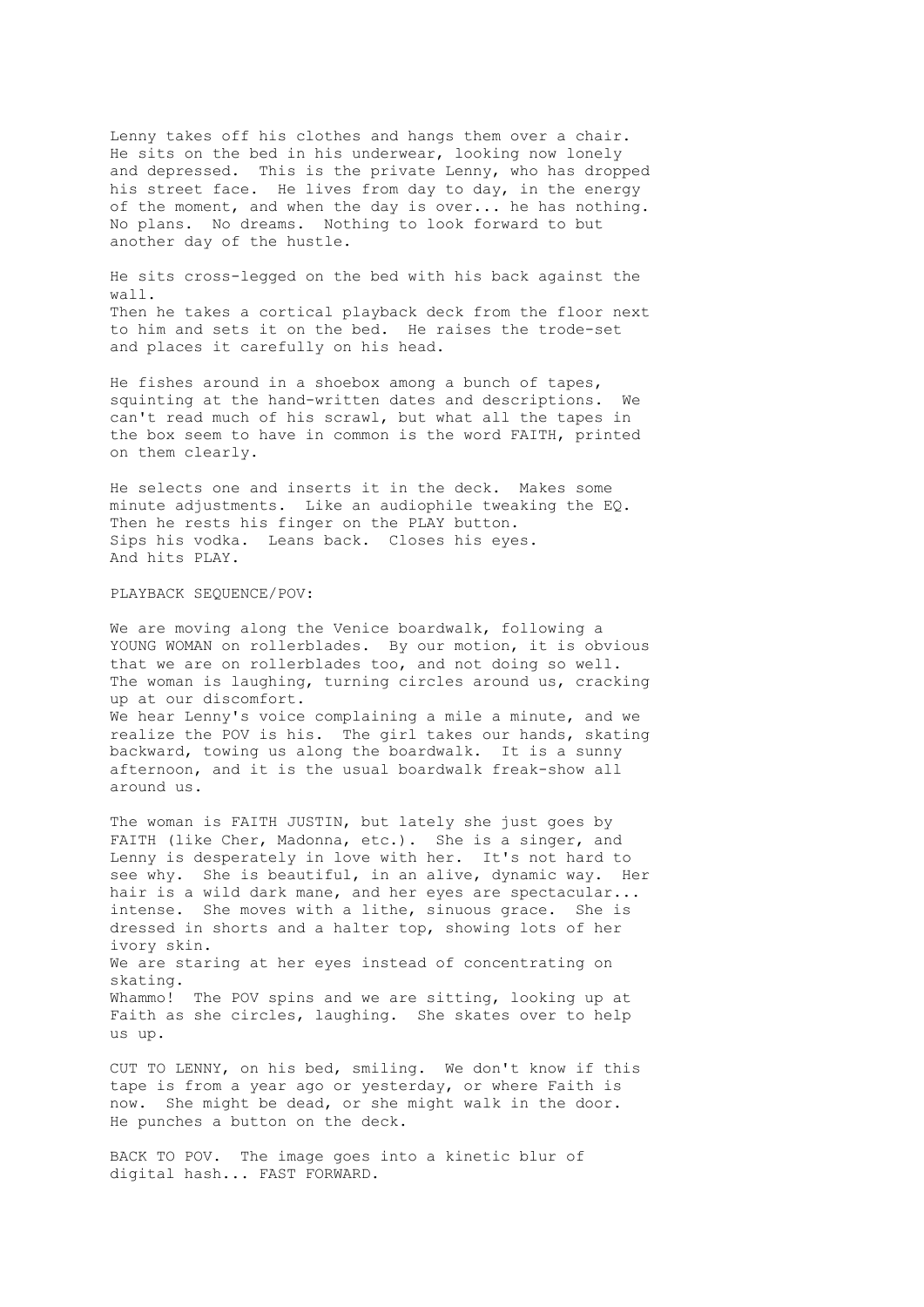Lenny takes off his clothes and hangs them over a chair. He sits on the bed in his underwear, looking now lonely and depressed. This is the private Lenny, who has dropped his street face. He lives from day to day, in the energy of the moment, and when the day is over... he has nothing. No plans. No dreams. Nothing to look forward to but another day of the hustle.

He sits cross-legged on the bed with his back against the wall.
Then he takes a cortical playback deck from the floor next to him and sets it on the bed. He raises the trode-set and places it carefully on his head.

He fishes around in a shoebox among a bunch of tapes, squinting at the hand-written dates and descriptions. We can't read much of his scrawl, but what all the tapes in the box seem to have in common is the word FAITH, printed on them clearly.

He selects one and inserts it in the deck. Makes some minute adjustments. Like an audiophile tweaking the EQ. Then he rests his finger on the PLAY button.
Sips his vodka. Leans back. Closes his eyes.
And hits PLAY.

PLAYBACK SEQUENCE/POV:

We are moving along the Venice boardwalk, following a YOUNG WOMAN on rollerblades. By our motion, it is obvious that we are on rollerblades too, and not doing so well. The woman is laughing, turning circles around us, cracking up at our discomfort.
We hear Lenny's voice complaining a mile a minute, and we realize the POV is his. The girl takes our hands, skating backward, towing us along the boardwalk. It is a sunny afternoon, and it is the usual boardwalk freak-show all around us.

The woman is FAITH JUSTIN, but lately she just goes by FAITH (like Cher, Madonna, etc.). She is a singer, and Lenny is desperately in love with her. It's not hard to see why. She is beautiful, in an alive, dynamic way. Her hair is a wild dark mane, and her eyes are spectacular... intense. She moves with a lithe, sinuous grace. She is dressed in shorts and a halter top, showing lots of her ivory skin.
We are staring at her eyes instead of concentrating on skating.
Whammo! The POV spins and we are sitting, looking up at Faith as she circles, laughing. She skates over to help us up.

CUT TO LENNY, on his bed, smiling. We don't know if this tape is from a year ago or yesterday, or where Faith is now. She might be dead, or she might walk in the door. He punches a button on the deck.

BACK TO POV. The image goes into a kinetic blur of digital hash... FAST FORWARD.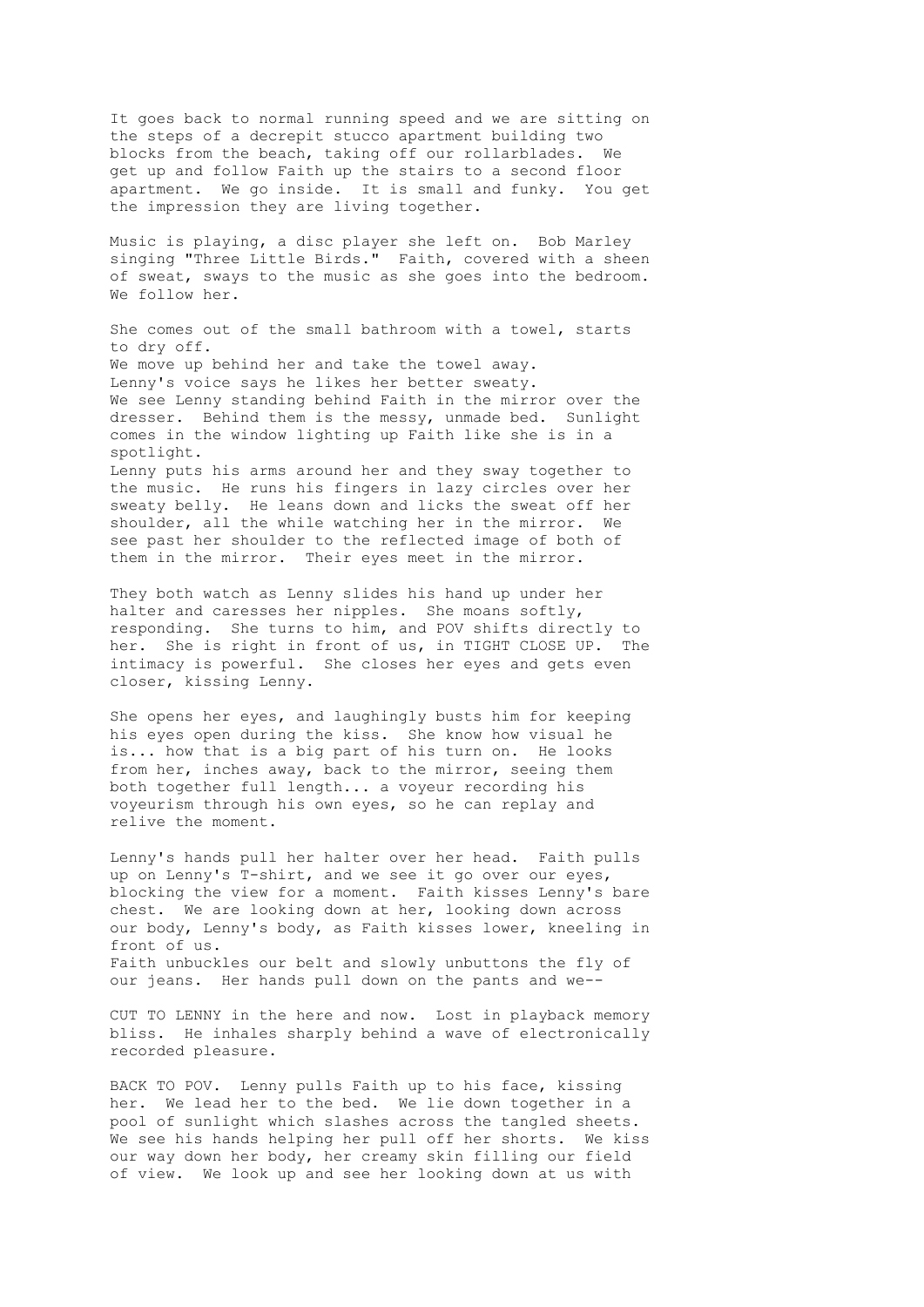It goes back to normal running speed and we are sitting on the steps of a decrepit stucco apartment building two blocks from the beach, taking off our rollarblades. We get up and follow Faith up the stairs to a second floor apartment. We go inside. It is small and funky. You get the impression they are living together.

Music is playing, a disc player she left on. Bob Marley singing "Three Little Birds." Faith, covered with a sheen of sweat, sways to the music as she goes into the bedroom. We follow her.

She comes out of the small bathroom with a towel, starts to dry off.
We move up behind her and take the towel away.
Lenny's voice says he likes her better sweaty.
We see Lenny standing behind Faith in the mirror over the dresser. Behind them is the messy, unmade bed. Sunlight comes in the window lighting up Faith like she is in a spotlight.
Lenny puts his arms around her and they sway together to the music. He runs his fingers in lazy circles over her sweaty belly. He leans down and licks the sweat off her shoulder, all the while watching her in the mirror. We see past her shoulder to the reflected image of both of them in the mirror. Their eyes meet in the mirror.

They both watch as Lenny slides his hand up under her halter and caresses her nipples. She moans softly, responding. She turns to him, and POV shifts directly to her. She is right in front of us, in TIGHT CLOSE UP. The intimacy is powerful. She closes her eyes and gets even closer, kissing Lenny.

She opens her eyes, and laughingly busts him for keeping his eyes open during the kiss. She know how visual he is... how that is a big part of his turn on. He looks from her, inches away, back to the mirror, seeing them both together full length... a voyeur recording his voyeurism through his own eyes, so he can replay and relive the moment.

Lenny's hands pull her halter over her head. Faith pulls up on Lenny's T-shirt, and we see it go over our eyes, blocking the view for a moment. Faith kisses Lenny's bare chest. We are looking down at her, looking down across our body, Lenny's body, as Faith kisses lower, kneeling in front of us.
Faith unbuckles our belt and slowly unbuttons the fly of our jeans. Her hands pull down on the pants and we--

CUT TO LENNY in the here and now. Lost in playback memory bliss. He inhales sharply behind a wave of electronically recorded pleasure.

BACK TO POV. Lenny pulls Faith up to his face, kissing her. We lead her to the bed. We lie down together in a pool of sunlight which slashes across the tangled sheets. We see his hands helping her pull off her shorts. We kiss our way down her body, her creamy skin filling our field of view. We look up and see her looking down at us with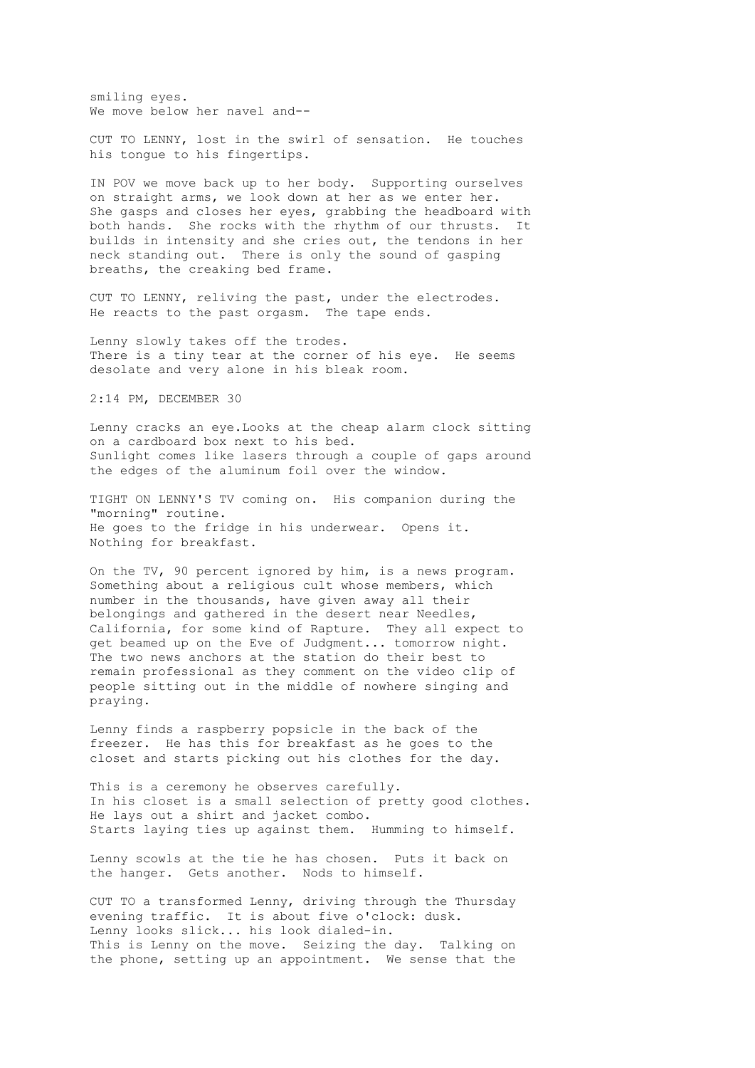smiling eyes.
We move below her navel and--

CUT TO LENNY, lost in the swirl of sensation. He touches his tongue to his fingertips.

IN POV we move back up to her body. Supporting ourselves on straight arms, we look down at her as we enter her. She gasps and closes her eyes, grabbing the headboard with both hands. She rocks with the rhythm of our thrusts. It builds in intensity and she cries out, the tendons in her neck standing out. There is only the sound of gasping breaths, the creaking bed frame.

CUT TO LENNY, reliving the past, under the electrodes. He reacts to the past orgasm. The tape ends.

Lenny slowly takes off the trodes.
There is a tiny tear at the corner of his eye. He seems desolate and very alone in his bleak room.

2:14 PM, DECEMBER 30

Lenny cracks an eye.Looks at the cheap alarm clock sitting on a cardboard box next to his bed.
Sunlight comes like lasers through a couple of gaps around the edges of the aluminum foil over the window.

TIGHT ON LENNY'S TV coming on. His companion during the "morning" routine.
He goes to the fridge in his underwear. Opens it. Nothing for breakfast.

On the TV, 90 percent ignored by him, is a news program. Something about a religious cult whose members, which number in the thousands, have given away all their belongings and gathered in the desert near Needles, California, for some kind of Rapture. They all expect to get beamed up on the Eve of Judgment... tomorrow night. The two news anchors at the station do their best to remain professional as they comment on the video clip of people sitting out in the middle of nowhere singing and praying.

Lenny finds a raspberry popsicle in the back of the freezer. He has this for breakfast as he goes to the closet and starts picking out his clothes for the day.

This is a ceremony he observes carefully.
In his closet is a small selection of pretty good clothes. He lays out a shirt and jacket combo.
Starts laying ties up against them. Humming to himself.

Lenny scowls at the tie he has chosen. Puts it back on the hanger. Gets another. Nods to himself.

CUT TO a transformed Lenny, driving through the Thursday evening traffic. It is about five o'clock: dusk.
Lenny looks slick... his look dialed-in.
This is Lenny on the move. Seizing the day. Talking on the phone, setting up an appointment. We sense that the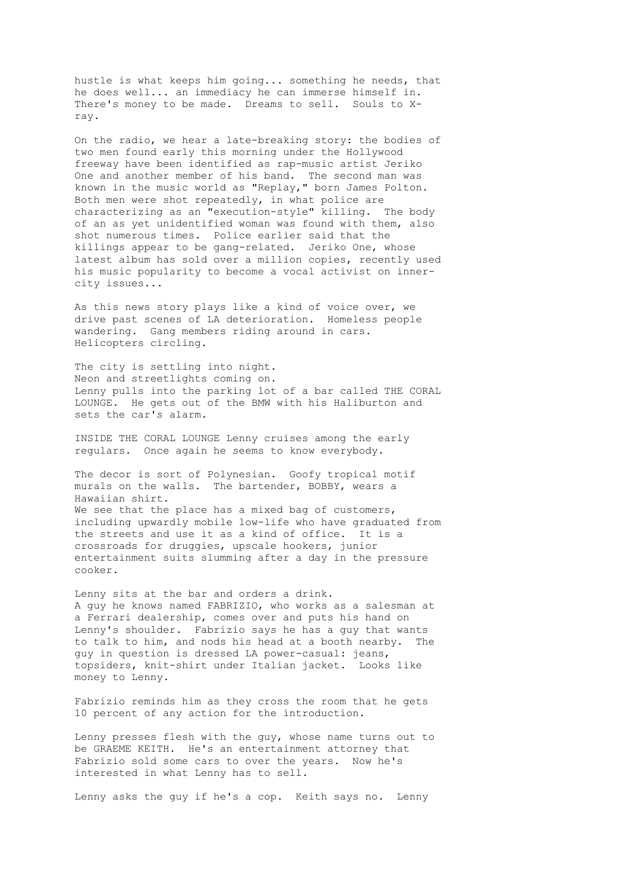hustle is what keeps him going... something he needs, that he does well... an immediacy he can immerse himself in. There's money to be made. Dreams to sell. Souls to X-ray.

On the radio, we hear a late-breaking story: the bodies of two men found early this morning under the Hollywood freeway have been identified as rap-music artist Jeriko One and another member of his band. The second man was known in the music world as "Replay," born James Polton. Both men were shot repeatedly, in what police are characterizing as an "execution-style" killing. The body of an as yet unidentified woman was found with them, also shot numerous times. Police earlier said that the killings appear to be gang-related. Jeriko One, whose latest album has sold over a million copies, recently used his music popularity to become a vocal activist on inner-city issues...

As this news story plays like a kind of voice over, we drive past scenes of LA deterioration. Homeless people wandering. Gang members riding around in cars. Helicopters circling.

The city is settling into night.
Neon and streetlights coming on.
Lenny pulls into the parking lot of a bar called THE CORAL LOUNGE. He gets out of the BMW with his Haliburton and sets the car's alarm.

INSIDE THE CORAL LOUNGE Lenny cruises among the early regulars. Once again he seems to know everybody.

The decor is sort of Polynesian. Goofy tropical motif murals on the walls. The bartender, BOBBY, wears a Hawaiian shirt.
We see that the place has a mixed bag of customers, including upwardly mobile low-life who have graduated from the streets and use it as a kind of office. It is a crossroads for druggies, upscale hookers, junior entertainment suits slumming after a day in the pressure cooker.

Lenny sits at the bar and orders a drink.
A guy he knows named FABRIZIO, who works as a salesman at a Ferrari dealership, comes over and puts his hand on Lenny's shoulder. Fabrizio says he has a guy that wants to talk to him, and nods his head at a booth nearby. The guy in question is dressed LA power-casual: jeans, topsiders, knit-shirt under Italian jacket. Looks like money to Lenny.

Fabrizio reminds him as they cross the room that he gets 10 percent of any action for the introduction.

Lenny presses flesh with the guy, whose name turns out to be GRAEME KEITH. He's an entertainment attorney that Fabrizio sold some cars to over the years. Now he's interested in what Lenny has to sell.

Lenny asks the guy if he's a cop. Keith says no. Lenny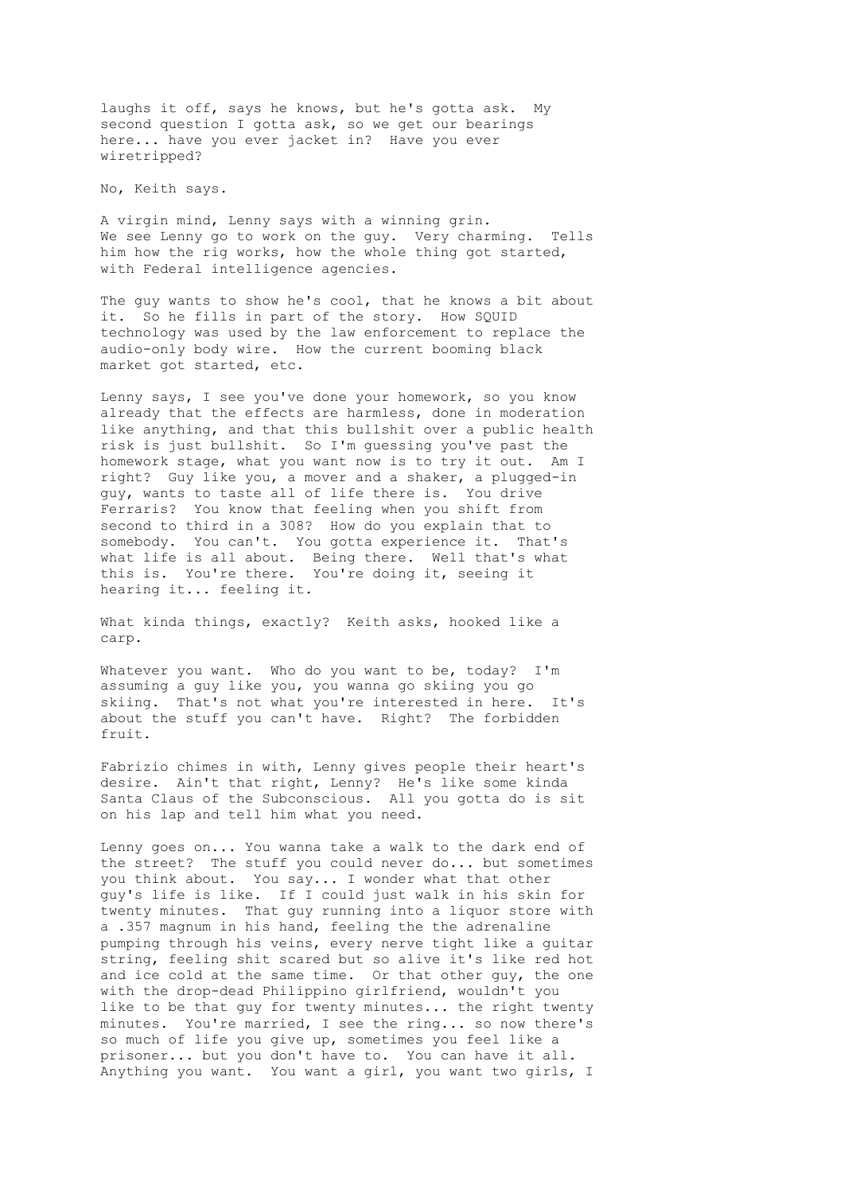laughs it off, says he knows, but he's gotta ask. My second question I gotta ask, so we get our bearings here... have you ever jacket in? Have you ever wiretripped?

No, Keith says.

A virgin mind, Lenny says with a winning grin. We see Lenny go to work on the guy. Very charming. Tells him how the rig works, how the whole thing got started, with Federal intelligence agencies.

The guy wants to show he's cool, that he knows a bit about it. So he fills in part of the story. How SQUID technology was used by the law enforcement to replace the audio-only body wire. How the current booming black market got started, etc.

Lenny says, I see you've done your homework, so you know already that the effects are harmless, done in moderation like anything, and that this bullshit over a public health risk is just bullshit. So I'm guessing you've past the homework stage, what you want now is to try it out. Am I right? Guy like you, a mover and a shaker, a plugged-in guy, wants to taste all of life there is. You drive Ferraris? You know that feeling when you shift from second to third in a 308? How do you explain that to somebody. You can't. You gotta experience it. That's what life is all about. Being there. Well that's what this is. You're there. You're doing it, seeing it hearing it... feeling it.

What kinda things, exactly? Keith asks, hooked like a carp.

Whatever you want. Who do you want to be, today? I'm assuming a guy like you, you wanna go skiing you go skiing. That's not what you're interested in here. It's about the stuff you can't have. Right? The forbidden fruit.

Fabrizio chimes in with, Lenny gives people their heart's desire. Ain't that right, Lenny? He's like some kinda Santa Claus of the Subconscious. All you gotta do is sit on his lap and tell him what you need.

Lenny goes on... You wanna take a walk to the dark end of the street? The stuff you could never do... but sometimes you think about. You say... I wonder what that other guy's life is like. If I could just walk in his skin for twenty minutes. That guy running into a liquor store with a .357 magnum in his hand, feeling the the adrenaline pumping through his veins, every nerve tight like a guitar string, feeling shit scared but so alive it's like red hot and ice cold at the same time. Or that other guy, the one with the drop-dead Philippino girlfriend, wouldn't you like to be that guy for twenty minutes... the right twenty minutes. You're married, I see the ring... so now there's so much of life you give up, sometimes you feel like a prisoner... but you don't have to. You can have it all. Anything you want. You want a girl, you want two girls, I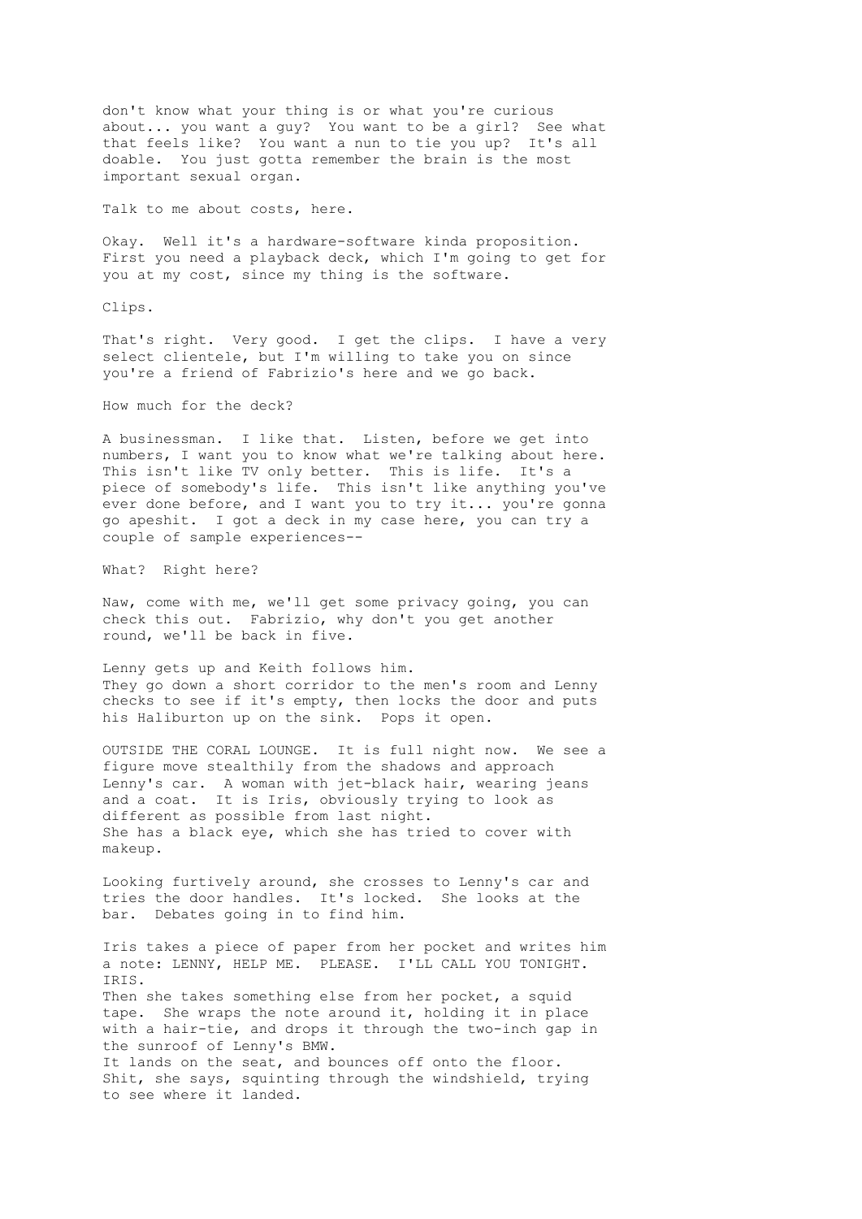don't know what your thing is or what you're curious about... you want a guy? You want to be a girl? See what that feels like? You want a nun to tie you up? It's all doable. You just gotta remember the brain is the most important sexual organ.

Talk to me about costs, here.

Okay. Well it's a hardware-software kinda proposition. First you need a playback deck, which I'm going to get for you at my cost, since my thing is the software.

Clips.

That's right. Very good. I get the clips. I have a very select clientele, but I'm willing to take you on since you're a friend of Fabrizio's here and we go back.

How much for the deck?

A businessman. I like that. Listen, before we get into numbers, I want you to know what we're talking about here. This isn't like TV only better. This is life. It's a piece of somebody's life. This isn't like anything you've ever done before, and I want you to try it... you're gonna go apeshit. I got a deck in my case here, you can try a couple of sample experiences--

What? Right here?

Naw, come with me, we'll get some privacy going, you can check this out. Fabrizio, why don't you get another round, we'll be back in five.

Lenny gets up and Keith follows him.
They go down a short corridor to the men's room and Lenny checks to see if it's empty, then locks the door and puts his Haliburton up on the sink. Pops it open.

OUTSIDE THE CORAL LOUNGE. It is full night now. We see a figure move stealthily from the shadows and approach Lenny's car. A woman with jet-black hair, wearing jeans and a coat. It is Iris, obviously trying to look as different as possible from last night.
She has a black eye, which she has tried to cover with makeup.

Looking furtively around, she crosses to Lenny's car and tries the door handles. It's locked. She looks at the bar. Debates going in to find him.

Iris takes a piece of paper from her pocket and writes him a note: LENNY, HELP ME. PLEASE. I'LL CALL YOU TONIGHT. IRIS.
Then she takes something else from her pocket, a squid tape. She wraps the note around it, holding it in place with a hair-tie, and drops it through the two-inch gap in the sunroof of Lenny's BMW.
It lands on the seat, and bounces off onto the floor.
Shit, she says, squinting through the windshield, trying to see where it landed.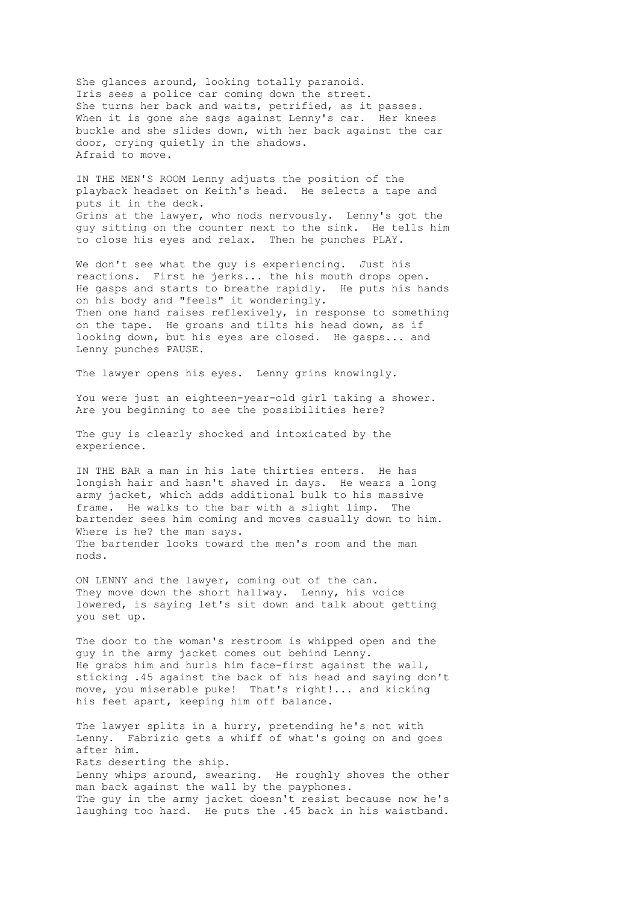She glances around, looking totally paranoid.
Iris sees a police car coming down the street.
She turns her back and waits, petrified, as it passes.
When it is gone she sags against Lenny's car. Her knees buckle and she slides down, with her back against the car door, crying quietly in the shadows.
Afraid to move.

IN THE MEN'S ROOM Lenny adjusts the position of the playback headset on Keith's head. He selects a tape and puts it in the deck.
Grins at the lawyer, who nods nervously. Lenny's got the guy sitting on the counter next to the sink. He tells him to close his eyes and relax. Then he punches PLAY.

We don't see what the guy is experiencing. Just his reactions. First he jerks... the his mouth drops open. He gasps and starts to breathe rapidly. He puts his hands on his body and "feels" it wonderingly.
Then one hand raises reflexively, in response to something on the tape. He groans and tilts his head down, as if looking down, but his eyes are closed. He gasps... and Lenny punches PAUSE.

The lawyer opens his eyes. Lenny grins knowingly.

You were just an eighteen-year-old girl taking a shower. Are you beginning to see the possibilities here?

The guy is clearly shocked and intoxicated by the experience.

IN THE BAR a man in his late thirties enters. He has longish hair and hasn't shaved in days. He wears a long army jacket, which adds additional bulk to his massive frame. He walks to the bar with a slight limp. The bartender sees him coming and moves casually down to him.
Where is he? the man says.
The bartender looks toward the men's room and the man nods.

ON LENNY and the lawyer, coming out of the can.
They move down the short hallway. Lenny, his voice lowered, is saying let's sit down and talk about getting you set up.

The door to the woman's restroom is whipped open and the guy in the army jacket comes out behind Lenny.
He grabs him and hurls him face-first against the wall, sticking .45 against the back of his head and saying don't move, you miserable puke! That's right!... and kicking his feet apart, keeping him off balance.

The lawyer splits in a hurry, pretending he's not with Lenny. Fabrizio gets a whiff of what's going on and goes after him.
Rats deserting the ship.
Lenny whips around, swearing. He roughly shoves the other man back against the wall by the payphones.
The guy in the army jacket doesn't resist because now he's laughing too hard. He puts the .45 back in his waistband.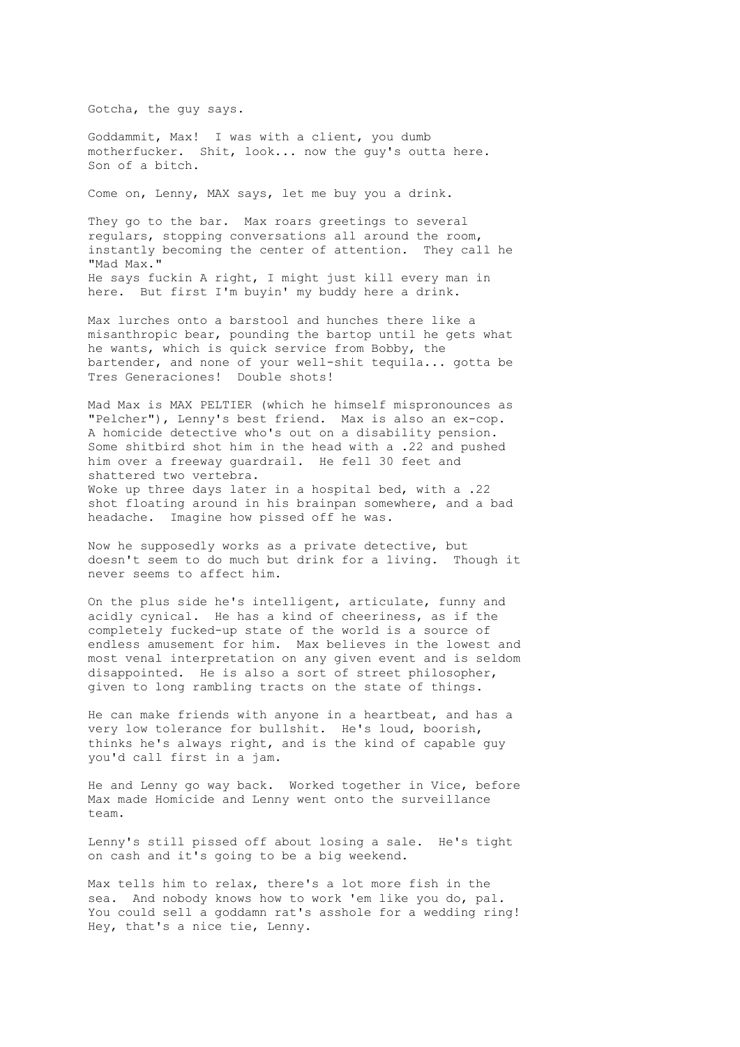Gotcha, the guy says.

Goddammit, Max! I was with a client, you dumb motherfucker. Shit, look... now the guy's outta here. Son of a bitch.

Come on, Lenny, MAX says, let me buy you a drink.

They go to the bar. Max roars greetings to several regulars, stopping conversations all around the room, instantly becoming the center of attention. They call he "Mad Max."
He says fuckin A right, I might just kill every man in here. But first I'm buyin' my buddy here a drink.

Max lurches onto a barstool and hunches there like a misanthropic bear, pounding the bartop until he gets what he wants, which is quick service from Bobby, the bartender, and none of your well-shit tequila... gotta be Tres Generaciones! Double shots!

Mad Max is MAX PELTIER (which he himself mispronounces as "Pelcher"), Lenny's best friend. Max is also an ex-cop. A homicide detective who's out on a disability pension. Some shitbird shot him in the head with a .22 and pushed him over a freeway guardrail. He fell 30 feet and shattered two vertebra.
Woke up three days later in a hospital bed, with a .22 shot floating around in his brainpan somewhere, and a bad headache. Imagine how pissed off he was.

Now he supposedly works as a private detective, but doesn't seem to do much but drink for a living. Though it never seems to affect him.

On the plus side he's intelligent, articulate, funny and acidly cynical. He has a kind of cheeriness, as if the completely fucked-up state of the world is a source of endless amusement for him. Max believes in the lowest and most venal interpretation on any given event and is seldom disappointed. He is also a sort of street philosopher, given to long rambling tracts on the state of things.

He can make friends with anyone in a heartbeat, and has a very low tolerance for bullshit. He's loud, boorish, thinks he's always right, and is the kind of capable guy you'd call first in a jam.

He and Lenny go way back. Worked together in Vice, before Max made Homicide and Lenny went onto the surveillance team.

Lenny's still pissed off about losing a sale. He's tight on cash and it's going to be a big weekend.

Max tells him to relax, there's a lot more fish in the sea. And nobody knows how to work 'em like you do, pal. You could sell a goddamn rat's asshole for a wedding ring! Hey, that's a nice tie, Lenny.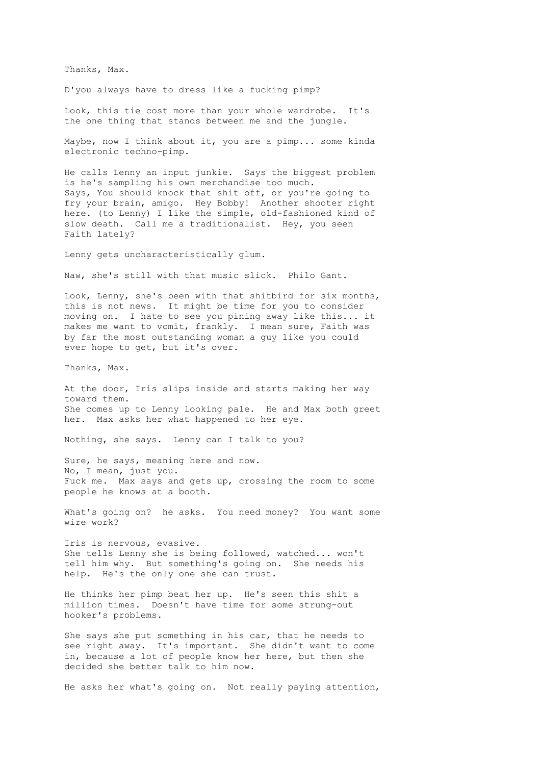Thanks, Max.

D'you always have to dress like a fucking pimp?

Look, this tie cost more than your whole wardrobe. It's the one thing that stands between me and the jungle.

Maybe, now I think about it, you are a pimp... some kinda electronic techno-pimp.

He calls Lenny an input junkie. Says the biggest problem is he's sampling his own merchandise too much.
Says, You should knock that shit off, or you're going to fry your brain, amigo. Hey Bobby! Another shooter right here. (to Lenny) I like the simple, old-fashioned kind of slow death. Call me a traditionalist. Hey, you seen Faith lately?

Lenny gets uncharacteristically glum.

Naw, she's still with that music slick. Philo Gant.

Look, Lenny, she's been with that shitbird for six months, this is not news. It might be time for you to consider moving on. I hate to see you pining away like this... it makes me want to vomit, frankly. I mean sure, Faith was by far the most outstanding woman a guy like you could ever hope to get, but it's over.

Thanks, Max.

At the door, Iris slips inside and starts making her way toward them.
She comes up to Lenny looking pale. He and Max both greet her. Max asks her what happened to her eye.

Nothing, she says. Lenny can I talk to you?

Sure, he says, meaning here and now.
No, I mean, just you.
Fuck me. Max says and gets up, crossing the room to some people he knows at a booth.

What's going on? he asks. You need money? You want some wire work?

Iris is nervous, evasive.
She tells Lenny she is being followed, watched... won't tell him why. But something's going on. She needs his help. He's the only one she can trust.

He thinks her pimp beat her up. He's seen this shit a million times. Doesn't have time for some strung-out hooker's problems.

She says she put something in his car, that he needs to see right away. It's important. She didn't want to come in, because a lot of people know her here, but then she decided she better talk to him now.

He asks her what's going on. Not really paying attention,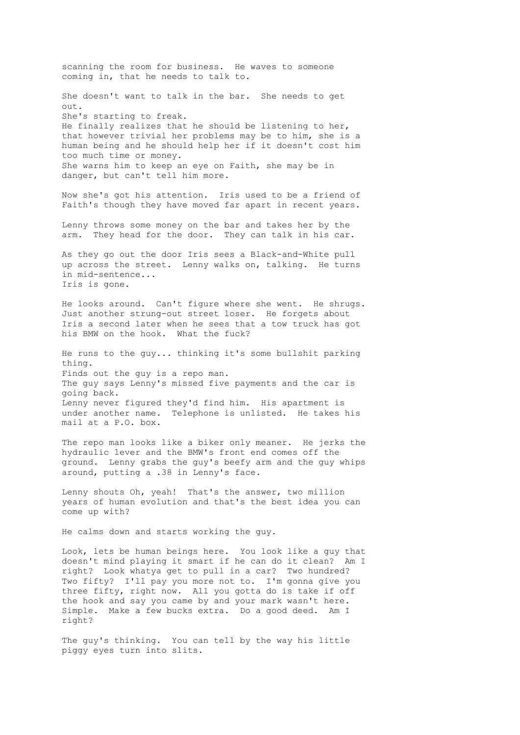scanning the room for business. He waves to someone coming in, that he needs to talk to.

She doesn't want to talk in the bar. She needs to get out.
She's starting to freak.
He finally realizes that he should be listening to her, that however trivial her problems may be to him, she is a human being and he should help her if it doesn't cost him too much time or money.
She warns him to keep an eye on Faith, she may be in danger, but can't tell him more.

Now she's got his attention. Iris used to be a friend of Faith's though they have moved far apart in recent years.

Lenny throws some money on the bar and takes her by the arm. They head for the door. They can talk in his car.

As they go out the door Iris sees a Black-and-White pull up across the street. Lenny walks on, talking. He turns in mid-sentence...
Iris is gone.

He looks around. Can't figure where she went. He shrugs. Just another strung-out street loser. He forgets about Iris a second later when he sees that a tow truck has got his BMW on the hook. What the fuck?

He runs to the guy... thinking it's some bullshit parking thing.
Finds out the guy is a repo man.
The guy says Lenny's missed five payments and the car is going back.
Lenny never figured they'd find him. His apartment is under another name. Telephone is unlisted. He takes his mail at a P.O. box.

The repo man looks like a biker only meaner. He jerks the hydraulic lever and the BMW's front end comes off the ground. Lenny grabs the guy's beefy arm and the guy whips around, putting a .38 in Lenny's face.

Lenny shouts Oh, yeah! That's the answer, two million years of human evolution and that's the best idea you can come up with?

He calms down and starts working the guy.

Look, lets be human beings here. You look like a guy that doesn't mind playing it smart if he can do it clean? Am I right? Look whatya get to pull in a car? Two hundred? Two fifty? I'll pay you more not to. I'm gonna give you three fifty, right now. All you gotta do is take if off the hook and say you came by and your mark wasn't here. Simple. Make a few bucks extra. Do a good deed. Am I right?

The guy's thinking. You can tell by the way his little piggy eyes turn into slits.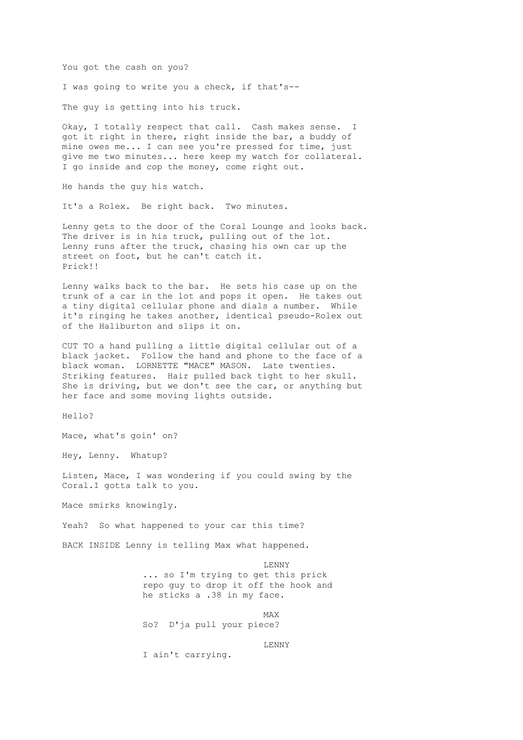You got the cash on you?

I was going to write you a check, if that's--

The guy is getting into his truck.

Okay, I totally respect that call. Cash makes sense. I got it right in there, right inside the bar, a buddy of mine owes me... I can see you're pressed for time, just give me two minutes... here keep my watch for collateral. I go inside and cop the money, come right out.

He hands the guy his watch.

It's a Rolex. Be right back. Two minutes.

Lenny gets to the door of the Coral Lounge and looks back. The driver is in his truck, pulling out of the lot. Lenny runs after the truck, chasing his own car up the street on foot, but he can't catch it.
Prick!!

Lenny walks back to the bar. He sets his case up on the trunk of a car in the lot and pops it open. He takes out a tiny digital cellular phone and dials a number. While it's ringing he takes another, identical pseudo-Rolex out of the Haliburton and slips it on.

CUT TO a hand pulling a little digital cellular out of a black jacket. Follow the hand and phone to the face of a black woman. LORNETTE "MACE" MASON. Late twenties. Striking features. Hair pulled back tight to her skull. She is driving, but we don't see the car, or anything but her face and some moving lights outside.

Hello?

Mace, what's goin' on?

Hey, Lenny. Whatup?

Listen, Mace, I was wondering if you could swing by the Coral.I gotta talk to you.

Mace smirks knowingly.

Yeah? So what happened to your car this time?

BACK INSIDE Lenny is telling Max what happened.

LENNY
... so I'm trying to get this prick repo guy to drop it off the hook and he sticks a .38 in my face.

MAX
So? D'ja pull your piece?

LENNY
I ain't carrying.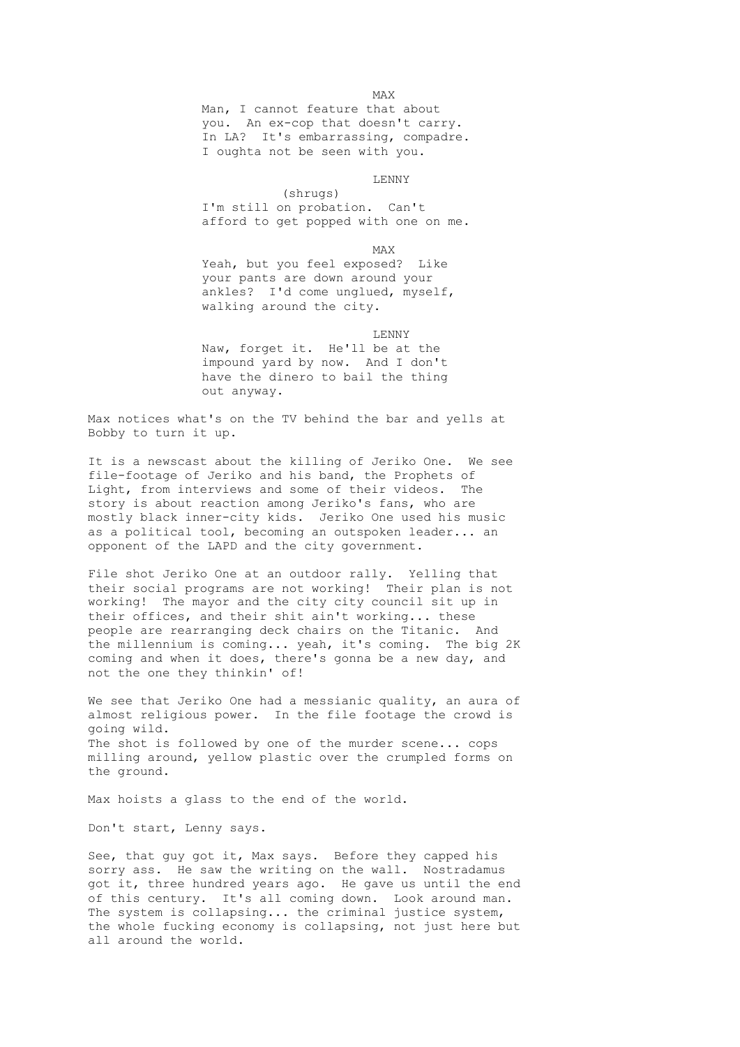MAX

Man, I cannot feature that about you. An ex-cop that doesn't carry. In LA? It's embarrassing, compadre. I oughta not be seen with you.

LENNY

(shrugs)

I'm still on probation. Can't afford to get popped with one on me.

MAX

Yeah, but you feel exposed? Like your pants are down around your ankles? I'd come unglued, myself, walking around the city.

LENNY

Naw, forget it. He'll be at the impound yard by now. And I don't have the dinero to bail the thing out anyway.

Max notices what's on the TV behind the bar and yells at Bobby to turn it up.

It is a newscast about the killing of Jeriko One. We see file-footage of Jeriko and his band, the Prophets of Light, from interviews and some of their videos. The story is about reaction among Jeriko's fans, who are mostly black inner-city kids. Jeriko One used his music as a political tool, becoming an outspoken leader... an opponent of the LAPD and the city government.

File shot Jeriko One at an outdoor rally. Yelling that their social programs are not working! Their plan is not working! The mayor and the city city council sit up in their offices, and their shit ain't working... these people are rearranging deck chairs on the Titanic. And the millennium is coming... yeah, it's coming. The big 2K coming and when it does, there's gonna be a new day, and not the one they thinkin' of!

We see that Jeriko One had a messianic quality, an aura of almost religious power. In the file footage the crowd is going wild.
The shot is followed by one of the murder scene... cops milling around, yellow plastic over the crumpled forms on the ground.

Max hoists a glass to the end of the world.

Don't start, Lenny says.

See, that guy got it, Max says. Before they capped his sorry ass. He saw the writing on the wall. Nostradamus got it, three hundred years ago. He gave us until the end of this century. It's all coming down. Look around man. The system is collapsing... the criminal justice system, the whole fucking economy is collapsing, not just here but all around the world.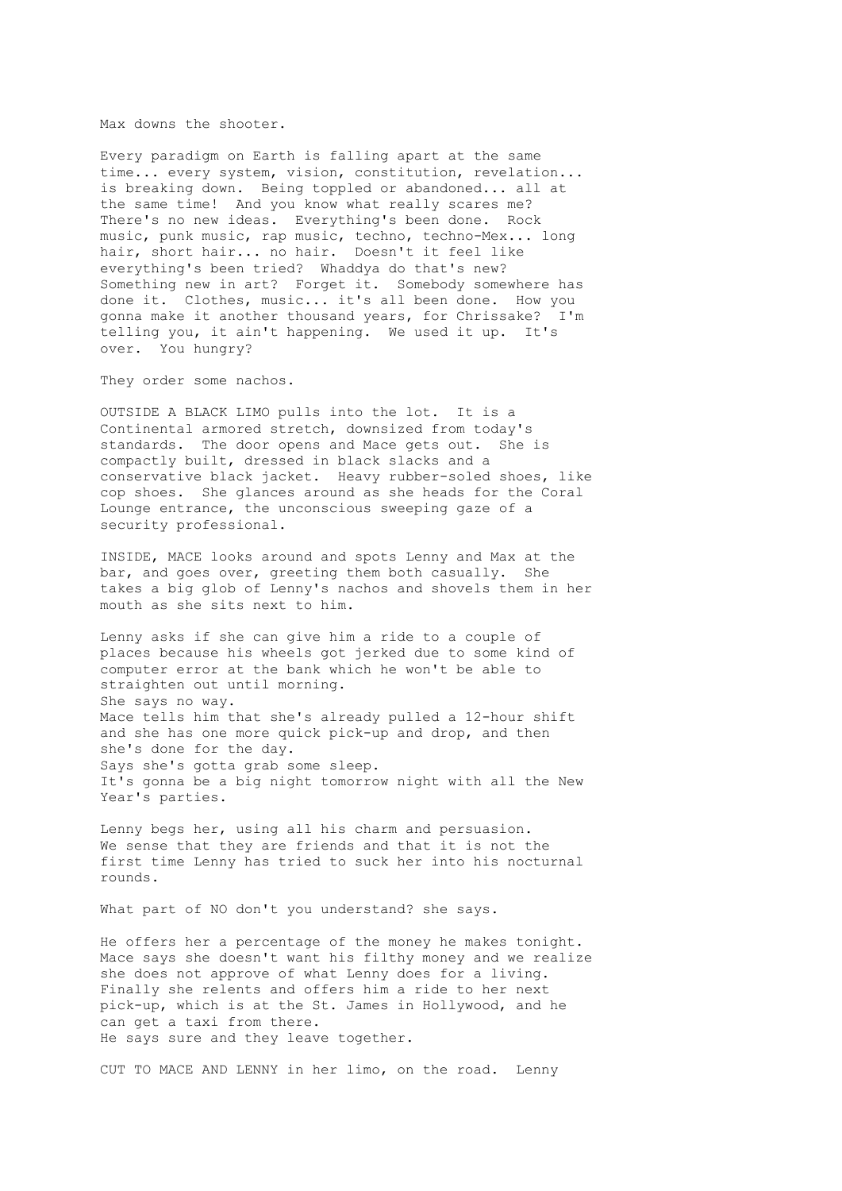Max downs the shooter.

Every paradigm on Earth is falling apart at the same time... every system, vision, constitution, revelation... is breaking down. Being toppled or abandoned... all at the same time! And you know what really scares me? There's no new ideas. Everything's been done. Rock music, punk music, rap music, techno, techno-Mex... long hair, short hair... no hair. Doesn't it feel like everything's been tried? Whaddya do that's new? Something new in art? Forget it. Somebody somewhere has done it. Clothes, music... it's all been done. How you gonna make it another thousand years, for Chrissake? I'm telling you, it ain't happening. We used it up. It's over. You hungry?

They order some nachos.

OUTSIDE A BLACK LIMO pulls into the lot. It is a Continental armored stretch, downsized from today's standards. The door opens and Mace gets out. She is compactly built, dressed in black slacks and a conservative black jacket. Heavy rubber-soled shoes, like cop shoes. She glances around as she heads for the Coral Lounge entrance, the unconscious sweeping gaze of a security professional.

INSIDE, MACE looks around and spots Lenny and Max at the bar, and goes over, greeting them both casually. She takes a big glob of Lenny's nachos and shovels them in her mouth as she sits next to him.

Lenny asks if she can give him a ride to a couple of places because his wheels got jerked due to some kind of computer error at the bank which he won't be able to straighten out until morning.
She says no way.
Mace tells him that she's already pulled a 12-hour shift and she has one more quick pick-up and drop, and then she's done for the day.
Says she's gotta grab some sleep.
It's gonna be a big night tomorrow night with all the New Year's parties.

Lenny begs her, using all his charm and persuasion. We sense that they are friends and that it is not the first time Lenny has tried to suck her into his nocturnal rounds.

What part of NO don't you understand? she says.

He offers her a percentage of the money he makes tonight. Mace says she doesn't want his filthy money and we realize she does not approve of what Lenny does for a living. Finally she relents and offers him a ride to her next pick-up, which is at the St. James in Hollywood, and he can get a taxi from there.
He says sure and they leave together.

CUT TO MACE AND LENNY in her limo, on the road. Lenny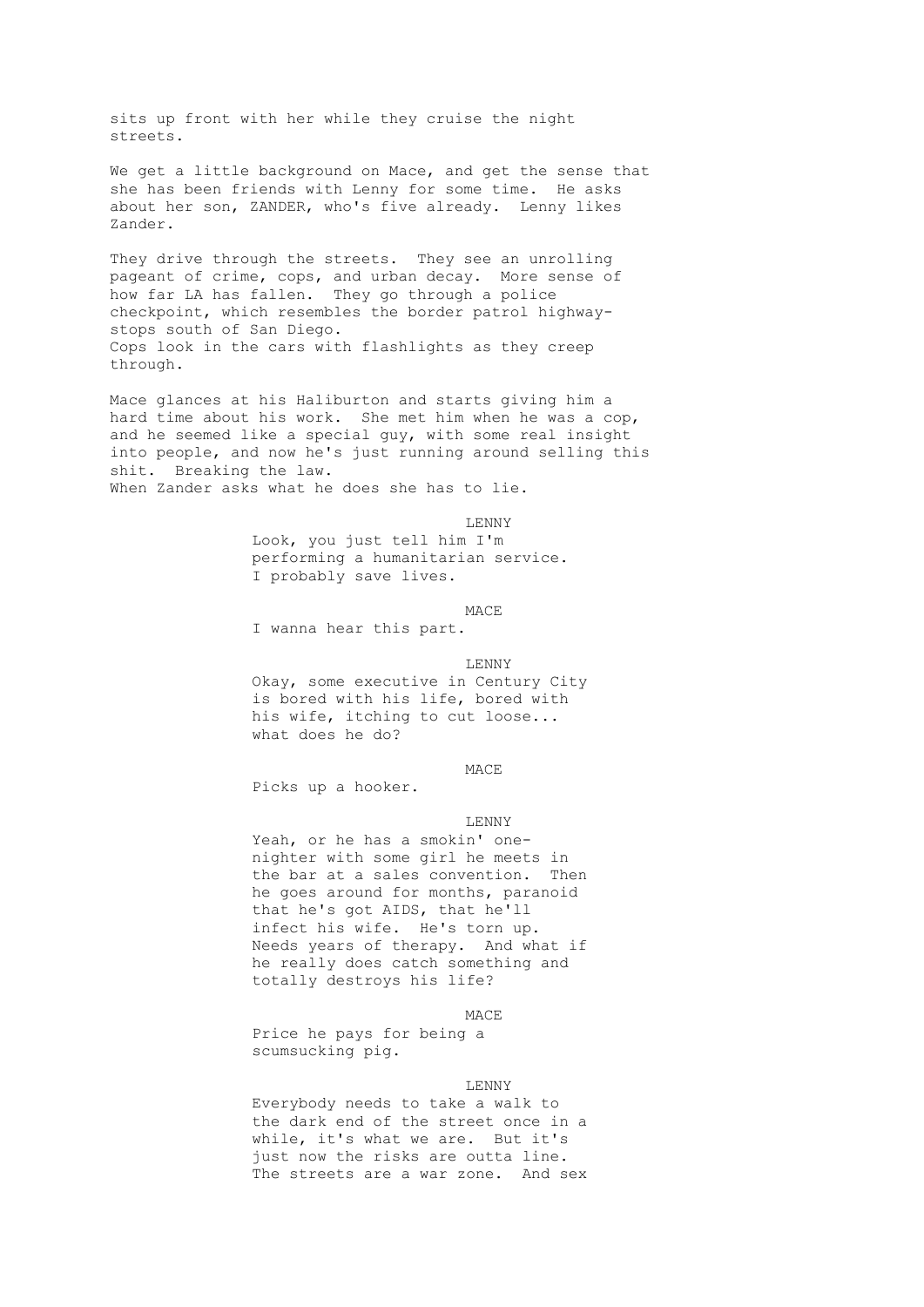sits up front with her while they cruise the night streets.

We get a little background on Mace, and get the sense that she has been friends with Lenny for some time. He asks about her son, ZANDER, who's five already. Lenny likes Zander.

They drive through the streets. They see an unrolling pageant of crime, cops, and urban decay. More sense of how far LA has fallen. They go through a police checkpoint, which resembles the border patrol highway-stops south of San Diego.
Cops look in the cars with flashlights as they creep through.

Mace glances at his Haliburton and starts giving him a hard time about his work. She met him when he was a cop, and he seemed like a special guy, with some real insight into people, and now he's just running around selling this shit. Breaking the law.
When Zander asks what he does she has to lie.

LENNY
Look, you just tell him I'm performing a humanitarian service. I probably save lives.

MACE
I wanna hear this part.

LENNY
Okay, some executive in Century City is bored with his life, bored with his wife, itching to cut loose... what does he do?

MACE
Picks up a hooker.

LENNY
Yeah, or he has a smokin' one-nighter with some girl he meets in the bar at a sales convention. Then he goes around for months, paranoid that he's got AIDS, that he'll infect his wife. He's torn up. Needs years of therapy. And what if he really does catch something and totally destroys his life?

MACE
Price he pays for being a scumsucking pig.

LENNY
Everybody needs to take a walk to the dark end of the street once in a while, it's what we are. But it's just now the risks are outta line. The streets are a war zone. And sex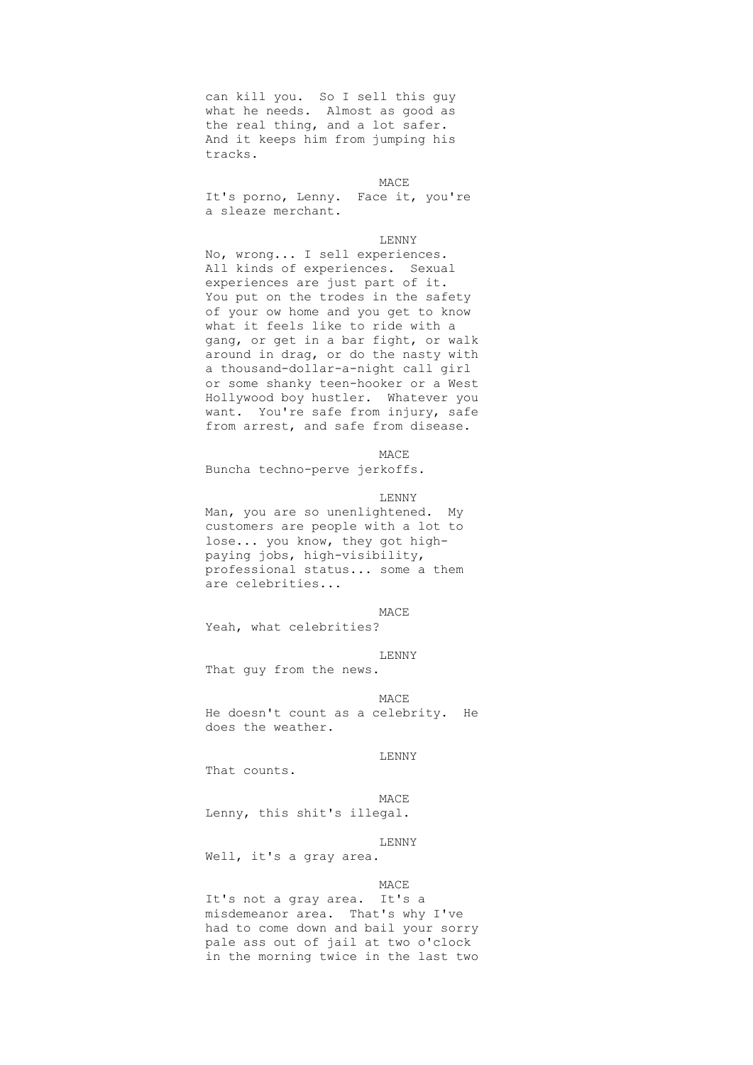can kill you. So I sell this guy what he needs. Almost as good as the real thing, and a lot safer. And it keeps him from jumping his tracks.

MACE

It's porno, Lenny. Face it, you're a sleaze merchant.

LENNY

No, wrong... I sell experiences. All kinds of experiences. Sexual experiences are just part of it. You put on the trodes in the safety of your ow home and you get to know what it feels like to ride with a gang, or get in a bar fight, or walk around in drag, or do the nasty with a thousand-dollar-a-night call girl or some shanky teen-hooker or a West Hollywood boy hustler. Whatever you want. You're safe from injury, safe from arrest, and safe from disease.

MACE

Buncha techno-perve jerkoffs.

LENNY

Man, you are so unenlightened. My customers are people with a lot to lose... you know, they got high-paying jobs, high-visibility, professional status... some a them are celebrities...

MACE

Yeah, what celebrities?

LENNY

That guy from the news.

MACE

He doesn't count as a celebrity. He does the weather.

LENNY

That counts.

MACE

Lenny, this shit's illegal.

LENNY

Well, it's a gray area.

MACE

It's not a gray area. It's a misdemeanor area. That's why I've had to come down and bail your sorry pale ass out of jail at two o'clock in the morning twice in the last two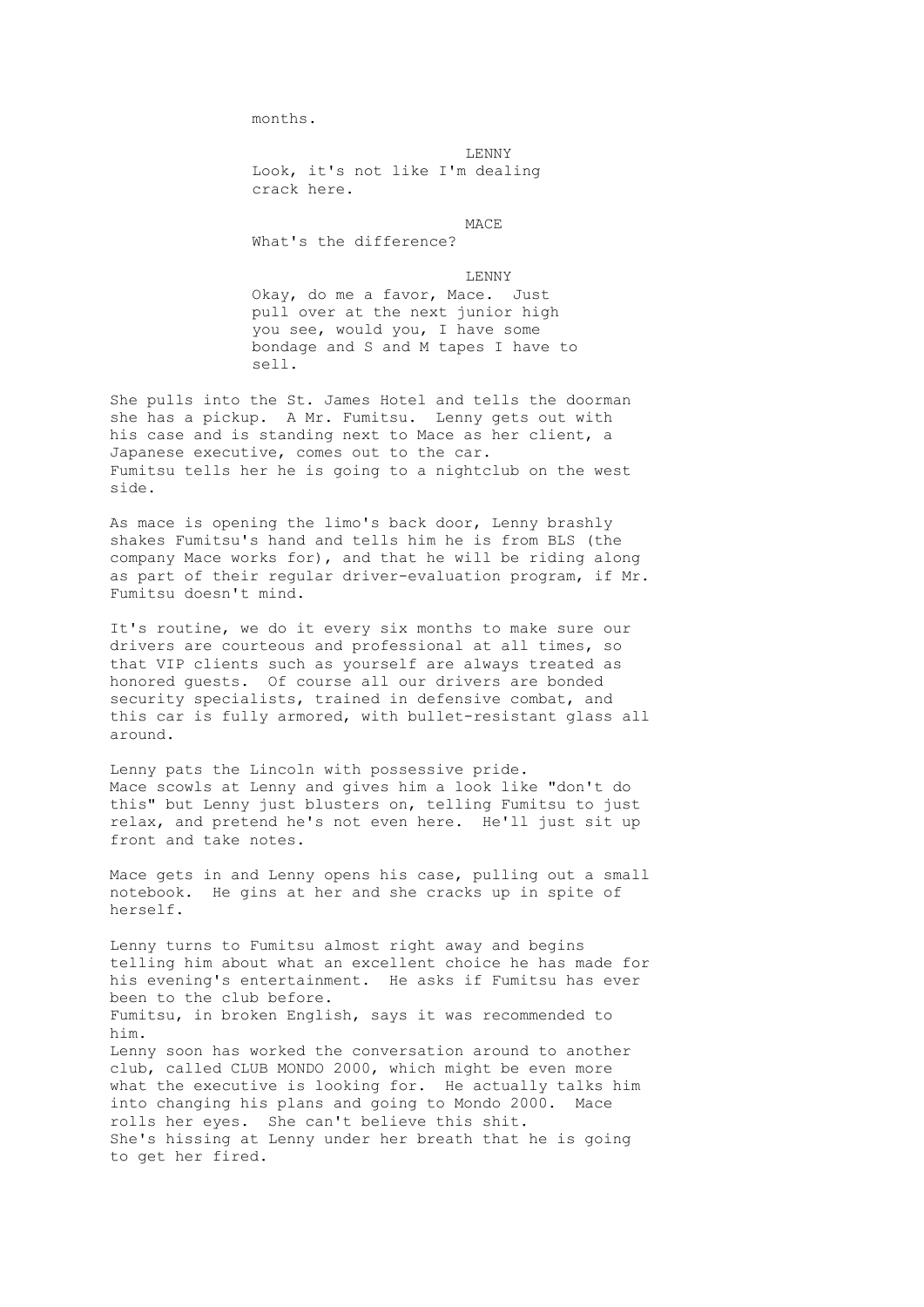months.

LENNY
Look, it's not like I'm dealing crack here.

MACE
What's the difference?

LENNY
Okay, do me a favor, Mace. Just pull over at the next junior high you see, would you, I have some bondage and S and M tapes I have to sell.

She pulls into the St. James Hotel and tells the doorman she has a pickup. A Mr. Fumitsu. Lenny gets out with his case and is standing next to Mace as her client, a Japanese executive, comes out to the car.
Fumitsu tells her he is going to a nightclub on the west side.

As mace is opening the limo's back door, Lenny brashly shakes Fumitsu's hand and tells him he is from BLS (the company Mace works for), and that he will be riding along as part of their regular driver-evaluation program, if Mr. Fumitsu doesn't mind.

It's routine, we do it every six months to make sure our drivers are courteous and professional at all times, so that VIP clients such as yourself are always treated as honored guests. Of course all our drivers are bonded security specialists, trained in defensive combat, and this car is fully armored, with bullet-resistant glass all around.

Lenny pats the Lincoln with possessive pride.
Mace scowls at Lenny and gives him a look like "don't do this" but Lenny just blusters on, telling Fumitsu to just relax, and pretend he's not even here. He'll just sit up front and take notes.

Mace gets in and Lenny opens his case, pulling out a small notebook. He gins at her and she cracks up in spite of herself.

Lenny turns to Fumitsu almost right away and begins telling him about what an excellent choice he has made for his evening's entertainment. He asks if Fumitsu has ever been to the club before.
Fumitsu, in broken English, says it was recommended to him.
Lenny soon has worked the conversation around to another club, called CLUB MONDO 2000, which might be even more what the executive is looking for. He actually talks him into changing his plans and going to Mondo 2000. Mace rolls her eyes. She can't believe this shit.
She's hissing at Lenny under her breath that he is going to get her fired.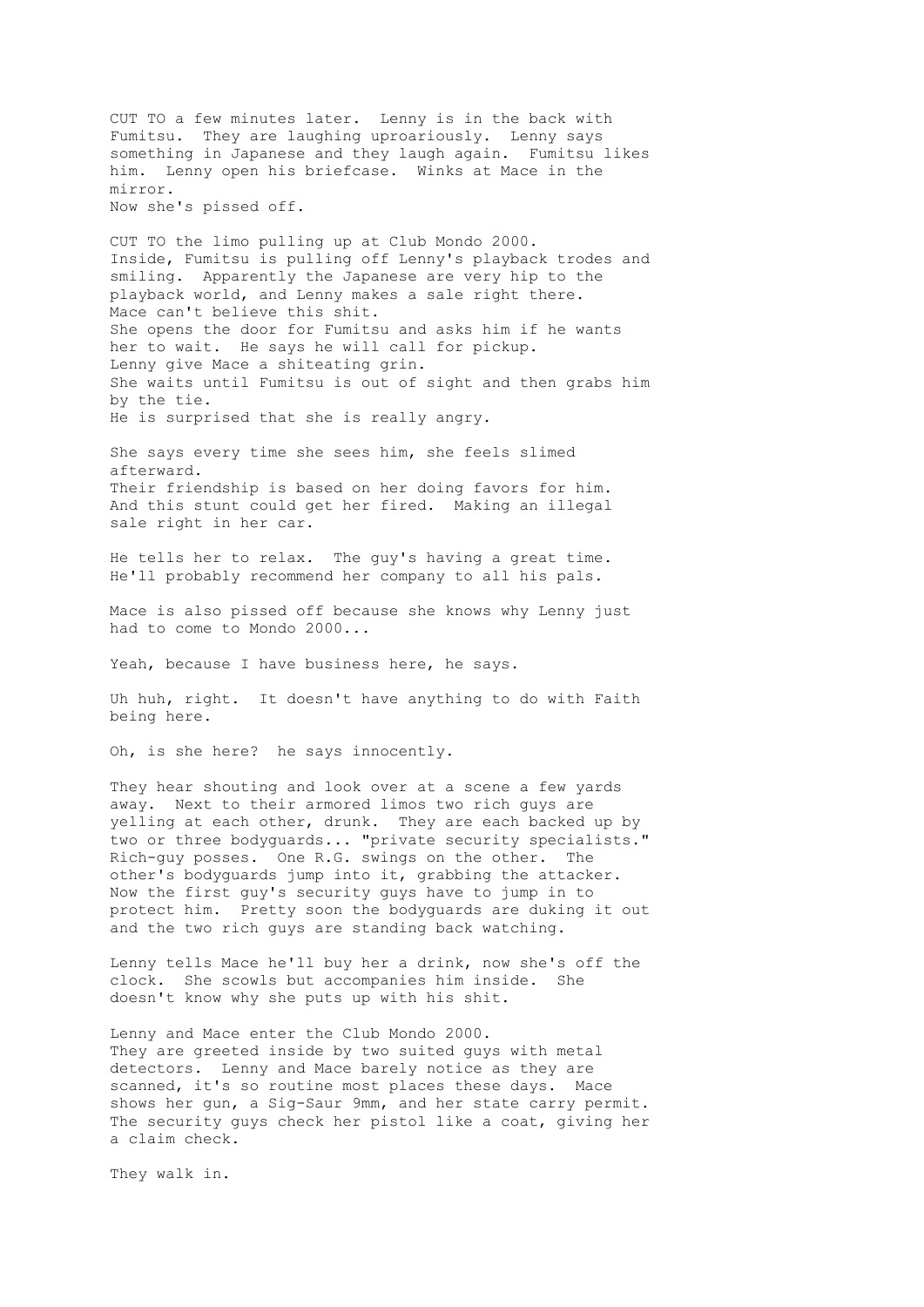CUT TO a few minutes later. Lenny is in the back with Fumitsu. They are laughing uproariously. Lenny says something in Japanese and they laugh again. Fumitsu likes him. Lenny open his briefcase. Winks at Mace in the mirror.
Now she's pissed off.

CUT TO the limo pulling up at Club Mondo 2000.
Inside, Fumitsu is pulling off Lenny's playback trodes and smiling. Apparently the Japanese are very hip to the playback world, and Lenny makes a sale right there.
Mace can't believe this shit.
She opens the door for Fumitsu and asks him if he wants her to wait. He says he will call for pickup.
Lenny give Mace a shiteating grin.
She waits until Fumitsu is out of sight and then grabs him by the tie.
He is surprised that she is really angry.

She says every time she sees him, she feels slimed afterward.
Their friendship is based on her doing favors for him.
And this stunt could get her fired. Making an illegal sale right in her car.

He tells her to relax. The guy's having a great time. He'll probably recommend her company to all his pals.

Mace is also pissed off because she knows why Lenny just had to come to Mondo 2000...

Yeah, because I have business here, he says.

Uh huh, right. It doesn't have anything to do with Faith being here.

Oh, is she here? he says innocently.

They hear shouting and look over at a scene a few yards away. Next to their armored limos two rich guys are yelling at each other, drunk. They are each backed up by two or three bodyguards... "private security specialists." Rich-guy posses. One R.G. swings on the other. The other's bodyguards jump into it, grabbing the attacker. Now the first guy's security guys have to jump in to protect him. Pretty soon the bodyguards are duking it out and the two rich guys are standing back watching.

Lenny tells Mace he'll buy her a drink, now she's off the clock. She scowls but accompanies him inside. She doesn't know why she puts up with his shit.

Lenny and Mace enter the Club Mondo 2000.
They are greeted inside by two suited guys with metal detectors. Lenny and Mace barely notice as they are scanned, it's so routine most places these days. Mace shows her gun, a Sig-Saur 9mm, and her state carry permit. The security guys check her pistol like a coat, giving her a claim check.

They walk in.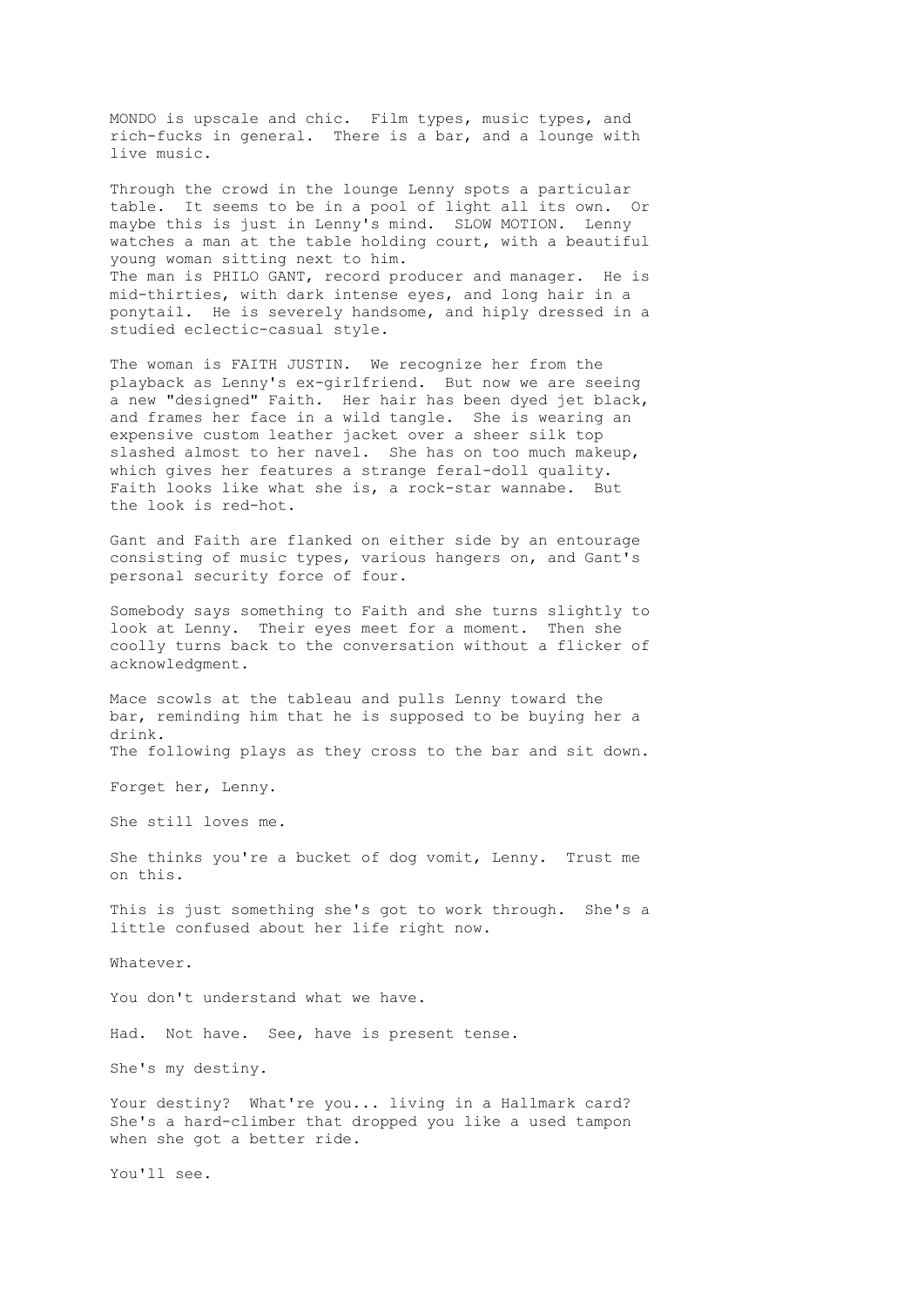MONDO is upscale and chic. Film types, music types, and rich-fucks in general. There is a bar, and a lounge with live music.

Through the crowd in the lounge Lenny spots a particular table. It seems to be in a pool of light all its own. Or maybe this is just in Lenny's mind. SLOW MOTION. Lenny watches a man at the table holding court, with a beautiful young woman sitting next to him.
The man is PHILO GANT, record producer and manager. He is mid-thirties, with dark intense eyes, and long hair in a ponytail. He is severely handsome, and hiply dressed in a studied eclectic-casual style.

The woman is FAITH JUSTIN. We recognize her from the playback as Lenny's ex-girlfriend. But now we are seeing a new "designed" Faith. Her hair has been dyed jet black, and frames her face in a wild tangle. She is wearing an expensive custom leather jacket over a sheer silk top slashed almost to her navel. She has on too much makeup, which gives her features a strange feral-doll quality. Faith looks like what she is, a rock-star wannabe. But the look is red-hot.

Gant and Faith are flanked on either side by an entourage consisting of music types, various hangers on, and Gant's personal security force of four.

Somebody says something to Faith and she turns slightly to look at Lenny. Their eyes meet for a moment. Then she coolly turns back to the conversation without a flicker of acknowledgment.

Mace scowls at the tableau and pulls Lenny toward the bar, reminding him that he is supposed to be buying her a drink.
The following plays as they cross to the bar and sit down.

Forget her, Lenny.

She still loves me.

She thinks you're a bucket of dog vomit, Lenny. Trust me on this.

This is just something she's got to work through. She's a little confused about her life right now.

Whatever.

You don't understand what we have.

Had. Not have. See, have is present tense.

She's my destiny.

Your destiny? What're you... living in a Hallmark card? She's a hard-climber that dropped you like a used tampon when she got a better ride.

You'll see.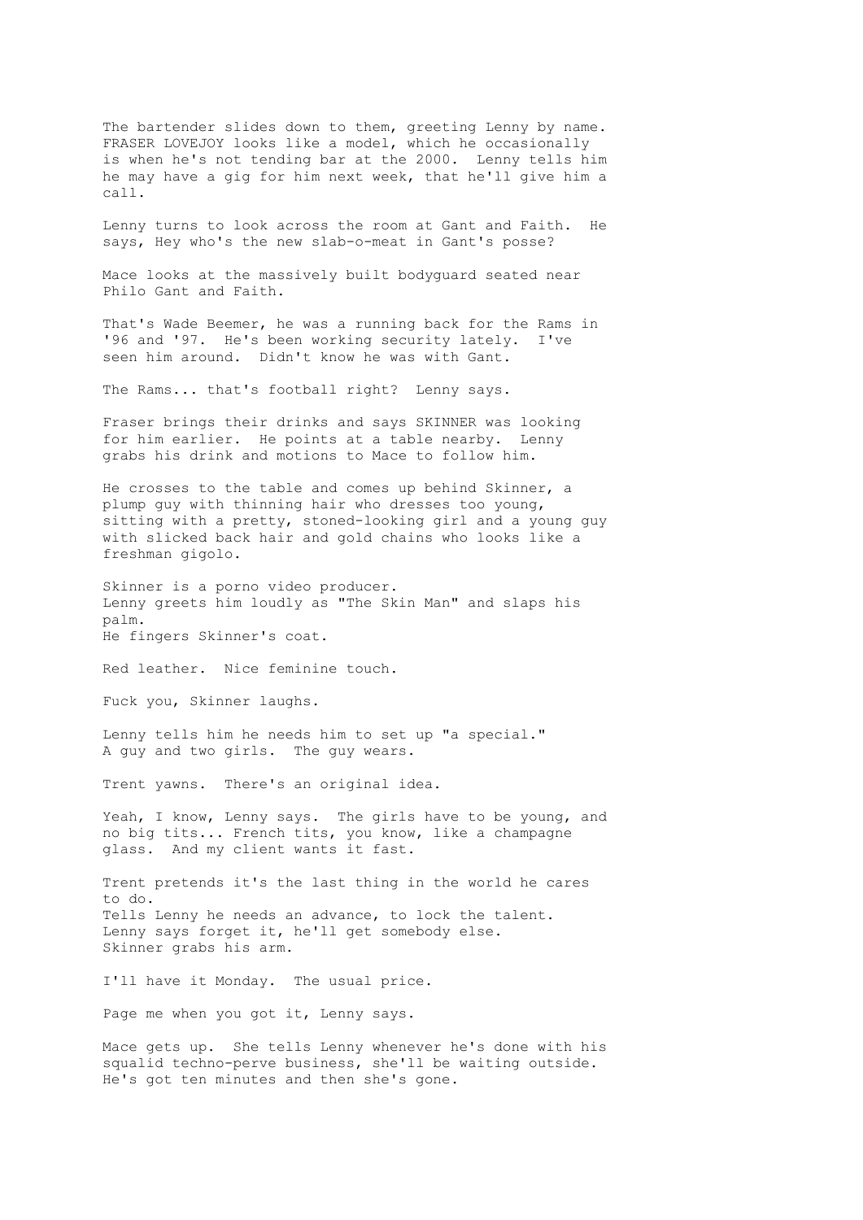The bartender slides down to them, greeting Lenny by name. FRASER LOVEJOY looks like a model, which he occasionally is when he's not tending bar at the 2000. Lenny tells him he may have a gig for him next week, that he'll give him a call.

Lenny turns to look across the room at Gant and Faith. He says, Hey who's the new slab-o-meat in Gant's posse?

Mace looks at the massively built bodyguard seated near Philo Gant and Faith.

That's Wade Beemer, he was a running back for the Rams in '96 and '97. He's been working security lately. I've seen him around. Didn't know he was with Gant.

The Rams... that's football right? Lenny says.

Fraser brings their drinks and says SKINNER was looking for him earlier. He points at a table nearby. Lenny grabs his drink and motions to Mace to follow him.

He crosses to the table and comes up behind Skinner, a plump guy with thinning hair who dresses too young, sitting with a pretty, stoned-looking girl and a young guy with slicked back hair and gold chains who looks like a freshman gigolo.

Skinner is a porno video producer.
Lenny greets him loudly as "The Skin Man" and slaps his palm.
He fingers Skinner's coat.

Red leather. Nice feminine touch.

Fuck you, Skinner laughs.

Lenny tells him he needs him to set up "a special."
A guy and two girls. The guy wears.

Trent yawns. There's an original idea.

Yeah, I know, Lenny says. The girls have to be young, and no big tits... French tits, you know, like a champagne glass. And my client wants it fast.

Trent pretends it's the last thing in the world he cares to do.
Tells Lenny he needs an advance, to lock the talent.
Lenny says forget it, he'll get somebody else.
Skinner grabs his arm.

I'll have it Monday. The usual price.

Page me when you got it, Lenny says.

Mace gets up. She tells Lenny whenever he's done with his squalid techno-perve business, she'll be waiting outside. He's got ten minutes and then she's gone.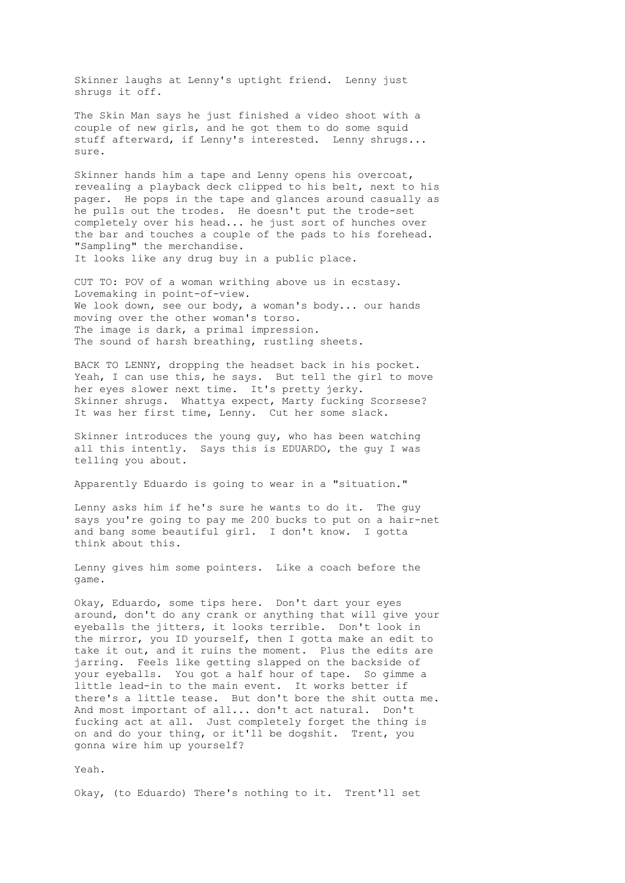Skinner laughs at Lenny's uptight friend. Lenny just shrugs it off.

The Skin Man says he just finished a video shoot with a couple of new girls, and he got them to do some squid stuff afterward, if Lenny's interested. Lenny shrugs... sure.

Skinner hands him a tape and Lenny opens his overcoat, revealing a playback deck clipped to his belt, next to his pager. He pops in the tape and glances around casually as he pulls out the trodes. He doesn't put the trode-set completely over his head... he just sort of hunches over the bar and touches a couple of the pads to his forehead. "Sampling" the merchandise.
It looks like any drug buy in a public place.

CUT TO: POV of a woman writhing above us in ecstasy.
Lovemaking in point-of-view.
We look down, see our body, a woman's body... our hands moving over the other woman's torso.
The image is dark, a primal impression.
The sound of harsh breathing, rustling sheets.

BACK TO LENNY, dropping the headset back in his pocket.
Yeah, I can use this, he says. But tell the girl to move her eyes slower next time. It's pretty jerky.
Skinner shrugs. Whattya expect, Marty fucking Scorsese? It was her first time, Lenny. Cut her some slack.

Skinner introduces the young guy, who has been watching all this intently. Says this is EDUARDO, the guy I was telling you about.

Apparently Eduardo is going to wear in a "situation."

Lenny asks him if he's sure he wants to do it. The guy says you're going to pay me 200 bucks to put on a hair-net and bang some beautiful girl. I don't know. I gotta think about this.

Lenny gives him some pointers. Like a coach before the game.

Okay, Eduardo, some tips here. Don't dart your eyes around, don't do any crank or anything that will give your eyeballs the jitters, it looks terrible. Don't look in the mirror, you ID yourself, then I gotta make an edit to take it out, and it ruins the moment. Plus the edits are jarring. Feels like getting slapped on the backside of your eyeballs. You got a half hour of tape. So gimme a little lead-in to the main event. It works better if there's a little tease. But don't bore the shit outta me. And most important of all... don't act natural. Don't fucking act at all. Just completely forget the thing is on and do your thing, or it'll be dogshit. Trent, you gonna wire him up yourself?

Yeah.

Okay, (to Eduardo) There's nothing to it. Trent'll set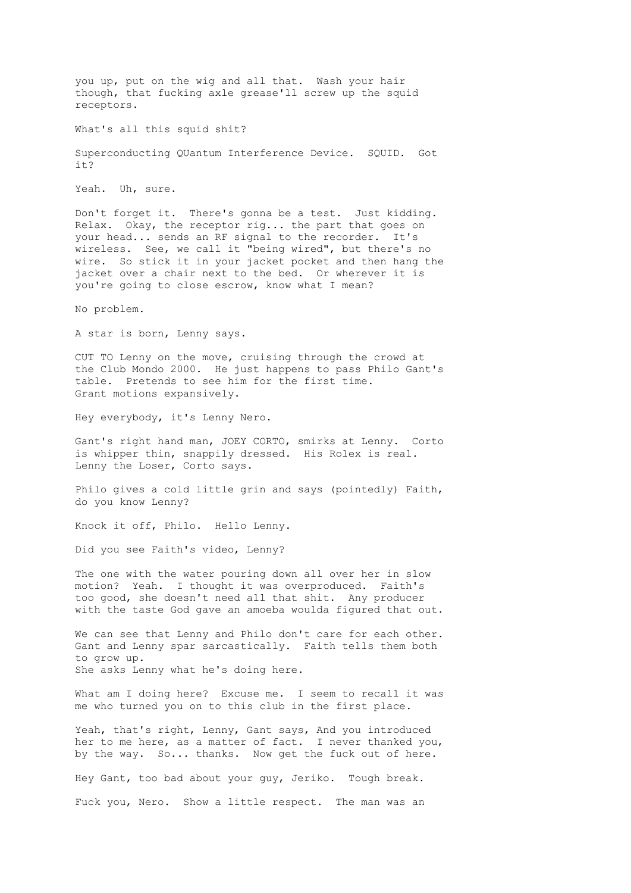you up, put on the wig and all that. Wash your hair though, that fucking axle grease'll screw up the squid receptors.

What's all this squid shit?

Superconducting QUantum Interference Device. SQUID. Got it?

Yeah. Uh, sure.

Don't forget it. There's gonna be a test. Just kidding. Relax. Okay, the receptor rig... the part that goes on your head... sends an RF signal to the recorder. It's wireless. See, we call it "being wired", but there's no wire. So stick it in your jacket pocket and then hang the jacket over a chair next to the bed. Or wherever it is you're going to close escrow, know what I mean?

No problem.

A star is born, Lenny says.

CUT TO Lenny on the move, cruising through the crowd at the Club Mondo 2000. He just happens to pass Philo Gant's table. Pretends to see him for the first time. Grant motions expansively.

Hey everybody, it's Lenny Nero.

Gant's right hand man, JOEY CORTO, smirks at Lenny. Corto is whipper thin, snappily dressed. His Rolex is real. Lenny the Loser, Corto says.

Philo gives a cold little grin and says (pointedly) Faith, do you know Lenny?

Knock it off, Philo. Hello Lenny.

Did you see Faith's video, Lenny?

The one with the water pouring down all over her in slow motion? Yeah. I thought it was overproduced. Faith's too good, she doesn't need all that shit. Any producer with the taste God gave an amoeba woulda figured that out.

We can see that Lenny and Philo don't care for each other. Gant and Lenny spar sarcastically. Faith tells them both to grow up.
She asks Lenny what he's doing here.

What am I doing here? Excuse me. I seem to recall it was me who turned you on to this club in the first place.

Yeah, that's right, Lenny, Gant says, And you introduced her to me here, as a matter of fact. I never thanked you, by the way. So... thanks. Now get the fuck out of here.

Hey Gant, too bad about your guy, Jeriko. Tough break.

Fuck you, Nero. Show a little respect. The man was an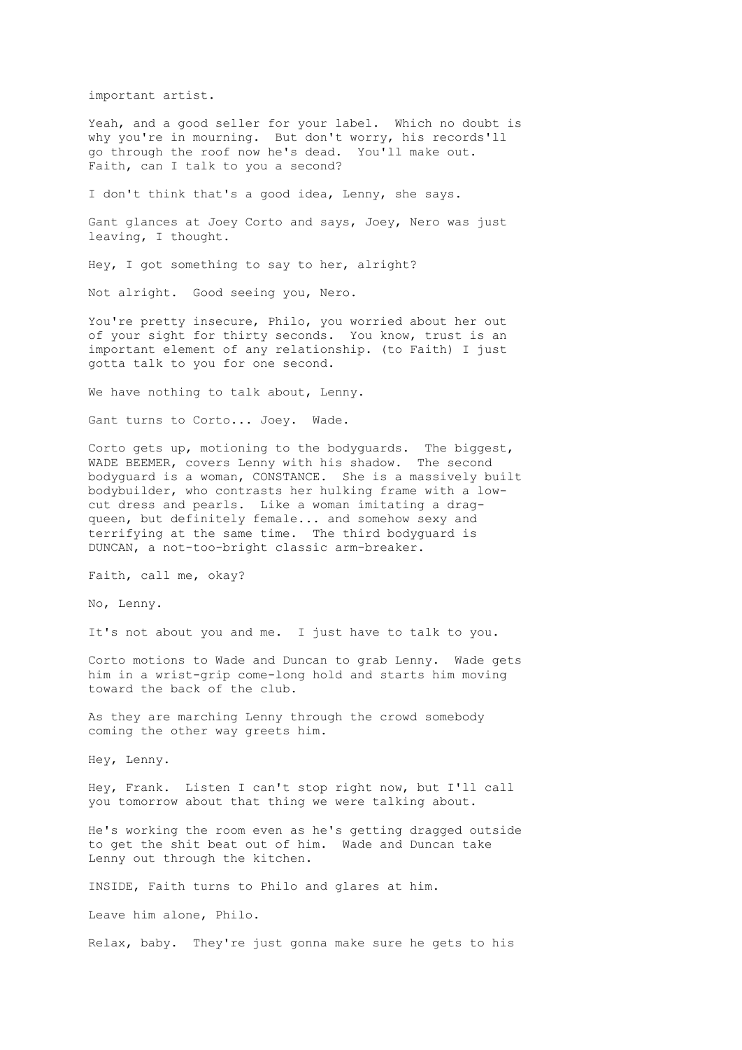important artist.

Yeah, and a good seller for your label. Which no doubt is why you're in mourning. But don't worry, his records'll go through the roof now he's dead. You'll make out. Faith, can I talk to you a second?

I don't think that's a good idea, Lenny, she says.

Gant glances at Joey Corto and says, Joey, Nero was just leaving, I thought.

Hey, I got something to say to her, alright?

Not alright. Good seeing you, Nero.

You're pretty insecure, Philo, you worried about her out of your sight for thirty seconds. You know, trust is an important element of any relationship. (to Faith) I just gotta talk to you for one second.

We have nothing to talk about, Lenny.

Gant turns to Corto... Joey. Wade.

Corto gets up, motioning to the bodyguards. The biggest, WADE BEEMER, covers Lenny with his shadow. The second bodyguard is a woman, CONSTANCE. She is a massively built bodybuilder, who contrasts her hulking frame with a low-cut dress and pearls. Like a woman imitating a drag-queen, but definitely female... and somehow sexy and terrifying at the same time. The third bodyguard is DUNCAN, a not-too-bright classic arm-breaker.

Faith, call me, okay?

No, Lenny.

It's not about you and me. I just have to talk to you.

Corto motions to Wade and Duncan to grab Lenny. Wade gets him in a wrist-grip come-long hold and starts him moving toward the back of the club.

As they are marching Lenny through the crowd somebody coming the other way greets him.

Hey, Lenny.

Hey, Frank. Listen I can't stop right now, but I'll call you tomorrow about that thing we were talking about.

He's working the room even as he's getting dragged outside to get the shit beat out of him. Wade and Duncan take Lenny out through the kitchen.

INSIDE, Faith turns to Philo and glares at him.

Leave him alone, Philo.

Relax, baby. They're just gonna make sure he gets to his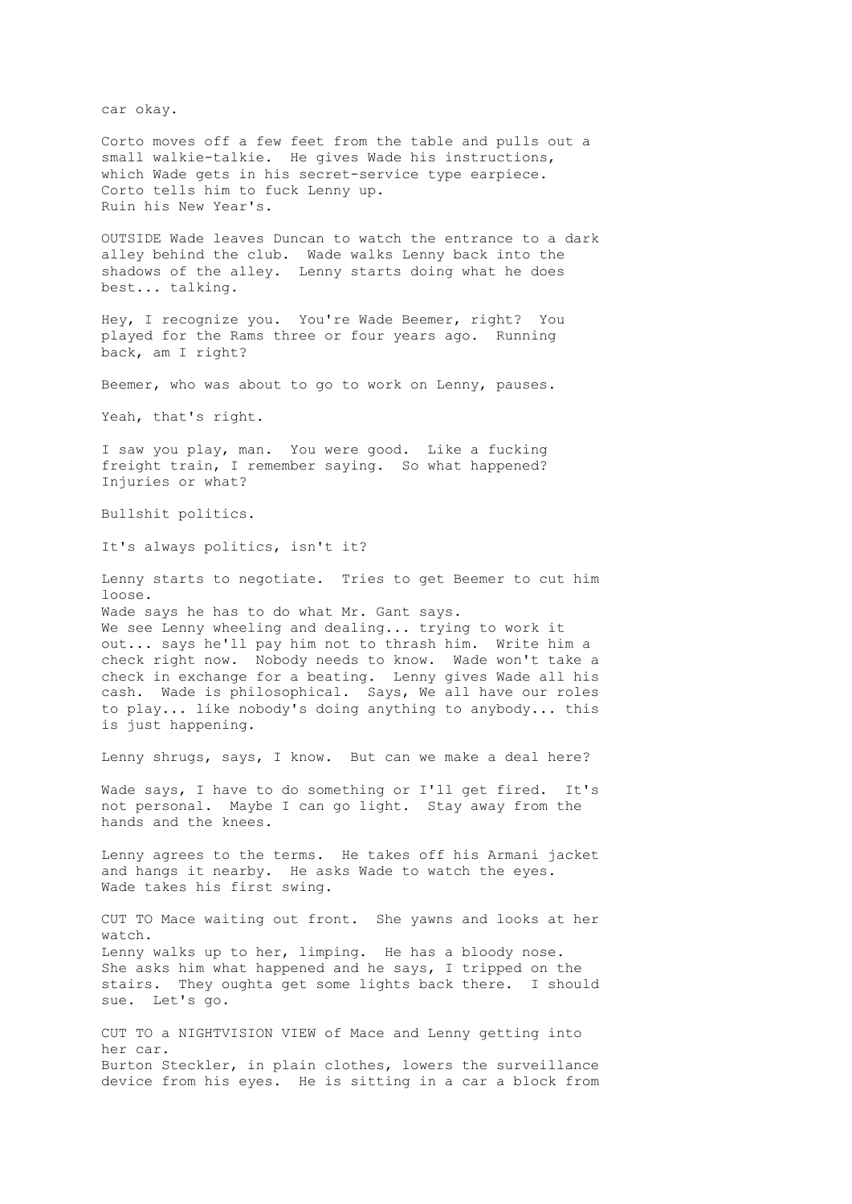car okay.

Corto moves off a few feet from the table and pulls out a small walkie-talkie. He gives Wade his instructions, which Wade gets in his secret-service type earpiece. Corto tells him to fuck Lenny up.
Ruin his New Year's.

OUTSIDE Wade leaves Duncan to watch the entrance to a dark alley behind the club. Wade walks Lenny back into the shadows of the alley. Lenny starts doing what he does best... talking.

Hey, I recognize you. You're Wade Beemer, right? You played for the Rams three or four years ago. Running back, am I right?

Beemer, who was about to go to work on Lenny, pauses.

Yeah, that's right.

I saw you play, man. You were good. Like a fucking freight train, I remember saying. So what happened? Injuries or what?

Bullshit politics.

It's always politics, isn't it?

Lenny starts to negotiate. Tries to get Beemer to cut him loose.
Wade says he has to do what Mr. Gant says.
We see Lenny wheeling and dealing... trying to work it out... says he'll pay him not to thrash him. Write him a check right now. Nobody needs to know. Wade won't take a check in exchange for a beating. Lenny gives Wade all his cash. Wade is philosophical. Says, We all have our roles to play... like nobody's doing anything to anybody... this is just happening.

Lenny shrugs, says, I know. But can we make a deal here?

Wade says, I have to do something or I'll get fired. It's not personal. Maybe I can go light. Stay away from the hands and the knees.

Lenny agrees to the terms. He takes off his Armani jacket and hangs it nearby. He asks Wade to watch the eyes.
Wade takes his first swing.

CUT TO Mace waiting out front. She yawns and looks at her watch.
Lenny walks up to her, limping. He has a bloody nose.
She asks him what happened and he says, I tripped on the stairs. They oughta get some lights back there. I should sue. Let's go.

CUT TO a NIGHTVISION VIEW of Mace and Lenny getting into her car.
Burton Steckler, in plain clothes, lowers the surveillance device from his eyes. He is sitting in a car a block from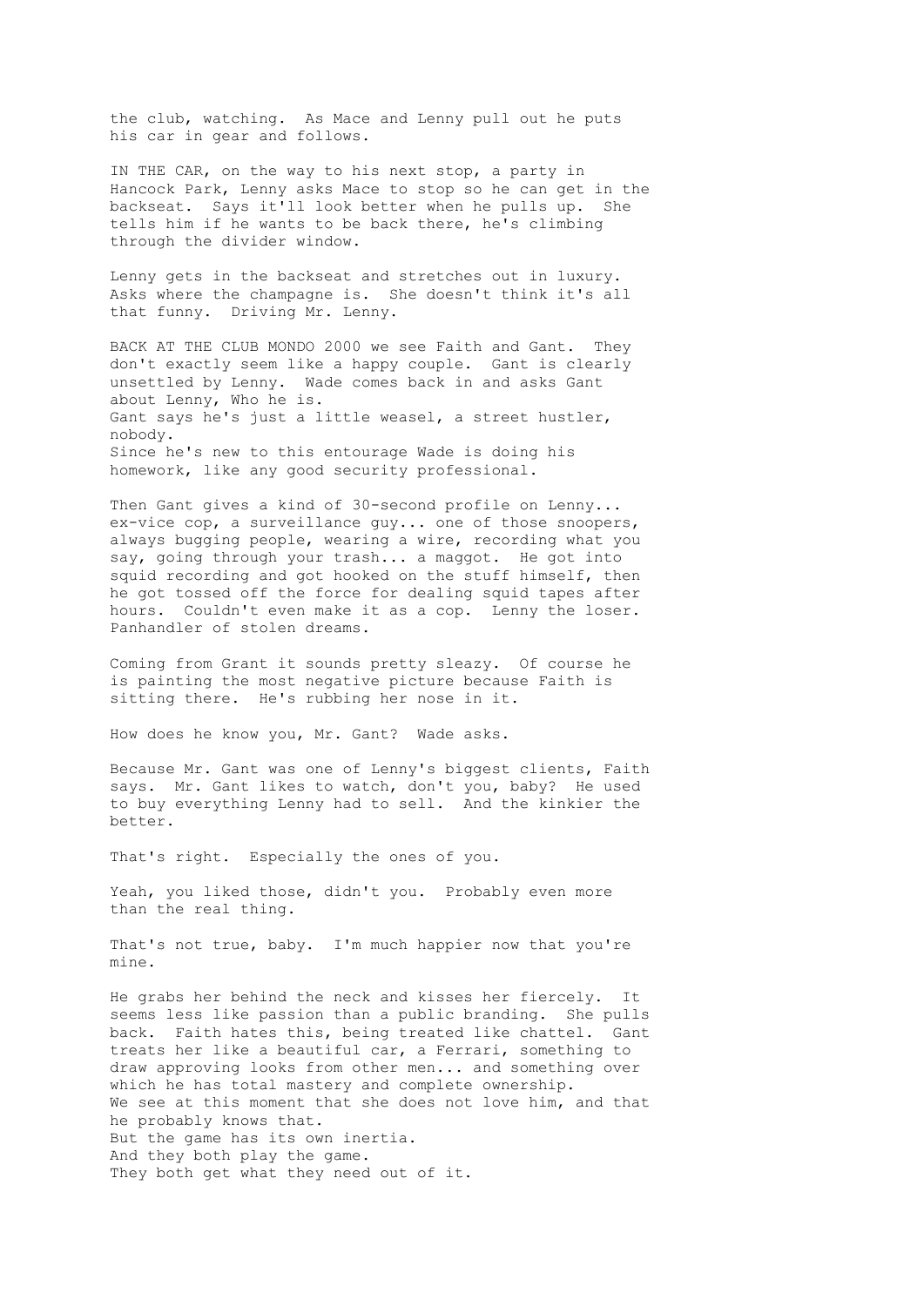the club, watching. As Mace and Lenny pull out he puts his car in gear and follows.

IN THE CAR, on the way to his next stop, a party in Hancock Park, Lenny asks Mace to stop so he can get in the backseat. Says it'll look better when he pulls up. She tells him if he wants to be back there, he's climbing through the divider window.

Lenny gets in the backseat and stretches out in luxury. Asks where the champagne is. She doesn't think it's all that funny. Driving Mr. Lenny.

BACK AT THE CLUB MONDO 2000 we see Faith and Gant. They don't exactly seem like a happy couple. Gant is clearly unsettled by Lenny. Wade comes back in and asks Gant about Lenny, Who he is.
Gant says he's just a little weasel, a street hustler, nobody.
Since he's new to this entourage Wade is doing his homework, like any good security professional.

Then Gant gives a kind of 30-second profile on Lenny... ex-vice cop, a surveillance guy... one of those snoopers, always bugging people, wearing a wire, recording what you say, going through your trash... a maggot. He got into squid recording and got hooked on the stuff himself, then he got tossed off the force for dealing squid tapes after hours. Couldn't even make it as a cop. Lenny the loser. Panhandler of stolen dreams.

Coming from Grant it sounds pretty sleazy. Of course he is painting the most negative picture because Faith is sitting there. He's rubbing her nose in it.

How does he know you, Mr. Gant? Wade asks.

Because Mr. Gant was one of Lenny's biggest clients, Faith says. Mr. Gant likes to watch, don't you, baby? He used to buy everything Lenny had to sell. And the kinkier the better.

That's right. Especially the ones of you.

Yeah, you liked those, didn't you. Probably even more than the real thing.

That's not true, baby. I'm much happier now that you're mine.

He grabs her behind the neck and kisses her fiercely. It seems less like passion than a public branding. She pulls back. Faith hates this, being treated like chattel. Gant treats her like a beautiful car, a Ferrari, something to draw approving looks from other men... and something over which he has total mastery and complete ownership.
We see at this moment that she does not love him, and that he probably knows that.
But the game has its own inertia.
And they both play the game.
They both get what they need out of it.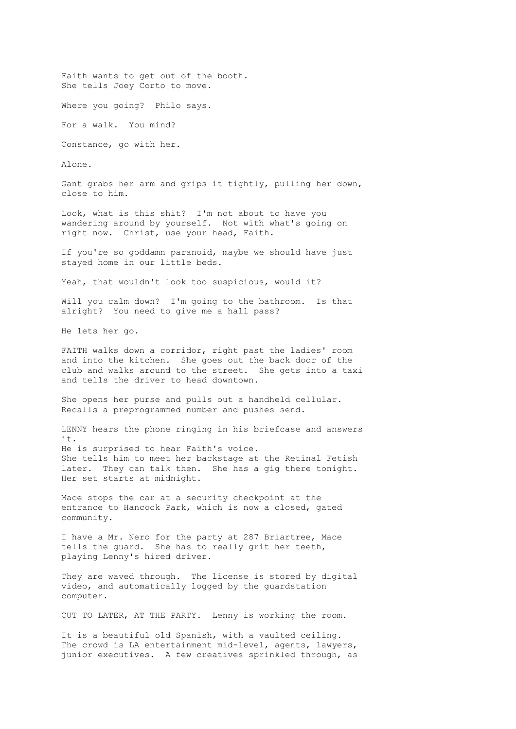Faith wants to get out of the booth.
She tells Joey Corto to move.

Where you going? Philo says.

For a walk. You mind?

Constance, go with her.

Alone.

Gant grabs her arm and grips it tightly, pulling her down, close to him.

Look, what is this shit? I'm not about to have you wandering around by yourself. Not with what's going on right now. Christ, use your head, Faith.

If you're so goddamn paranoid, maybe we should have just stayed home in our little beds.

Yeah, that wouldn't look too suspicious, would it?

Will you calm down? I'm going to the bathroom. Is that alright? You need to give me a hall pass?

He lets her go.

FAITH walks down a corridor, right past the ladies' room and into the kitchen. She goes out the back door of the club and walks around to the street. She gets into a taxi and tells the driver to head downtown.

She opens her purse and pulls out a handheld cellular. Recalls a preprogrammed number and pushes send.

LENNY hears the phone ringing in his briefcase and answers it.
He is surprised to hear Faith's voice.
She tells him to meet her backstage at the Retinal Fetish later. They can talk then. She has a gig there tonight. Her set starts at midnight.

Mace stops the car at a security checkpoint at the entrance to Hancock Park, which is now a closed, gated community.

I have a Mr. Nero for the party at 287 Briartree, Mace tells the guard. She has to really grit her teeth, playing Lenny's hired driver.

They are waved through. The license is stored by digital video, and automatically logged by the guardstation computer.

CUT TO LATER, AT THE PARTY. Lenny is working the room.

It is a beautiful old Spanish, with a vaulted ceiling. The crowd is LA entertainment mid-level, agents, lawyers, junior executives. A few creatives sprinkled through, as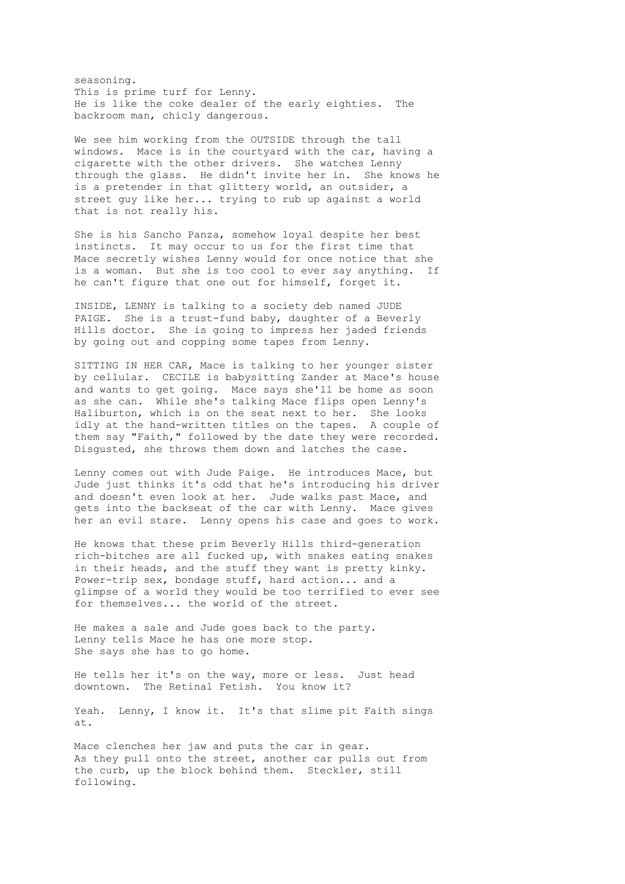seasoning.
This is prime turf for Lenny.
He is like the coke dealer of the early eighties. The backroom man, chicly dangerous.

We see him working from the OUTSIDE through the tall windows. Mace is in the courtyard with the car, having a cigarette with the other drivers. She watches Lenny through the glass. He didn't invite her in. She knows he is a pretender in that glittery world, an outsider, a street guy like her... trying to rub up against a world that is not really his.

She is his Sancho Panza, somehow loyal despite her best instincts. It may occur to us for the first time that Mace secretly wishes Lenny would for once notice that she is a woman. But she is too cool to ever say anything. If he can't figure that one out for himself, forget it.

INSIDE, LENNY is talking to a society deb named JUDE PAIGE. She is a trust-fund baby, daughter of a Beverly Hills doctor. She is going to impress her jaded friends by going out and copping some tapes from Lenny.

SITTING IN HER CAR, Mace is talking to her younger sister by cellular. CECILE is babysitting Zander at Mace's house and wants to get going. Mace says she'll be home as soon as she can. While she's talking Mace flips open Lenny's Haliburton, which is on the seat next to her. She looks idly at the hand-written titles on the tapes. A couple of them say "Faith," followed by the date they were recorded. Disgusted, she throws them down and latches the case.

Lenny comes out with Jude Paige. He introduces Mace, but Jude just thinks it's odd that he's introducing his driver and doesn't even look at her. Jude walks past Mace, and gets into the backseat of the car with Lenny. Mace gives her an evil stare. Lenny opens his case and goes to work.

He knows that these prim Beverly Hills third-generation rich-bitches are all fucked up, with snakes eating snakes in their heads, and the stuff they want is pretty kinky. Power-trip sex, bondage stuff, hard action... and a glimpse of a world they would be too terrified to ever see for themselves... the world of the street.

He makes a sale and Jude goes back to the party.
Lenny tells Mace he has one more stop.
She says she has to go home.

He tells her it's on the way, more or less. Just head downtown. The Retinal Fetish. You know it?

Yeah. Lenny, I know it. It's that slime pit Faith sings at.

Mace clenches her jaw and puts the car in gear.
As they pull onto the street, another car pulls out from the curb, up the block behind them. Steckler, still following.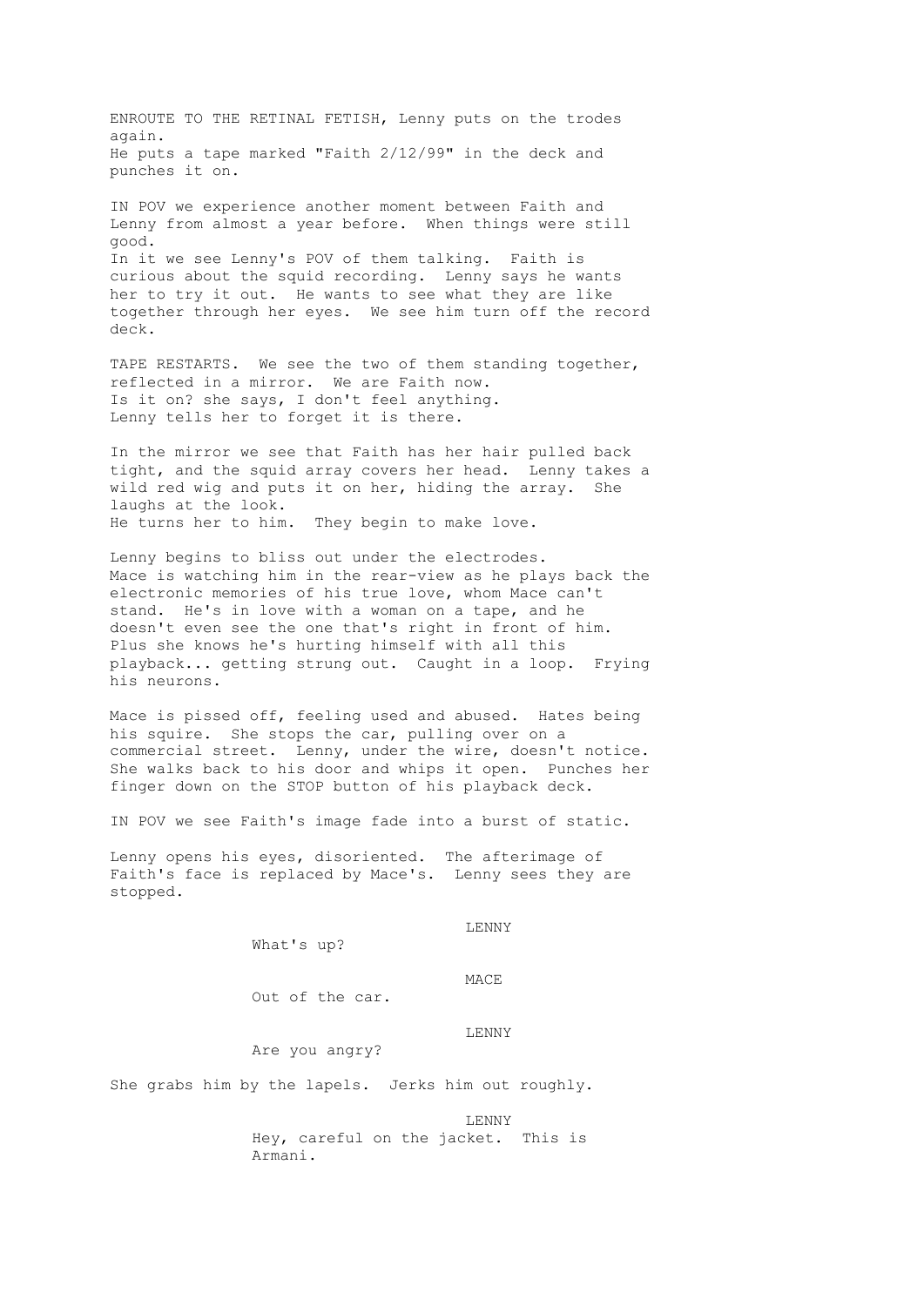ENROUTE TO THE RETINAL FETISH, Lenny puts on the trodes again.
He puts a tape marked "Faith 2/12/99" in the deck and punches it on.

IN POV we experience another moment between Faith and Lenny from almost a year before. When things were still good.
In it we see Lenny's POV of them talking. Faith is curious about the squid recording. Lenny says he wants her to try it out. He wants to see what they are like together through her eyes. We see him turn off the record deck.

TAPE RESTARTS. We see the two of them standing together, reflected in a mirror. We are Faith now.
Is it on? she says, I don't feel anything.
Lenny tells her to forget it is there.

In the mirror we see that Faith has her hair pulled back tight, and the squid array covers her head. Lenny takes a wild red wig and puts it on her, hiding the array. She laughs at the look.
He turns her to him. They begin to make love.

Lenny begins to bliss out under the electrodes.
Mace is watching him in the rear-view as he plays back the electronic memories of his true love, whom Mace can't stand. He's in love with a woman on a tape, and he doesn't even see the one that's right in front of him. Plus she knows he's hurting himself with all this playback... getting strung out. Caught in a loop. Frying his neurons.

Mace is pissed off, feeling used and abused. Hates being his squire. She stops the car, pulling over on a commercial street. Lenny, under the wire, doesn't notice. She walks back to his door and whips it open. Punches her finger down on the STOP button of his playback deck.

IN POV we see Faith's image fade into a burst of static.

Lenny opens his eyes, disoriented. The afterimage of Faith's face is replaced by Mace's. Lenny sees they are stopped.

LENNY
What's up?

MACE
Out of the car.

LENNY
Are you angry?

She grabs him by the lapels. Jerks him out roughly.

LENNY
Hey, careful on the jacket. This is Armani.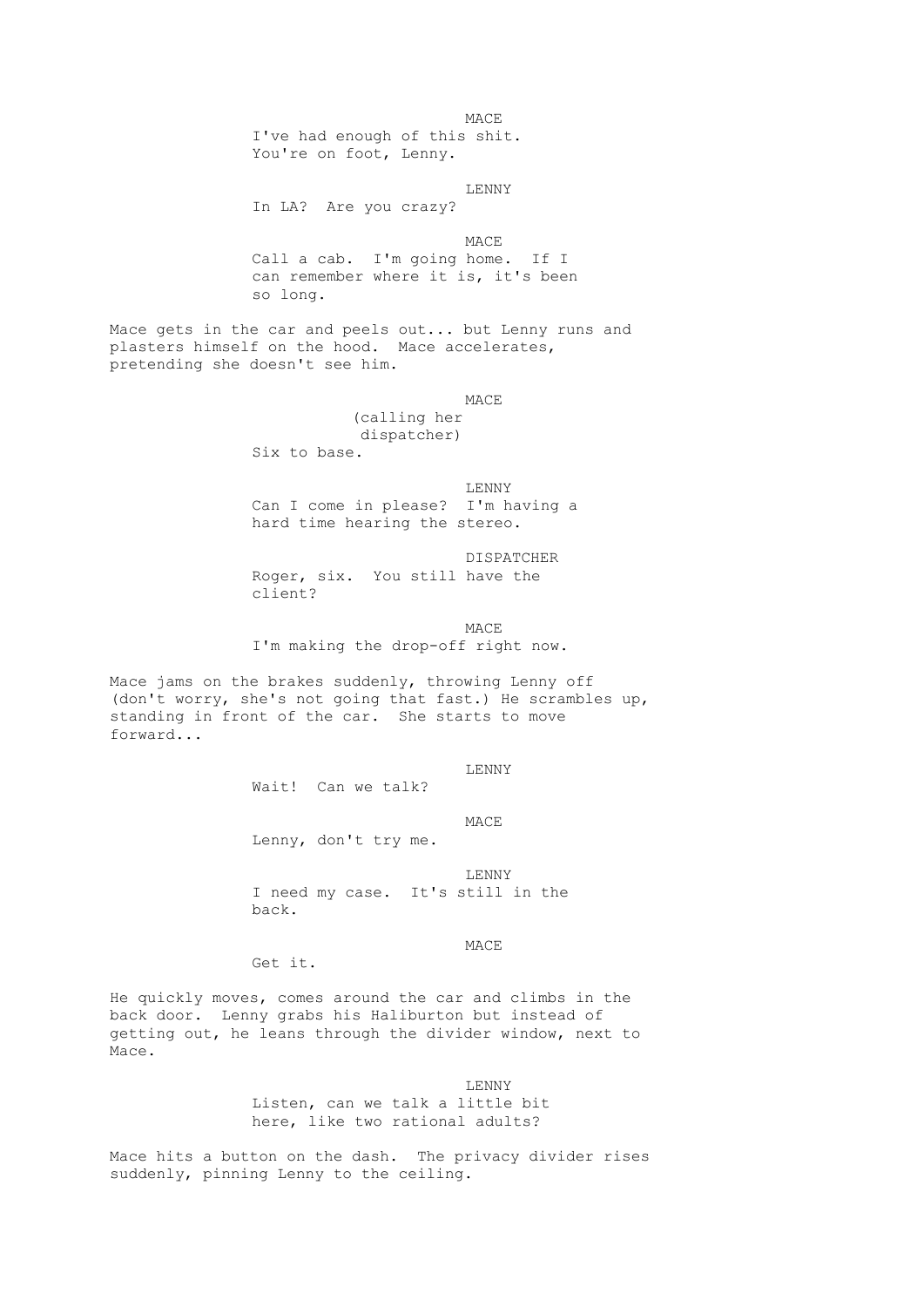MACE

I've had enough of this shit. You're on foot, Lenny.

LENNY

In LA? Are you crazy?

MACE

Call a cab. I'm going home. If I can remember where it is, it's been so long.

Mace gets in the car and peels out... but Lenny runs and plasters himself on the hood. Mace accelerates, pretending she doesn't see him.

MACE

(calling her dispatcher)

Six to base.

LENNY

Can I come in please? I'm having a hard time hearing the stereo.

DISPATCHER

Roger, six. You still have the client?

MACE

I'm making the drop-off right now.

Mace jams on the brakes suddenly, throwing Lenny off (don't worry, she's not going that fast.) He scrambles up, standing in front of the car. She starts to move forward...

LENNY

Wait! Can we talk?

MACE

Lenny, don't try me.

LENNY

I need my case. It's still in the back.

MACE

Get it.

He quickly moves, comes around the car and climbs in the back door. Lenny grabs his Haliburton but instead of getting out, he leans through the divider window, next to Mace.

LENNY

Listen, can we talk a little bit here, like two rational adults?

Mace hits a button on the dash. The privacy divider rises suddenly, pinning Lenny to the ceiling.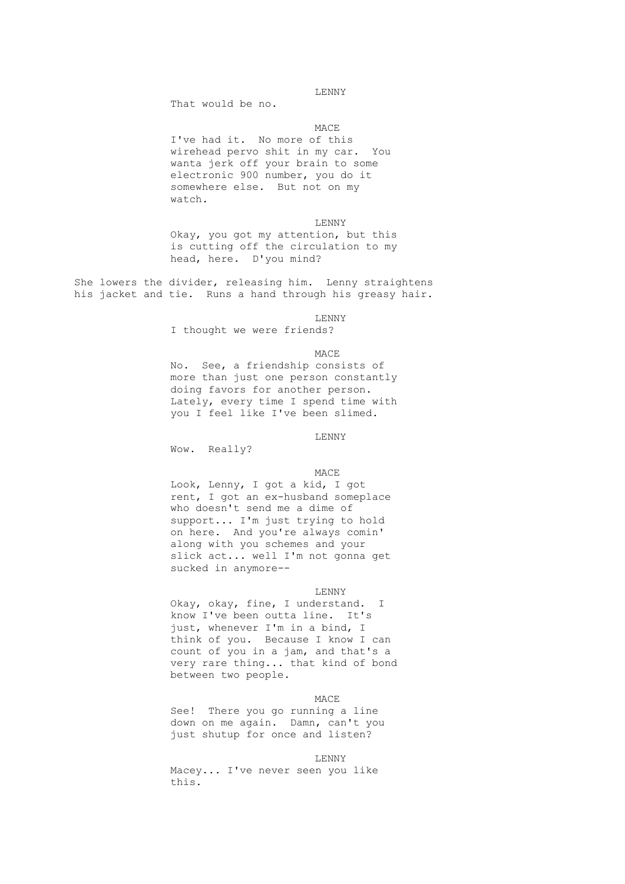LENNY

That would be no.

MACE

I've had it. No more of this wirehead pervo shit in my car. You wanta jerk off your brain to some electronic 900 number, you do it somewhere else. But not on my watch.

LENNY

Okay, you got my attention, but this is cutting off the circulation to my head, here. D'you mind?

She lowers the divider, releasing him. Lenny straightens his jacket and tie. Runs a hand through his greasy hair.

LENNY

I thought we were friends?

MACE

No. See, a friendship consists of more than just one person constantly doing favors for another person. Lately, every time I spend time with you I feel like I've been slimed.

LENNY

Wow. Really?

MACE

Look, Lenny, I got a kid, I got rent, I got an ex-husband someplace who doesn't send me a dime of support... I'm just trying to hold on here. And you're always comin' along with you schemes and your slick act... well I'm not gonna get sucked in anymore--

LENNY

Okay, okay, fine, I understand. I know I've been outta line. It's just, whenever I'm in a bind, I think of you. Because I know I can count of you in a jam, and that's a very rare thing... that kind of bond between two people.

MACE

See! There you go running a line down on me again. Damn, can't you just shutup for once and listen?

LENNY

Macey... I've never seen you like this.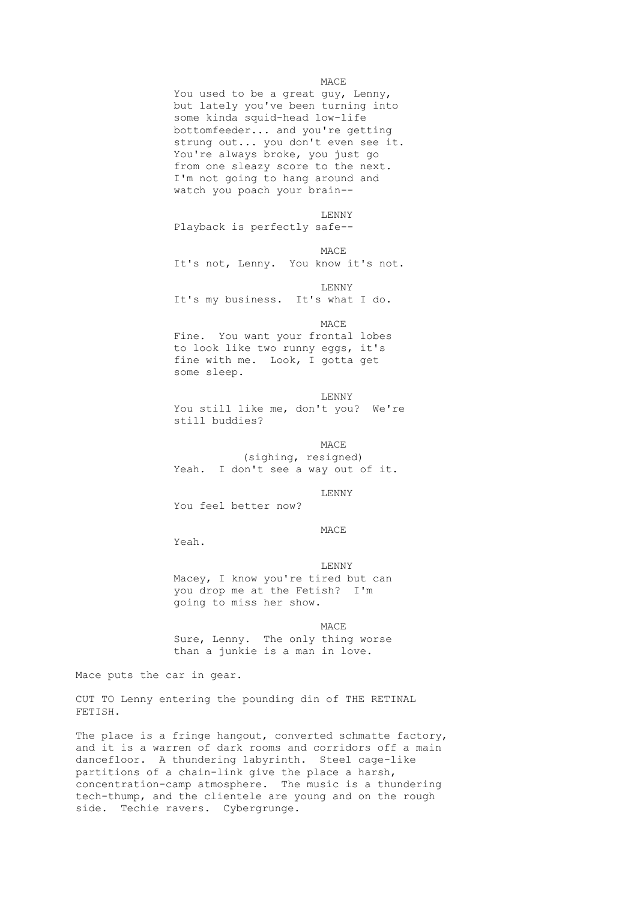MACE

You used to be a great guy, Lenny, but lately you've been turning into some kinda squid-head low-life bottomfeeder... and you're getting strung out... you don't even see it. You're always broke, you just go from one sleazy score to the next. I'm not going to hang around and watch you poach your brain--

LENNY

Playback is perfectly safe--

MACE

It's not, Lenny. You know it's not.

LENNY

It's my business. It's what I do.

MACE

Fine. You want your frontal lobes to look like two runny eggs, it's fine with me. Look, I gotta get some sleep.

LENNY

You still like me, don't you? We're still buddies?

MACE

(sighing, resigned)

Yeah. I don't see a way out of it.

LENNY

You feel better now?

MACE

Yeah.

LENNY

Macey, I know you're tired but can you drop me at the Fetish? I'm going to miss her show.

MACE

Sure, Lenny. The only thing worse than a junkie is a man in love.

Mace puts the car in gear.

CUT TO Lenny entering the pounding din of THE RETINAL FETISH.

The place is a fringe hangout, converted schmatte factory, and it is a warren of dark rooms and corridors off a main dancefloor. A thundering labyrinth. Steel cage-like partitions of a chain-link give the place a harsh, concentration-camp atmosphere. The music is a thundering tech-thump, and the clientele are young and on the rough side. Techie ravers. Cybergrunge.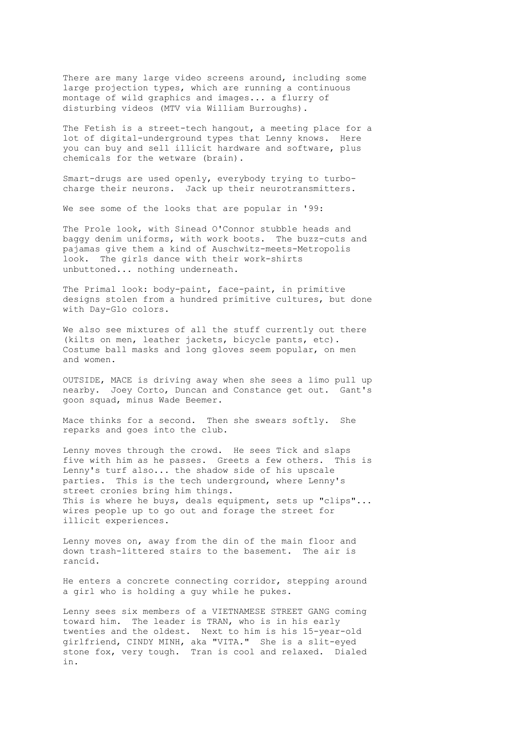There are many large video screens around, including some large projection types, which are running a continuous montage of wild graphics and images... a flurry of disturbing videos (MTV via William Burroughs).

The Fetish is a street-tech hangout, a meeting place for a lot of digital-underground types that Lenny knows. Here you can buy and sell illicit hardware and software, plus chemicals for the wetware (brain).

Smart-drugs are used openly, everybody trying to turbo-charge their neurons. Jack up their neurotransmitters.

We see some of the looks that are popular in '99:

The Prole look, with Sinead O'Connor stubble heads and baggy denim uniforms, with work boots. The buzz-cuts and pajamas give them a kind of Auschwitz-meets-Metropolis look. The girls dance with their work-shirts unbuttoned... nothing underneath.

The Primal look: body-paint, face-paint, in primitive designs stolen from a hundred primitive cultures, but done with Day-Glo colors.

We also see mixtures of all the stuff currently out there (kilts on men, leather jackets, bicycle pants, etc). Costume ball masks and long gloves seem popular, on men and women.

OUTSIDE, MACE is driving away when she sees a limo pull up nearby. Joey Corto, Duncan and Constance get out. Gant's goon squad, minus Wade Beemer.

Mace thinks for a second. Then she swears softly. She reparks and goes into the club.

Lenny moves through the crowd. He sees Tick and slaps five with him as he passes. Greets a few others. This is Lenny's turf also... the shadow side of his upscale parties. This is the tech underground, where Lenny's street cronies bring him things.
This is where he buys, deals equipment, sets up "clips"... wires people up to go out and forage the street for illicit experiences.

Lenny moves on, away from the din of the main floor and down trash-littered stairs to the basement. The air is rancid.

He enters a concrete connecting corridor, stepping around a girl who is holding a guy while he pukes.

Lenny sees six members of a VIETNAMESE STREET GANG coming toward him. The leader is TRAN, who is in his early twenties and the oldest. Next to him is his 15-year-old girlfriend, CINDY MINH, aka "VITA." She is a slit-eyed stone fox, very tough. Tran is cool and relaxed. Dialed in.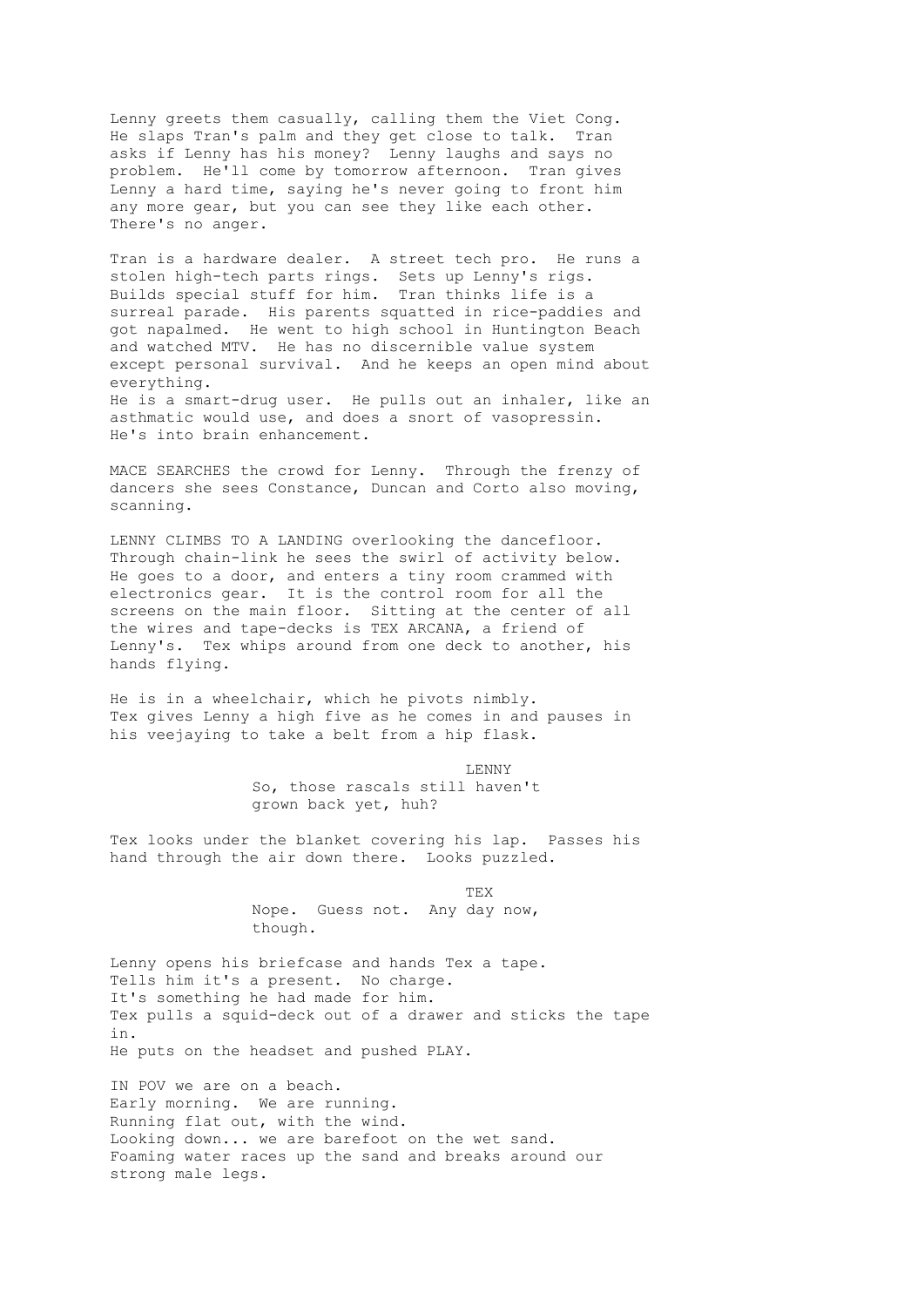Lenny greets them casually, calling them the Viet Cong. He slaps Tran's palm and they get close to talk. Tran asks if Lenny has his money? Lenny laughs and says no problem. He'll come by tomorrow afternoon. Tran gives Lenny a hard time, saying he's never going to front him any more gear, but you can see they like each other. There's no anger.

Tran is a hardware dealer. A street tech pro. He runs a stolen high-tech parts rings. Sets up Lenny's rigs. Builds special stuff for him. Tran thinks life is a surreal parade. His parents squatted in rice-paddies and got napalmed. He went to high school in Huntington Beach and watched MTV. He has no discernible value system except personal survival. And he keeps an open mind about everything.
He is a smart-drug user. He pulls out an inhaler, like an asthmatic would use, and does a snort of vasopressin. He's into brain enhancement.

MACE SEARCHES the crowd for Lenny. Through the frenzy of dancers she sees Constance, Duncan and Corto also moving, scanning.

LENNY CLIMBS TO A LANDING overlooking the dancefloor. Through chain-link he sees the swirl of activity below. He goes to a door, and enters a tiny room crammed with electronics gear. It is the control room for all the screens on the main floor. Sitting at the center of all the wires and tape-decks is TEX ARCANA, a friend of Lenny's. Tex whips around from one deck to another, his hands flying.

He is in a wheelchair, which he pivots nimbly. Tex gives Lenny a high five as he comes in and pauses in his veejaying to take a belt from a hip flask.

LENNY
So, those rascals still haven't grown back yet, huh?

Tex looks under the blanket covering his lap. Passes his hand through the air down there. Looks puzzled.

TEX
Nope. Guess not. Any day now, though.

Lenny opens his briefcase and hands Tex a tape.
Tells him it's a present. No charge.
It's something he had made for him.
Tex pulls a squid-deck out of a drawer and sticks the tape in.
He puts on the headset and pushed PLAY.

IN POV we are on a beach.
Early morning. We are running.
Running flat out, with the wind.
Looking down... we are barefoot on the wet sand.
Foaming water races up the sand and breaks around our strong male legs.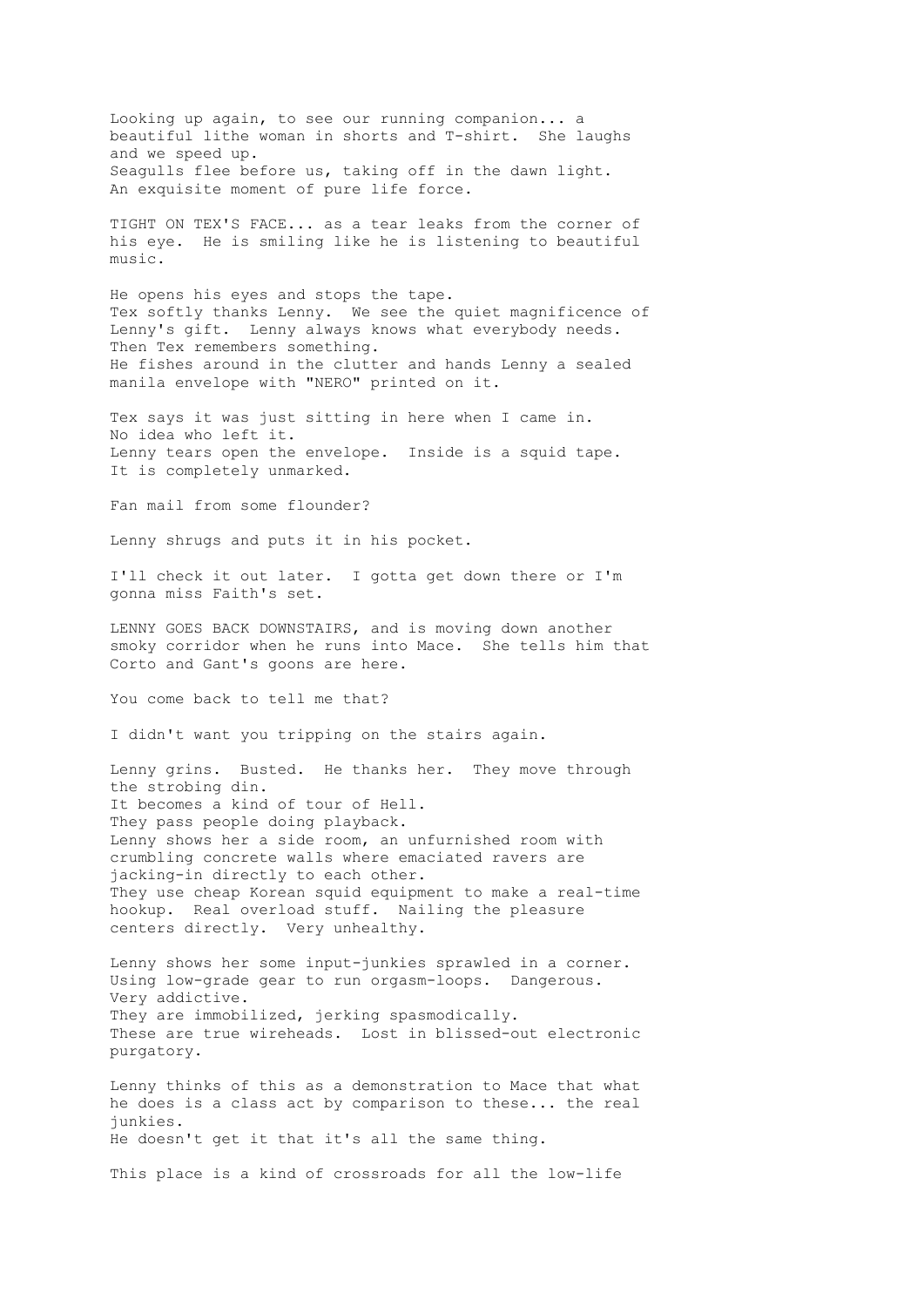Looking up again, to see our running companion... a beautiful lithe woman in shorts and T-shirt. She laughs and we speed up.
Seagulls flee before us, taking off in the dawn light.
An exquisite moment of pure life force.

TIGHT ON TEX'S FACE... as a tear leaks from the corner of his eye. He is smiling like he is listening to beautiful music.

He opens his eyes and stops the tape.
Tex softly thanks Lenny. We see the quiet magnificence of Lenny's gift. Lenny always knows what everybody needs.
Then Tex remembers something.
He fishes around in the clutter and hands Lenny a sealed manila envelope with "NERO" printed on it.

Tex says it was just sitting in here when I came in.
No idea who left it.
Lenny tears open the envelope. Inside is a squid tape.
It is completely unmarked.

Fan mail from some flounder?

Lenny shrugs and puts it in his pocket.

I'll check it out later. I gotta get down there or I'm gonna miss Faith's set.

LENNY GOES BACK DOWNSTAIRS, and is moving down another smoky corridor when he runs into Mace. She tells him that Corto and Gant's goons are here.

You come back to tell me that?

I didn't want you tripping on the stairs again.

Lenny grins. Busted. He thanks her. They move through the strobing din.
It becomes a kind of tour of Hell.
They pass people doing playback.
Lenny shows her a side room, an unfurnished room with crumbling concrete walls where emaciated ravers are jacking-in directly to each other.
They use cheap Korean squid equipment to make a real-time hookup. Real overload stuff. Nailing the pleasure centers directly. Very unhealthy.

Lenny shows her some input-junkies sprawled in a corner.
Using low-grade gear to run orgasm-loops. Dangerous.
Very addictive.
They are immobilized, jerking spasmodically.
These are true wireheads. Lost in blissed-out electronic purgatory.

Lenny thinks of this as a demonstration to Mace that what he does is a class act by comparison to these... the real junkies.
He doesn't get it that it's all the same thing.

This place is a kind of crossroads for all the low-life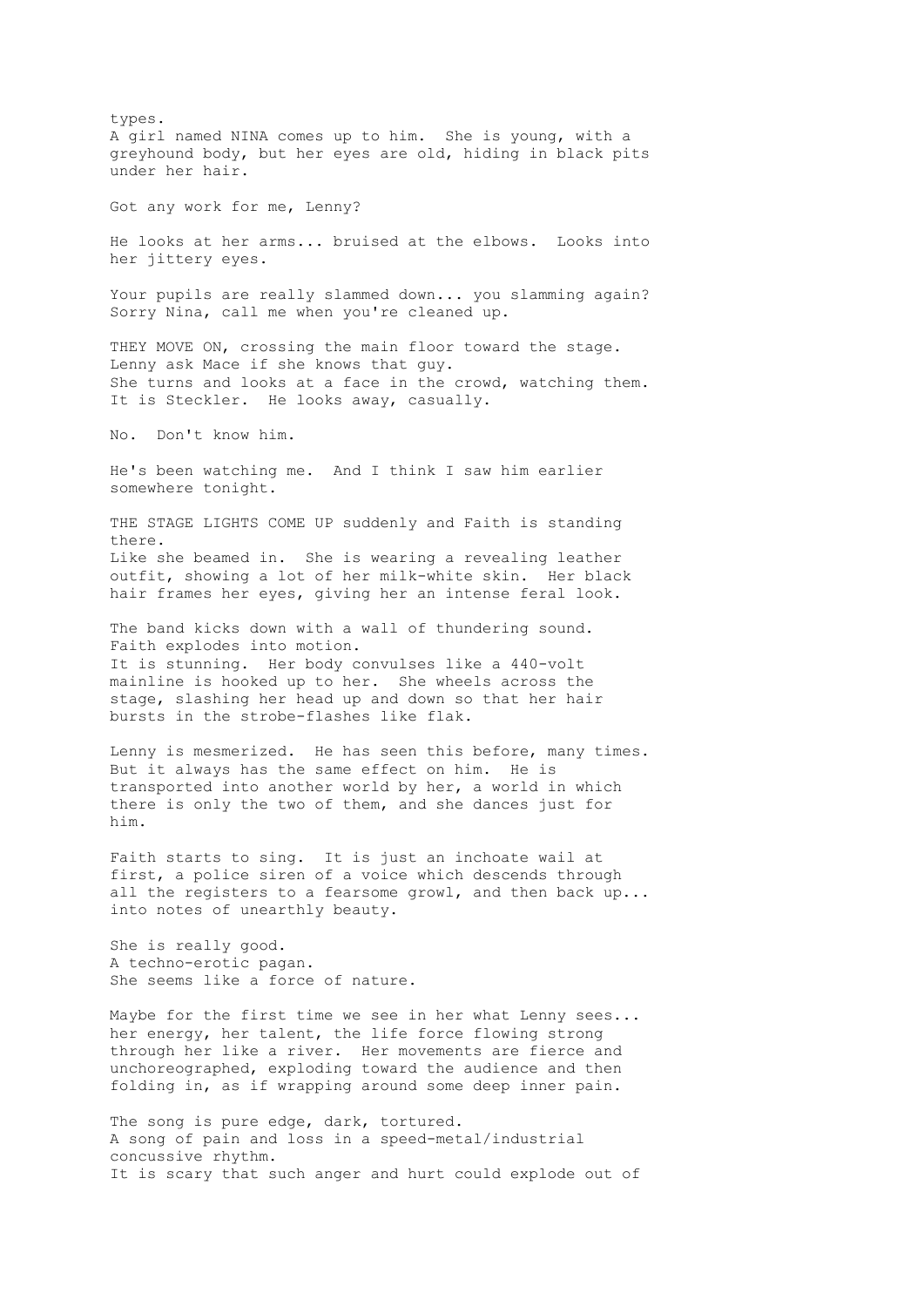types.
A girl named NINA comes up to him. She is young, with a greyhound body, but her eyes are old, hiding in black pits under her hair.

Got any work for me, Lenny?

He looks at her arms... bruised at the elbows. Looks into her jittery eyes.

Your pupils are really slammed down... you slamming again? Sorry Nina, call me when you're cleaned up.

THEY MOVE ON, crossing the main floor toward the stage.
Lenny ask Mace if she knows that guy.
She turns and looks at a face in the crowd, watching them. It is Steckler. He looks away, casually.

No. Don't know him.

He's been watching me. And I think I saw him earlier somewhere tonight.

THE STAGE LIGHTS COME UP suddenly and Faith is standing there.
Like she beamed in. She is wearing a revealing leather outfit, showing a lot of her milk-white skin. Her black hair frames her eyes, giving her an intense feral look.

The band kicks down with a wall of thundering sound.
Faith explodes into motion.
It is stunning. Her body convulses like a 440-volt mainline is hooked up to her. She wheels across the stage, slashing her head up and down so that her hair bursts in the strobe-flashes like flak.

Lenny is mesmerized. He has seen this before, many times. But it always has the same effect on him. He is transported into another world by her, a world in which there is only the two of them, and she dances just for him.

Faith starts to sing. It is just an inchoate wail at first, a police siren of a voice which descends through all the registers to a fearsome growl, and then back up... into notes of unearthly beauty.

She is really good.
A techno-erotic pagan.
She seems like a force of nature.

Maybe for the first time we see in her what Lenny sees... her energy, her talent, the life force flowing strong through her like a river. Her movements are fierce and unchoreographed, exploding toward the audience and then folding in, as if wrapping around some deep inner pain.

The song is pure edge, dark, tortured.
A song of pain and loss in a speed-metal/industrial concussive rhythm.
It is scary that such anger and hurt could explode out of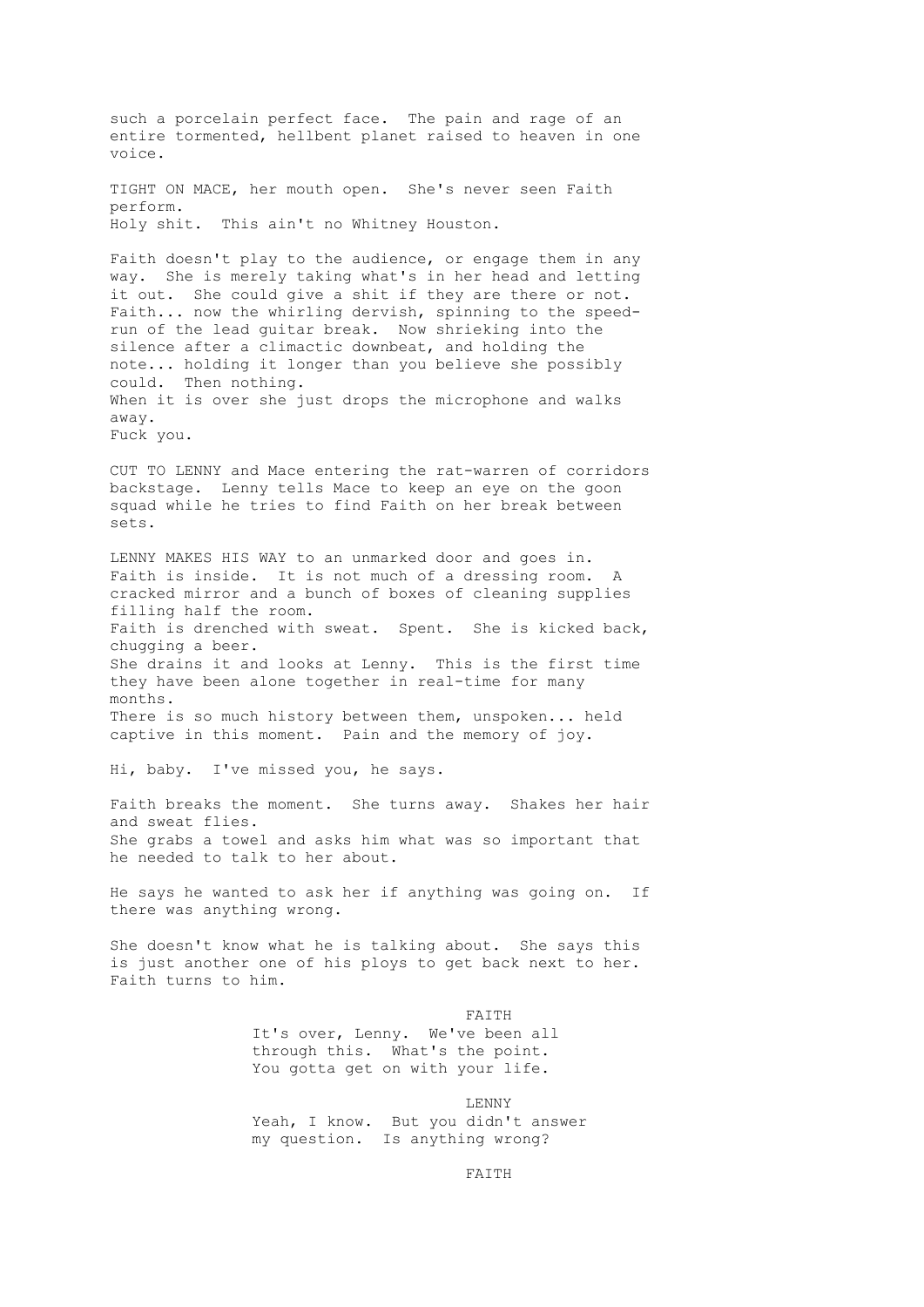such a porcelain perfect face. The pain and rage of an entire tormented, hellbent planet raised to heaven in one voice.

TIGHT ON MACE, her mouth open. She's never seen Faith perform.
Holy shit. This ain't no Whitney Houston.

Faith doesn't play to the audience, or engage them in any way. She is merely taking what's in her head and letting it out. She could give a shit if they are there or not.
Faith... now the whirling dervish, spinning to the speed-run of the lead guitar break. Now shrieking into the silence after a climactic downbeat, and holding the note... holding it longer than you believe she possibly could. Then nothing.
When it is over she just drops the microphone and walks away.
Fuck you.

CUT TO LENNY and Mace entering the rat-warren of corridors backstage. Lenny tells Mace to keep an eye on the goon squad while he tries to find Faith on her break between sets.

LENNY MAKES HIS WAY to an unmarked door and goes in.
Faith is inside. It is not much of a dressing room. A cracked mirror and a bunch of boxes of cleaning supplies filling half the room.
Faith is drenched with sweat. Spent. She is kicked back, chugging a beer.
She drains it and looks at Lenny. This is the first time they have been alone together in real-time for many months.
There is so much history between them, unspoken... held captive in this moment. Pain and the memory of joy.

Hi, baby. I've missed you, he says.

Faith breaks the moment. She turns away. Shakes her hair and sweat flies.
She grabs a towel and asks him what was so important that he needed to talk to her about.

He says he wanted to ask her if anything was going on. If there was anything wrong.

She doesn't know what he is talking about. She says this is just another one of his ploys to get back next to her.
Faith turns to him.

FAITH
It's over, Lenny. We've been all through this. What's the point. You gotta get on with your life.

LENNY
Yeah, I know. But you didn't answer my question. Is anything wrong?

FAITH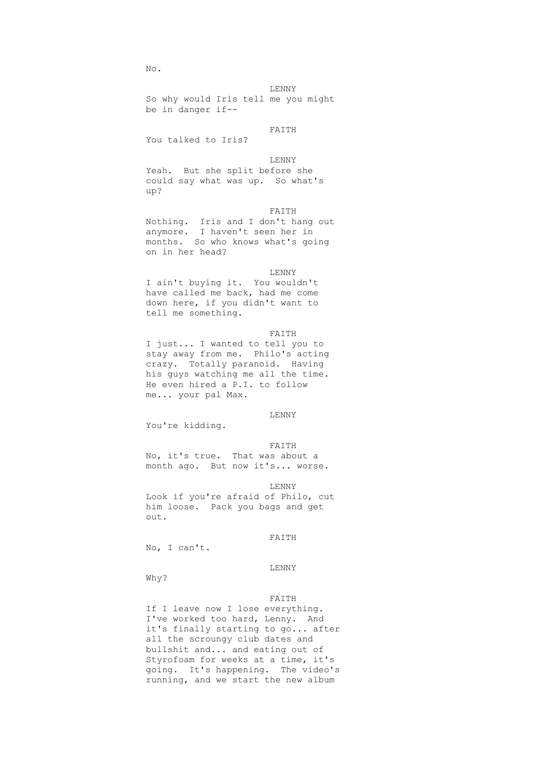No.

LENNY

So why would Iris tell me you might be in danger if--

FAITH

You talked to Iris?

LENNY

Yeah. But she split before she could say what was up. So what's up?

FAITH

Nothing. Iris and I don't hang out anymore. I haven't seen her in months. So who knows what's going on in her head?

LENNY

I ain't buying it. You wouldn't have called me back, had me come down here, if you didn't want to tell me something.

FAITH

I just... I wanted to tell you to stay away from me. Philo's acting crazy. Totally paranoid. Having his guys watching me all the time. He even hired a P.I. to follow me... your pal Max.

LENNY

You're kidding.

FAITH

No, it's true. That was about a month ago. But now it's... worse.

LENNY

Look if you're afraid of Philo, cut him loose. Pack you bags and get out.

FAITH

No, I can't.

LENNY

Why?

FAITH

If I leave now I lose everything. I've worked too hard, Lenny. And it's finally starting to go... after all the scroungy club dates and bullshit and... and eating out of Styrofoam for weeks at a time, it's going. It's happening. The video's running, and we start the new album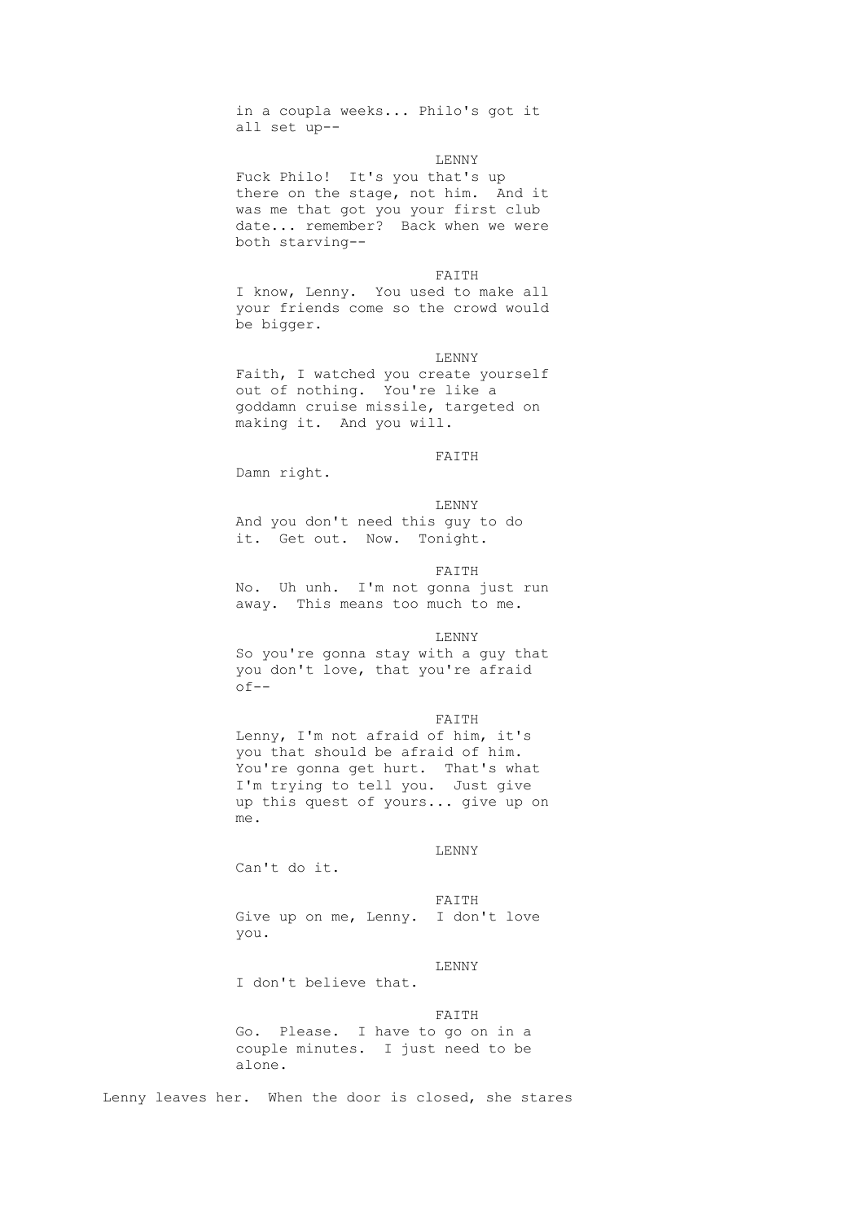in a coupla weeks... Philo's got it all set up--

LENNY

Fuck Philo! It's you that's up there on the stage, not him. And it was me that got you your first club date... remember? Back when we were both starving--

FAITH

I know, Lenny. You used to make all your friends come so the crowd would be bigger.

LENNY

Faith, I watched you create yourself out of nothing. You're like a goddamn cruise missile, targeted on making it. And you will.

FAITH

Damn right.

LENNY

And you don't need this guy to do it. Get out. Now. Tonight.

FAITH

No. Uh unh. I'm not gonna just run away. This means too much to me.

LENNY

So you're gonna stay with a guy that you don't love, that you're afraid of--

FAITH

Lenny, I'm not afraid of him, it's you that should be afraid of him. You're gonna get hurt. That's what I'm trying to tell you. Just give up this quest of yours... give up on me.

LENNY

Can't do it.

FAITH

Give up on me, Lenny. I don't love you.

LENNY

I don't believe that.

FAITH

Go. Please. I have to go on in a couple minutes. I just need to be alone.

Lenny leaves her. When the door is closed, she stares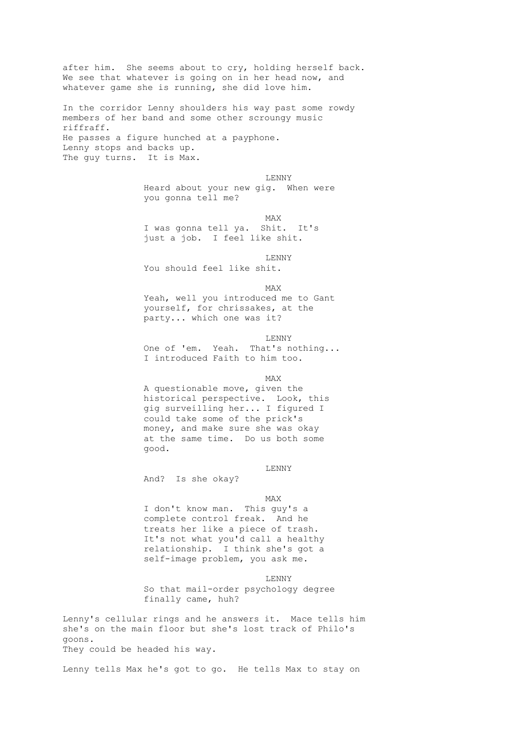after him. She seems about to cry, holding herself back. We see that whatever is going on in her head now, and whatever game she is running, she did love him.

In the corridor Lenny shoulders his way past some rowdy members of her band and some other scroungy music riffraff.
He passes a figure hunched at a payphone.
Lenny stops and backs up.
The guy turns. It is Max.

LENNY

Heard about your new gig. When were you gonna tell me?

MAX

I was gonna tell ya. Shit. It's just a job. I feel like shit.

LENNY

You should feel like shit.

MAX

Yeah, well you introduced me to Gant yourself, for chrissakes, at the party... which one was it?

LENNY

One of 'em. Yeah. That's nothing... I introduced Faith to him too.

MAX

A questionable move, given the historical perspective. Look, this gig surveilling her... I figured I could take some of the prick's money, and make sure she was okay at the same time. Do us both some good.

LENNY

And? Is she okay?

MAX

I don't know man. This guy's a complete control freak. And he treats her like a piece of trash. It's not what you'd call a healthy relationship. I think she's got a self-image problem, you ask me.

LENNY

So that mail-order psychology degree finally came, huh?

Lenny's cellular rings and he answers it. Mace tells him she's on the main floor but she's lost track of Philo's goons.
They could be headed his way.

Lenny tells Max he's got to go. He tells Max to stay on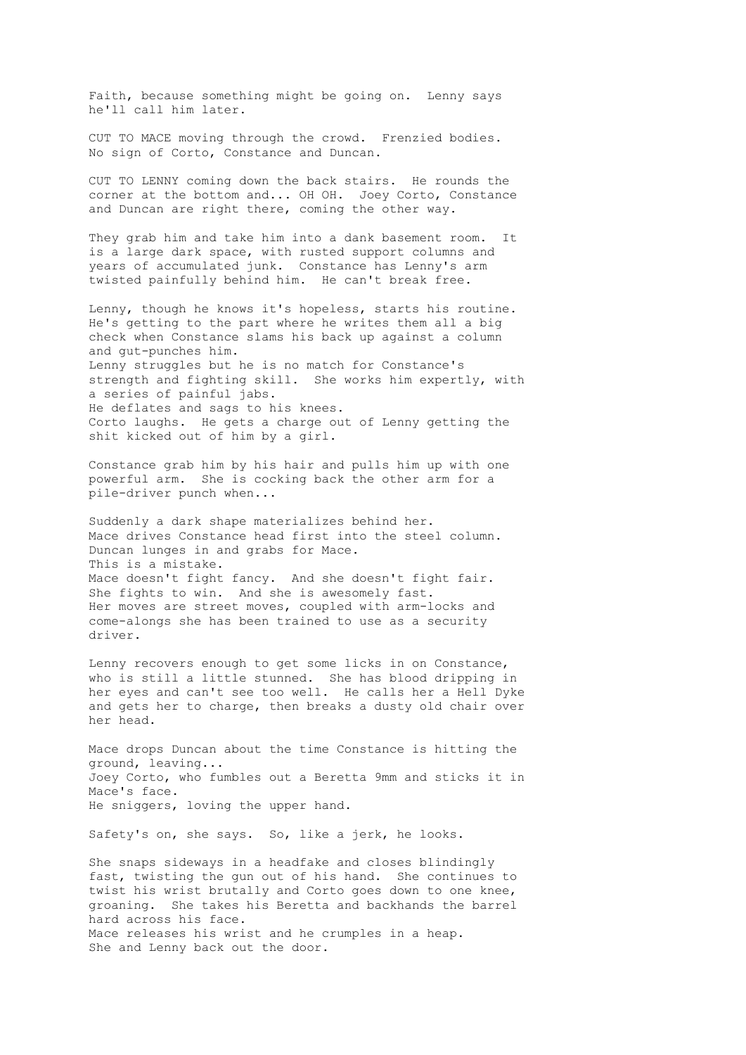Faith, because something might be going on. Lenny says he'll call him later.

CUT TO MACE moving through the crowd. Frenzied bodies. No sign of Corto, Constance and Duncan.

CUT TO LENNY coming down the back stairs. He rounds the corner at the bottom and... OH OH. Joey Corto, Constance and Duncan are right there, coming the other way.

They grab him and take him into a dank basement room. It is a large dark space, with rusted support columns and years of accumulated junk. Constance has Lenny's arm twisted painfully behind him. He can't break free.

Lenny, though he knows it's hopeless, starts his routine. He's getting to the part where he writes them all a big check when Constance slams his back up against a column and gut-punches him.
Lenny struggles but he is no match for Constance's strength and fighting skill. She works him expertly, with a series of painful jabs.
He deflates and sags to his knees.
Corto laughs. He gets a charge out of Lenny getting the shit kicked out of him by a girl.

Constance grab him by his hair and pulls him up with one powerful arm. She is cocking back the other arm for a pile-driver punch when...

Suddenly a dark shape materializes behind her.
Mace drives Constance head first into the steel column.
Duncan lunges in and grabs for Mace.
This is a mistake.
Mace doesn't fight fancy. And she doesn't fight fair.
She fights to win. And she is awesomely fast.
Her moves are street moves, coupled with arm-locks and come-alongs she has been trained to use as a security driver.

Lenny recovers enough to get some licks in on Constance, who is still a little stunned. She has blood dripping in her eyes and can't see too well. He calls her a Hell Dyke and gets her to charge, then breaks a dusty old chair over her head.

Mace drops Duncan about the time Constance is hitting the ground, leaving...
Joey Corto, who fumbles out a Beretta 9mm and sticks it in Mace's face.
He sniggers, loving the upper hand.

Safety's on, she says. So, like a jerk, he looks.

She snaps sideways in a headfake and closes blindingly fast, twisting the gun out of his hand. She continues to twist his wrist brutally and Corto goes down to one knee, groaning. She takes his Beretta and backhands the barrel hard across his face.
Mace releases his wrist and he crumples in a heap.
She and Lenny back out the door.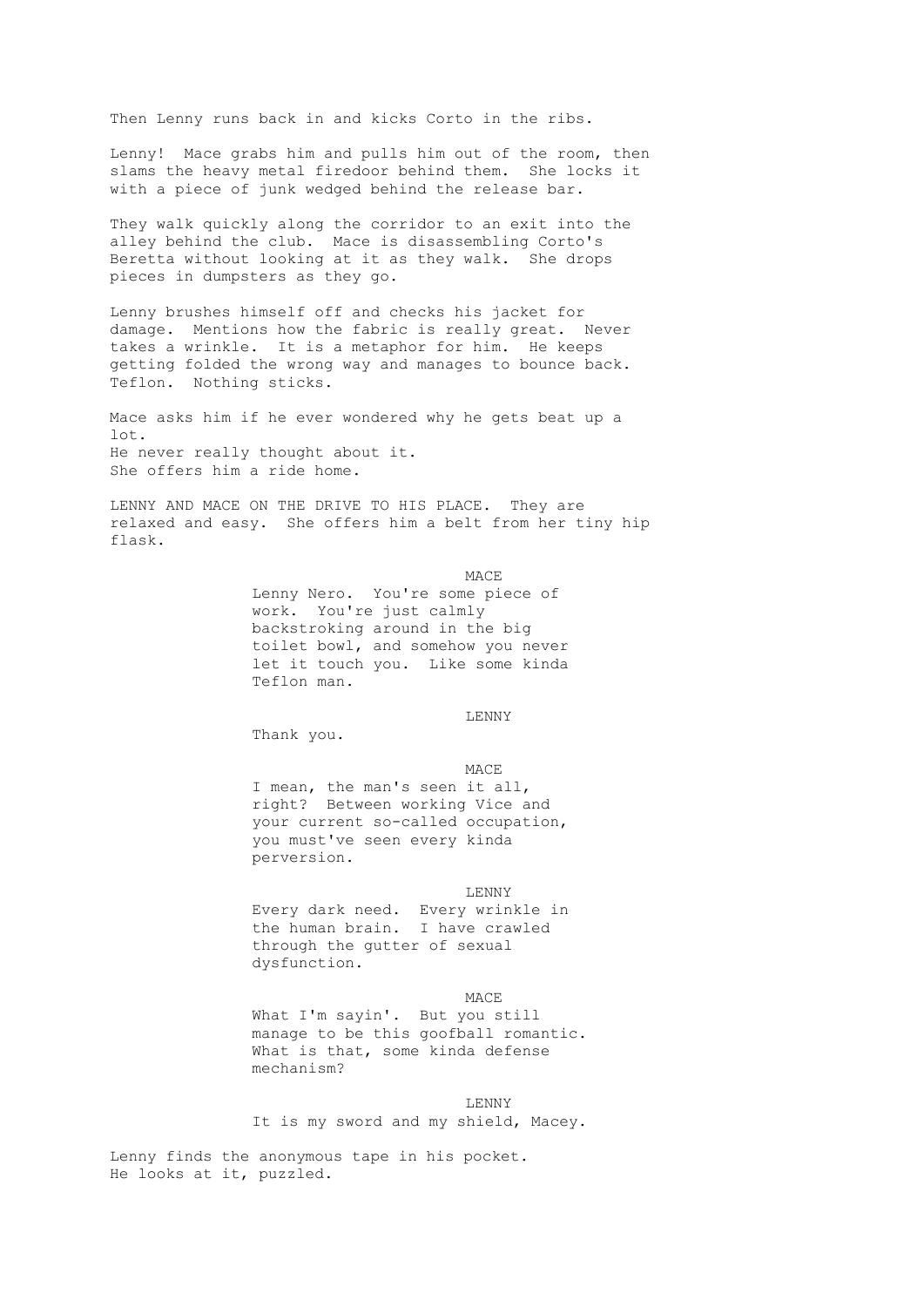Then Lenny runs back in and kicks Corto in the ribs.

Lenny! Mace grabs him and pulls him out of the room, then slams the heavy metal firedoor behind them. She locks it with a piece of junk wedged behind the release bar.

They walk quickly along the corridor to an exit into the alley behind the club. Mace is disassembling Corto's Beretta without looking at it as they walk. She drops pieces in dumpsters as they go.

Lenny brushes himself off and checks his jacket for damage. Mentions how the fabric is really great. Never takes a wrinkle. It is a metaphor for him. He keeps getting folded the wrong way and manages to bounce back. Teflon. Nothing sticks.

Mace asks him if he ever wondered why he gets beat up a lot.
He never really thought about it.
She offers him a ride home.

LENNY AND MACE ON THE DRIVE TO HIS PLACE. They are relaxed and easy. She offers him a belt from her tiny hip flask.

MACE
Lenny Nero. You're some piece of work. You're just calmly backstroking around in the big toilet bowl, and somehow you never let it touch you. Like some kinda Teflon man.

LENNY
Thank you.

MACE
I mean, the man's seen it all, right? Between working Vice and your current so-called occupation, you must've seen every kinda perversion.

LENNY
Every dark need. Every wrinkle in the human brain. I have crawled through the gutter of sexual dysfunction.

MACE
What I'm sayin'. But you still manage to be this goofball romantic. What is that, some kinda defense mechanism?

LENNY
It is my sword and my shield, Macey.

Lenny finds the anonymous tape in his pocket.
He looks at it, puzzled.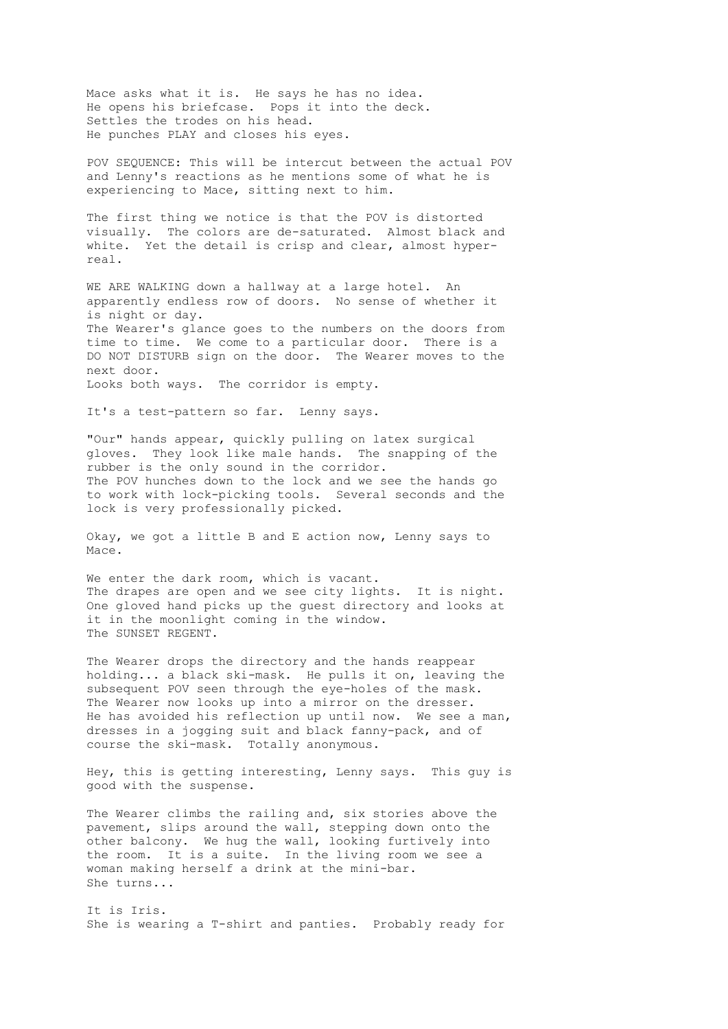Mace asks what it is. He says he has no idea.
He opens his briefcase. Pops it into the deck.
Settles the trodes on his head.
He punches PLAY and closes his eyes.

POV SEQUENCE: This will be intercut between the actual POV and Lenny's reactions as he mentions some of what he is experiencing to Mace, sitting next to him.

The first thing we notice is that the POV is distorted visually. The colors are de-saturated. Almost black and white. Yet the detail is crisp and clear, almost hyper-real.

WE ARE WALKING down a hallway at a large hotel. An apparently endless row of doors. No sense of whether it is night or day.
The Wearer's glance goes to the numbers on the doors from time to time. We come to a particular door. There is a DO NOT DISTURB sign on the door. The Wearer moves to the next door.
Looks both ways. The corridor is empty.

It's a test-pattern so far. Lenny says.

"Our" hands appear, quickly pulling on latex surgical gloves. They look like male hands. The snapping of the rubber is the only sound in the corridor.
The POV hunches down to the lock and we see the hands go to work with lock-picking tools. Several seconds and the lock is very professionally picked.

Okay, we got a little B and E action now, Lenny says to Mace.

We enter the dark room, which is vacant.
The drapes are open and we see city lights. It is night.
One gloved hand picks up the guest directory and looks at it in the moonlight coming in the window.
The SUNSET REGENT.

The Wearer drops the directory and the hands reappear holding... a black ski-mask. He pulls it on, leaving the subsequent POV seen through the eye-holes of the mask.
The Wearer now looks up into a mirror on the dresser.
He has avoided his reflection up until now. We see a man, dresses in a jogging suit and black fanny-pack, and of course the ski-mask. Totally anonymous.

Hey, this is getting interesting, Lenny says. This guy is good with the suspense.

The Wearer climbs the railing and, six stories above the pavement, slips around the wall, stepping down onto the other balcony. We hug the wall, looking furtively into the room. It is a suite. In the living room we see a woman making herself a drink at the mini-bar.
She turns...

It is Iris.
She is wearing a T-shirt and panties. Probably ready for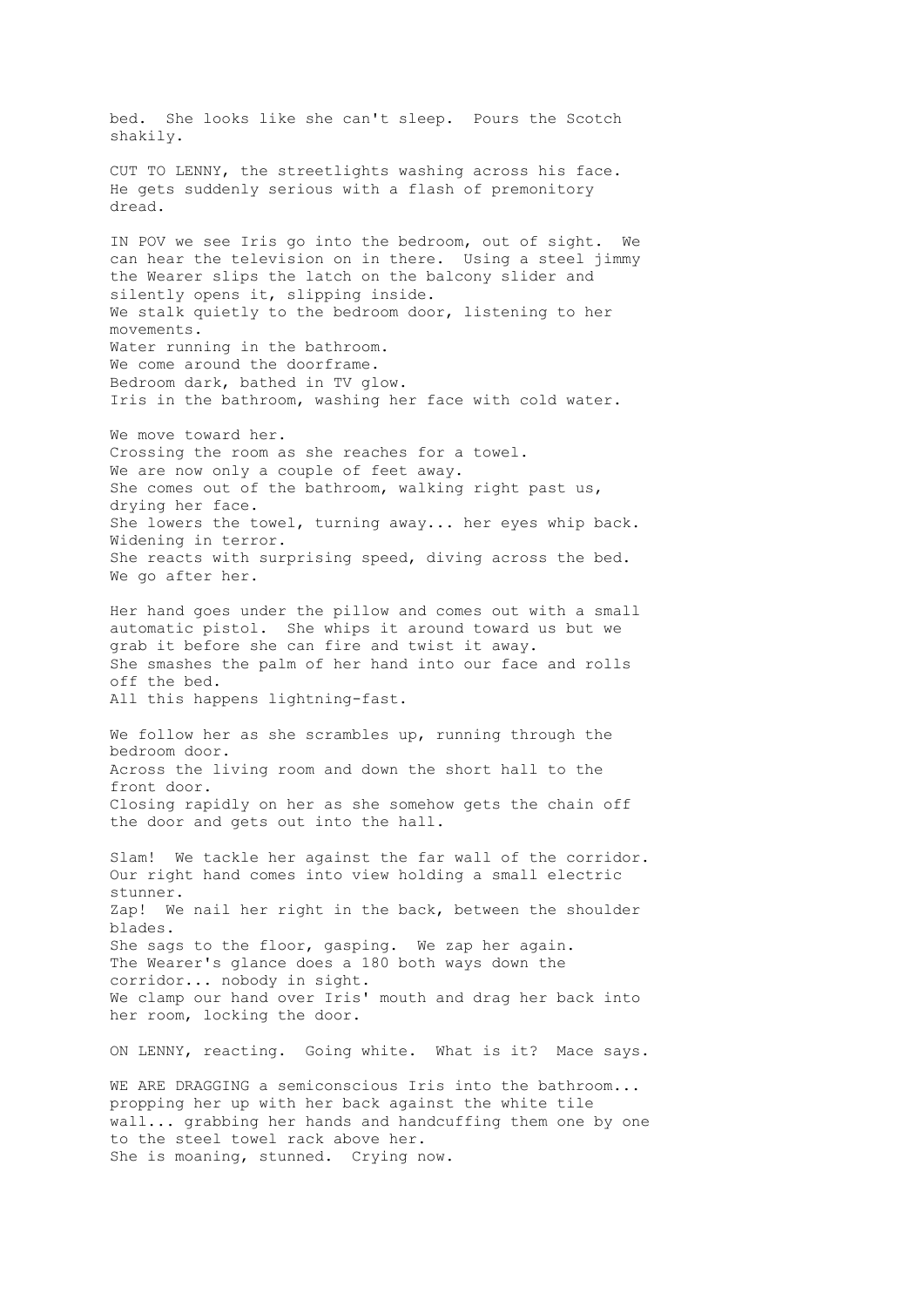bed. She looks like she can't sleep. Pours the Scotch shakily.

CUT TO LENNY, the streetlights washing across his face. He gets suddenly serious with a flash of premonitory dread.

IN POV we see Iris go into the bedroom, out of sight. We can hear the television on in there. Using a steel jimmy the Wearer slips the latch on the balcony slider and silently opens it, slipping inside.
We stalk quietly to the bedroom door, listening to her movements.
Water running in the bathroom.
We come around the doorframe.
Bedroom dark, bathed in TV glow.
Iris in the bathroom, washing her face with cold water.

We move toward her.
Crossing the room as she reaches for a towel.
We are now only a couple of feet away.
She comes out of the bathroom, walking right past us, drying her face.
She lowers the towel, turning away... her eyes whip back.
Widening in terror.
She reacts with surprising speed, diving across the bed.
We go after her.

Her hand goes under the pillow and comes out with a small automatic pistol. She whips it around toward us but we grab it before she can fire and twist it away.
She smashes the palm of her hand into our face and rolls off the bed.
All this happens lightning-fast.

We follow her as she scrambles up, running through the bedroom door.
Across the living room and down the short hall to the front door.
Closing rapidly on her as she somehow gets the chain off the door and gets out into the hall.

Slam! We tackle her against the far wall of the corridor.
Our right hand comes into view holding a small electric stunner.
Zap! We nail her right in the back, between the shoulder blades.
She sags to the floor, gasping. We zap her again.
The Wearer's glance does a 180 both ways down the corridor... nobody in sight.
We clamp our hand over Iris' mouth and drag her back into her room, locking the door.

ON LENNY, reacting. Going white. What is it? Mace says.

WE ARE DRAGGING a semiconscious Iris into the bathroom... propping her up with her back against the white tile wall... grabbing her hands and handcuffing them one by one to the steel towel rack above her.
She is moaning, stunned. Crying now.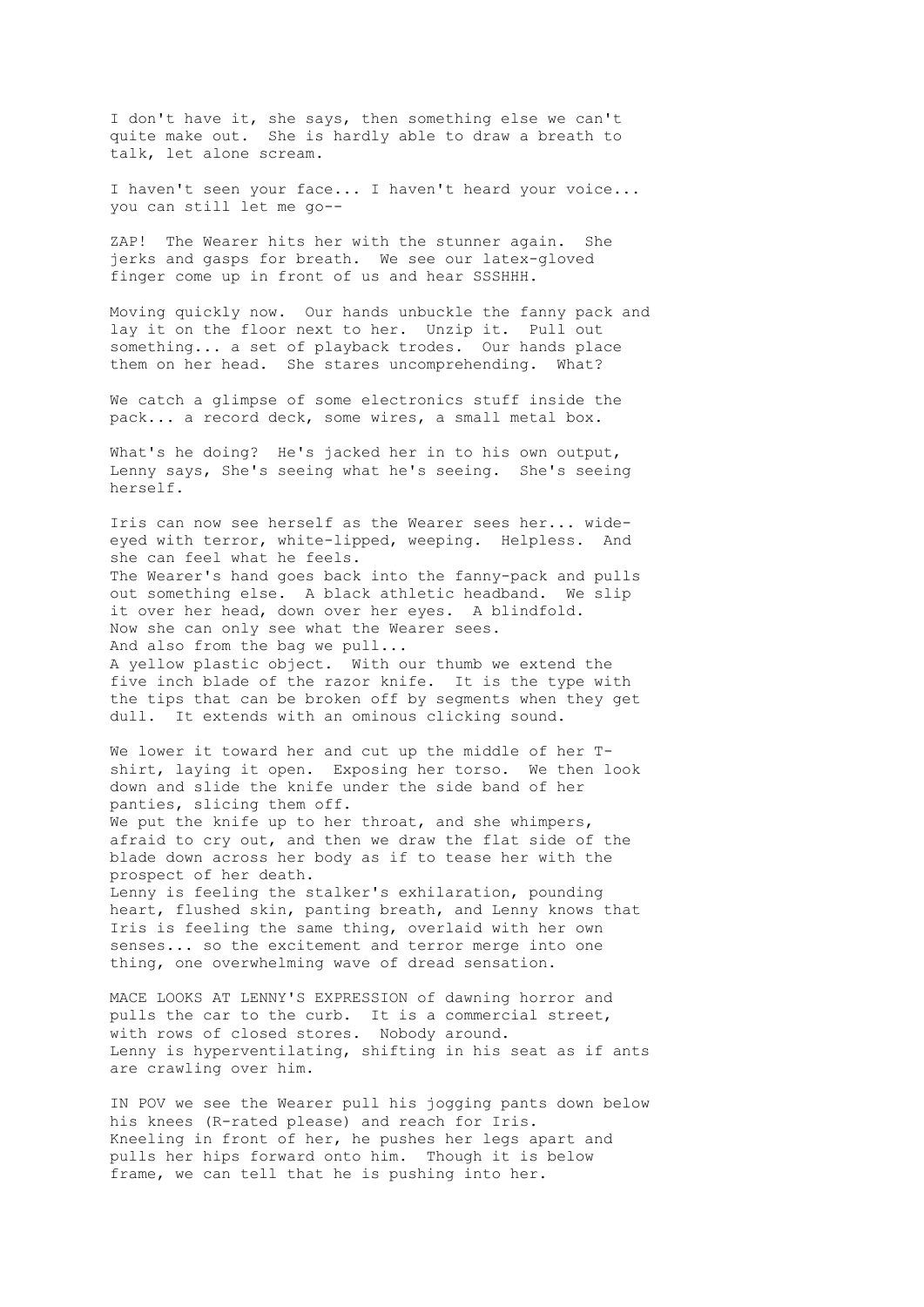I don't have it, she says, then something else we can't quite make out. She is hardly able to draw a breath to talk, let alone scream.

I haven't seen your face... I haven't heard your voice... you can still let me go--

ZAP! The Wearer hits her with the stunner again. She jerks and gasps for breath. We see our latex-gloved finger come up in front of us and hear SSSHHH.

Moving quickly now. Our hands unbuckle the fanny pack and lay it on the floor next to her. Unzip it. Pull out something... a set of playback trodes. Our hands place them on her head. She stares uncomprehending. What?

We catch a glimpse of some electronics stuff inside the pack... a record deck, some wires, a small metal box.

What's he doing? He's jacked her in to his own output, Lenny says, She's seeing what he's seeing. She's seeing herself.

Iris can now see herself as the Wearer sees her... wide-eyed with terror, white-lipped, weeping. Helpless. And she can feel what he feels.
The Wearer's hand goes back into the fanny-pack and pulls out something else. A black athletic headband. We slip it over her head, down over her eyes. A blindfold.
Now she can only see what the Wearer sees.
And also from the bag we pull...
A yellow plastic object. With our thumb we extend the five inch blade of the razor knife. It is the type with the tips that can be broken off by segments when they get dull. It extends with an ominous clicking sound.

We lower it toward her and cut up the middle of her T-shirt, laying it open. Exposing her torso. We then look down and slide the knife under the side band of her panties, slicing them off.
We put the knife up to her throat, and she whimpers, afraid to cry out, and then we draw the flat side of the blade down across her body as if to tease her with the prospect of her death.
Lenny is feeling the stalker's exhilaration, pounding heart, flushed skin, panting breath, and Lenny knows that Iris is feeling the same thing, overlaid with her own senses... so the excitement and terror merge into one thing, one overwhelming wave of dread sensation.

MACE LOOKS AT LENNY'S EXPRESSION of dawning horror and pulls the car to the curb. It is a commercial street, with rows of closed stores. Nobody around.
Lenny is hyperventilating, shifting in his seat as if ants are crawling over him.

IN POV we see the Wearer pull his jogging pants down below his knees (R-rated please) and reach for Iris.
Kneeling in front of her, he pushes her legs apart and pulls her hips forward onto him. Though it is below frame, we can tell that he is pushing into her.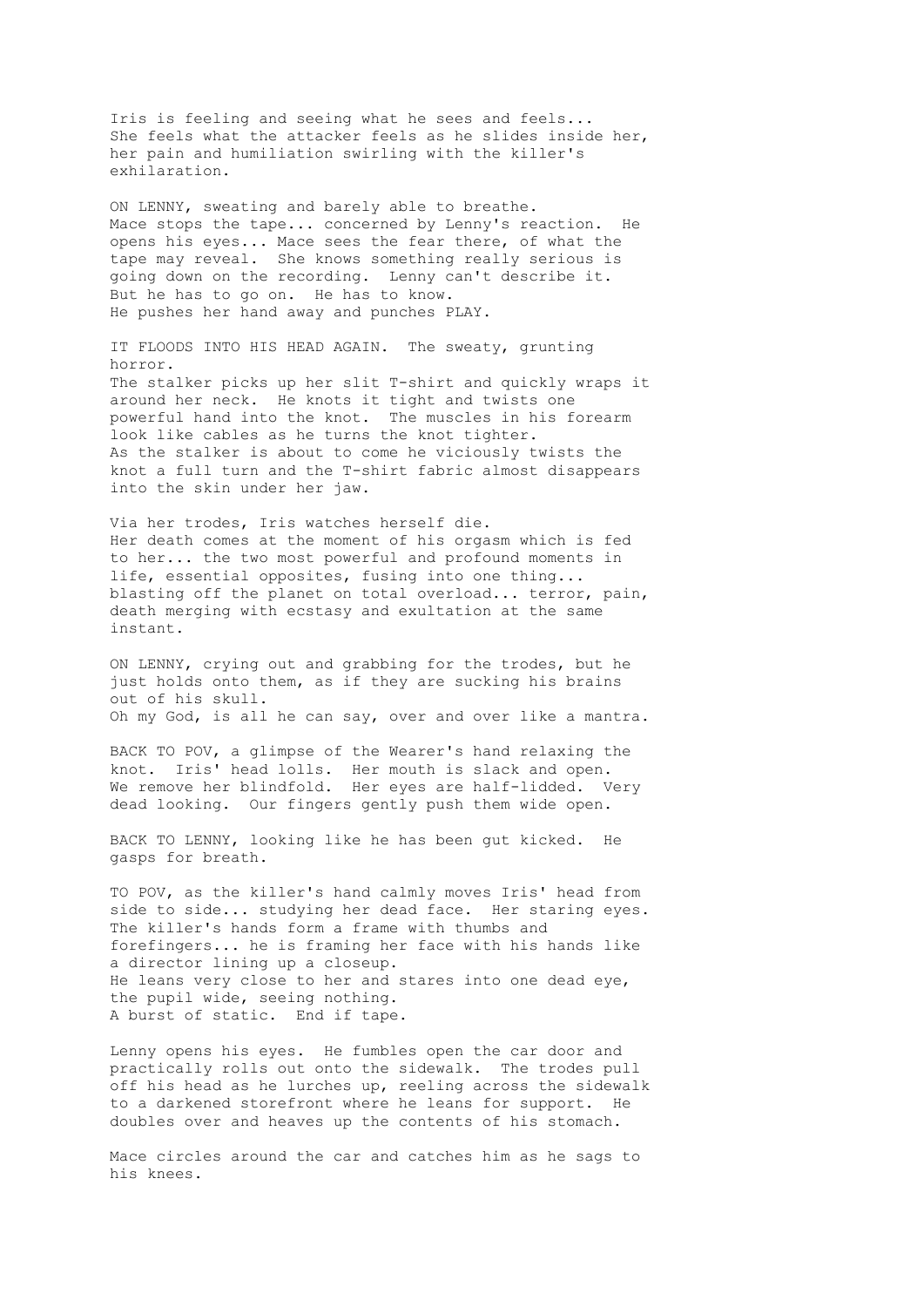Iris is feeling and seeing what he sees and feels... She feels what the attacker feels as he slides inside her, her pain and humiliation swirling with the killer's exhilaration.

ON LENNY, sweating and barely able to breathe. Mace stops the tape... concerned by Lenny's reaction. He opens his eyes... Mace sees the fear there, of what the tape may reveal. She knows something really serious is going down on the recording. Lenny can't describe it. But he has to go on. He has to know. He pushes her hand away and punches PLAY.

IT FLOODS INTO HIS HEAD AGAIN. The sweaty, grunting horror. The stalker picks up her slit T-shirt and quickly wraps it around her neck. He knots it tight and twists one powerful hand into the knot. The muscles in his forearm look like cables as he turns the knot tighter. As the stalker is about to come he viciously twists the knot a full turn and the T-shirt fabric almost disappears into the skin under her jaw.

Via her trodes, Iris watches herself die. Her death comes at the moment of his orgasm which is fed to her... the two most powerful and profound moments in life, essential opposites, fusing into one thing... blasting off the planet on total overload... terror, pain, death merging with ecstasy and exultation at the same instant.

ON LENNY, crying out and grabbing for the trodes, but he just holds onto them, as if they are sucking his brains out of his skull. Oh my God, is all he can say, over and over like a mantra.

BACK TO POV, a glimpse of the Wearer's hand relaxing the knot. Iris' head lolls. Her mouth is slack and open. We remove her blindfold. Her eyes are half-lidded. Very dead looking. Our fingers gently push them wide open.

BACK TO LENNY, looking like he has been gut kicked. He gasps for breath.

TO POV, as the killer's hand calmly moves Iris' head from side to side... studying her dead face. Her staring eyes. The killer's hands form a frame with thumbs and forefingers... he is framing her face with his hands like a director lining up a closeup. He leans very close to her and stares into one dead eye, the pupil wide, seeing nothing. A burst of static. End if tape.

Lenny opens his eyes. He fumbles open the car door and practically rolls out onto the sidewalk. The trodes pull off his head as he lurches up, reeling across the sidewalk to a darkened storefront where he leans for support. He doubles over and heaves up the contents of his stomach.

Mace circles around the car and catches him as he sags to his knees.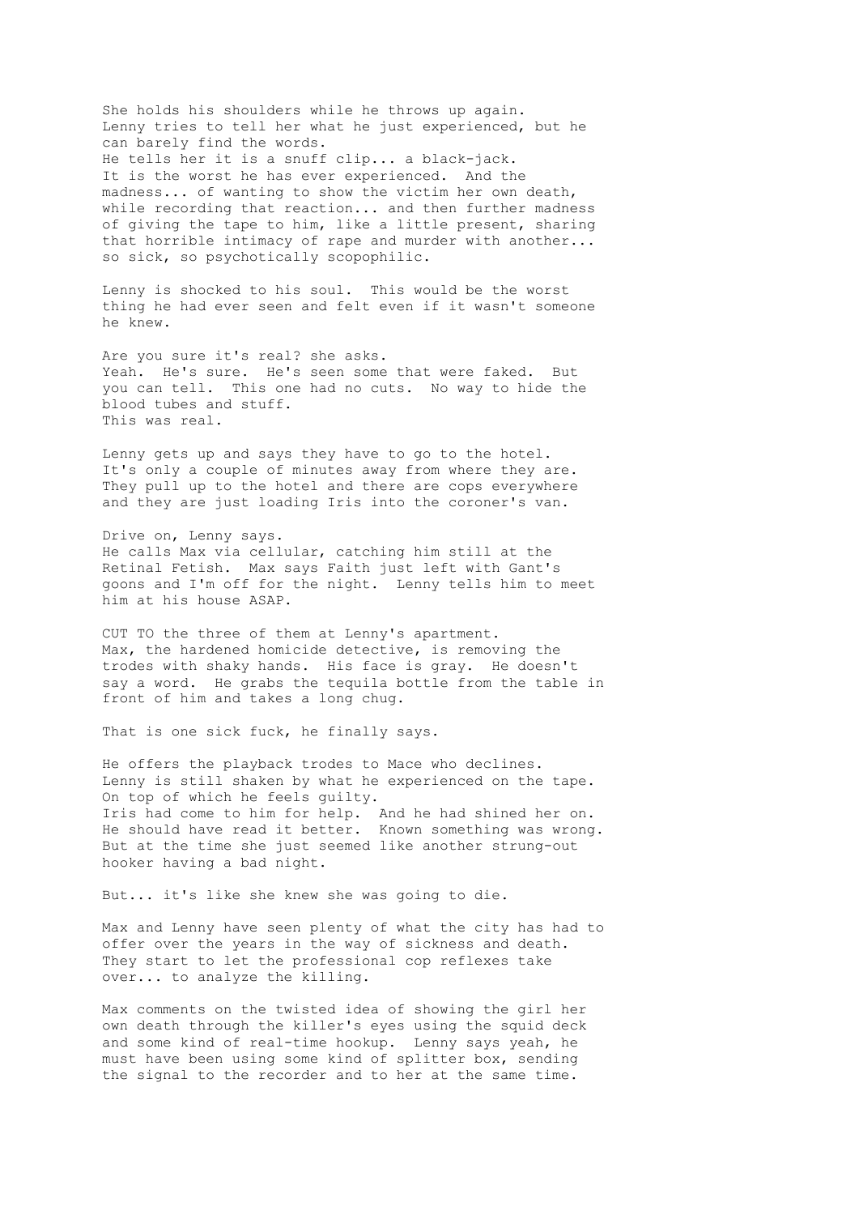She holds his shoulders while he throws up again.
Lenny tries to tell her what he just experienced, but he can barely find the words.
He tells her it is a snuff clip... a black-jack.
It is the worst he has ever experienced. And the madness... of wanting to show the victim her own death, while recording that reaction... and then further madness of giving the tape to him, like a little present, sharing that horrible intimacy of rape and murder with another... so sick, so psychotically scopophilic.

Lenny is shocked to his soul. This would be the worst thing he had ever seen and felt even if it wasn't someone he knew.

Are you sure it's real? she asks.
Yeah. He's sure. He's seen some that were faked. But you can tell. This one had no cuts. No way to hide the blood tubes and stuff.
This was real.

Lenny gets up and says they have to go to the hotel. It's only a couple of minutes away from where they are. They pull up to the hotel and there are cops everywhere and they are just loading Iris into the coroner's van.

Drive on, Lenny says.
He calls Max via cellular, catching him still at the Retinal Fetish. Max says Faith just left with Gant's goons and I'm off for the night. Lenny tells him to meet him at his house ASAP.

CUT TO the three of them at Lenny's apartment.
Max, the hardened homicide detective, is removing the trodes with shaky hands. His face is gray. He doesn't say a word. He grabs the tequila bottle from the table in front of him and takes a long chug.

That is one sick fuck, he finally says.

He offers the playback trodes to Mace who declines.
Lenny is still shaken by what he experienced on the tape. On top of which he feels guilty.
Iris had come to him for help. And he had shined her on. He should have read it better. Known something was wrong. But at the time she just seemed like another strung-out hooker having a bad night.

But... it's like she knew she was going to die.

Max and Lenny have seen plenty of what the city has had to offer over the years in the way of sickness and death. They start to let the professional cop reflexes take over... to analyze the killing.

Max comments on the twisted idea of showing the girl her own death through the killer's eyes using the squid deck and some kind of real-time hookup. Lenny says yeah, he must have been using some kind of splitter box, sending the signal to the recorder and to her at the same time.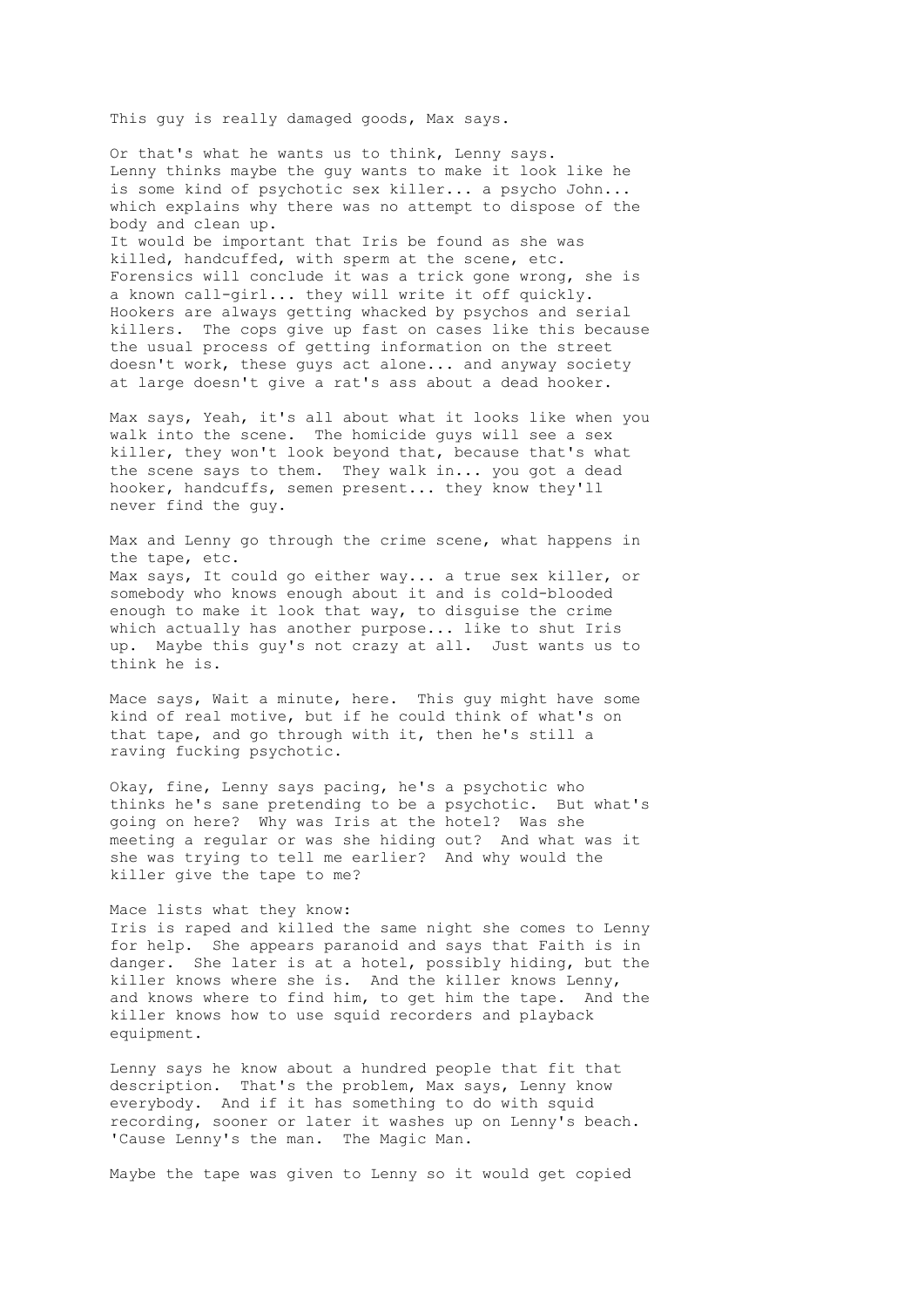This guy is really damaged goods, Max says.

Or that's what he wants us to think, Lenny says.
Lenny thinks maybe the guy wants to make it look like he is some kind of psychotic sex killer... a psycho John... which explains why there was no attempt to dispose of the body and clean up.
It would be important that Iris be found as she was killed, handcuffed, with sperm at the scene, etc. Forensics will conclude it was a trick gone wrong, she is a known call-girl... they will write it off quickly. Hookers are always getting whacked by psychos and serial killers. The cops give up fast on cases like this because the usual process of getting information on the street doesn't work, these guys act alone... and anyway society at large doesn't give a rat's ass about a dead hooker.

Max says, Yeah, it's all about what it looks like when you walk into the scene. The homicide guys will see a sex killer, they won't look beyond that, because that's what the scene says to them. They walk in... you got a dead hooker, handcuffs, semen present... they know they'll never find the guy.

Max and Lenny go through the crime scene, what happens in the tape, etc.
Max says, It could go either way... a true sex killer, or somebody who knows enough about it and is cold-blooded enough to make it look that way, to disguise the crime which actually has another purpose... like to shut Iris up. Maybe this guy's not crazy at all. Just wants us to think he is.

Mace says, Wait a minute, here. This guy might have some kind of real motive, but if he could think of what's on that tape, and go through with it, then he's still a raving fucking psychotic.

Okay, fine, Lenny says pacing, he's a psychotic who thinks he's sane pretending to be a psychotic. But what's going on here? Why was Iris at the hotel? Was she meeting a regular or was she hiding out? And what was it she was trying to tell me earlier? And why would the killer give the tape to me?

Mace lists what they know:
Iris is raped and killed the same night she comes to Lenny for help. She appears paranoid and says that Faith is in danger. She later is at a hotel, possibly hiding, but the killer knows where she is. And the killer knows Lenny, and knows where to find him, to get him the tape. And the killer knows how to use squid recorders and playback equipment.

Lenny says he know about a hundred people that fit that description. That's the problem, Max says, Lenny know everybody. And if it has something to do with squid recording, sooner or later it washes up on Lenny's beach. 'Cause Lenny's the man. The Magic Man.

Maybe the tape was given to Lenny so it would get copied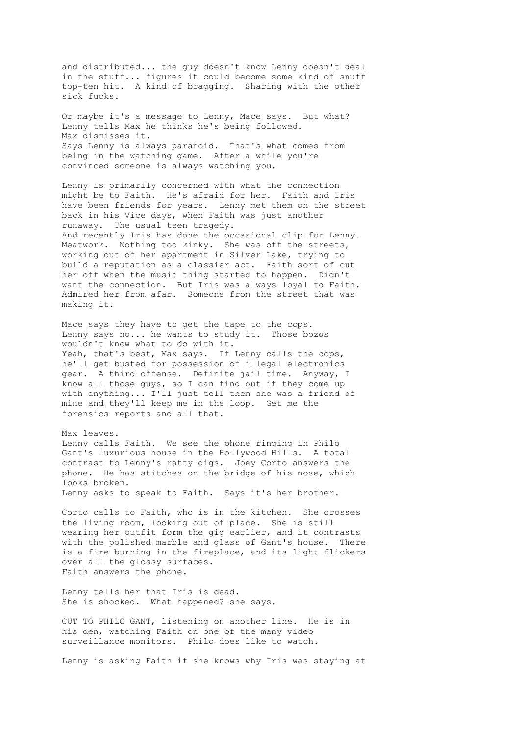and distributed... the guy doesn't know Lenny doesn't deal in the stuff... figures it could become some kind of snuff top-ten hit. A kind of bragging. Sharing with the other sick fucks.

Or maybe it's a message to Lenny, Mace says. But what? Lenny tells Max he thinks he's being followed. Max dismisses it. Says Lenny is always paranoid. That's what comes from being in the watching game. After a while you're convinced someone is always watching you.

Lenny is primarily concerned with what the connection might be to Faith. He's afraid for her. Faith and Iris have been friends for years. Lenny met them on the street back in his Vice days, when Faith was just another runaway. The usual teen tragedy. And recently Iris has done the occasional clip for Lenny. Meatwork. Nothing too kinky. She was off the streets, working out of her apartment in Silver Lake, trying to build a reputation as a classier act. Faith sort of cut her off when the music thing started to happen. Didn't want the connection. But Iris was always loyal to Faith. Admired her from afar. Someone from the street that was making it.

Mace says they have to get the tape to the cops. Lenny says no... he wants to study it. Those bozos wouldn't know what to do with it. Yeah, that's best, Max says. If Lenny calls the cops, he'll get busted for possession of illegal electronics gear. A third offense. Definite jail time. Anyway, I know all those guys, so I can find out if they come up with anything... I'll just tell them she was a friend of mine and they'll keep me in the loop. Get me the forensics reports and all that.

Max leaves. Lenny calls Faith. We see the phone ringing in Philo Gant's luxurious house in the Hollywood Hills. A total contrast to Lenny's ratty digs. Joey Corto answers the phone. He has stitches on the bridge of his nose, which looks broken. Lenny asks to speak to Faith. Says it's her brother.

Corto calls to Faith, who is in the kitchen. She crosses the living room, looking out of place. She is still wearing her outfit form the gig earlier, and it contrasts with the polished marble and glass of Gant's house. There is a fire burning in the fireplace, and its light flickers over all the glossy surfaces. Faith answers the phone.

Lenny tells her that Iris is dead. She is shocked. What happened? she says.

CUT TO PHILO GANT, listening on another line. He is in his den, watching Faith on one of the many video surveillance monitors. Philo does like to watch.

Lenny is asking Faith if she knows why Iris was staying at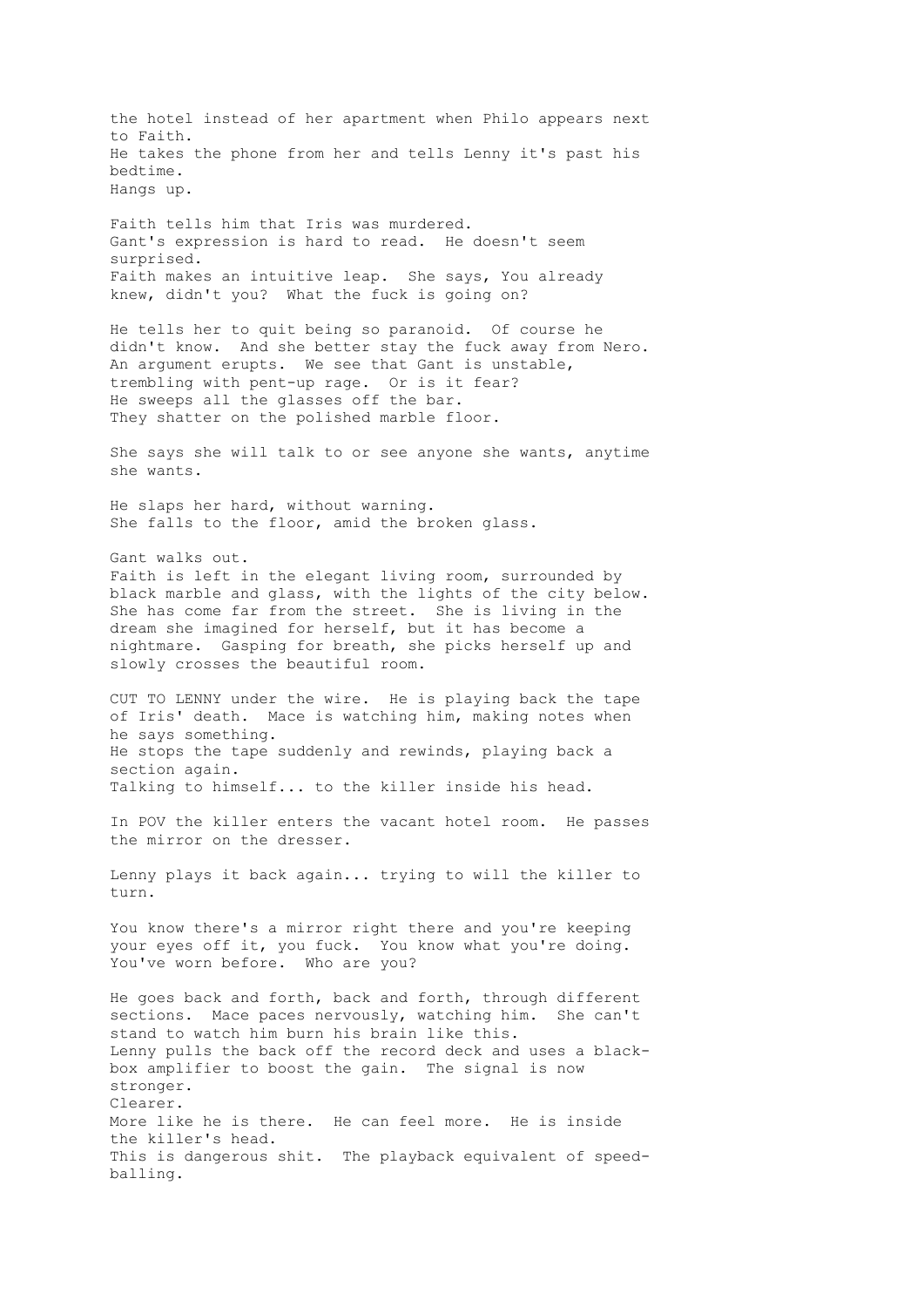the hotel instead of her apartment when Philo appears next to Faith.
He takes the phone from her and tells Lenny it's past his bedtime.
Hangs up.

Faith tells him that Iris was murdered.
Gant's expression is hard to read. He doesn't seem surprised.
Faith makes an intuitive leap. She says, You already knew, didn't you? What the fuck is going on?

He tells her to quit being so paranoid. Of course he didn't know. And she better stay the fuck away from Nero.
An argument erupts. We see that Gant is unstable, trembling with pent-up rage. Or is it fear?
He sweeps all the glasses off the bar.
They shatter on the polished marble floor.

She says she will talk to or see anyone she wants, anytime she wants.

He slaps her hard, without warning.
She falls to the floor, amid the broken glass.

Gant walks out.
Faith is left in the elegant living room, surrounded by black marble and glass, with the lights of the city below.
She has come far from the street. She is living in the dream she imagined for herself, but it has become a nightmare. Gasping for breath, she picks herself up and slowly crosses the beautiful room.

CUT TO LENNY under the wire. He is playing back the tape of Iris' death. Mace is watching him, making notes when he says something.
He stops the tape suddenly and rewinds, playing back a section again.
Talking to himself... to the killer inside his head.

In POV the killer enters the vacant hotel room. He passes the mirror on the dresser.

Lenny plays it back again... trying to will the killer to turn.

You know there's a mirror right there and you're keeping your eyes off it, you fuck. You know what you're doing. You've worn before. Who are you?

He goes back and forth, back and forth, through different sections. Mace paces nervously, watching him. She can't stand to watch him burn his brain like this.
Lenny pulls the back off the record deck and uses a black-box amplifier to boost the gain. The signal is now stronger.
Clearer.
More like he is there. He can feel more. He is inside the killer's head.
This is dangerous shit. The playback equivalent of speed-balling.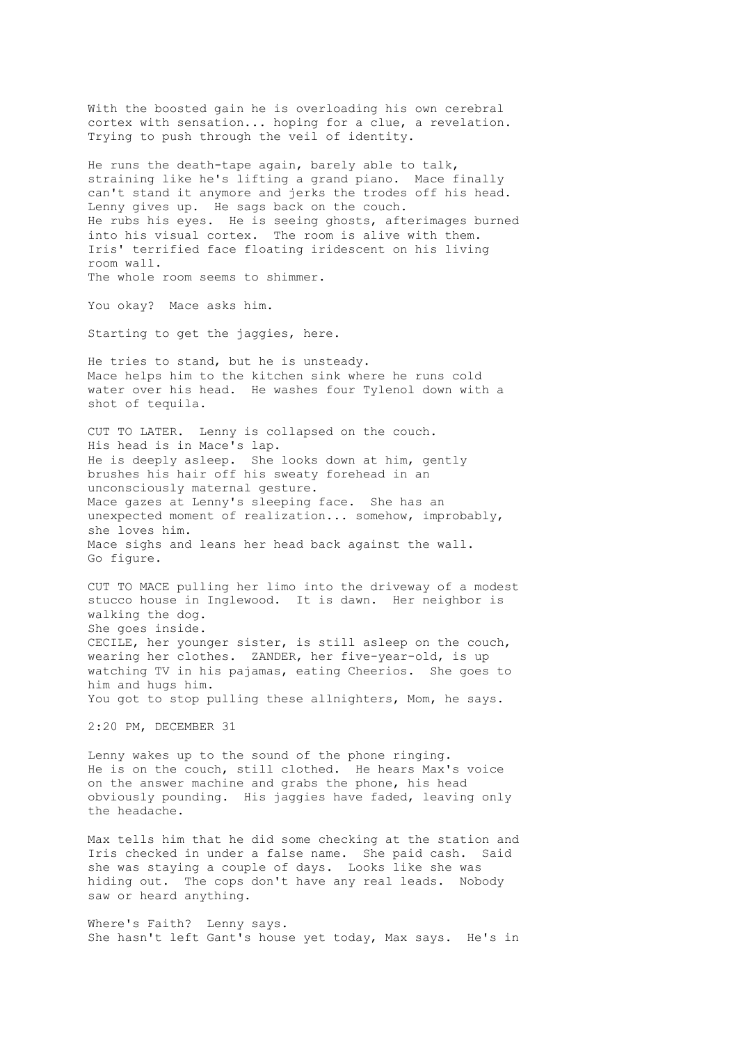With the boosted gain he is overloading his own cerebral cortex with sensation... hoping for a clue, a revelation. Trying to push through the veil of identity.

He runs the death-tape again, barely able to talk, straining like he's lifting a grand piano. Mace finally can't stand it anymore and jerks the trodes off his head. Lenny gives up. He sags back on the couch.
He rubs his eyes. He is seeing ghosts, afterimages burned into his visual cortex. The room is alive with them. Iris' terrified face floating iridescent on his living room wall.
The whole room seems to shimmer.

You okay? Mace asks him.

Starting to get the jaggies, here.

He tries to stand, but he is unsteady.
Mace helps him to the kitchen sink where he runs cold water over his head. He washes four Tylenol down with a shot of tequila.

CUT TO LATER. Lenny is collapsed on the couch.
His head is in Mace's lap.
He is deeply asleep. She looks down at him, gently brushes his hair off his sweaty forehead in an unconsciously maternal gesture.
Mace gazes at Lenny's sleeping face. She has an unexpected moment of realization... somehow, improbably, she loves him.
Mace sighs and leans her head back against the wall.
Go figure.

CUT TO MACE pulling her limo into the driveway of a modest stucco house in Inglewood. It is dawn. Her neighbor is walking the dog.
She goes inside.
CECILE, her younger sister, is still asleep on the couch, wearing her clothes. ZANDER, her five-year-old, is up watching TV in his pajamas, eating Cheerios. She goes to him and hugs him.
You got to stop pulling these allnighters, Mom, he says.

2:20 PM, DECEMBER 31

Lenny wakes up to the sound of the phone ringing.
He is on the couch, still clothed. He hears Max's voice on the answer machine and grabs the phone, his head obviously pounding. His jaggies have faded, leaving only the headache.

Max tells him that he did some checking at the station and Iris checked in under a false name. She paid cash. Said she was staying a couple of days. Looks like she was hiding out. The cops don't have any real leads. Nobody saw or heard anything.

Where's Faith? Lenny says.
She hasn't left Gant's house yet today, Max says. He's in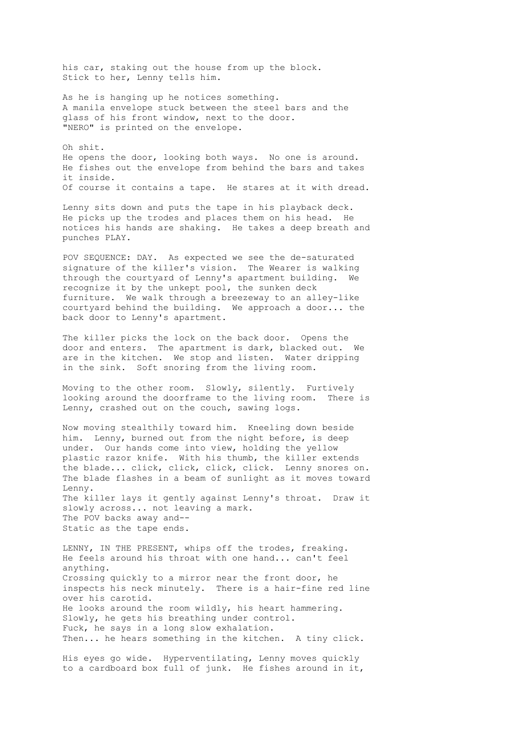his car, staking out the house from up the block.
Stick to her, Lenny tells him.

As he is hanging up he notices something.
A manila envelope stuck between the steel bars and the glass of his front window, next to the door.
"NERO" is printed on the envelope.

Oh shit.
He opens the door, looking both ways. No one is around.
He fishes out the envelope from behind the bars and takes it inside.
Of course it contains a tape. He stares at it with dread.

Lenny sits down and puts the tape in his playback deck.
He picks up the trodes and places them on his head. He notices his hands are shaking. He takes a deep breath and punches PLAY.

POV SEQUENCE: DAY. As expected we see the de-saturated signature of the killer's vision. The Wearer is walking through the courtyard of Lenny's apartment building. We recognize it by the unkept pool, the sunken deck furniture. We walk through a breezeway to an alley-like courtyard behind the building. We approach a door... the back door to Lenny's apartment.

The killer picks the lock on the back door. Opens the door and enters. The apartment is dark, blacked out. We are in the kitchen. We stop and listen. Water dripping in the sink. Soft snoring from the living room.

Moving to the other room. Slowly, silently. Furtively looking around the doorframe to the living room. There is Lenny, crashed out on the couch, sawing logs.

Now moving stealthily toward him. Kneeling down beside him. Lenny, burned out from the night before, is deep under. Our hands come into view, holding the yellow plastic razor knife. With his thumb, the killer extends the blade... click, click, click, click. Lenny snores on.
The blade flashes in a beam of sunlight as it moves toward Lenny.
The killer lays it gently against Lenny's throat. Draw it slowly across... not leaving a mark.
The POV backs away and--
Static as the tape ends.

LENNY, IN THE PRESENT, whips off the trodes, freaking.
He feels around his throat with one hand... can't feel anything.
Crossing quickly to a mirror near the front door, he inspects his neck minutely. There is a hair-fine red line over his carotid.
He looks around the room wildly, his heart hammering.
Slowly, he gets his breathing under control.
Fuck, he says in a long slow exhalation.
Then... he hears something in the kitchen. A tiny click.

His eyes go wide. Hyperventilating, Lenny moves quickly to a cardboard box full of junk. He fishes around in it,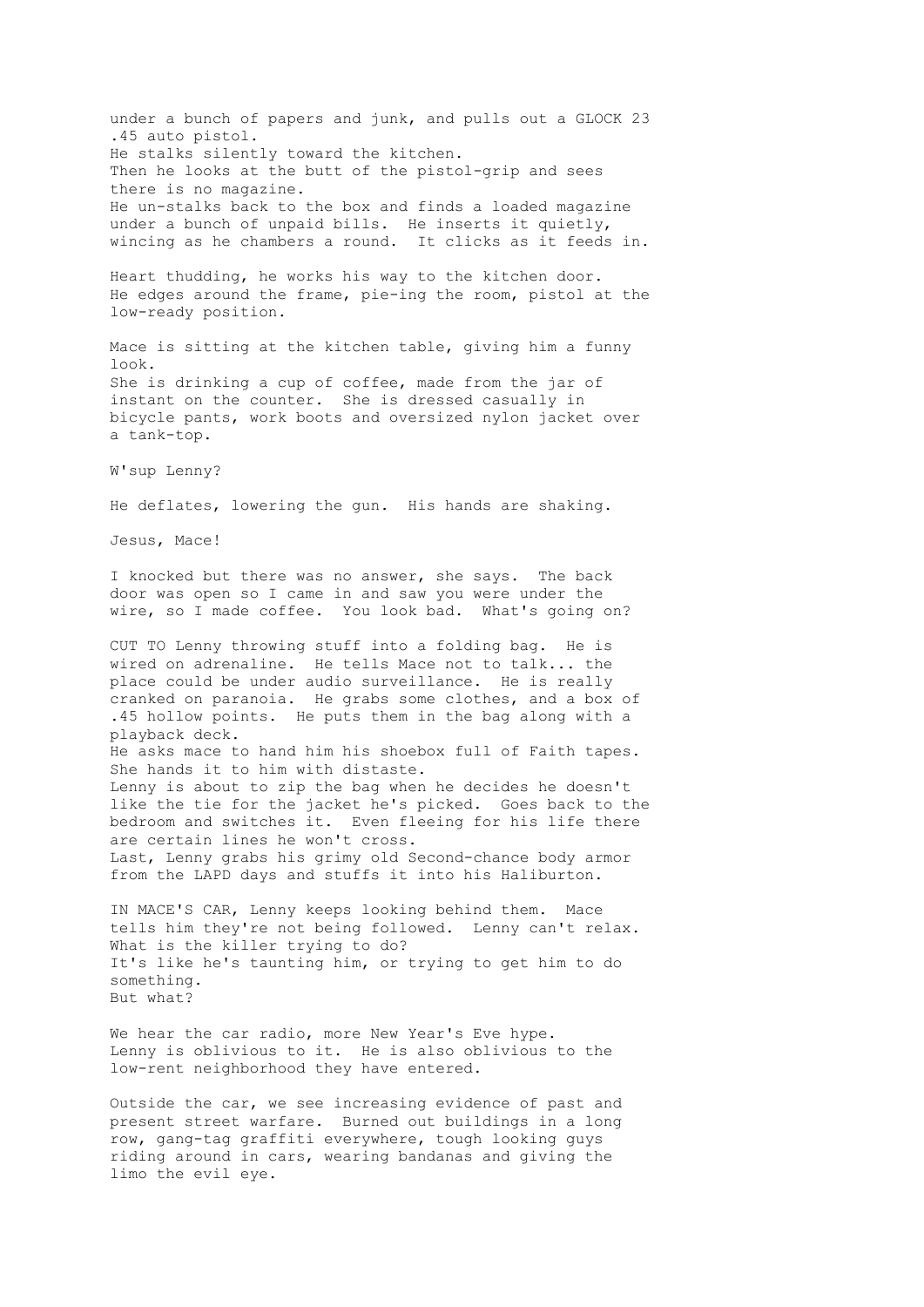under a bunch of papers and junk, and pulls out a GLOCK 23 .45 auto pistol.
He stalks silently toward the kitchen.
Then he looks at the butt of the pistol-grip and sees there is no magazine.
He un-stalks back to the box and finds a loaded magazine under a bunch of unpaid bills. He inserts it quietly, wincing as he chambers a round. It clicks as it feeds in.

Heart thudding, he works his way to the kitchen door.
He edges around the frame, pie-ing the room, pistol at the low-ready position.

Mace is sitting at the kitchen table, giving him a funny look.
She is drinking a cup of coffee, made from the jar of instant on the counter. She is dressed casually in bicycle pants, work boots and oversized nylon jacket over a tank-top.

W'sup Lenny?

He deflates, lowering the gun. His hands are shaking.

Jesus, Mace!

I knocked but there was no answer, she says. The back door was open so I came in and saw you were under the wire, so I made coffee. You look bad. What's going on?

CUT TO Lenny throwing stuff into a folding bag. He is wired on adrenaline. He tells Mace not to talk... the place could be under audio surveillance. He is really cranked on paranoia. He grabs some clothes, and a box of .45 hollow points. He puts them in the bag along with a playback deck.
He asks mace to hand him his shoebox full of Faith tapes. She hands it to him with distaste.
Lenny is about to zip the bag when he decides he doesn't like the tie for the jacket he's picked. Goes back to the bedroom and switches it. Even fleeing for his life there are certain lines he won't cross.
Last, Lenny grabs his grimy old Second-chance body armor from the LAPD days and stuffs it into his Haliburton.

IN MACE'S CAR, Lenny keeps looking behind them. Mace tells him they're not being followed. Lenny can't relax. What is the killer trying to do?
It's like he's taunting him, or trying to get him to do something.
But what?

We hear the car radio, more New Year's Eve hype.
Lenny is oblivious to it. He is also oblivious to the low-rent neighborhood they have entered.

Outside the car, we see increasing evidence of past and present street warfare. Burned out buildings in a long row, gang-tag graffiti everywhere, tough looking guys riding around in cars, wearing bandanas and giving the limo the evil eye.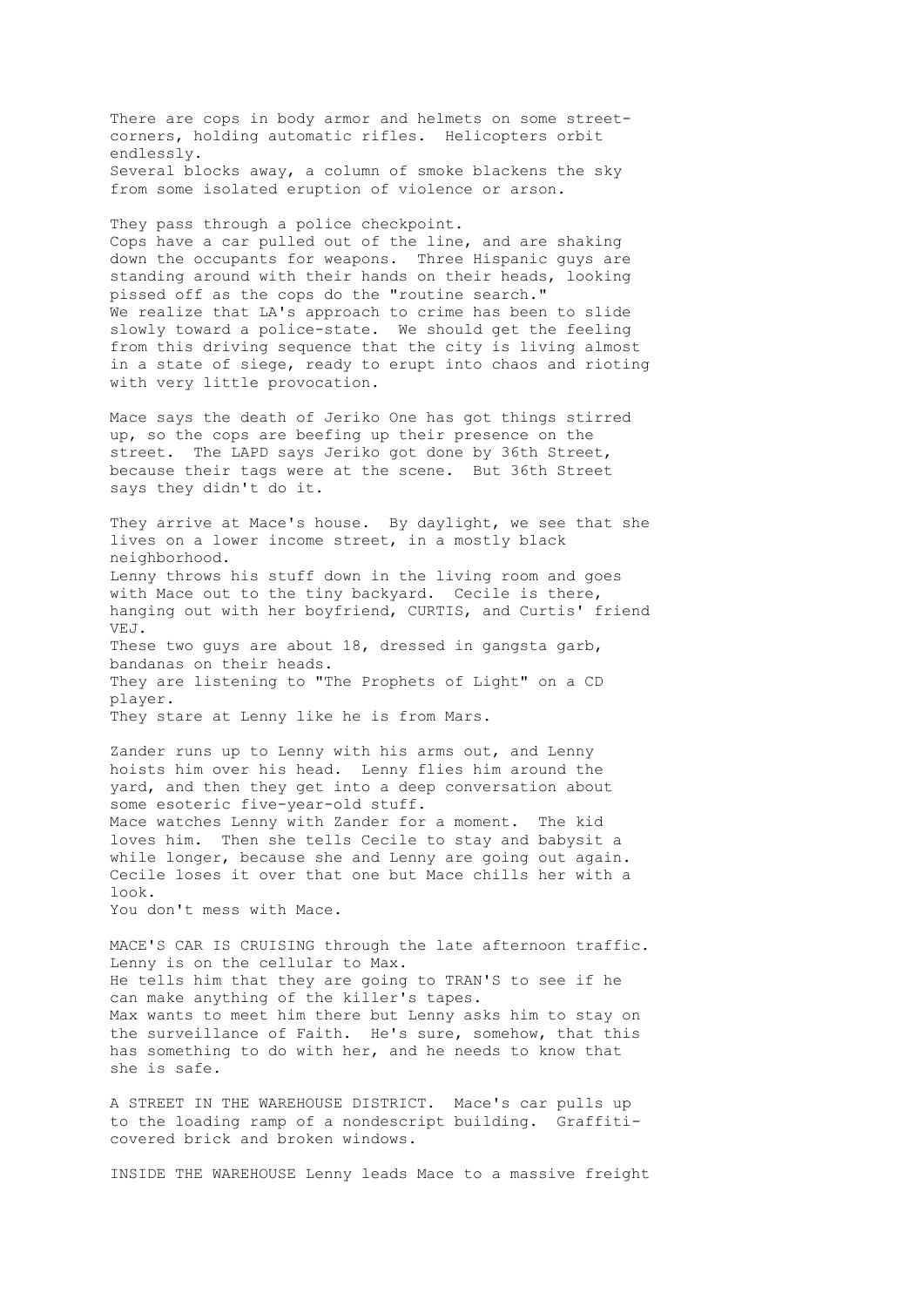There are cops in body armor and helmets on some street-corners, holding automatic rifles. Helicopters orbit endlessly.
Several blocks away, a column of smoke blackens the sky from some isolated eruption of violence or arson.

They pass through a police checkpoint.
Cops have a car pulled out of the line, and are shaking down the occupants for weapons. Three Hispanic guys are standing around with their hands on their heads, looking pissed off as the cops do the "routine search."
We realize that LA's approach to crime has been to slide slowly toward a police-state. We should get the feeling from this driving sequence that the city is living almost in a state of siege, ready to erupt into chaos and rioting with very little provocation.

Mace says the death of Jeriko One has got things stirred up, so the cops are beefing up their presence on the street. The LAPD says Jeriko got done by 36th Street, because their tags were at the scene. But 36th Street says they didn't do it.

They arrive at Mace's house. By daylight, we see that she lives on a lower income street, in a mostly black neighborhood.
Lenny throws his stuff down in the living room and goes with Mace out to the tiny backyard. Cecile is there, hanging out with her boyfriend, CURTIS, and Curtis' friend VEJ.
These two guys are about 18, dressed in gangsta garb, bandanas on their heads.
They are listening to "The Prophets of Light" on a CD player.
They stare at Lenny like he is from Mars.

Zander runs up to Lenny with his arms out, and Lenny hoists him over his head. Lenny flies him around the yard, and then they get into a deep conversation about some esoteric five-year-old stuff.
Mace watches Lenny with Zander for a moment. The kid loves him. Then she tells Cecile to stay and babysit a while longer, because she and Lenny are going out again. Cecile loses it over that one but Mace chills her with a look.
You don't mess with Mace.

MACE'S CAR IS CRUISING through the late afternoon traffic. Lenny is on the cellular to Max.
He tells him that they are going to TRAN'S to see if he can make anything of the killer's tapes.
Max wants to meet him there but Lenny asks him to stay on the surveillance of Faith. He's sure, somehow, that this has something to do with her, and he needs to know that she is safe.

A STREET IN THE WAREHOUSE DISTRICT. Mace's car pulls up to the loading ramp of a nondescript building. Graffiti-covered brick and broken windows.

INSIDE THE WAREHOUSE Lenny leads Mace to a massive freight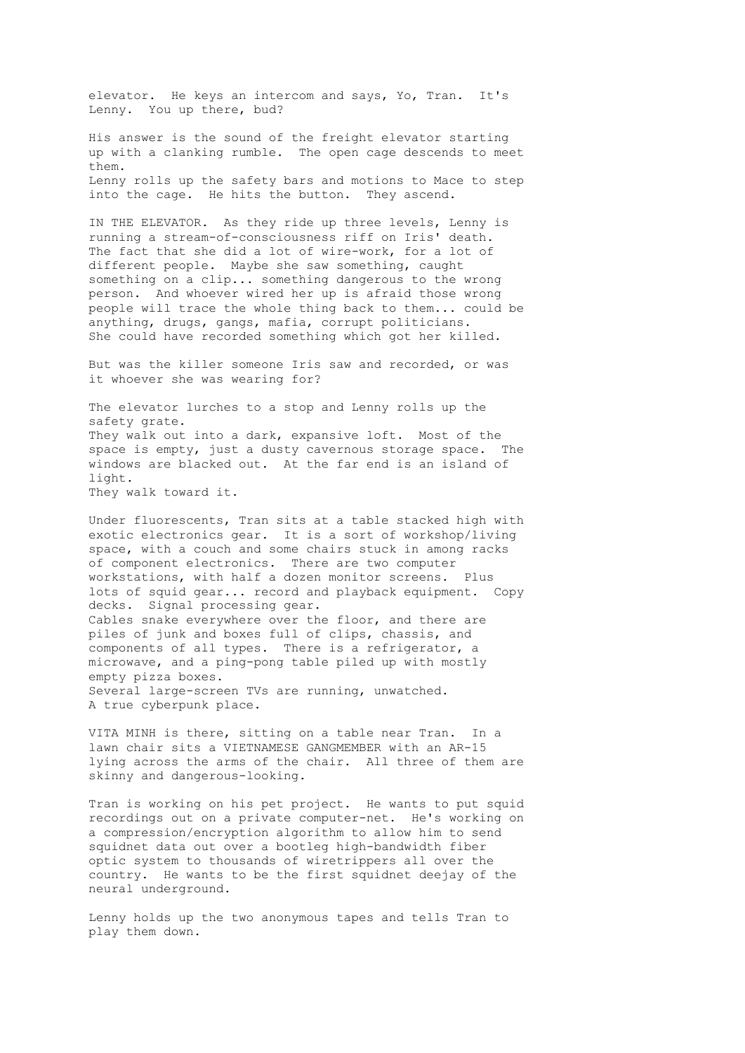elevator. He keys an intercom and says, Yo, Tran. It's Lenny. You up there, bud?

His answer is the sound of the freight elevator starting up with a clanking rumble. The open cage descends to meet them.
Lenny rolls up the safety bars and motions to Mace to step into the cage. He hits the button. They ascend.

IN THE ELEVATOR. As they ride up three levels, Lenny is running a stream-of-consciousness riff on Iris' death. The fact that she did a lot of wire-work, for a lot of different people. Maybe she saw something, caught something on a clip... something dangerous to the wrong person. And whoever wired her up is afraid those wrong people will trace the whole thing back to them... could be anything, drugs, gangs, mafia, corrupt politicians. She could have recorded something which got her killed.

But was the killer someone Iris saw and recorded, or was it whoever she was wearing for?

The elevator lurches to a stop and Lenny rolls up the safety grate.
They walk out into a dark, expansive loft. Most of the space is empty, just a dusty cavernous storage space. The windows are blacked out. At the far end is an island of light.
They walk toward it.

Under fluorescents, Tran sits at a table stacked high with exotic electronics gear. It is a sort of workshop/living space, with a couch and some chairs stuck in among racks of component electronics. There are two computer workstations, with half a dozen monitor screens. Plus lots of squid gear... record and playback equipment. Copy decks. Signal processing gear.
Cables snake everywhere over the floor, and there are piles of junk and boxes full of clips, chassis, and components of all types. There is a refrigerator, a microwave, and a ping-pong table piled up with mostly empty pizza boxes.
Several large-screen TVs are running, unwatched.
A true cyberpunk place.

VITA MINH is there, sitting on a table near Tran. In a lawn chair sits a VIETNAMESE GANGMEMBER with an AR-15 lying across the arms of the chair. All three of them are skinny and dangerous-looking.

Tran is working on his pet project. He wants to put squid recordings out on a private computer-net. He's working on a compression/encryption algorithm to allow him to send squidnet data out over a bootleg high-bandwidth fiber optic system to thousands of wiretrippers all over the country. He wants to be the first squidnet deejay of the neural underground.

Lenny holds up the two anonymous tapes and tells Tran to play them down.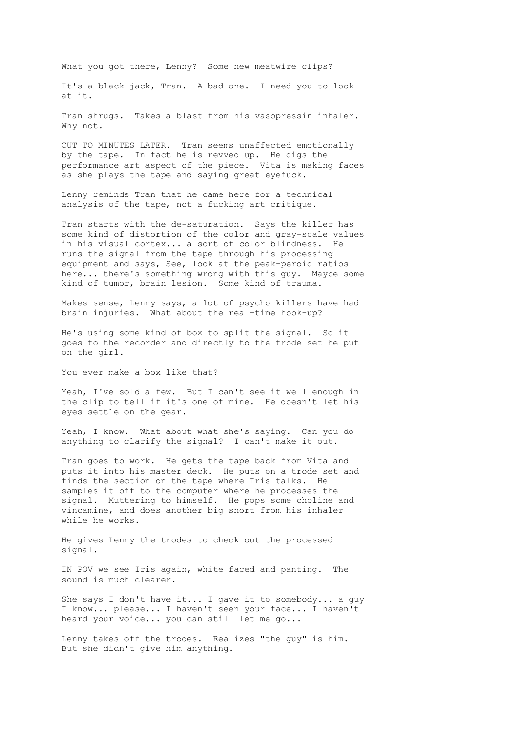What you got there, Lenny? Some new meatwire clips?

It's a black-jack, Tran. A bad one. I need you to look at it.

Tran shrugs. Takes a blast from his vasopressin inhaler. Why not.

CUT TO MINUTES LATER. Tran seems unaffected emotionally by the tape. In fact he is revved up. He digs the performance art aspect of the piece. Vita is making faces as she plays the tape and saying great eyefuck.

Lenny reminds Tran that he came here for a technical analysis of the tape, not a fucking art critique.

Tran starts with the de-saturation. Says the killer has some kind of distortion of the color and gray-scale values in his visual cortex... a sort of color blindness. He runs the signal from the tape through his processing equipment and says, See, look at the peak-peroid ratios here... there's something wrong with this guy. Maybe some kind of tumor, brain lesion. Some kind of trauma.

Makes sense, Lenny says, a lot of psycho killers have had brain injuries. What about the real-time hook-up?

He's using some kind of box to split the signal. So it goes to the recorder and directly to the trode set he put on the girl.

You ever make a box like that?

Yeah, I've sold a few. But I can't see it well enough in the clip to tell if it's one of mine. He doesn't let his eyes settle on the gear.

Yeah, I know. What about what she's saying. Can you do anything to clarify the signal? I can't make it out.

Tran goes to work. He gets the tape back from Vita and puts it into his master deck. He puts on a trode set and finds the section on the tape where Iris talks. He samples it off to the computer where he processes the signal. Muttering to himself. He pops some choline and vincamine, and does another big snort from his inhaler while he works.

He gives Lenny the trodes to check out the processed signal.

IN POV we see Iris again, white faced and panting. The sound is much clearer.

She says I don't have it... I gave it to somebody... a guy I know... please... I haven't seen your face... I haven't heard your voice... you can still let me go...

Lenny takes off the trodes. Realizes "the guy" is him. But she didn't give him anything.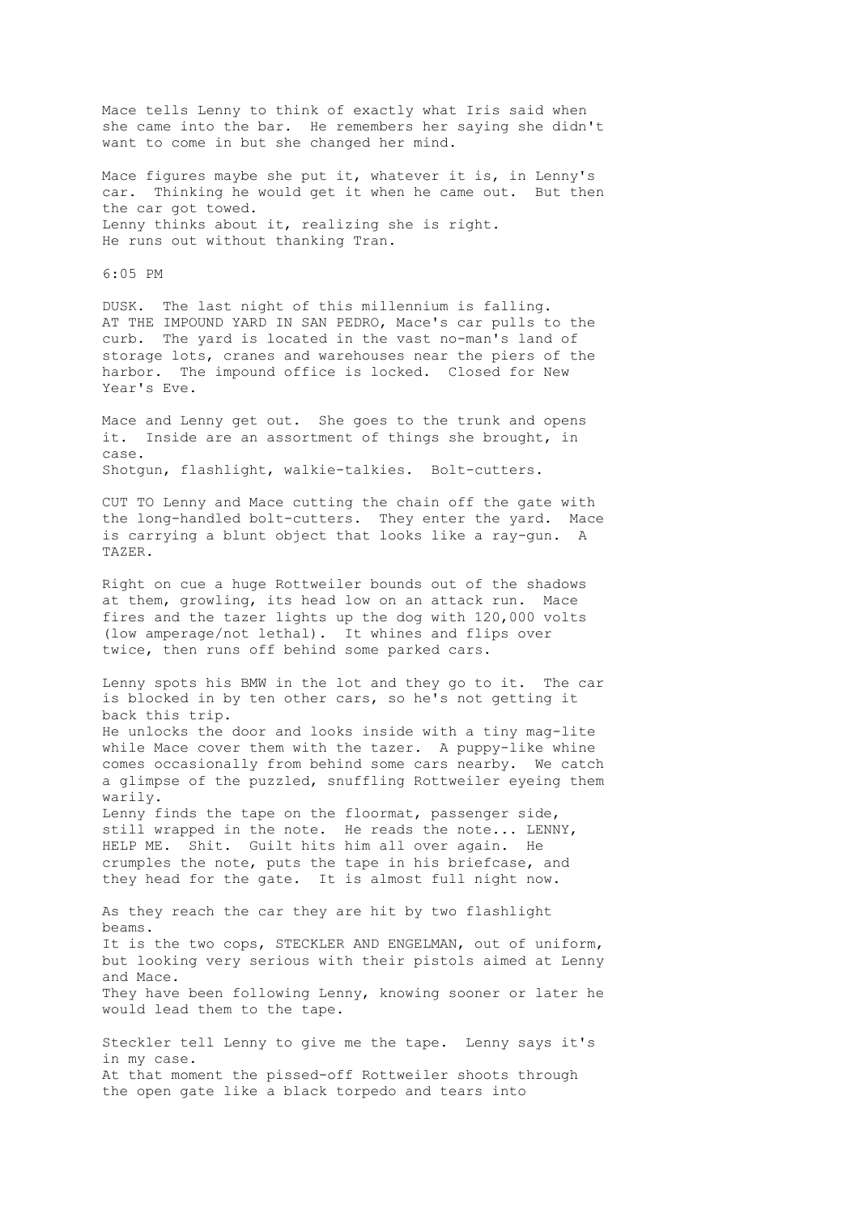Mace tells Lenny to think of exactly what Iris said when she came into the bar. He remembers her saying she didn't want to come in but she changed her mind.

Mace figures maybe she put it, whatever it is, in Lenny's car. Thinking he would get it when he came out. But then the car got towed.
Lenny thinks about it, realizing she is right.
He runs out without thanking Tran.

6:05 PM

DUSK. The last night of this millennium is falling.
AT THE IMPOUND YARD IN SAN PEDRO, Mace's car pulls to the curb. The yard is located in the vast no-man's land of storage lots, cranes and warehouses near the piers of the harbor. The impound office is locked. Closed for New Year's Eve.

Mace and Lenny get out. She goes to the trunk and opens it. Inside are an assortment of things she brought, in case.
Shotgun, flashlight, walkie-talkies. Bolt-cutters.

CUT TO Lenny and Mace cutting the chain off the gate with the long-handled bolt-cutters. They enter the yard. Mace is carrying a blunt object that looks like a ray-gun. A TAZER.

Right on cue a huge Rottweiler bounds out of the shadows at them, growling, its head low on an attack run. Mace fires and the tazer lights up the dog with 120,000 volts (low amperage/not lethal). It whines and flips over twice, then runs off behind some parked cars.

Lenny spots his BMW in the lot and they go to it. The car is blocked in by ten other cars, so he's not getting it back this trip.
He unlocks the door and looks inside with a tiny mag-lite while Mace cover them with the tazer. A puppy-like whine comes occasionally from behind some cars nearby. We catch a glimpse of the puzzled, snuffling Rottweiler eyeing them warily.
Lenny finds the tape on the floormat, passenger side, still wrapped in the note. He reads the note... LENNY, HELP ME. Shit. Guilt hits him all over again. He crumples the note, puts the tape in his briefcase, and they head for the gate. It is almost full night now.

As they reach the car they are hit by two flashlight beams.
It is the two cops, STECKLER AND ENGELMAN, out of uniform, but looking very serious with their pistols aimed at Lenny and Mace.
They have been following Lenny, knowing sooner or later he would lead them to the tape.

Steckler tell Lenny to give me the tape. Lenny says it's in my case.
At that moment the pissed-off Rottweiler shoots through the open gate like a black torpedo and tears into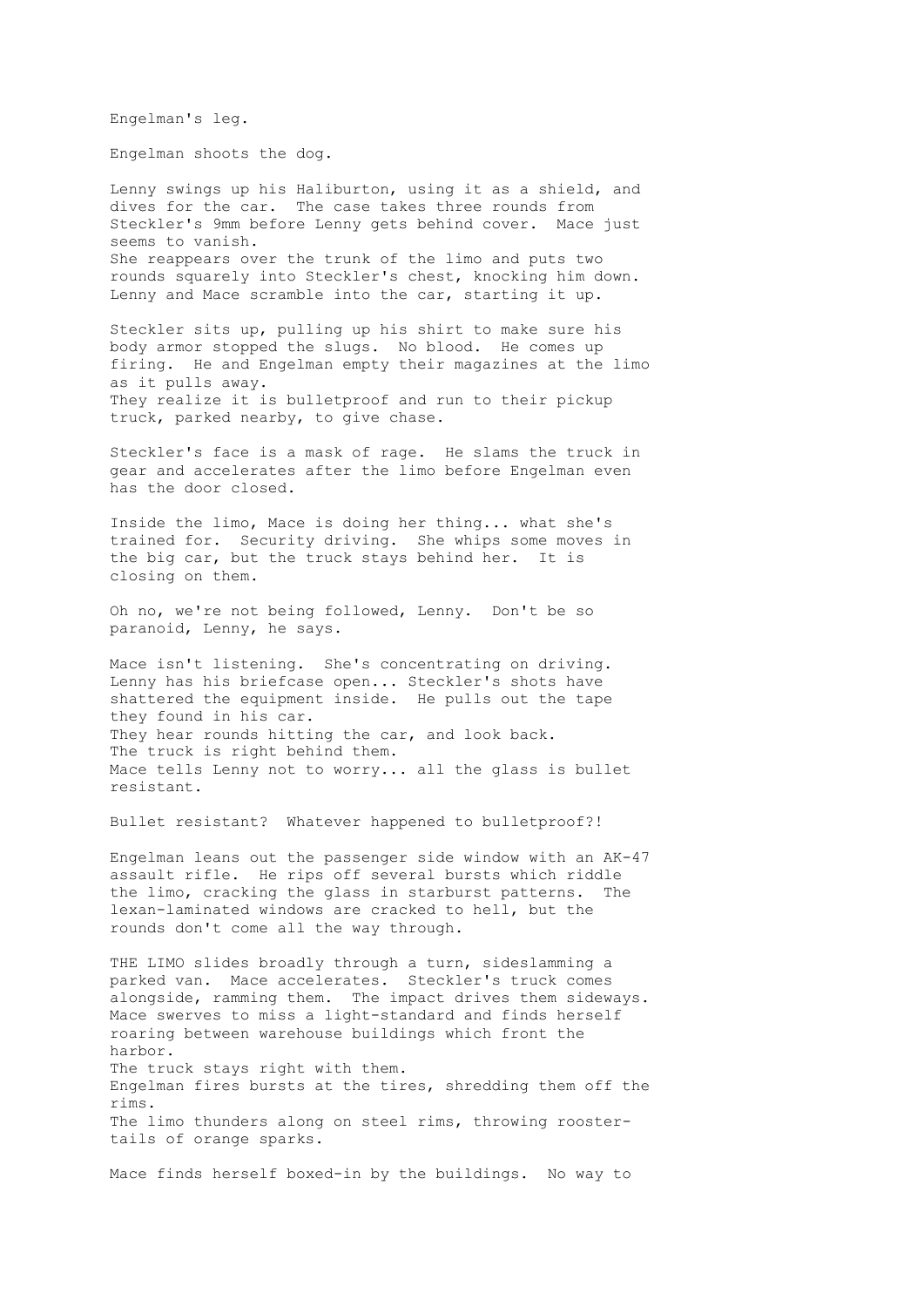Engelman's leg.

Engelman shoots the dog.

Lenny swings up his Haliburton, using it as a shield, and dives for the car. The case takes three rounds from Steckler's 9mm before Lenny gets behind cover. Mace just seems to vanish.
She reappears over the trunk of the limo and puts two rounds squarely into Steckler's chest, knocking him down. Lenny and Mace scramble into the car, starting it up.

Steckler sits up, pulling up his shirt to make sure his body armor stopped the slugs. No blood. He comes up firing. He and Engelman empty their magazines at the limo as it pulls away.
They realize it is bulletproof and run to their pickup truck, parked nearby, to give chase.

Steckler's face is a mask of rage. He slams the truck in gear and accelerates after the limo before Engelman even has the door closed.

Inside the limo, Mace is doing her thing... what she's trained for. Security driving. She whips some moves in the big car, but the truck stays behind her. It is closing on them.

Oh no, we're not being followed, Lenny. Don't be so paranoid, Lenny, he says.

Mace isn't listening. She's concentrating on driving. Lenny has his briefcase open... Steckler's shots have shattered the equipment inside. He pulls out the tape they found in his car.
They hear rounds hitting the car, and look back.
The truck is right behind them.
Mace tells Lenny not to worry... all the glass is bullet resistant.

Bullet resistant? Whatever happened to bulletproof?!

Engelman leans out the passenger side window with an AK-47 assault rifle. He rips off several bursts which riddle the limo, cracking the glass in starburst patterns. The lexan-laminated windows are cracked to hell, but the rounds don't come all the way through.

THE LIMO slides broadly through a turn, sideslamming a parked van. Mace accelerates. Steckler's truck comes alongside, ramming them. The impact drives them sideways. Mace swerves to miss a light-standard and finds herself roaring between warehouse buildings which front the harbor.
The truck stays right with them.
Engelman fires bursts at the tires, shredding them off the rims.
The limo thunders along on steel rims, throwing rooster-tails of orange sparks.

Mace finds herself boxed-in by the buildings. No way to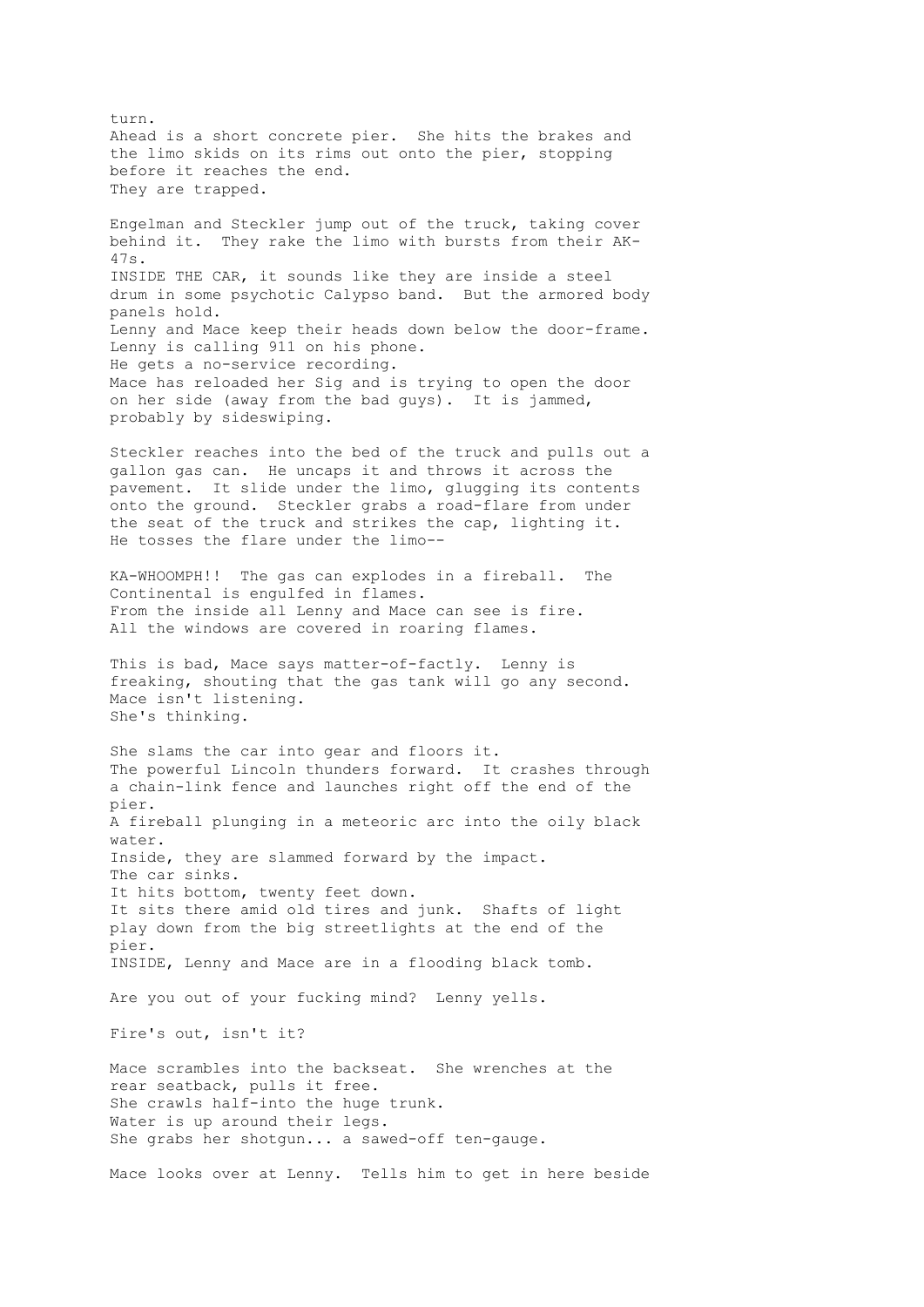turn.
Ahead is a short concrete pier. She hits the brakes and the limo skids on its rims out onto the pier, stopping before it reaches the end.
They are trapped.

Engelman and Steckler jump out of the truck, taking cover behind it. They rake the limo with bursts from their AK-47s.
INSIDE THE CAR, it sounds like they are inside a steel drum in some psychotic Calypso band. But the armored body panels hold.
Lenny and Mace keep their heads down below the door-frame.
Lenny is calling 911 on his phone.
He gets a no-service recording.
Mace has reloaded her Sig and is trying to open the door on her side (away from the bad guys). It is jammed, probably by sideswiping.

Steckler reaches into the bed of the truck and pulls out a gallon gas can. He uncaps it and throws it across the pavement. It slide under the limo, glugging its contents onto the ground. Steckler grabs a road-flare from under the seat of the truck and strikes the cap, lighting it.
He tosses the flare under the limo--

KA-WHOOMPH!! The gas can explodes in a fireball. The Continental is engulfed in flames.
From the inside all Lenny and Mace can see is fire.
All the windows are covered in roaring flames.

This is bad, Mace says matter-of-factly. Lenny is freaking, shouting that the gas tank will go any second.
Mace isn't listening.
She's thinking.

She slams the car into gear and floors it.
The powerful Lincoln thunders forward. It crashes through a chain-link fence and launches right off the end of the pier.
A fireball plunging in a meteoric arc into the oily black water.
Inside, they are slammed forward by the impact.
The car sinks.
It hits bottom, twenty feet down.
It sits there amid old tires and junk. Shafts of light play down from the big streetlights at the end of the pier.
INSIDE, Lenny and Mace are in a flooding black tomb.

Are you out of your fucking mind? Lenny yells.

Fire's out, isn't it?

Mace scrambles into the backseat. She wrenches at the rear seatback, pulls it free.
She crawls half-into the huge trunk.
Water is up around their legs.
She grabs her shotgun... a sawed-off ten-gauge.

Mace looks over at Lenny. Tells him to get in here beside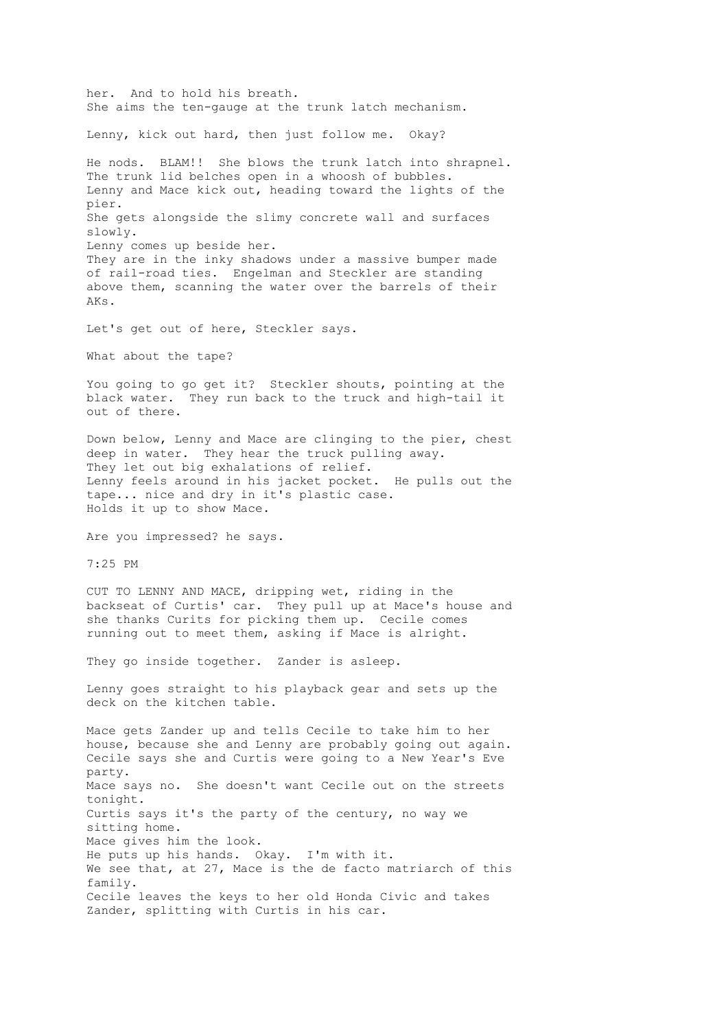her. And to hold his breath.
She aims the ten-gauge at the trunk latch mechanism.

Lenny, kick out hard, then just follow me. Okay?

He nods. BLAM!! She blows the trunk latch into shrapnel.
The trunk lid belches open in a whoosh of bubbles.
Lenny and Mace kick out, heading toward the lights of the pier.
She gets alongside the slimy concrete wall and surfaces slowly.
Lenny comes up beside her.
They are in the inky shadows under a massive bumper made of rail-road ties. Engelman and Steckler are standing above them, scanning the water over the barrels of their AKs.

Let's get out of here, Steckler says.

What about the tape?

You going to go get it? Steckler shouts, pointing at the black water. They run back to the truck and high-tail it out of there.

Down below, Lenny and Mace are clinging to the pier, chest deep in water. They hear the truck pulling away.
They let out big exhalations of relief.
Lenny feels around in his jacket pocket. He pulls out the tape... nice and dry in it's plastic case.
Holds it up to show Mace.

Are you impressed? he says.

7:25 PM

CUT TO LENNY AND MACE, dripping wet, riding in the backseat of Curtis' car. They pull up at Mace's house and she thanks Curits for picking them up. Cecile comes running out to meet them, asking if Mace is alright.

They go inside together. Zander is asleep.

Lenny goes straight to his playback gear and sets up the deck on the kitchen table.

Mace gets Zander up and tells Cecile to take him to her house, because she and Lenny are probably going out again.
Cecile says she and Curtis were going to a New Year's Eve party.
Mace says no. She doesn't want Cecile out on the streets tonight.
Curtis says it's the party of the century, no way we sitting home.
Mace gives him the look.
He puts up his hands. Okay. I'm with it.
We see that, at 27, Mace is the de facto matriarch of this family.
Cecile leaves the keys to her old Honda Civic and takes Zander, splitting with Curtis in his car.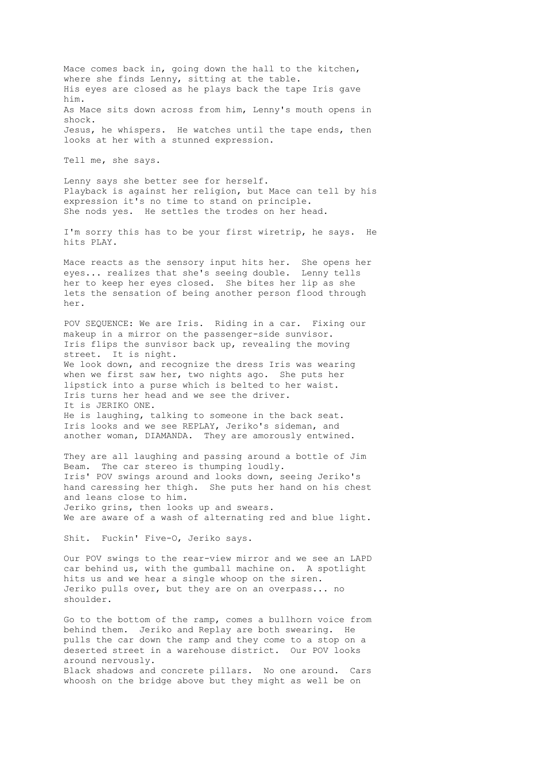Mace comes back in, going down the hall to the kitchen, where she finds Lenny, sitting at the table.
His eyes are closed as he plays back the tape Iris gave him.
As Mace sits down across from him, Lenny's mouth opens in shock.
Jesus, he whispers. He watches until the tape ends, then looks at her with a stunned expression.

Tell me, she says.

Lenny says she better see for herself.
Playback is against her religion, but Mace can tell by his expression it's no time to stand on principle.
She nods yes. He settles the trodes on her head.

I'm sorry this has to be your first wiretrip, he says. He hits PLAY.

Mace reacts as the sensory input hits her. She opens her eyes... realizes that she's seeing double. Lenny tells her to keep her eyes closed. She bites her lip as she lets the sensation of being another person flood through her.

POV SEQUENCE: We are Iris. Riding in a car. Fixing our makeup in a mirror on the passenger-side sunvisor.
Iris flips the sunvisor back up, revealing the moving street. It is night.
We look down, and recognize the dress Iris was wearing when we first saw her, two nights ago. She puts her lipstick into a purse which is belted to her waist.
Iris turns her head and we see the driver.
It is JERIKO ONE.
He is laughing, talking to someone in the back seat.
Iris looks and we see REPLAY, Jeriko's sideman, and another woman, DIAMANDA. They are amorously entwined.

They are all laughing and passing around a bottle of Jim Beam. The car stereo is thumping loudly.
Iris' POV swings around and looks down, seeing Jeriko's hand caressing her thigh. She puts her hand on his chest and leans close to him.
Jeriko grins, then looks up and swears.
We are aware of a wash of alternating red and blue light.

Shit. Fuckin' Five-O, Jeriko says.

Our POV swings to the rear-view mirror and we see an LAPD car behind us, with the gumball machine on. A spotlight hits us and we hear a single whoop on the siren.
Jeriko pulls over, but they are on an overpass... no shoulder.

Go to the bottom of the ramp, comes a bullhorn voice from behind them. Jeriko and Replay are both swearing. He pulls the car down the ramp and they come to a stop on a deserted street in a warehouse district. Our POV looks around nervously.
Black shadows and concrete pillars. No one around. Cars whoosh on the bridge above but they might as well be on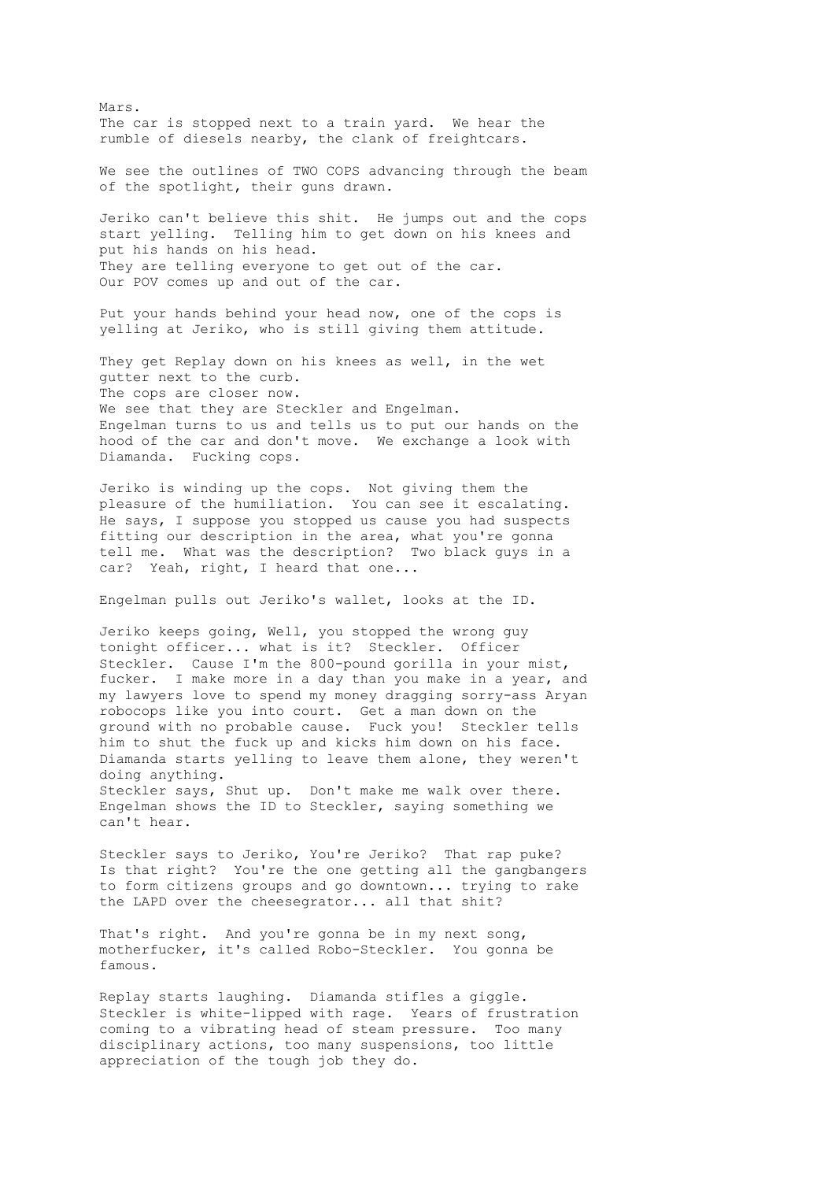Mars.
The car is stopped next to a train yard. We hear the rumble of diesels nearby, the clank of freightcars.

We see the outlines of TWO COPS advancing through the beam of the spotlight, their guns drawn.

Jeriko can't believe this shit. He jumps out and the cops start yelling. Telling him to get down on his knees and put his hands on his head.
They are telling everyone to get out of the car.
Our POV comes up and out of the car.

Put your hands behind your head now, one of the cops is yelling at Jeriko, who is still giving them attitude.

They get Replay down on his knees as well, in the wet gutter next to the curb.
The cops are closer now.
We see that they are Steckler and Engelman.
Engelman turns to us and tells us to put our hands on the hood of the car and don't move. We exchange a look with Diamanda. Fucking cops.

Jeriko is winding up the cops. Not giving them the pleasure of the humiliation. You can see it escalating. He says, I suppose you stopped us cause you had suspects fitting our description in the area, what you're gonna tell me. What was the description? Two black guys in a car? Yeah, right, I heard that one...

Engelman pulls out Jeriko's wallet, looks at the ID.

Jeriko keeps going, Well, you stopped the wrong guy tonight officer... what is it? Steckler. Officer Steckler. Cause I'm the 800-pound gorilla in your mist, fucker. I make more in a day than you make in a year, and my lawyers love to spend my money dragging sorry-ass Aryan robocops like you into court. Get a man down on the ground with no probable cause. Fuck you! Steckler tells him to shut the fuck up and kicks him down on his face. Diamanda starts yelling to leave them alone, they weren't doing anything.
Steckler says, Shut up. Don't make me walk over there. Engelman shows the ID to Steckler, saying something we can't hear.

Steckler says to Jeriko, You're Jeriko? That rap puke? Is that right? You're the one getting all the gangbangers to form citizens groups and go downtown... trying to rake the LAPD over the cheesegrator... all that shit?

That's right. And you're gonna be in my next song, motherfucker, it's called Robo-Steckler. You gonna be famous.

Replay starts laughing. Diamanda stifles a giggle. Steckler is white-lipped with rage. Years of frustration coming to a vibrating head of steam pressure. Too many disciplinary actions, too many suspensions, too little appreciation of the tough job they do.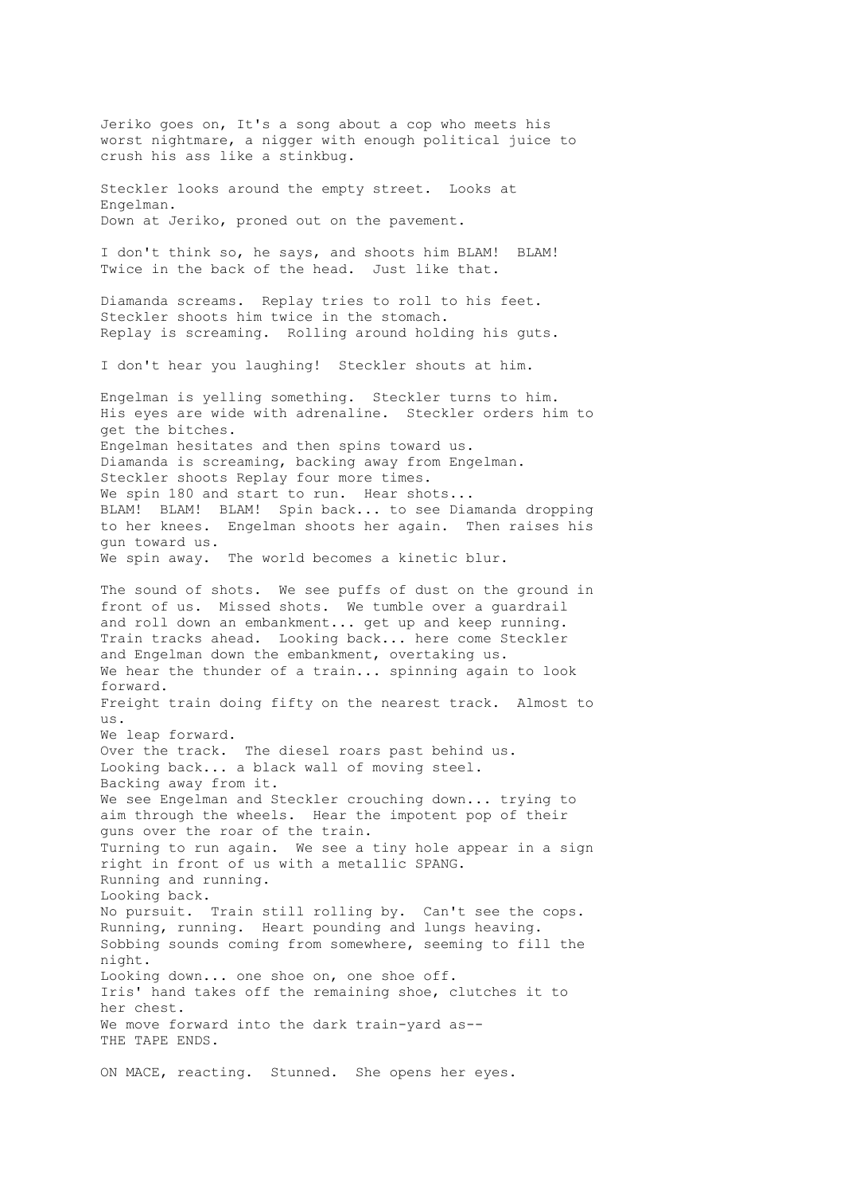Jeriko goes on, It's a song about a cop who meets his worst nightmare, a nigger with enough political juice to crush his ass like a stinkbug.

Steckler looks around the empty street. Looks at Engelman.
Down at Jeriko, proned out on the pavement.

I don't think so, he says, and shoots him BLAM! BLAM! Twice in the back of the head. Just like that.

Diamanda screams. Replay tries to roll to his feet.
Steckler shoots him twice in the stomach.
Replay is screaming. Rolling around holding his guts.

I don't hear you laughing! Steckler shouts at him.

Engelman is yelling something. Steckler turns to him. His eyes are wide with adrenaline. Steckler orders him to get the bitches.
Engelman hesitates and then spins toward us.
Diamanda is screaming, backing away from Engelman.
Steckler shoots Replay four more times.
We spin 180 and start to run. Hear shots...
BLAM! BLAM! BLAM! Spin back... to see Diamanda dropping to her knees. Engelman shoots her again. Then raises his gun toward us.
We spin away. The world becomes a kinetic blur.

The sound of shots. We see puffs of dust on the ground in front of us. Missed shots. We tumble over a guardrail and roll down an embankment... get up and keep running.
Train tracks ahead. Looking back... here come Steckler and Engelman down the embankment, overtaking us.
We hear the thunder of a train... spinning again to look forward.
Freight train doing fifty on the nearest track. Almost to us.
We leap forward.
Over the track. The diesel roars past behind us.
Looking back... a black wall of moving steel.
Backing away from it.
We see Engelman and Steckler crouching down... trying to aim through the wheels. Hear the impotent pop of their guns over the roar of the train.
Turning to run again. We see a tiny hole appear in a sign right in front of us with a metallic SPANG.
Running and running.
Looking back.
No pursuit. Train still rolling by. Can't see the cops.
Running, running. Heart pounding and lungs heaving.
Sobbing sounds coming from somewhere, seeming to fill the night.
Looking down... one shoe on, one shoe off.
Iris' hand takes off the remaining shoe, clutches it to her chest.
We move forward into the dark train-yard as--
THE TAPE ENDS.

ON MACE, reacting. Stunned. She opens her eyes.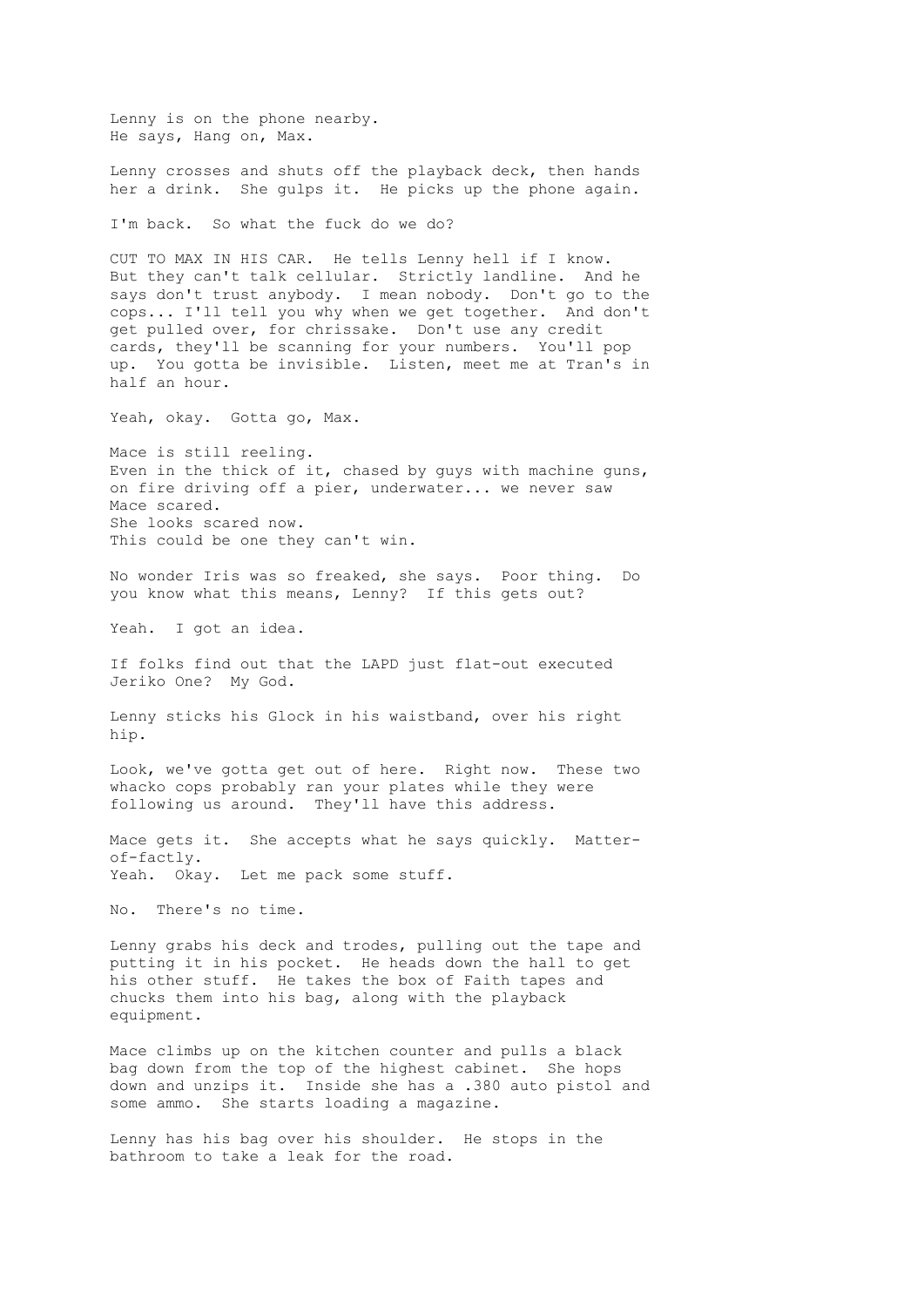Lenny is on the phone nearby.
He says, Hang on, Max.

Lenny crosses and shuts off the playback deck, then hands her a drink. She gulps it. He picks up the phone again.

I'm back. So what the fuck do we do?

CUT TO MAX IN HIS CAR. He tells Lenny hell if I know. But they can't talk cellular. Strictly landline. And he says don't trust anybody. I mean nobody. Don't go to the cops... I'll tell you why when we get together. And don't get pulled over, for chrissakes. Don't use any credit cards, they'll be scanning for your numbers. You'll pop up. You gotta be invisible. Listen, meet me at Tran's in half an hour.

Yeah, okay. Gotta go, Max.

Mace is still reeling.
Even in the thick of it, chased by guys with machine guns, on fire driving off a pier, underwater... we never saw Mace scared.
She looks scared now.
This could be one they can't win.

No wonder Iris was so freaked, she says. Poor thing. Do you know what this means, Lenny? If this gets out?

Yeah. I got an idea.

If folks find out that the LAPD just flat-out executed Jeriko One? My God.

Lenny sticks his Glock in his waistband, over his right hip.

Look, we've gotta get out of here. Right now. These two whacko cops probably ran your plates while they were following us around. They'll have this address.

Mace gets it. She accepts what he says quickly. Matter-of-factly.
Yeah. Okay. Let me pack some stuff.

No. There's no time.

Lenny grabs his deck and trodes, pulling out the tape and putting it in his pocket. He heads down the hall to get his other stuff. He takes the box of Faith tapes and chucks them into his bag, along with the playback equipment.

Mace climbs up on the kitchen counter and pulls a black bag down from the top of the highest cabinet. She hops down and unzips it. Inside she has a .380 auto pistol and some ammo. She starts loading a magazine.

Lenny has his bag over his shoulder. He stops in the bathroom to take a leak for the road.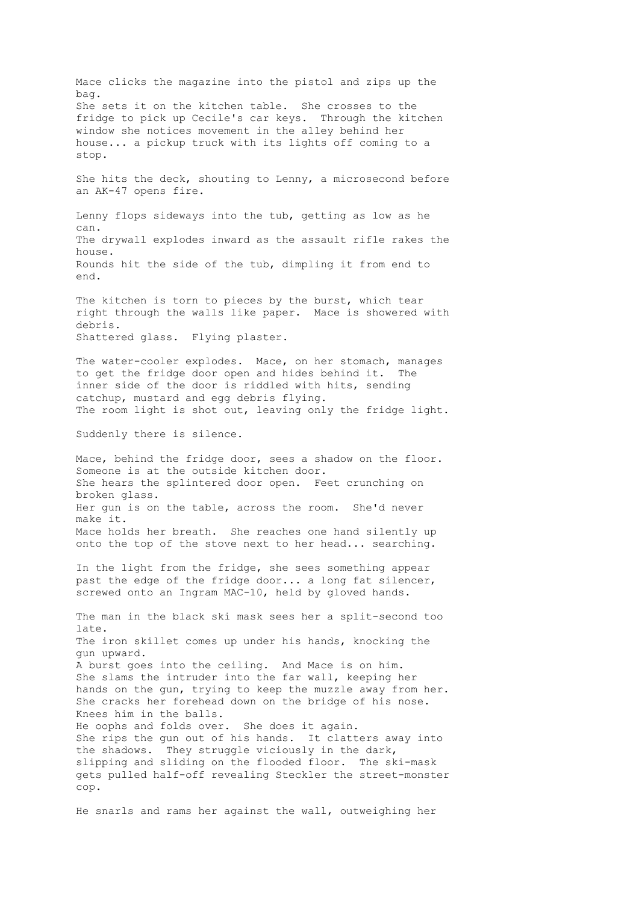Mace clicks the magazine into the pistol and zips up the bag.
She sets it on the kitchen table. She crosses to the fridge to pick up Cecile's car keys. Through the kitchen window she notices movement in the alley behind her house... a pickup truck with its lights off coming to a stop.

She hits the deck, shouting to Lenny, a microsecond before an AK-47 opens fire.

Lenny flops sideways into the tub, getting as low as he can.
The drywall explodes inward as the assault rifle rakes the house.
Rounds hit the side of the tub, dimpling it from end to end.

The kitchen is torn to pieces by the burst, which tear right through the walls like paper. Mace is showered with debris.
Shattered glass. Flying plaster.

The water-cooler explodes. Mace, on her stomach, manages to get the fridge door open and hides behind it. The inner side of the door is riddled with hits, sending catchup, mustard and egg debris flying.
The room light is shot out, leaving only the fridge light.

Suddenly there is silence.

Mace, behind the fridge door, sees a shadow on the floor. Someone is at the outside kitchen door.
She hears the splintered door open. Feet crunching on broken glass.
Her gun is on the table, across the room. She'd never make it.
Mace holds her breath. She reaches one hand silently up onto the top of the stove next to her head... searching.

In the light from the fridge, she sees something appear past the edge of the fridge door... a long fat silencer, screwed onto an Ingram MAC-10, held by gloved hands.

The man in the black ski mask sees her a split-second too late.
The iron skillet comes up under his hands, knocking the gun upward.
A burst goes into the ceiling. And Mace is on him.
She slams the intruder into the far wall, keeping her hands on the gun, trying to keep the muzzle away from her.
She cracks her forehead down on the bridge of his nose.
Knees him in the balls.
He oophs and folds over. She does it again.
She rips the gun out of his hands. It clatters away into the shadows. They struggle viciously in the dark, slipping and sliding on the flooded floor. The ski-mask gets pulled half-off revealing Steckler the street-monster cop.

He snarls and rams her against the wall, outweighing her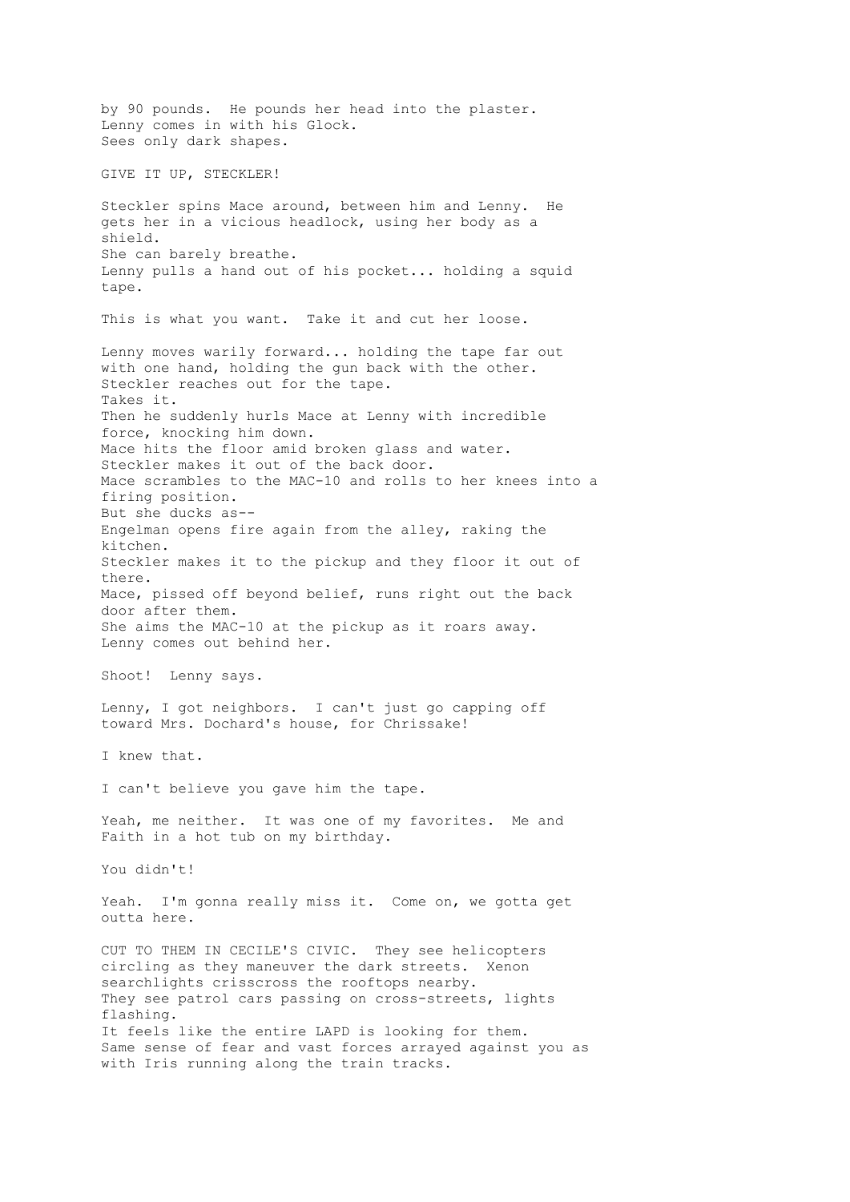by 90 pounds. He pounds her head into the plaster.
Lenny comes in with his Glock.
Sees only dark shapes.

GIVE IT UP, STECKLER!

Steckler spins Mace around, between him and Lenny. He gets her in a vicious headlock, using her body as a shield.
She can barely breathe.
Lenny pulls a hand out of his pocket... holding a squid tape.

This is what you want. Take it and cut her loose.

Lenny moves warily forward... holding the tape far out with one hand, holding the gun back with the other.
Steckler reaches out for the tape.
Takes it.
Then he suddenly hurls Mace at Lenny with incredible force, knocking him down.
Mace hits the floor amid broken glass and water.
Steckler makes it out of the back door.
Mace scrambles to the MAC-10 and rolls to her knees into a firing position.
But she ducks as--
Engelman opens fire again from the alley, raking the kitchen.
Steckler makes it to the pickup and they floor it out of there.
Mace, pissed off beyond belief, runs right out the back door after them.
She aims the MAC-10 at the pickup as it roars away.
Lenny comes out behind her.

Shoot! Lenny says.

Lenny, I got neighbors. I can't just go capping off toward Mrs. Dochard's house, for Chrissake!

I knew that.

I can't believe you gave him the tape.

Yeah, me neither. It was one of my favorites. Me and Faith in a hot tub on my birthday.

You didn't!

Yeah. I'm gonna really miss it. Come on, we gotta get outta here.

CUT TO THEM IN CECILE'S CIVIC. They see helicopters circling as they maneuver the dark streets. Xenon searchlights crisscross the rooftops nearby.
They see patrol cars passing on cross-streets, lights flashing.
It feels like the entire LAPD is looking for them.
Same sense of fear and vast forces arrayed against you as with Iris running along the train tracks.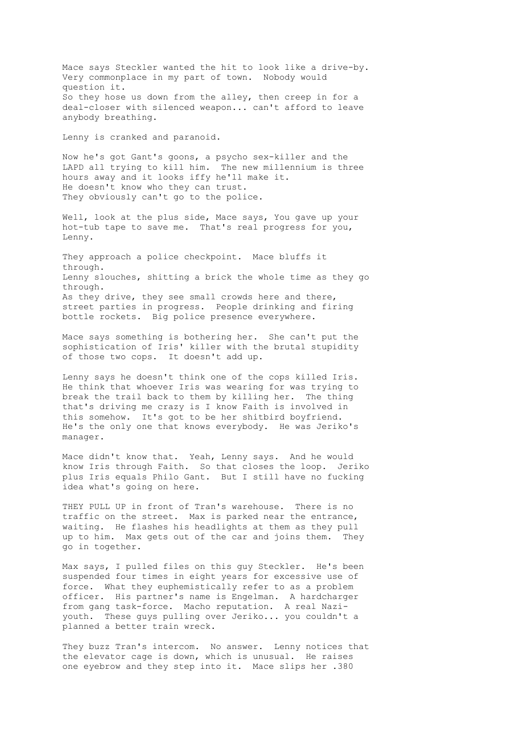Mace says Steckler wanted the hit to look like a drive-by. Very commonplace in my part of town. Nobody would question it.
So they hose us down from the alley, then creep in for a deal-closer with silenced weapon... can't afford to leave anybody breathing.

Lenny is cranked and paranoid.

Now he's got Gant's goons, a psycho sex-killer and the LAPD all trying to kill him. The new millennium is three hours away and it looks iffy he'll make it.
He doesn't know who they can trust.
They obviously can't go to the police.

Well, look at the plus side, Mace says, You gave up your hot-tub tape to save me. That's real progress for you, Lenny.

They approach a police checkpoint. Mace bluffs it through.
Lenny slouches, shitting a brick the whole time as they go through.
As they drive, they see small crowds here and there, street parties in progress. People drinking and firing bottle rockets. Big police presence everywhere.

Mace says something is bothering her. She can't put the sophistication of Iris' killer with the brutal stupidity of those two cops. It doesn't add up.

Lenny says he doesn't think one of the cops killed Iris. He think that whoever Iris was wearing for was trying to break the trail back to them by killing her. The thing that's driving me crazy is I know Faith is involved in this somehow. It's got to be her shitbird boyfriend. He's the only one that knows everybody. He was Jeriko's manager.

Mace didn't know that. Yeah, Lenny says. And he would know Iris through Faith. So that closes the loop. Jeriko plus Iris equals Philo Gant. But I still have no fucking idea what's going on here.

THEY PULL UP in front of Tran's warehouse. There is no traffic on the street. Max is parked near the entrance, waiting. He flashes his headlights at them as they pull up to him. Max gets out of the car and joins them. They go in together.

Max says, I pulled files on this guy Steckler. He's been suspended four times in eight years for excessive use of force. What they euphemistically refer to as a problem officer. His partner's name is Engelman. A hardcharger from gang task-force. Macho reputation. A real Nazi-youth. These guys pulling over Jeriko... you couldn't a planned a better train wreck.

They buzz Tran's intercom. No answer. Lenny notices that the elevator cage is down, which is unusual. He raises one eyebrow and they step into it. Mace slips her .380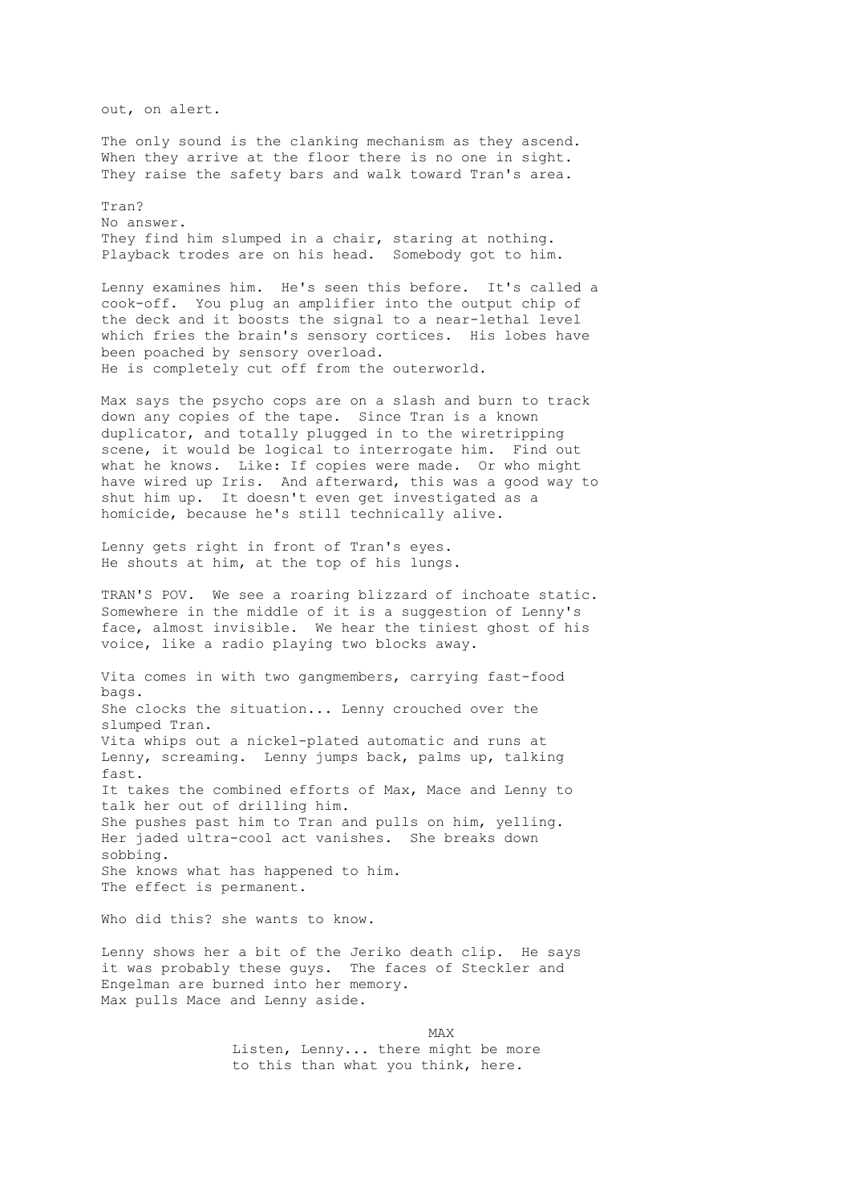out, on alert.

The only sound is the clanking mechanism as they ascend. When they arrive at the floor there is no one in sight. They raise the safety bars and walk toward Tran's area.

Tran?
No answer.
They find him slumped in a chair, staring at nothing. Playback trodes are on his head. Somebody got to him.

Lenny examines him. He's seen this before. It's called a cook-off. You plug an amplifier into the output chip of the deck and it boosts the signal to a near-lethal level which fries the brain's sensory cortices. His lobes have been poached by sensory overload.
He is completely cut off from the outerworld.

Max says the psycho cops are on a slash and burn to track down any copies of the tape. Since Tran is a known duplicator, and totally plugged in to the wiretripping scene, it would be logical to interrogate him. Find out what he knows. Like: If copies were made. Or who might have wired up Iris. And afterward, this was a good way to shut him up. It doesn't even get investigated as a homicide, because he's still technically alive.

Lenny gets right in front of Tran's eyes.
He shouts at him, at the top of his lungs.

TRAN'S POV. We see a roaring blizzard of inchoate static. Somewhere in the middle of it is a suggestion of Lenny's face, almost invisible. We hear the tiniest ghost of his voice, like a radio playing two blocks away.

Vita comes in with two gangmembers, carrying fast-food bags.
She clocks the situation... Lenny crouched over the slumped Tran.
Vita whips out a nickel-plated automatic and runs at Lenny, screaming. Lenny jumps back, palms up, talking fast.
It takes the combined efforts of Max, Mace and Lenny to talk her out of drilling him.
She pushes past him to Tran and pulls on him, yelling.
Her jaded ultra-cool act vanishes. She breaks down sobbing.
She knows what has happened to him.
The effect is permanent.

Who did this? she wants to know.

Lenny shows her a bit of the Jeriko death clip. He says it was probably these guys. The faces of Steckler and Engelman are burned into her memory.
Max pulls Mace and Lenny aside.

MAX
Listen, Lenny... there might be more to this than what you think, here.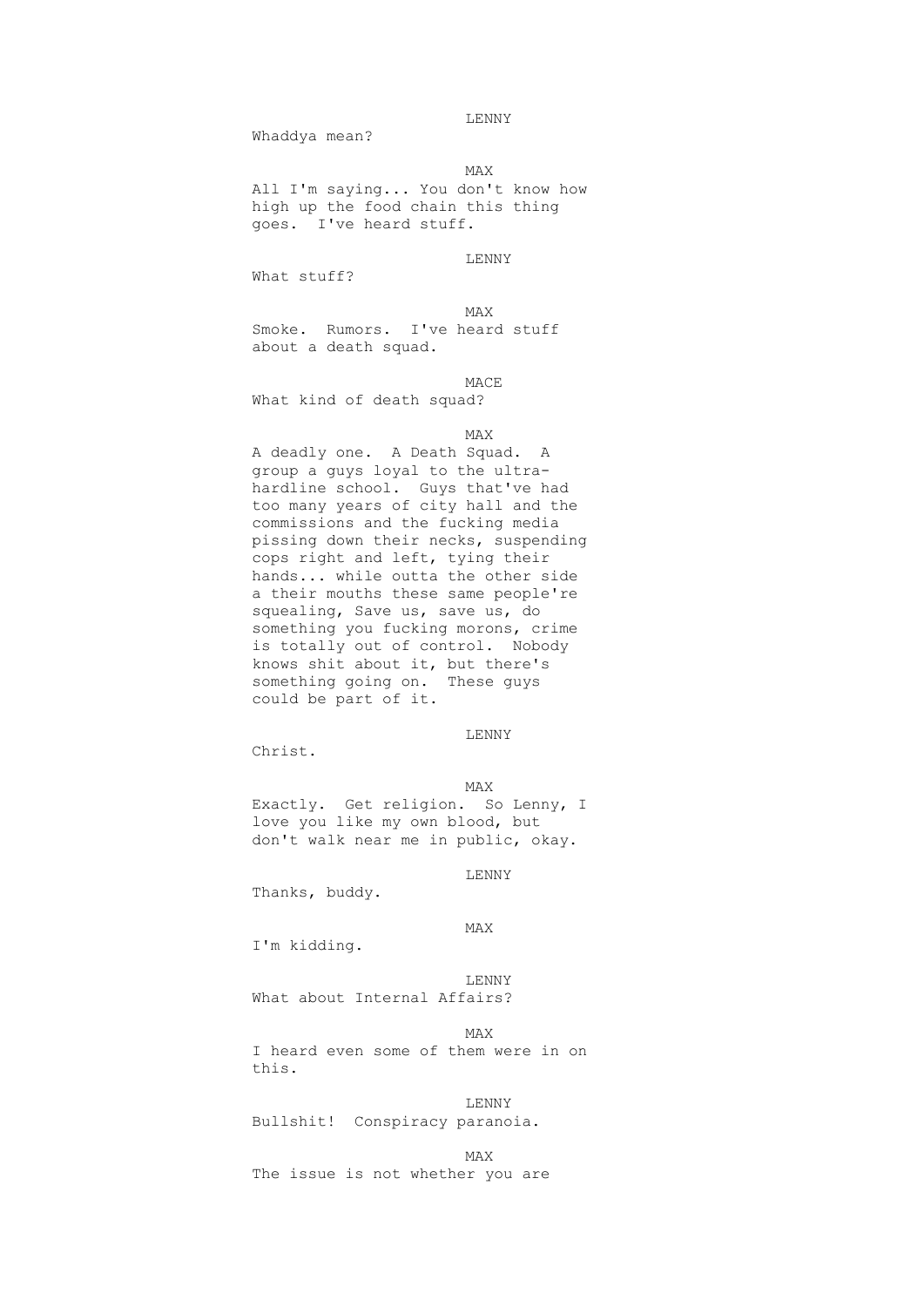LENNY

Whaddya mean?

MAX

All I'm saying... You don't know how high up the food chain this thing goes. I've heard stuff.

LENNY

What stuff?

MAX

Smoke. Rumors. I've heard stuff about a death squad.

MACE

What kind of death squad?

MAX

A deadly one. A Death Squad. A group a guys loyal to the ultra-hardline school. Guys that've had too many years of city hall and the commissions and the fucking media pissing down their necks, suspending cops right and left, tying their hands... while outta the other side a their mouths these same people're squealing, Save us, save us, do something you fucking morons, crime is totally out of control. Nobody knows shit about it, but there's something going on. These guys could be part of it.

LENNY

Christ.

MAX

Exactly. Get religion. So Lenny, I love you like my own blood, but don't walk near me in public, okay.

LENNY

Thanks, buddy.

MAX

I'm kidding.

LENNY

What about Internal Affairs?

MAX

I heard even some of them were in on this.

LENNY

Bullshit! Conspiracy paranoia.

MAX

The issue is not whether you are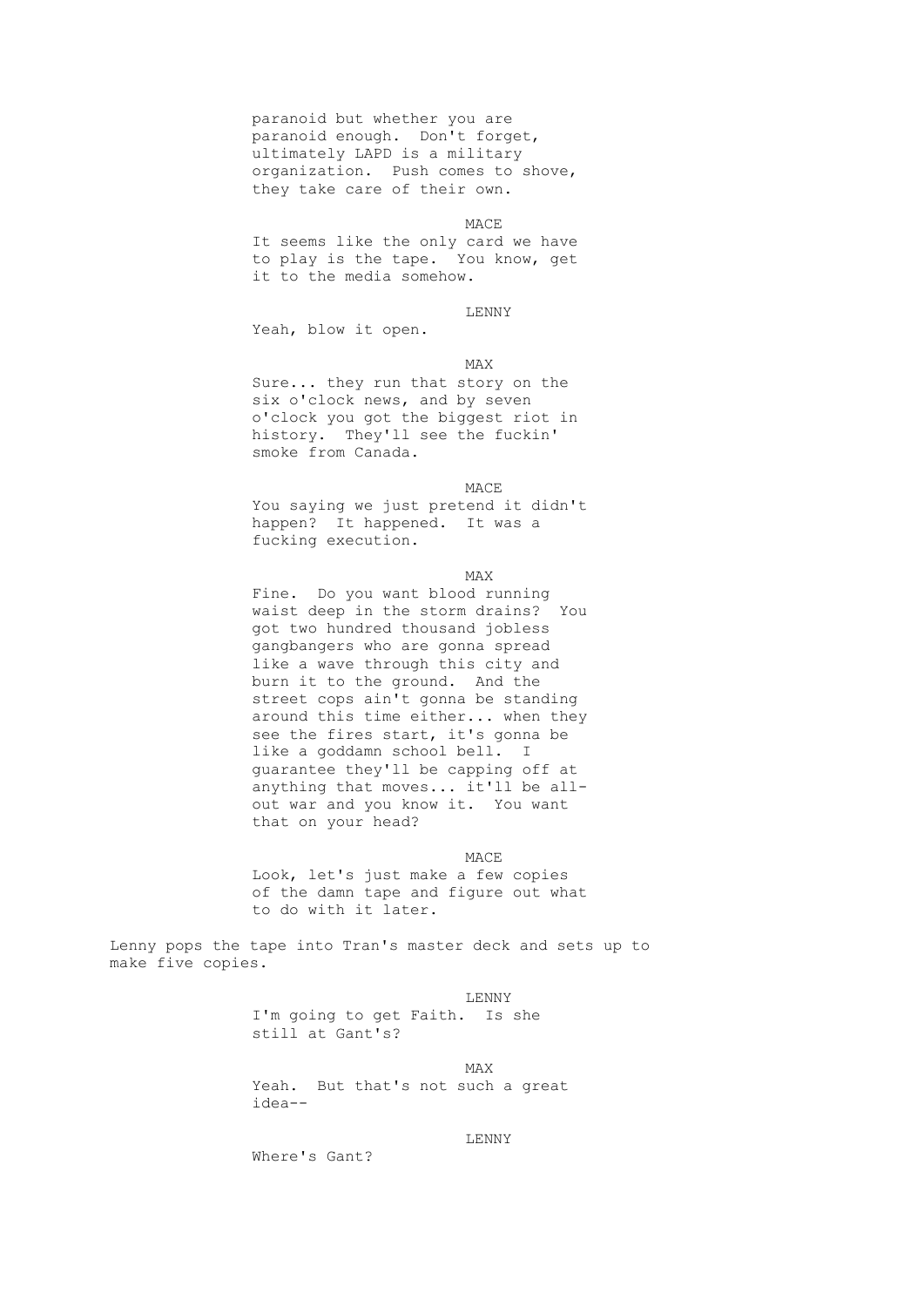paranoid but whether you are paranoid enough. Don't forget, ultimately LAPD is a military organization. Push comes to shove, they take care of their own.

MACE

It seems like the only card we have to play is the tape. You know, get it to the media somehow.

LENNY

Yeah, blow it open.

MAX

Sure... they run that story on the six o'clock news, and by seven o'clock you got the biggest riot in history. They'll see the fuckin' smoke from Canada.

MACE

You saying we just pretend it didn't happen? It happened. It was a fucking execution.

MAX

Fine. Do you want blood running waist deep in the storm drains? You got two hundred thousand jobless gangbangers who are gonna spread like a wave through this city and burn it to the ground. And the street cops ain't gonna be standing around this time either... when they see the fires start, it's gonna be like a goddamn school bell. I guarantee they'll be capping off at anything that moves... it'll be all-out war and you know it. You want that on your head?

MACE

Look, let's just make a few copies of the damn tape and figure out what to do with it later.

Lenny pops the tape into Tran's master deck and sets up to make five copies.

LENNY

I'm going to get Faith. Is she still at Gant's?

MAX

Yeah. But that's not such a great idea--

LENNY

Where's Gant?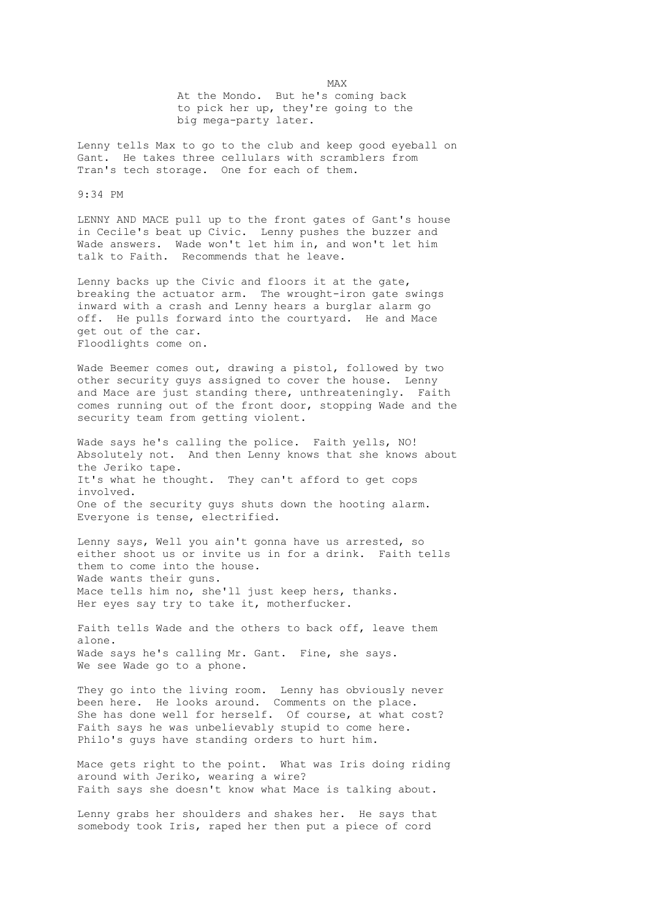MAX

At the Mondo. But he's coming back to pick her up, they're going to the big mega-party later.

Lenny tells Max to go to the club and keep good eyeball on Gant. He takes three cellulars with scramblers from Tran's tech storage. One for each of them.

9:34 PM

LENNY AND MACE pull up to the front gates of Gant's house in Cecile's beat up Civic. Lenny pushes the buzzer and Wade answers. Wade won't let him in, and won't let him talk to Faith. Recommends that he leave.

Lenny backs up the Civic and floors it at the gate, breaking the actuator arm. The wrought-iron gate swings inward with a crash and Lenny hears a burglar alarm go off. He pulls forward into the courtyard. He and Mace get out of the car.
Floodlights come on.

Wade Beemer comes out, drawing a pistol, followed by two other security guys assigned to cover the house. Lenny and Mace are just standing there, unthreateningly. Faith comes running out of the front door, stopping Wade and the security team from getting violent.

Wade says he's calling the police. Faith yells, NO! Absolutely not. And then Lenny knows that she knows about the Jeriko tape.
It's what he thought. They can't afford to get cops involved.
One of the security guys shuts down the hooting alarm.
Everyone is tense, electrified.

Lenny says, Well you ain't gonna have us arrested, so either shoot us or invite us in for a drink. Faith tells them to come into the house.
Wade wants their guns.
Mace tells him no, she'll just keep hers, thanks.
Her eyes say try to take it, motherfucker.

Faith tells Wade and the others to back off, leave them alone.
Wade says he's calling Mr. Gant. Fine, she says.
We see Wade go to a phone.

They go into the living room. Lenny has obviously never been here. He looks around. Comments on the place.
She has done well for herself. Of course, at what cost?
Faith says he was unbelievably stupid to come here.
Philo's guys have standing orders to hurt him.

Mace gets right to the point. What was Iris doing riding around with Jeriko, wearing a wire?
Faith says she doesn't know what Mace is talking about.

Lenny grabs her shoulders and shakes her. He says that somebody took Iris, raped her then put a piece of cord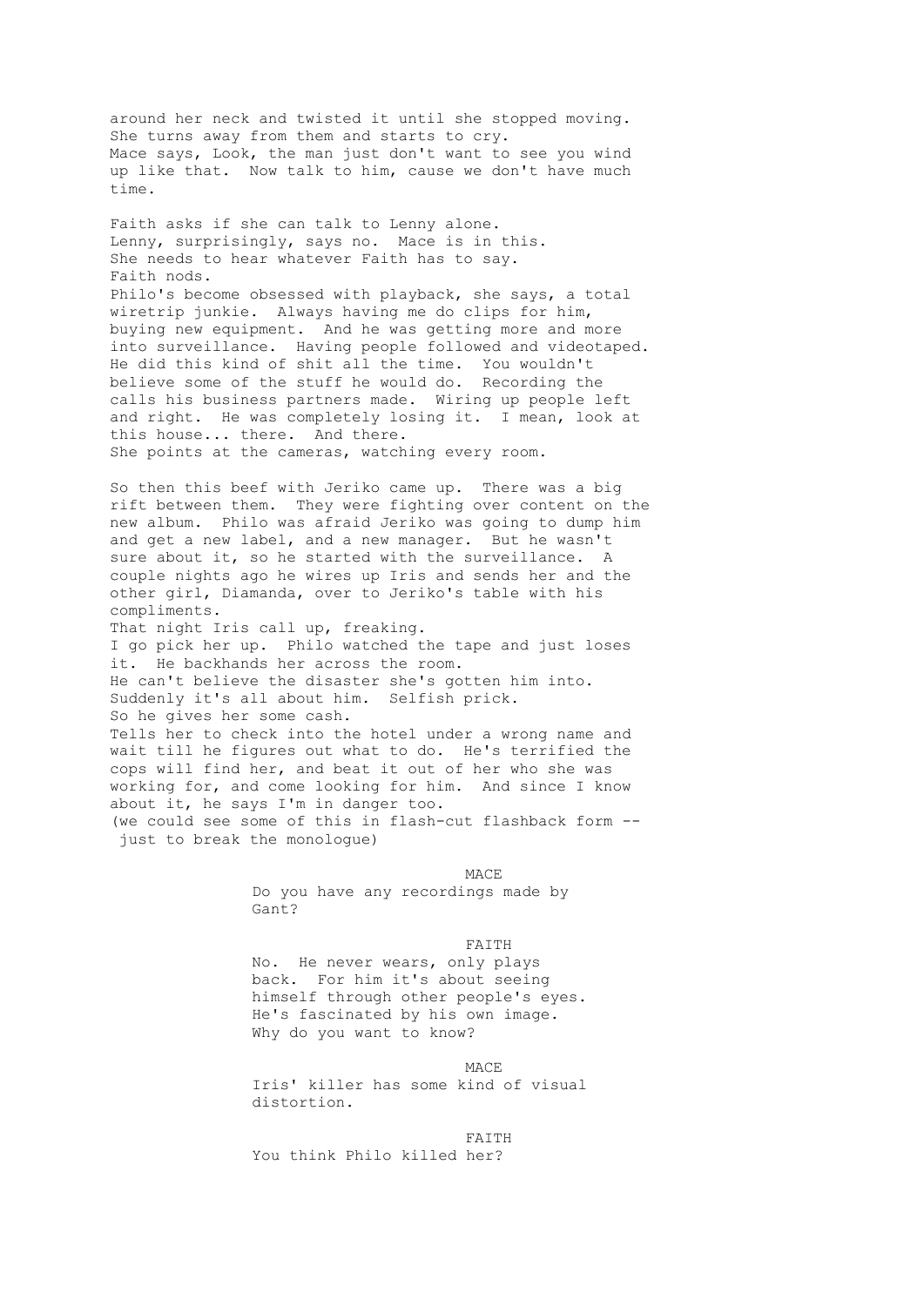around her neck and twisted it until she stopped moving.
She turns away from them and starts to cry.
Mace says, Look, the man just don't want to see you wind up like that. Now talk to him, cause we don't have much time.

Faith asks if she can talk to Lenny alone.
Lenny, surprisingly, says no. Mace is in this.
She needs to hear whatever Faith has to say.
Faith nods.
Philo's become obsessed with playback, she says, a total wiretrip junkie. Always having me do clips for him, buying new equipment. And he was getting more and more into surveillance. Having people followed and videotaped. He did this kind of shit all the time. You wouldn't believe some of the stuff he would do. Recording the calls his business partners made. Wiring up people left and right. He was completely losing it. I mean, look at this house... there. And there.
She points at the cameras, watching every room.

So then this beef with Jeriko came up. There was a big rift between them. They were fighting over content on the new album. Philo was afraid Jeriko was going to dump him and get a new label, and a new manager. But he wasn't sure about it, so he started with the surveillance. A couple nights ago he wires up Iris and sends her and the other girl, Diamanda, over to Jeriko's table with his compliments.
That night Iris call up, freaking.
I go pick her up. Philo watched the tape and just loses it. He backhands her across the room.
He can't believe the disaster she's gotten him into.
Suddenly it's all about him. Selfish prick.
So he gives her some cash.
Tells her to check into the hotel under a wrong name and wait till he figures out what to do. He's terrified the cops will find her, and beat it out of her who she was working for, and come looking for him. And since I know about it, he says I'm in danger too.
(we could see some of this in flash-cut flashback form -- just to break the monologue)

MACE
Do you have any recordings made by Gant?

FAITH
No. He never wears, only plays back. For him it's about seeing himself through other people's eyes. He's fascinated by his own image. Why do you want to know?

MACE
Iris' killer has some kind of visual distortion.

FAITH
You think Philo killed her?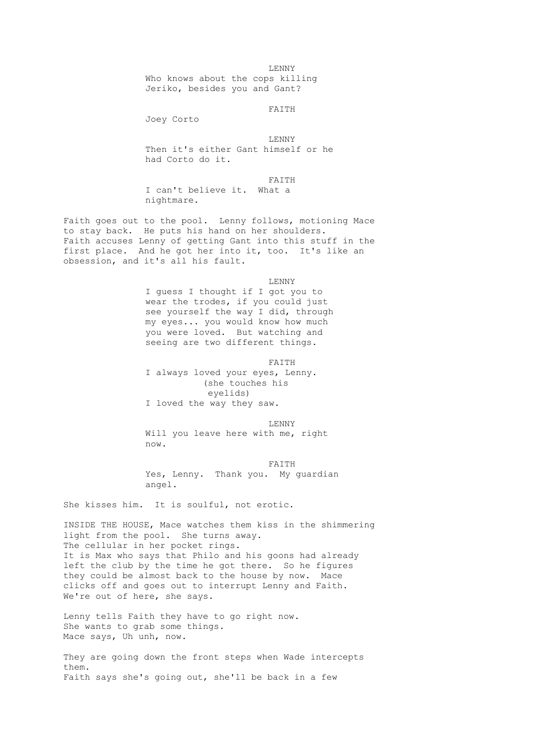LENNY

Who knows about the cops killing Jeriko, besides you and Gant?

FAITH

Joey Corto

LENNY

Then it's either Gant himself or he had Corto do it.

FAITH

I can't believe it. What a nightmare.

Faith goes out to the pool. Lenny follows, motioning Mace to stay back. He puts his hand on her shoulders. Faith accuses Lenny of getting Gant into this stuff in the first place. And he got her into it, too. It's like an obsession, and it's all his fault.

LENNY

I guess I thought if I got you to wear the trodes, if you could just see yourself the way I did, through my eyes... you would know how much you were loved. But watching and seeing are two different things.

FAITH

I always loved your eyes, Lenny.
(she touches his eyelids)
I loved the way they saw.

LENNY

Will you leave here with me, right now.

FAITH

Yes, Lenny. Thank you. My guardian angel.

She kisses him. It is soulful, not erotic.

INSIDE THE HOUSE, Mace watches them kiss in the shimmering light from the pool. She turns away.
The cellular in her pocket rings.
It is Max who says that Philo and his goons had already left the club by the time he got there. So he figures they could be almost back to the house by now. Mace clicks off and goes out to interrupt Lenny and Faith.
We're out of here, she says.

Lenny tells Faith they have to go right now.
She wants to grab some things.
Mace says, Uh unh, now.

They are going down the front steps when Wade intercepts them.
Faith says she's going out, she'll be back in a few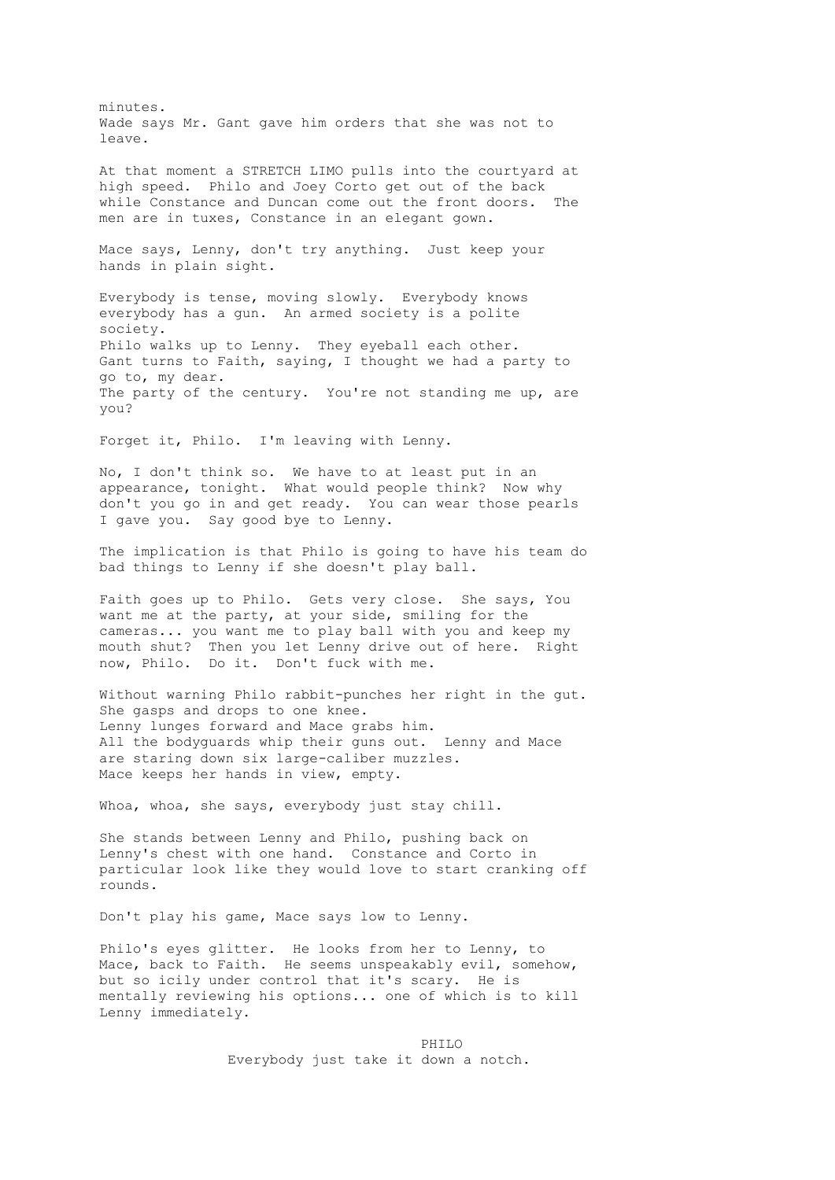minutes.
Wade says Mr. Gant gave him orders that she was not to leave.

At that moment a STRETCH LIMO pulls into the courtyard at high speed. Philo and Joey Corto get out of the back while Constance and Duncan come out the front doors. The men are in tuxes, Constance in an elegant gown.

Mace says, Lenny, don't try anything. Just keep your hands in plain sight.

Everybody is tense, moving slowly. Everybody knows everybody has a gun. An armed society is a polite society.
Philo walks up to Lenny. They eyeball each other.
Gant turns to Faith, saying, I thought we had a party to go to, my dear.
The party of the century. You're not standing me up, are you?

Forget it, Philo. I'm leaving with Lenny.

No, I don't think so. We have to at least put in an appearance, tonight. What would people think? Now why don't you go in and get ready. You can wear those pearls I gave you. Say good bye to Lenny.

The implication is that Philo is going to have his team do bad things to Lenny if she doesn't play ball.

Faith goes up to Philo. Gets very close. She says, You want me at the party, at your side, smiling for the cameras... you want me to play ball with you and keep my mouth shut? Then you let Lenny drive out of here. Right now, Philo. Do it. Don't fuck with me.

Without warning Philo rabbit-punches her right in the gut. She gasps and drops to one knee.
Lenny lunges forward and Mace grabs him.
All the bodyguards whip their guns out. Lenny and Mace are staring down six large-caliber muzzles.
Mace keeps her hands in view, empty.

Whoa, whoa, she says, everybody just stay chill.

She stands between Lenny and Philo, pushing back on Lenny's chest with one hand. Constance and Corto in particular look like they would love to start cranking off rounds.

Don't play his game, Mace says low to Lenny.

Philo's eyes glitter. He looks from her to Lenny, to Mace, back to Faith. He seems unspeakably evil, somehow, but so icily under control that it's scary. He is mentally reviewing his options... one of which is to kill Lenny immediately.

PHILO
Everybody just take it down a notch.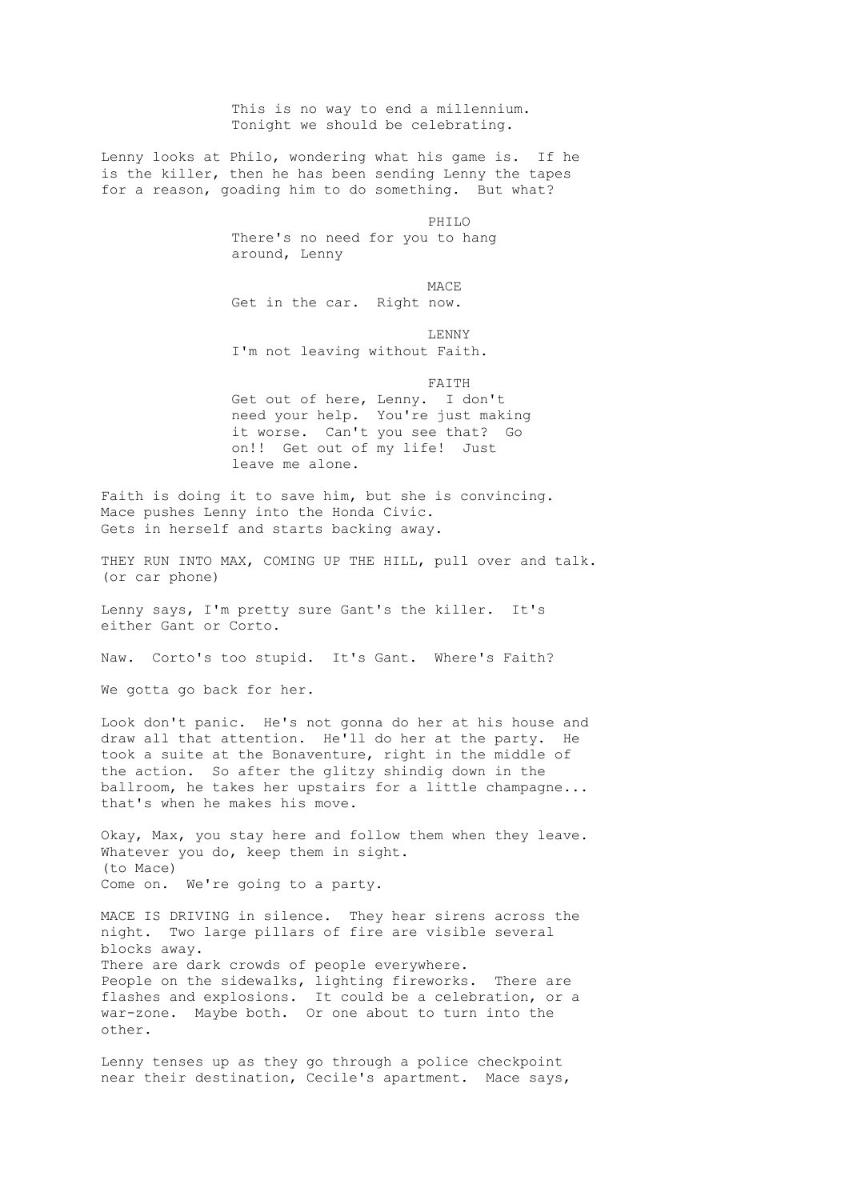This is no way to end a millennium.
Tonight we should be celebrating.

Lenny looks at Philo, wondering what his game is. If he is the killer, then he has been sending Lenny the tapes for a reason, goading him to do something. But what?

PHILO
There's no need for you to hang around, Lenny

MACE
Get in the car. Right now.

LENNY
I'm not leaving without Faith.

FAITH
Get out of here, Lenny. I don't need your help. You're just making it worse. Can't you see that? Go on!! Get out of my life! Just leave me alone.

Faith is doing it to save him, but she is convincing.
Mace pushes Lenny into the Honda Civic.
Gets in herself and starts backing away.

THEY RUN INTO MAX, COMING UP THE HILL, pull over and talk.
(or car phone)

Lenny says, I'm pretty sure Gant's the killer. It's either Gant or Corto.

Naw. Corto's too stupid. It's Gant. Where's Faith?

We gotta go back for her.

Look don't panic. He's not gonna do her at his house and draw all that attention. He'll do her at the party. He took a suite at the Bonaventure, right in the middle of the action. So after the glitzy shindig down in the ballroom, he takes her upstairs for a little champagne... that's when he makes his move.

Okay, Max, you stay here and follow them when they leave.
Whatever you do, keep them in sight.
(to Mace)
Come on. We're going to a party.

MACE IS DRIVING in silence. They hear sirens across the night. Two large pillars of fire are visible several blocks away.
There are dark crowds of people everywhere.
People on the sidewalks, lighting fireworks. There are flashes and explosions. It could be a celebration, or a war-zone. Maybe both. Or one about to turn into the other.

Lenny tenses up as they go through a police checkpoint near their destination, Cecile's apartment. Mace says,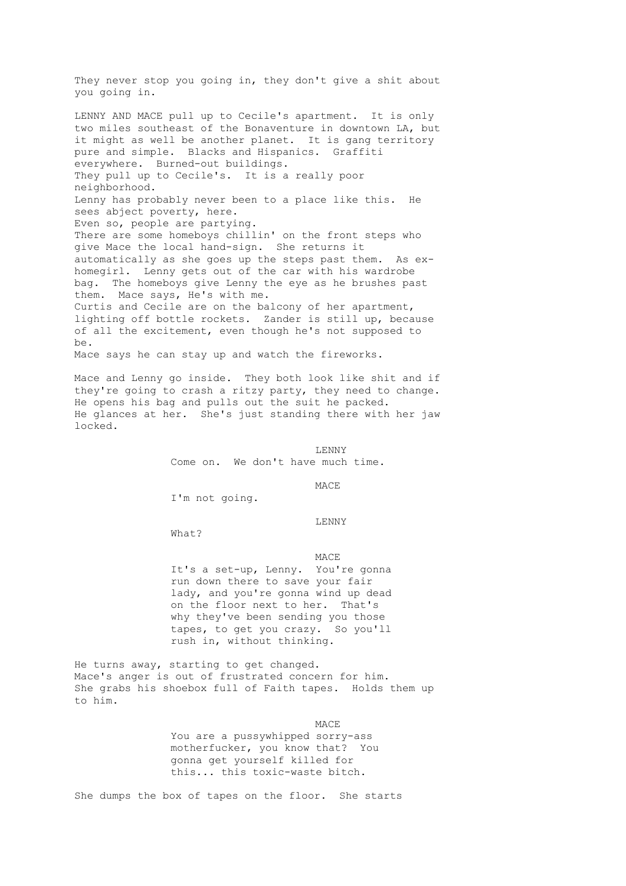They never stop you going in, they don't give a shit about you going in.

LENNY AND MACE pull up to Cecile's apartment. It is only two miles southeast of the Bonaventure in downtown LA, but it might as well be another planet. It is gang territory pure and simple. Blacks and Hispanics. Graffiti everywhere. Burned-out buildings.
They pull up to Cecile's. It is a really poor neighborhood.
Lenny has probably never been to a place like this. He sees abject poverty, here.
Even so, people are partying.
There are some homeboys chillin' on the front steps who give Mace the local hand-sign. She returns it automatically as she goes up the steps past them. As ex-homegirl. Lenny gets out of the car with his wardrobe bag. The homeboys give Lenny the eye as he brushes past them. Mace says, He's with me.
Curtis and Cecile are on the balcony of her apartment, lighting off bottle rockets. Zander is still up, because of all the excitement, even though he's not supposed to be.
Mace says he can stay up and watch the fireworks.

Mace and Lenny go inside. They both look like shit and if they're going to crash a ritzy party, they need to change. He opens his bag and pulls out the suit he packed.
He glances at her. She's just standing there with her jaw locked.

LENNY
Come on. We don't have much time.

MACE
I'm not going.

LENNY
What?

MACE
It's a set-up, Lenny. You're gonna run down there to save your fair lady, and you're gonna wind up dead on the floor next to her. That's why they've been sending you those tapes, to get you crazy. So you'll rush in, without thinking.

He turns away, starting to get changed.
Mace's anger is out of frustrated concern for him.
She grabs his shoebox full of Faith tapes. Holds them up to him.

MACE
You are a pussywhipped sorry-ass motherfucker, you know that? You gonna get yourself killed for this... this toxic-waste bitch.

She dumps the box of tapes on the floor. She starts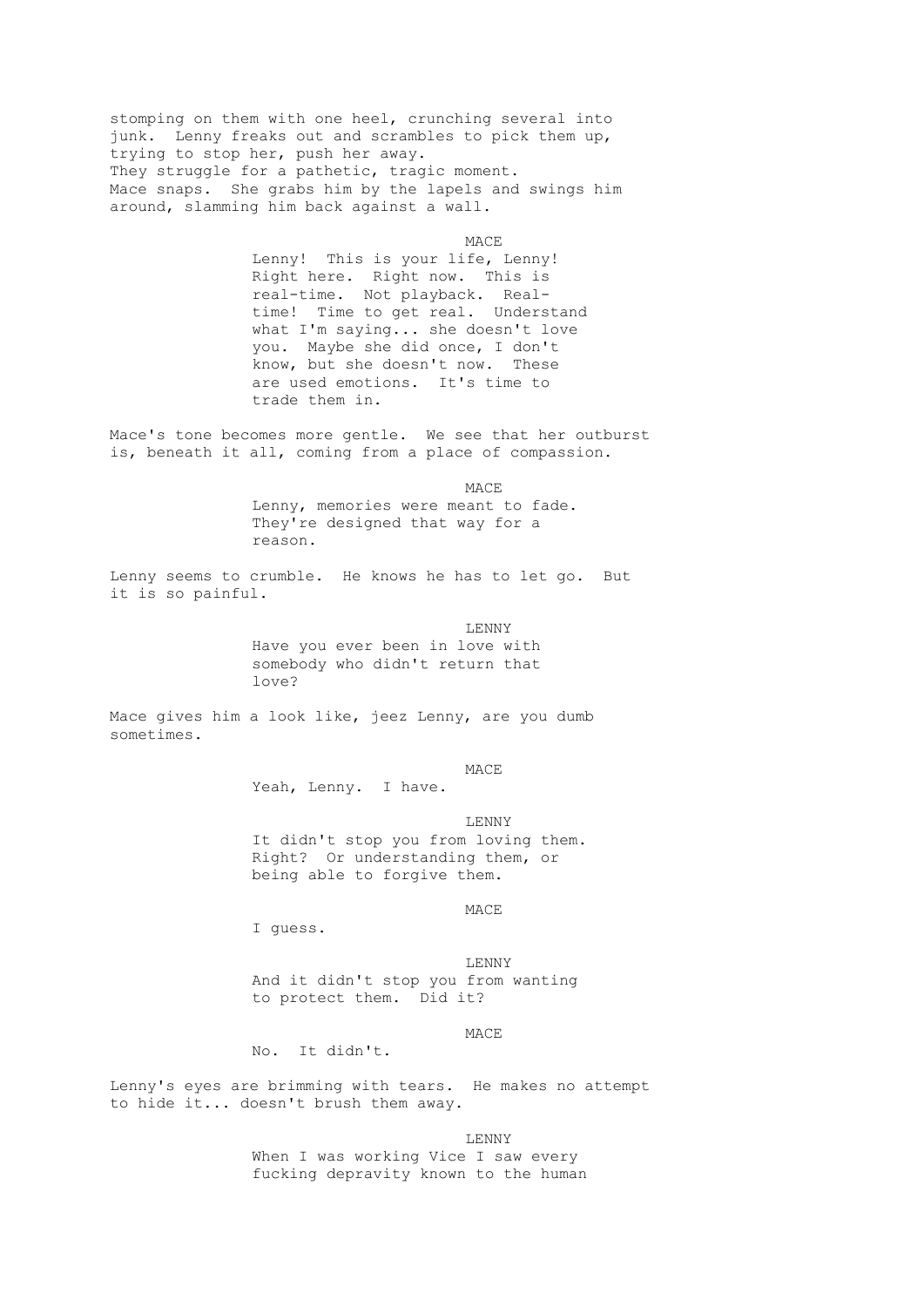stomping on them with one heel, crunching several into junk. Lenny freaks out and scrambles to pick them up, trying to stop her, push her away.
They struggle for a pathetic, tragic moment.
Mace snaps. She grabs him by the lapels and swings him around, slamming him back against a wall.

MACE

Lenny! This is your life, Lenny! Right here. Right now. This is real-time. Not playback. Real-time! Time to get real. Understand what I'm saying... she doesn't love you. Maybe she did once, I don't know, but she doesn't now. These are used emotions. It's time to trade them in.

Mace's tone becomes more gentle. We see that her outburst is, beneath it all, coming from a place of compassion.

MACE

Lenny, memories were meant to fade. They're designed that way for a reason.

Lenny seems to crumble. He knows he has to let go. But it is so painful.

LENNY

Have you ever been in love with somebody who didn't return that love?

Mace gives him a look like, jeez Lenny, are you dumb sometimes.

MACE

Yeah, Lenny. I have.

LENNY

It didn't stop you from loving them. Right? Or understanding them, or being able to forgive them.

MACE

I guess.

LENNY

And it didn't stop you from wanting to protect them. Did it?

MACE

No. It didn't.

Lenny's eyes are brimming with tears. He makes no attempt to hide it... doesn't brush them away.

LENNY

When I was working Vice I saw every fucking depravity known to the human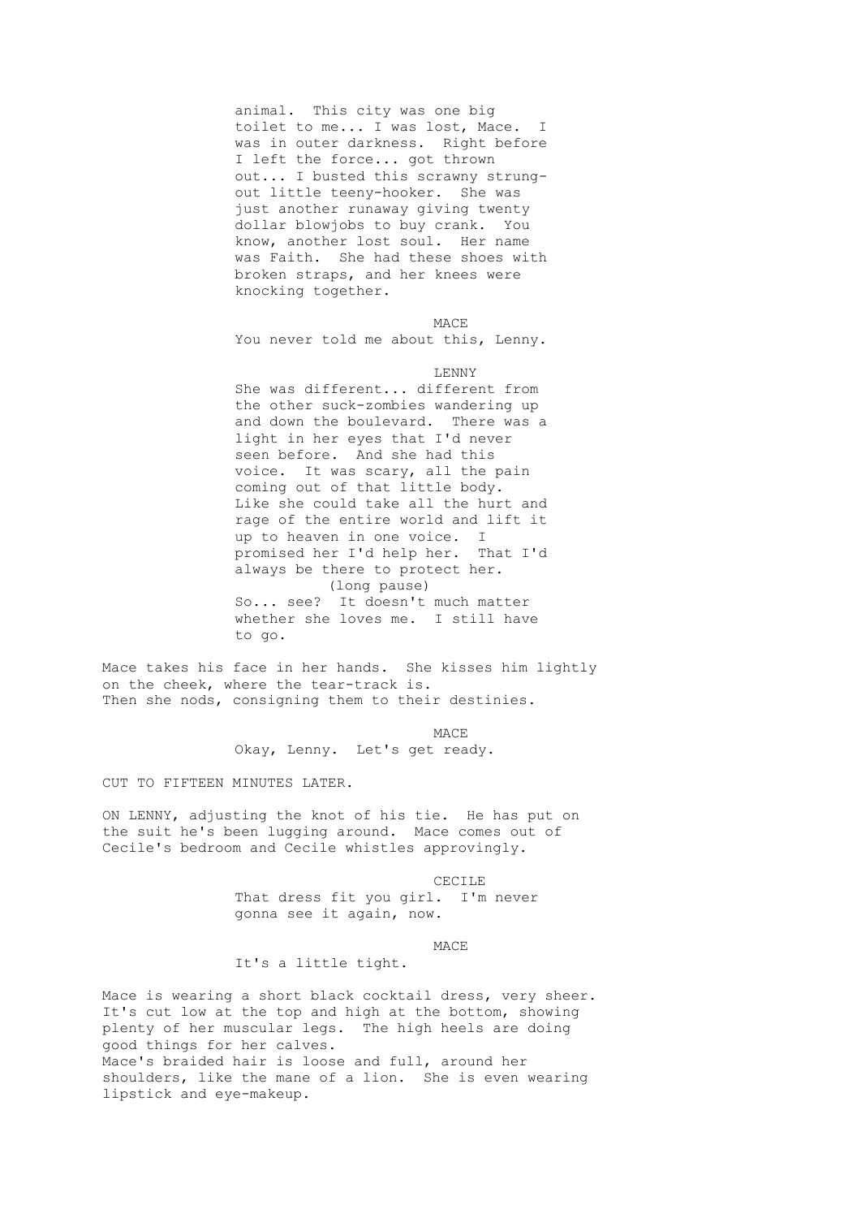animal. This city was one big toilet to me... I was lost, Mace. I was in outer darkness. Right before I left the force... got thrown out... I busted this scrawny strung-out little teeny-hooker. She was just another runaway giving twenty dollar blowjobs to buy crank. You know, another lost soul. Her name was Faith. She had these shoes with broken straps, and her knees were knocking together.

MACE

You never told me about this, Lenny.

LENNY

She was different... different from the other suck-zombies wandering up and down the boulevard. There was a light in her eyes that I'd never seen before. And she had this voice. It was scary, all the pain coming out of that little body. Like she could take all the hurt and rage of the entire world and lift it up to heaven in one voice. I promised her I'd help her. That I'd always be there to protect her.

(long pause)

So... see? It doesn't much matter whether she loves me. I still have to go.

Mace takes his face in her hands. She kisses him lightly on the cheek, where the tear-track is.
Then she nods, consigning them to their destinies.

MACE

Okay, Lenny. Let's get ready.

CUT TO FIFTEEN MINUTES LATER.

ON LENNY, adjusting the knot of his tie. He has put on the suit he's been lugging around. Mace comes out of Cecile's bedroom and Cecile whistles approvingly.

CECILE

That dress fit you girl. I'm never gonna see it again, now.

MACE

It's a little tight.

Mace is wearing a short black cocktail dress, very sheer. It's cut low at the top and high at the bottom, showing plenty of her muscular legs. The high heels are doing good things for her calves.
Mace's braided hair is loose and full, around her shoulders, like the mane of a lion. She is even wearing lipstick and eye-makeup.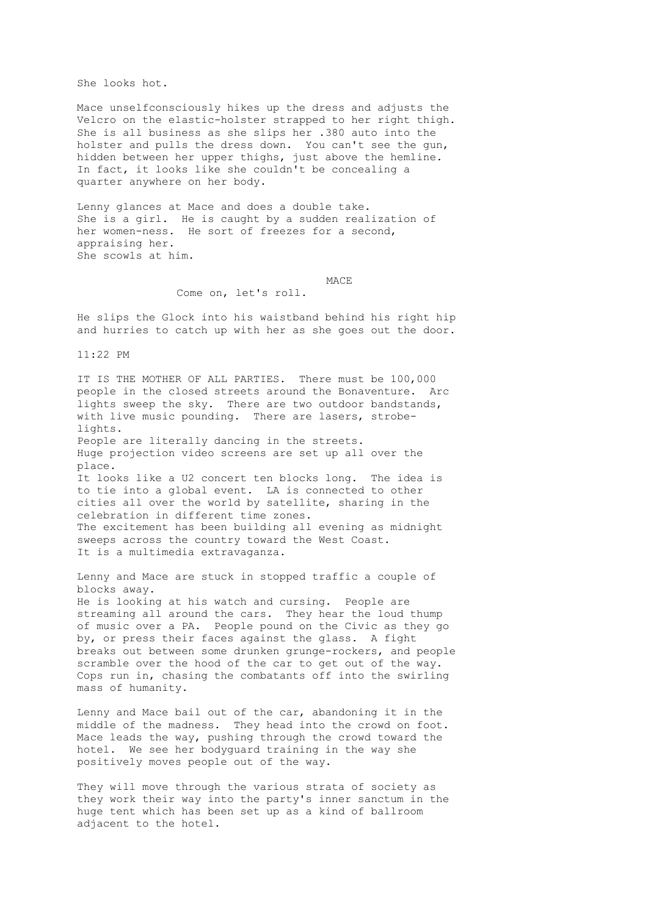She looks hot.

Mace unselfconsciously hikes up the dress and adjusts the Velcro on the elastic-holster strapped to her right thigh. She is all business as she slips her .380 auto into the holster and pulls the dress down. You can't see the gun, hidden between her upper thighs, just above the hemline. In fact, it looks like she couldn't be concealing a quarter anywhere on her body.

Lenny glances at Mace and does a double take.
She is a girl. He is caught by a sudden realization of her women-ness. He sort of freezes for a second, appraising her.
She scowls at him.

MACE

Come on, let's roll.

He slips the Glock into his waistband behind his right hip and hurries to catch up with her as she goes out the door.

11:22 PM

IT IS THE MOTHER OF ALL PARTIES. There must be 100,000 people in the closed streets around the Bonaventure. Arc lights sweep the sky. There are two outdoor bandstands, with live music pounding. There are lasers, strobe-lights.
People are literally dancing in the streets.
Huge projection video screens are set up all over the place.
It looks like a U2 concert ten blocks long. The idea is to tie into a global event. LA is connected to other cities all over the world by satellite, sharing in the celebration in different time zones.
The excitement has been building all evening as midnight sweeps across the country toward the West Coast.
It is a multimedia extravaganza.

Lenny and Mace are stuck in stopped traffic a couple of blocks away.
He is looking at his watch and cursing. People are streaming all around the cars. They hear the loud thump of music over a PA. People pound on the Civic as they go by, or press their faces against the glass. A fight breaks out between some drunken grunge-rockers, and people scramble over the hood of the car to get out of the way. Cops run in, chasing the combatants off into the swirling mass of humanity.

Lenny and Mace bail out of the car, abandoning it in the middle of the madness. They head into the crowd on foot. Mace leads the way, pushing through the crowd toward the hotel. We see her bodyguard training in the way she positively moves people out of the way.

They will move through the various strata of society as they work their way into the party's inner sanctum in the huge tent which has been set up as a kind of ballroom adjacent to the hotel.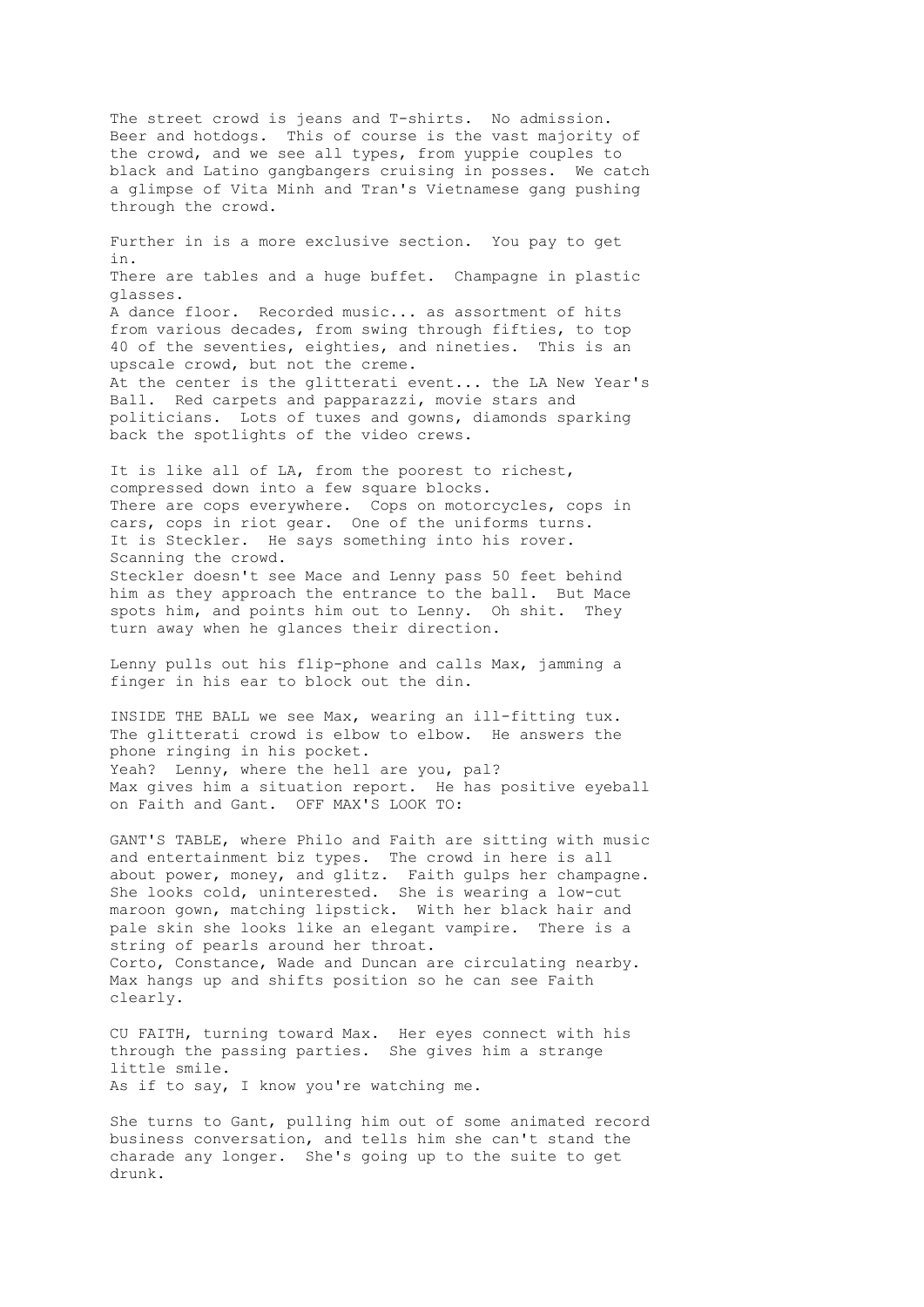The street crowd is jeans and T-shirts. No admission. Beer and hotdogs. This of course is the vast majority of the crowd, and we see all types, from yuppie couples to black and Latino gangbangers cruising in posses. We catch a glimpse of Vita Minh and Tran's Vietnamese gang pushing through the crowd.

Further in is a more exclusive section. You pay to get in.
There are tables and a huge buffet. Champagne in plastic glasses.
A dance floor. Recorded music... as assortment of hits from various decades, from swing through fifties, to top 40 of the seventies, eighties, and nineties. This is an upscale crowd, but not the creme.
At the center is the glitterati event... the LA New Year's Ball. Red carpets and papparazzi, movie stars and politicians. Lots of tuxes and gowns, diamonds sparking back the spotlights of the video crews.

It is like all of LA, from the poorest to richest, compressed down into a few square blocks.
There are cops everywhere. Cops on motorcycles, cops in cars, cops in riot gear. One of the uniforms turns.
It is Steckler. He says something into his rover. Scanning the crowd.
Steckler doesn't see Mace and Lenny pass 50 feet behind him as they approach the entrance to the ball. But Mace spots him, and points him out to Lenny. Oh shit. They turn away when he glances their direction.

Lenny pulls out his flip-phone and calls Max, jamming a finger in his ear to block out the din.

INSIDE THE BALL we see Max, wearing an ill-fitting tux. The glitterati crowd is elbow to elbow. He answers the phone ringing in his pocket.
Yeah? Lenny, where the hell are you, pal?
Max gives him a situation report. He has positive eyeball on Faith and Gant. OFF MAX'S LOOK TO:

GANT'S TABLE, where Philo and Faith are sitting with music and entertainment biz types. The crowd in here is all about power, money, and glitz. Faith gulps her champagne. She looks cold, uninterested. She is wearing a low-cut maroon gown, matching lipstick. With her black hair and pale skin she looks like an elegant vampire. There is a string of pearls around her throat.
Corto, Constance, Wade and Duncan are circulating nearby. Max hangs up and shifts position so he can see Faith clearly.

CU FAITH, turning toward Max. Her eyes connect with his through the passing parties. She gives him a strange little smile.
As if to say, I know you're watching me.

She turns to Gant, pulling him out of some animated record business conversation, and tells him she can't stand the charade any longer. She's going up to the suite to get drunk.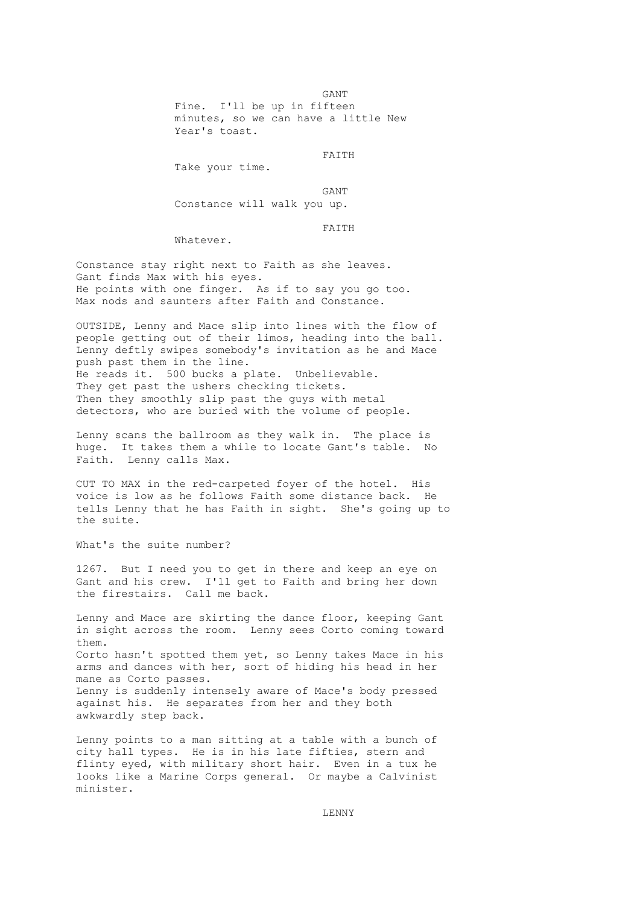GANT

Fine. I'll be up in fifteen minutes, so we can have a little New Year's toast.

FAITH

Take your time.

GANT

Constance will walk you up.

FAITH

Whatever.

Constance stay right next to Faith as she leaves.
Gant finds Max with his eyes.
He points with one finger. As if to say you go too.
Max nods and saunters after Faith and Constance.

OUTSIDE, Lenny and Mace slip into lines with the flow of people getting out of their limos, heading into the ball.
Lenny deftly swipes somebody's invitation as he and Mace push past them in the line.
He reads it. 500 bucks a plate. Unbelievable.
They get past the ushers checking tickets.
Then they smoothly slip past the guys with metal detectors, who are buried with the volume of people.

Lenny scans the ballroom as they walk in. The place is huge. It takes them a while to locate Gant's table. No Faith. Lenny calls Max.

CUT TO MAX in the red-carpeted foyer of the hotel. His voice is low as he follows Faith some distance back. He tells Lenny that he has Faith in sight. She's going up to the suite.

What's the suite number?

1267. But I need you to get in there and keep an eye on Gant and his crew. I'll get to Faith and bring her down the firestairs. Call me back.

Lenny and Mace are skirting the dance floor, keeping Gant in sight across the room. Lenny sees Corto coming toward them.
Corto hasn't spotted them yet, so Lenny takes Mace in his arms and dances with her, sort of hiding his head in her mane as Corto passes.
Lenny is suddenly intensely aware of Mace's body pressed against his. He separates from her and they both awkwardly step back.

Lenny points to a man sitting at a table with a bunch of city hall types. He is in his late fifties, stern and flinty eyed, with military short hair. Even in a tux he looks like a Marine Corps general. Or maybe a Calvinist minister.

LENNY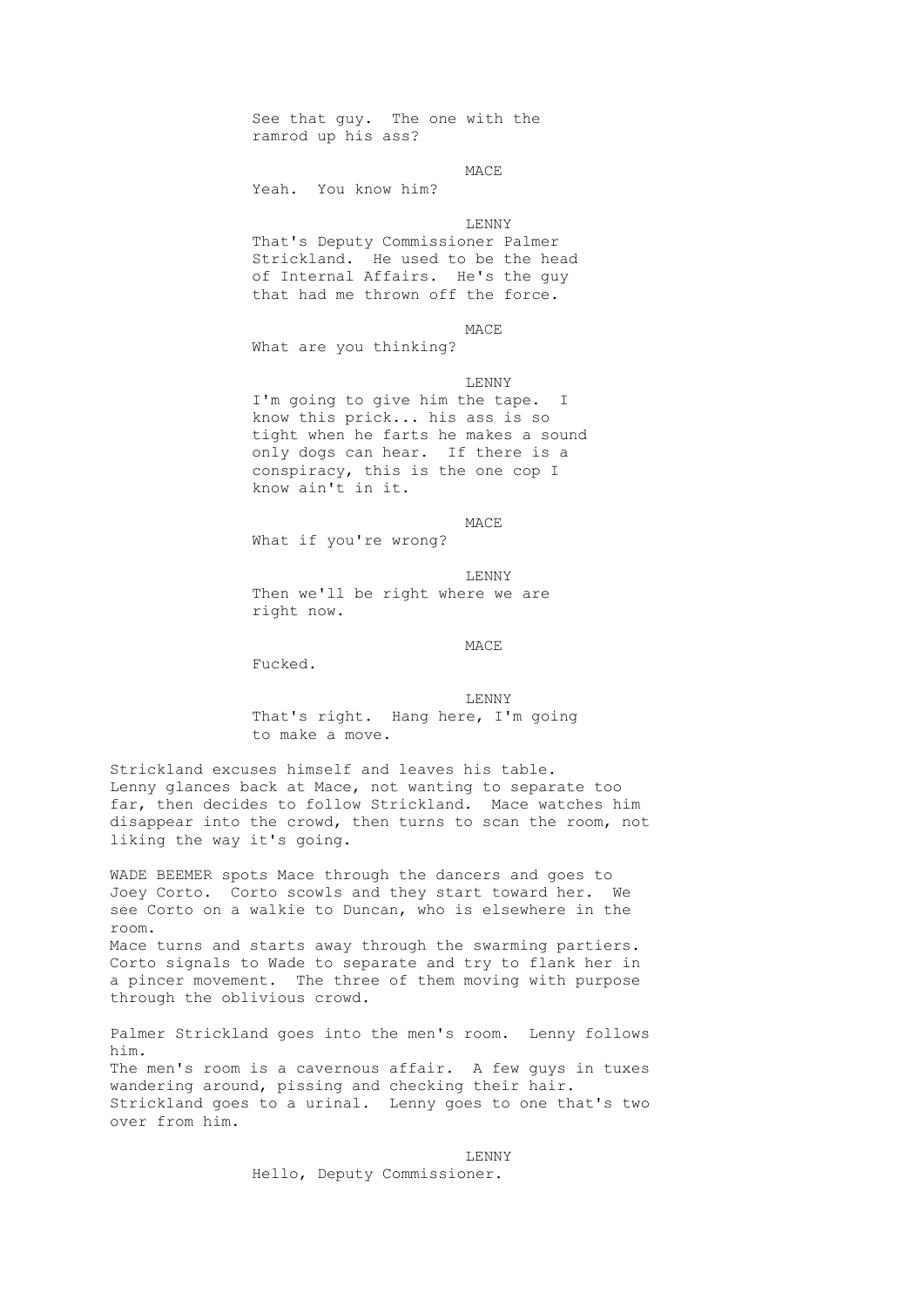See that guy. The one with the ramrod up his ass?

MACE

Yeah. You know him?

LENNY

That's Deputy Commissioner Palmer Strickland. He used to be the head of Internal Affairs. He's the guy that had me thrown off the force.

MACE

What are you thinking?

LENNY

I'm going to give him the tape. I know this prick... his ass is so tight when he farts he makes a sound only dogs can hear. If there is a conspiracy, this is the one cop I know ain't in it.

MACE

What if you're wrong?

LENNY

Then we'll be right where we are right now.

MACE

Fucked.

LENNY

That's right. Hang here, I'm going to make a move.

Strickland excuses himself and leaves his table. Lenny glances back at Mace, not wanting to separate too far, then decides to follow Strickland. Mace watches him disappear into the crowd, then turns to scan the room, not liking the way it's going.

WADE BEEMER spots Mace through the dancers and goes to Joey Corto. Corto scowls and they start toward her. We see Corto on a walkie to Duncan, who is elsewhere in the room.
Mace turns and starts away through the swarming partiers. Corto signals to Wade to separate and try to flank her in a pincer movement. The three of them moving with purpose through the oblivious crowd.

Palmer Strickland goes into the men's room. Lenny follows him.
The men's room is a cavernous affair. A few guys in tuxes wandering around, pissing and checking their hair. Strickland goes to a urinal. Lenny goes to one that's two over from him.

LENNY

Hello, Deputy Commissioner.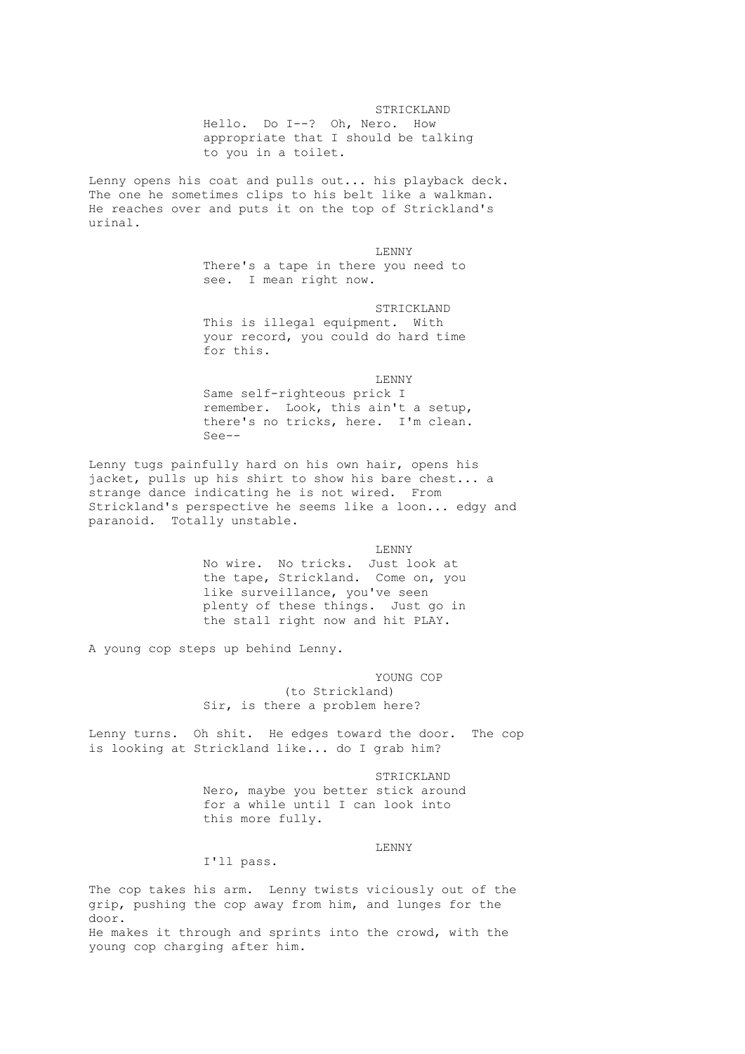STRICKLAND

Hello. Do I--? Oh, Nero. How appropriate that I should be talking to you in a toilet.

Lenny opens his coat and pulls out... his playback deck. The one he sometimes clips to his belt like a walkman. He reaches over and puts it on the top of Strickland's urinal.

LENNY

There's a tape in there you need to see. I mean right now.

STRICKLAND

This is illegal equipment. With your record, you could do hard time for this.

LENNY

Same self-righteous prick I remember. Look, this ain't a setup, there's no tricks, here. I'm clean. See--

Lenny tugs painfully hard on his own hair, opens his jacket, pulls up his shirt to show his bare chest... a strange dance indicating he is not wired. From Strickland's perspective he seems like a loon... edgy and paranoid. Totally unstable.

LENNY

No wire. No tricks. Just look at the tape, Strickland. Come on, you like surveillance, you've seen plenty of these things. Just go in the stall right now and hit PLAY.

A young cop steps up behind Lenny.

YOUNG COP

(to Strickland)

Sir, is there a problem here?

Lenny turns. Oh shit. He edges toward the door. The cop is looking at Strickland like... do I grab him?

STRICKLAND

Nero, maybe you better stick around for a while until I can look into this more fully.

LENNY

I'll pass.

The cop takes his arm. Lenny twists viciously out of the grip, pushing the cop away from him, and lunges for the door.
He makes it through and sprints into the crowd, with the young cop charging after him.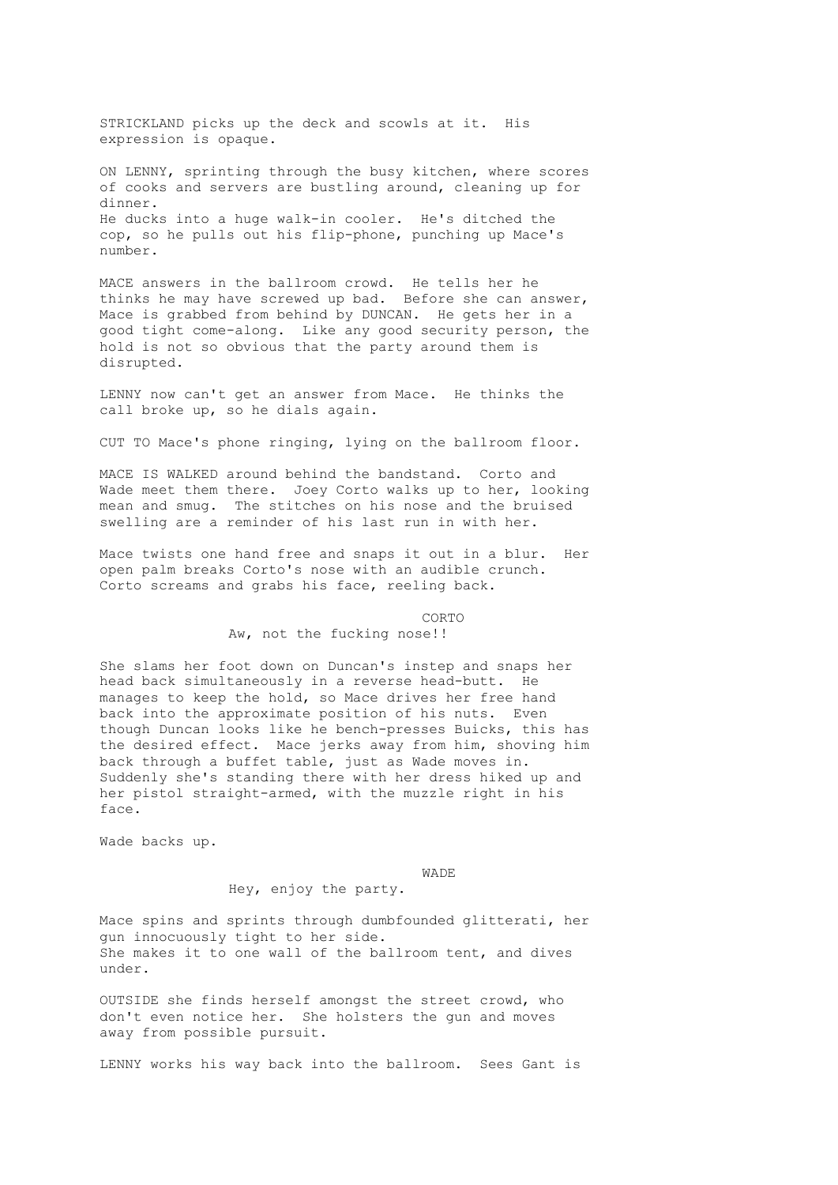STRICKLAND picks up the deck and scowls at it. His expression is opaque.

ON LENNY, sprinting through the busy kitchen, where scores of cooks and servers are bustling around, cleaning up for dinner.
He ducks into a huge walk-in cooler. He's ditched the cop, so he pulls out his flip-phone, punching up Mace's number.

MACE answers in the ballroom crowd. He tells her he thinks he may have screwed up bad. Before she can answer, Mace is grabbed from behind by DUNCAN. He gets her in a good tight come-along. Like any good security person, the hold is not so obvious that the party around them is disrupted.

LENNY now can't get an answer from Mace. He thinks the call broke up, so he dials again.

CUT TO Mace's phone ringing, lying on the ballroom floor.

MACE IS WALKED around behind the bandstand. Corto and Wade meet them there. Joey Corto walks up to her, looking mean and smug. The stitches on his nose and the bruised swelling are a reminder of his last run in with her.

Mace twists one hand free and snaps it out in a blur. Her open palm breaks Corto's nose with an audible crunch. Corto screams and grabs his face, reeling back.

CORTO

Aw, not the fucking nose!!

She slams her foot down on Duncan's instep and snaps her head back simultaneously in a reverse head-butt. He manages to keep the hold, so Mace drives her free hand back into the approximate position of his nuts. Even though Duncan looks like he bench-presses Buicks, this has the desired effect. Mace jerks away from him, shoving him back through a buffet table, just as Wade moves in. Suddenly she's standing there with her dress hiked up and her pistol straight-armed, with the muzzle right in his face.

Wade backs up.

WADE

Hey, enjoy the party.

Mace spins and sprints through dumbfounded glitterati, her gun innocuously tight to her side.
She makes it to one wall of the ballroom tent, and dives under.

OUTSIDE she finds herself amongst the street crowd, who don't even notice her. She holsters the gun and moves away from possible pursuit.

LENNY works his way back into the ballroom. Sees Gant is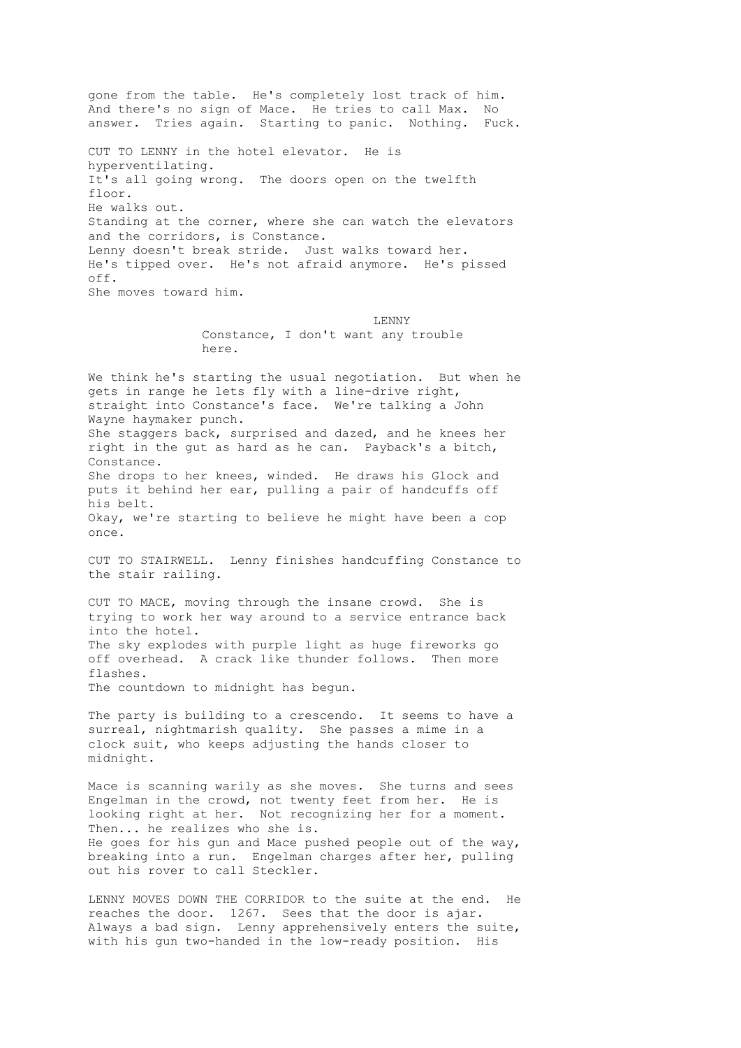gone from the table. He's completely lost track of him. And there's no sign of Mace. He tries to call Max. No answer. Tries again. Starting to panic. Nothing. Fuck.

CUT TO LENNY in the hotel elevator. He is hyperventilating.
It's all going wrong. The doors open on the twelfth floor.
He walks out.
Standing at the corner, where she can watch the elevators and the corridors, is Constance.
Lenny doesn't break stride. Just walks toward her.
He's tipped over. He's not afraid anymore. He's pissed off.
She moves toward him.

LENNY
Constance, I don't want any trouble here.

We think he's starting the usual negotiation. But when he gets in range he lets fly with a line-drive right, straight into Constance's face. We're talking a John Wayne haymaker punch.
She staggers back, surprised and dazed, and he knees her right in the gut as hard as he can. Payback's a bitch, Constance.
She drops to her knees, winded. He draws his Glock and puts it behind her ear, pulling a pair of handcuffs off his belt.
Okay, we're starting to believe he might have been a cop once.

CUT TO STAIRWELL. Lenny finishes handcuffing Constance to the stair railing.

CUT TO MACE, moving through the insane crowd. She is trying to work her way around to a service entrance back into the hotel.
The sky explodes with purple light as huge fireworks go off overhead. A crack like thunder follows. Then more flashes.
The countdown to midnight has begun.

The party is building to a crescendo. It seems to have a surreal, nightmarish quality. She passes a mime in a clock suit, who keeps adjusting the hands closer to midnight.

Mace is scanning warily as she moves. She turns and sees Engelman in the crowd, not twenty feet from her. He is looking right at her. Not recognizing her for a moment. Then... he realizes who she is.
He goes for his gun and Mace pushed people out of the way, breaking into a run. Engelman charges after her, pulling out his rover to call Steckler.

LENNY MOVES DOWN THE CORRIDOR to the suite at the end. He reaches the door. 1267. Sees that the door is ajar. Always a bad sign. Lenny apprehensively enters the suite, with his gun two-handed in the low-ready position. His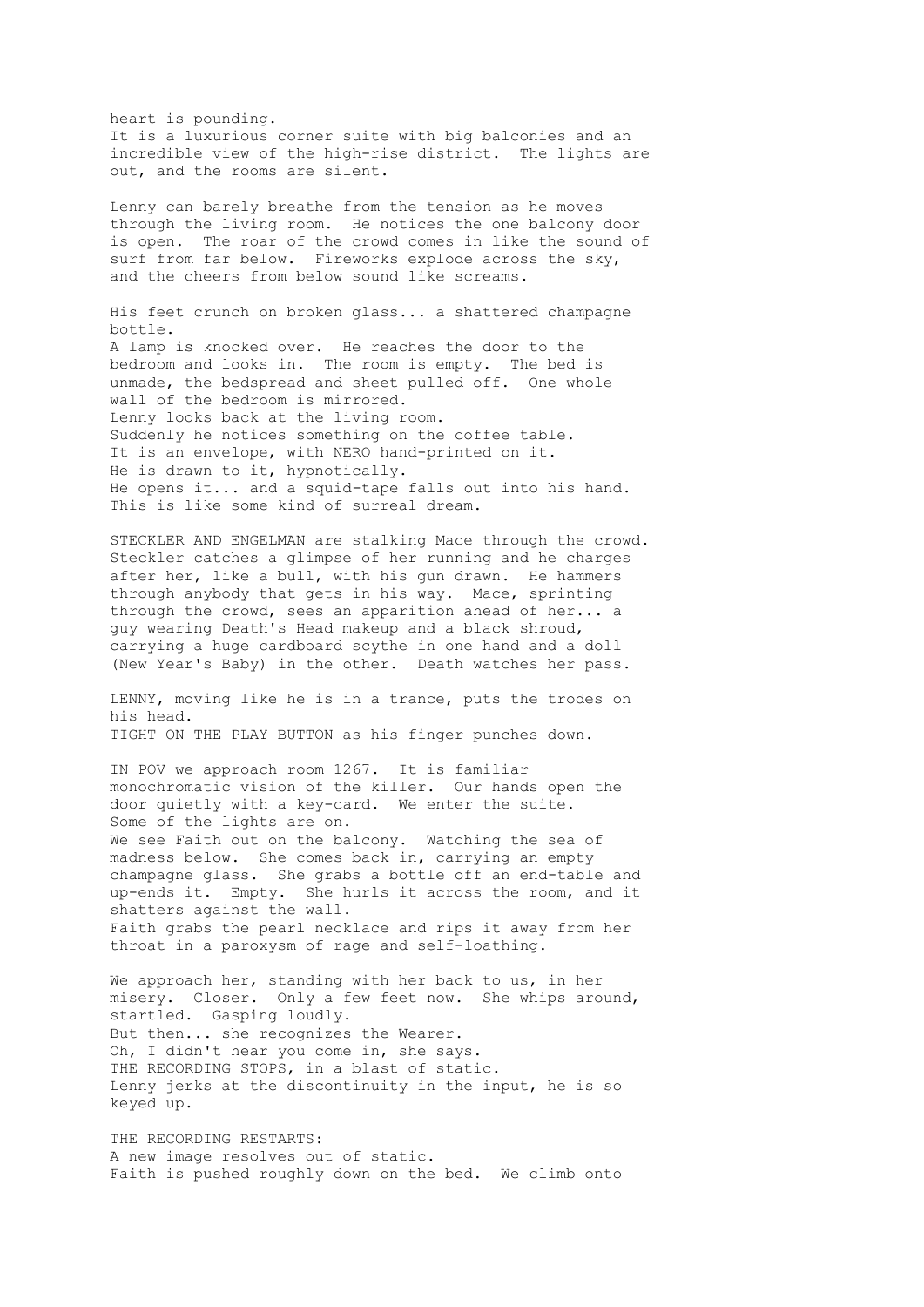heart is pounding.
It is a luxurious corner suite with big balconies and an incredible view of the high-rise district. The lights are out, and the rooms are silent.

Lenny can barely breathe from the tension as he moves through the living room. He notices the one balcony door is open. The roar of the crowd comes in like the sound of surf from far below. Fireworks explode across the sky, and the cheers from below sound like screams.

His feet crunch on broken glass... a shattered champagne bottle.
A lamp is knocked over. He reaches the door to the bedroom and looks in. The room is empty. The bed is unmade, the bedspread and sheet pulled off. One whole wall of the bedroom is mirrored.
Lenny looks back at the living room.
Suddenly he notices something on the coffee table.
It is an envelope, with NERO hand-printed on it.
He is drawn to it, hypnotically.
He opens it... and a squid-tape falls out into his hand.
This is like some kind of surreal dream.

STECKLER AND ENGELMAN are stalking Mace through the crowd. Steckler catches a glimpse of her running and he charges after her, like a bull, with his gun drawn. He hammers through anybody that gets in his way. Mace, sprinting through the crowd, sees an apparition ahead of her... a guy wearing Death's Head makeup and a black shroud, carrying a huge cardboard scythe in one hand and a doll (New Year's Baby) in the other. Death watches her pass.

LENNY, moving like he is in a trance, puts the trodes on his head.
TIGHT ON THE PLAY BUTTON as his finger punches down.

IN POV we approach room 1267. It is familiar monochromatic vision of the killer. Our hands open the door quietly with a key-card. We enter the suite.
Some of the lights are on.
We see Faith out on the balcony. Watching the sea of madness below. She comes back in, carrying an empty champagne glass. She grabs a bottle off an end-table and up-ends it. Empty. She hurls it across the room, and it shatters against the wall.
Faith grabs the pearl necklace and rips it away from her throat in a paroxysm of rage and self-loathing.

We approach her, standing with her back to us, in her misery. Closer. Only a few feet now. She whips around, startled. Gasping loudly.
But then... she recognizes the Wearer.
Oh, I didn't hear you come in, she says.
THE RECORDING STOPS, in a blast of static.
Lenny jerks at the discontinuity in the input, he is so keyed up.

THE RECORDING RESTARTS:
A new image resolves out of static.
Faith is pushed roughly down on the bed. We climb onto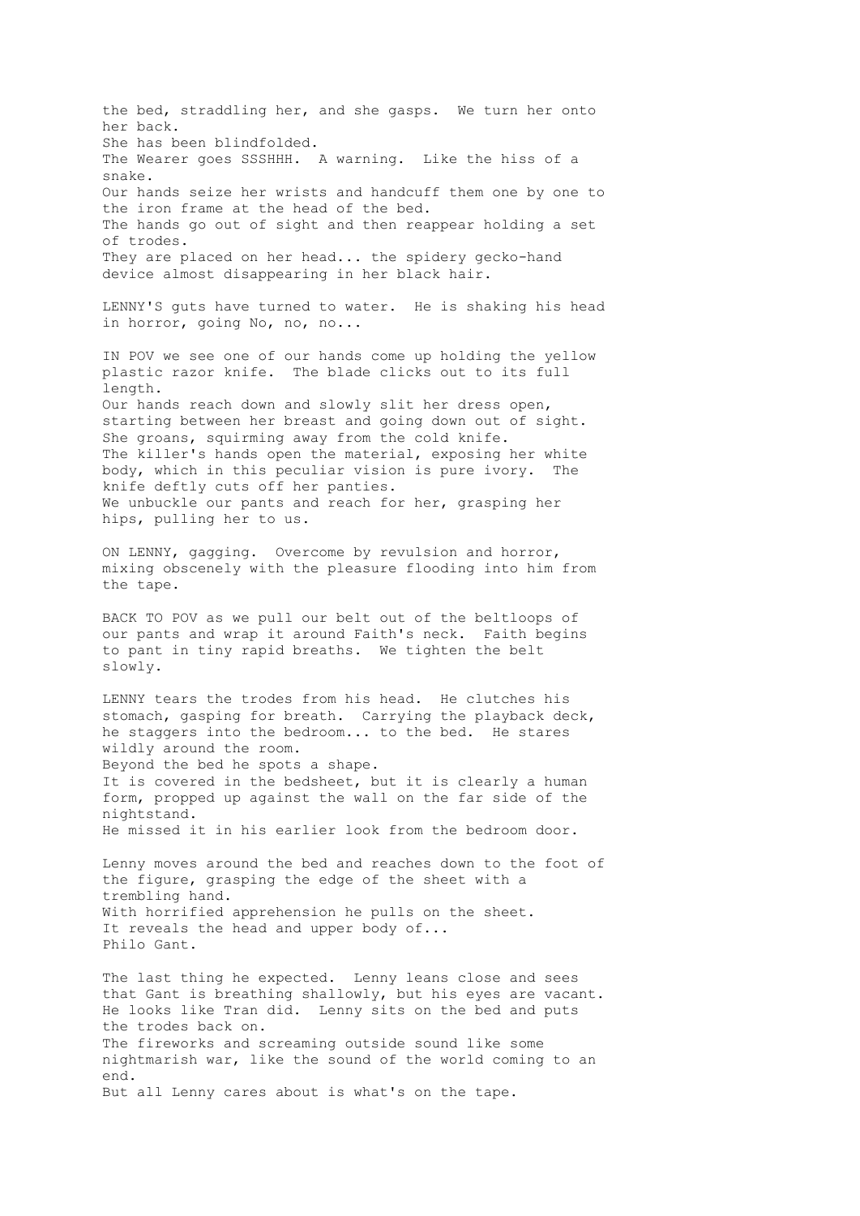the bed, straddling her, and she gasps. We turn her onto her back.
She has been blindfolded.
The Wearer goes SSSHHH. A warning. Like the hiss of a snake.
Our hands seize her wrists and handcuff them one by one to the iron frame at the head of the bed.
The hands go out of sight and then reappear holding a set of trodes.
They are placed on her head... the spidery gecko-hand device almost disappearing in her black hair.

LENNY'S guts have turned to water. He is shaking his head in horror, going No, no, no...

IN POV we see one of our hands come up holding the yellow plastic razor knife. The blade clicks out to its full length.
Our hands reach down and slowly slit her dress open, starting between her breast and going down out of sight.
She groans, squirming away from the cold knife.
The killer's hands open the material, exposing her white body, which in this peculiar vision is pure ivory. The knife deftly cuts off her panties.
We unbuckle our pants and reach for her, grasping her hips, pulling her to us.

ON LENNY, gagging. Overcome by revulsion and horror, mixing obscenely with the pleasure flooding into him from the tape.

BACK TO POV as we pull our belt out of the beltloops of our pants and wrap it around Faith's neck. Faith begins to pant in tiny rapid breaths. We tighten the belt slowly.

LENNY tears the trodes from his head. He clutches his stomach, gasping for breath. Carrying the playback deck, he staggers into the bedroom... to the bed. He stares wildly around the room.
Beyond the bed he spots a shape.
It is covered in the bedsheet, but it is clearly a human form, propped up against the wall on the far side of the nightstand.
He missed it in his earlier look from the bedroom door.

Lenny moves around the bed and reaches down to the foot of the figure, grasping the edge of the sheet with a trembling hand.
With horrified apprehension he pulls on the sheet.
It reveals the head and upper body of...
Philo Gant.

The last thing he expected. Lenny leans close and sees that Gant is breathing shallowly, but his eyes are vacant. He looks like Tran did. Lenny sits on the bed and puts the trodes back on.
The fireworks and screaming outside sound like some nightmarish war, like the sound of the world coming to an end.
But all Lenny cares about is what's on the tape.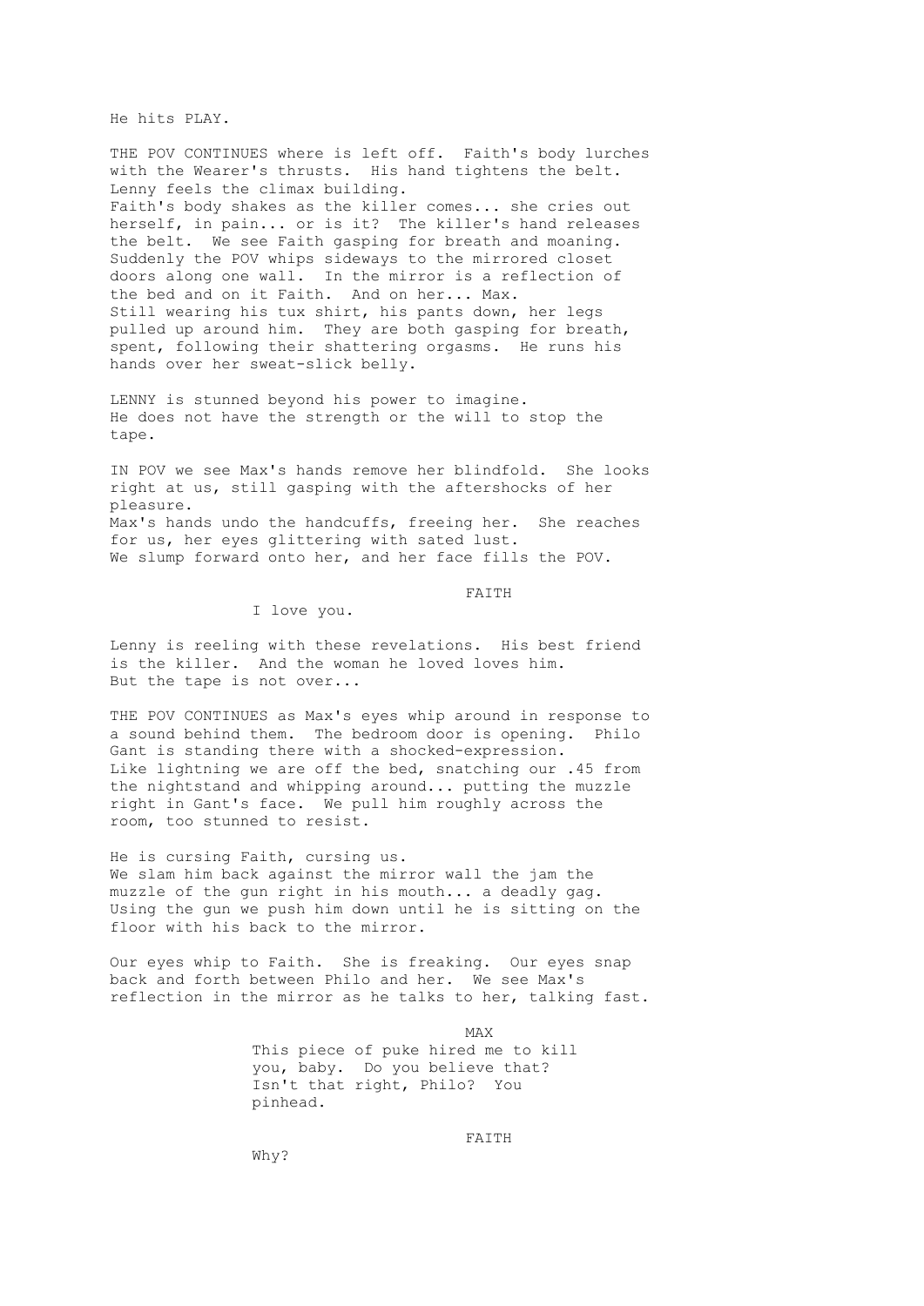He hits PLAY.

THE POV CONTINUES where is left off. Faith's body lurches with the Wearer's thrusts. His hand tightens the belt. Lenny feels the climax building.
Faith's body shakes as the killer comes... she cries out herself, in pain... or is it? The killer's hand releases the belt. We see Faith gasping for breath and moaning. Suddenly the POV whips sideways to the mirrored closet doors along one wall. In the mirror is a reflection of the bed and on it Faith. And on her... Max.
Still wearing his tux shirt, his pants down, her legs pulled up around him. They are both gasping for breath, spent, following their shattering orgasms. He runs his hands over her sweat-slick belly.

LENNY is stunned beyond his power to imagine.
He does not have the strength or the will to stop the tape.

IN POV we see Max's hands remove her blindfold. She looks right at us, still gasping with the aftershocks of her pleasure.
Max's hands undo the handcuffs, freeing her. She reaches for us, her eyes glittering with sated lust.
We slump forward onto her, and her face fills the POV.

FAITH

I love you.

Lenny is reeling with these revelations. His best friend is the killer. And the woman he loved loves him.
But the tape is not over...

THE POV CONTINUES as Max's eyes whip around in response to a sound behind them. The bedroom door is opening. Philo Gant is standing there with a shocked-expression.
Like lightning we are off the bed, snatching our .45 from the nightstand and whipping around... putting the muzzle right in Gant's face. We pull him roughly across the room, too stunned to resist.

He is cursing Faith, cursing us.
We slam him back against the mirror wall the jam the muzzle of the gun right in his mouth... a deadly gag.
Using the gun we push him down until he is sitting on the floor with his back to the mirror.

Our eyes whip to Faith. She is freaking. Our eyes snap back and forth between Philo and her. We see Max's reflection in the mirror as he talks to her, talking fast.

MAX

This piece of puke hired me to kill you, baby. Do you believe that? Isn't that right, Philo? You pinhead.

FAITH

Why?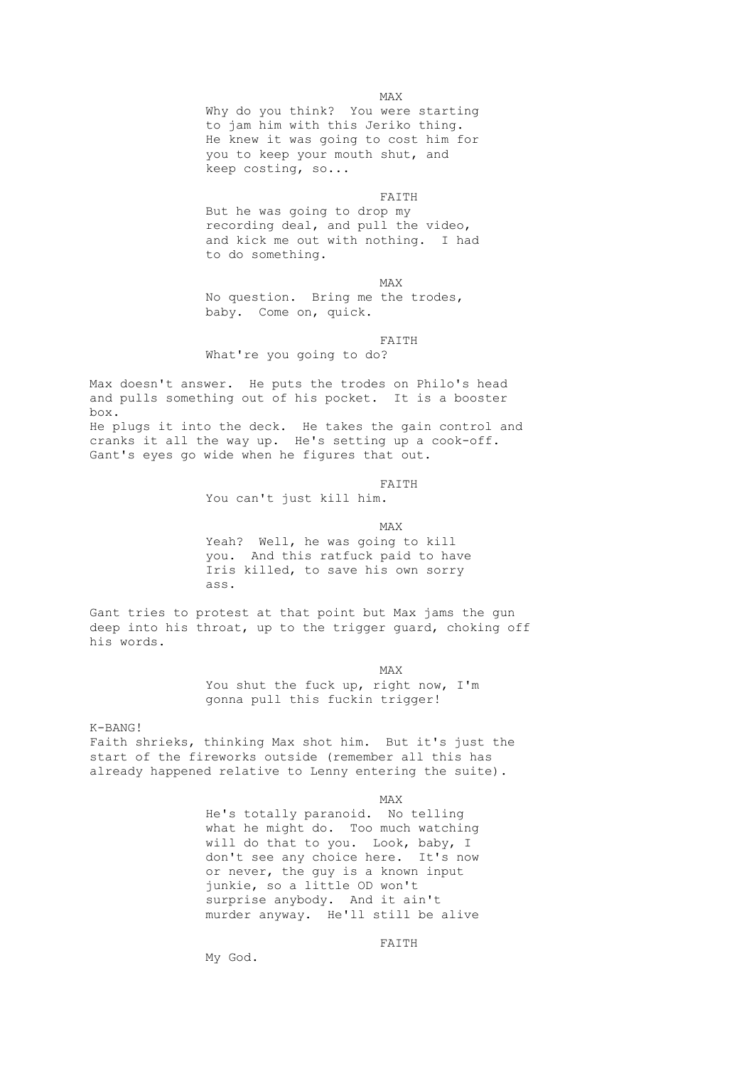MAX

Why do you think? You were starting to jam him with this Jeriko thing. He knew it was going to cost him for you to keep your mouth shut, and keep costing, so...

FAITH

But he was going to drop my recording deal, and pull the video, and kick me out with nothing. I had to do something.

MAX

No question. Bring me the trodes, baby. Come on, quick.

FAITH

What're you going to do?

Max doesn't answer. He puts the trodes on Philo's head and pulls something out of his pocket. It is a booster box.
He plugs it into the deck. He takes the gain control and cranks it all the way up. He's setting up a cook-off. Gant's eyes go wide when he figures that out.

FAITH

You can't just kill him.

MAX

Yeah? Well, he was going to kill you. And this ratfuck paid to have Iris killed, to save his own sorry ass.

Gant tries to protest at that point but Max jams the gun deep into his throat, up to the trigger guard, choking off his words.

MAX

You shut the fuck up, right now, I'm gonna pull this fuckin trigger!

K-BANG!
Faith shrieks, thinking Max shot him. But it's just the start of the fireworks outside (remember all this has already happened relative to Lenny entering the suite).

MAX

He's totally paranoid. No telling what he might do. Too much watching will do that to you. Look, baby, I don't see any choice here. It's now or never, the guy is a known input junkie, so a little OD won't surprise anybody. And it ain't murder anyway. He'll still be alive

FAITH

My God.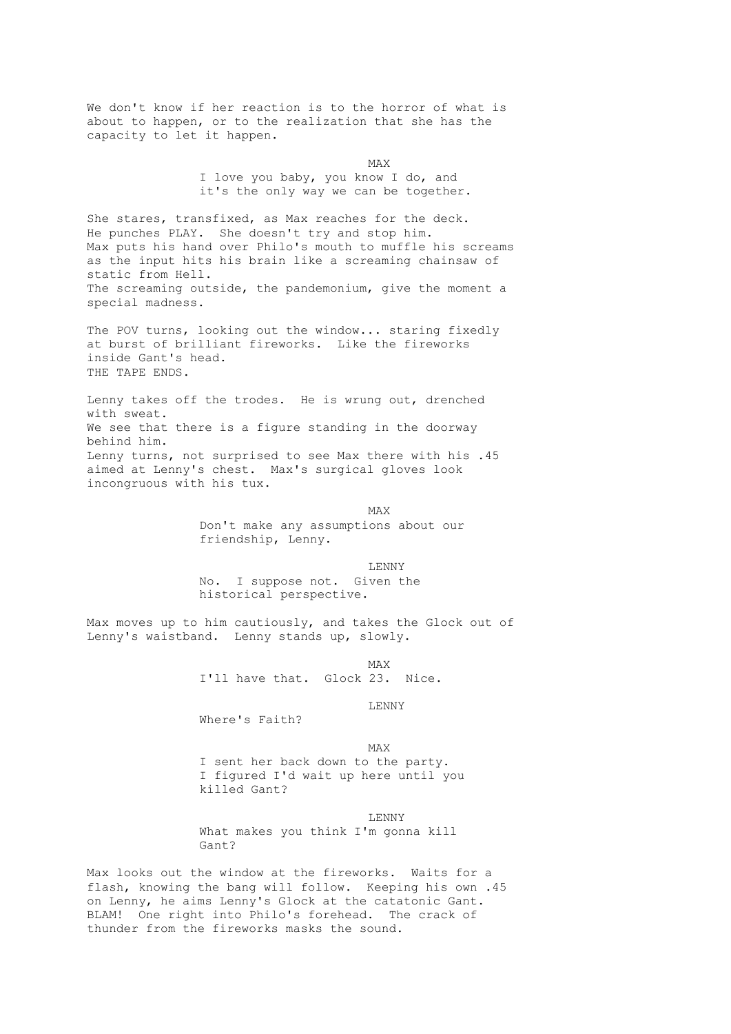We don't know if her reaction is to the horror of what is about to happen, or to the realization that she has the capacity to let it happen.

MAX
I love you baby, you know I do, and it's the only way we can be together.

She stares, transfixed, as Max reaches for the deck. He punches PLAY. She doesn't try and stop him.
Max puts his hand over Philo's mouth to muffle his screams as the input hits his brain like a screaming chainsaw of static from Hell.
The screaming outside, the pandemonium, give the moment a special madness.

The POV turns, looking out the window... staring fixedly at burst of brilliant fireworks. Like the fireworks inside Gant's head.
THE TAPE ENDS.

Lenny takes off the trodes. He is wrung out, drenched with sweat.
We see that there is a figure standing in the doorway behind him.
Lenny turns, not surprised to see Max there with his .45 aimed at Lenny's chest. Max's surgical gloves look incongruous with his tux.

MAX
Don't make any assumptions about our friendship, Lenny.

LENNY
No. I suppose not. Given the historical perspective.

Max moves up to him cautiously, and takes the Glock out of Lenny's waistband. Lenny stands up, slowly.

MAX
I'll have that. Glock 23. Nice.

LENNY
Where's Faith?

MAX
I sent her back down to the party. I figured I'd wait up here until you killed Gant?

LENNY
What makes you think I'm gonna kill Gant?

Max looks out the window at the fireworks. Waits for a flash, knowing the bang will follow. Keeping his own .45 on Lenny, he aims Lenny's Glock at the catatonic Gant. BLAM! One right into Philo's forehead. The crack of thunder from the fireworks masks the sound.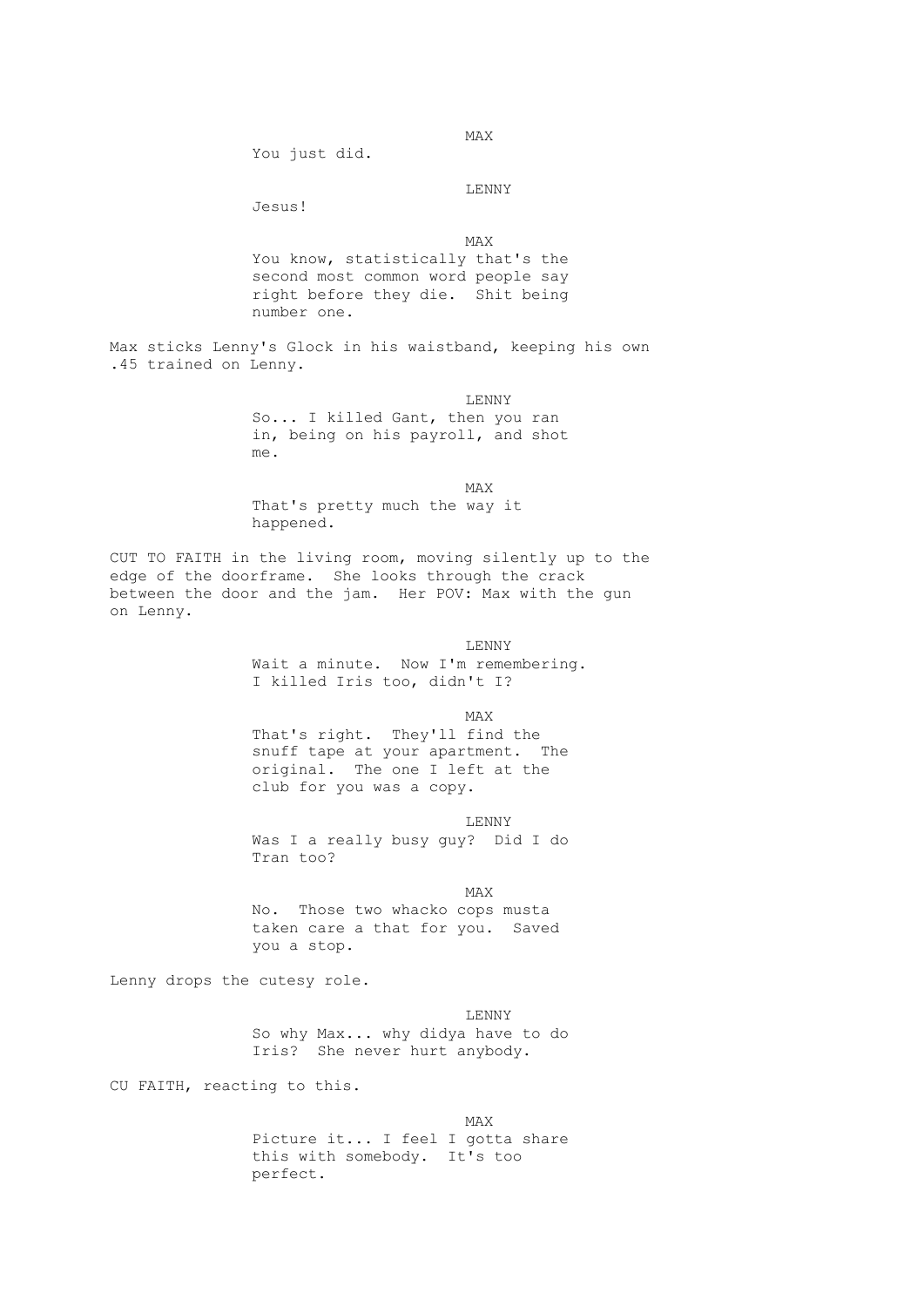MAX

You just did.

LENNY

Jesus!

MAX

You know, statistically that's the second most common word people say right before they die. Shit being number one.

Max sticks Lenny's Glock in his waistband, keeping his own .45 trained on Lenny.

LENNY

So... I killed Gant, then you ran in, being on his payroll, and shot me.

MAX

That's pretty much the way it happened.

CUT TO FAITH in the living room, moving silently up to the edge of the doorframe. She looks through the crack between the door and the jam. Her POV: Max with the gun on Lenny.

LENNY

Wait a minute. Now I'm remembering. I killed Iris too, didn't I?

MAX

That's right. They'll find the snuff tape at your apartment. The original. The one I left at the club for you was a copy.

LENNY

Was I a really busy guy? Did I do Tran too?

MAX

No. Those two whacko cops musta taken care a that for you. Saved you a stop.

Lenny drops the cutesy role.

LENNY

So why Max... why didya have to do Iris? She never hurt anybody.

CU FAITH, reacting to this.

MAX

Picture it... I feel I gotta share this with somebody. It's too perfect.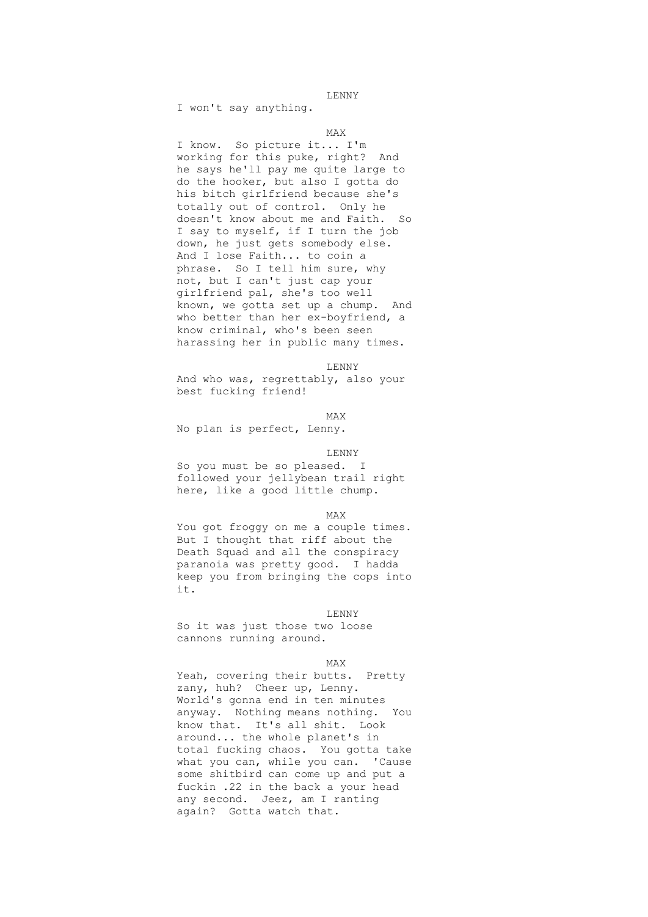LENNY

I won't say anything.

MAX

I know. So picture it... I'm working for this puke, right? And he says he'll pay me quite large to do the hooker, but also I gotta do his bitch girlfriend because she's totally out of control. Only he doesn't know about me and Faith. So I say to myself, if I turn the job down, he just gets somebody else. And I lose Faith... to coin a phrase. So I tell him sure, why not, but I can't just cap your girlfriend pal, she's too well known, we gotta set up a chump. And who better than her ex-boyfriend, a know criminal, who's been seen harassing her in public many times.

LENNY

And who was, regrettably, also your best fucking friend!

MAX

No plan is perfect, Lenny.

LENNY

So you must be so pleased. I followed your jellybean trail right here, like a good little chump.

MAX

You got froggy on me a couple times. But I thought that riff about the Death Squad and all the conspiracy paranoia was pretty good. I hadda keep you from bringing the cops into it.

LENNY

So it was just those two loose cannons running around.

MAX

Yeah, covering their butts. Pretty zany, huh? Cheer up, Lenny. World's gonna end in ten minutes anyway. Nothing means nothing. You know that. It's all shit. Look around... the whole planet's in total fucking chaos. You gotta take what you can, while you can. 'Cause some shitbird can come up and put a fuckin .22 in the back a your head any second. Jeez, am I ranting again? Gotta watch that.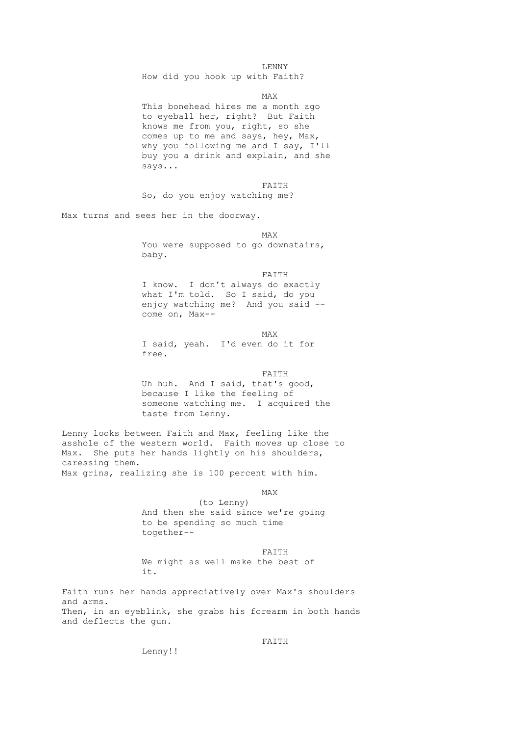LENNY

How did you hook up with Faith?

MAX

This bonehead hires me a month ago to eyeball her, right? But Faith knows me from you, right, so she comes up to me and says, hey, Max, why you following me and I say, I'll buy you a drink and explain, and she says...

FAITH

So, do you enjoy watching me?

Max turns and sees her in the doorway.

MAX

You were supposed to go downstairs, baby.

FAITH

I know. I don't always do exactly what I'm told. So I said, do you enjoy watching me? And you said -- come on, Max--

MAX

I said, yeah. I'd even do it for free.

FAITH

Uh huh. And I said, that's good, because I like the feeling of someone watching me. I acquired the taste from Lenny.

Lenny looks between Faith and Max, feeling like the asshole of the western world. Faith moves up close to Max. She puts her hands lightly on his shoulders, caressing them.
Max grins, realizing she is 100 percent with him.

MAX

(to Lenny)

And then she said since we're going to be spending so much time together--

FAITH

We might as well make the best of it.

Faith runs her hands appreciatively over Max's shoulders and arms.
Then, in an eyeblink, she grabs his forearm in both hands and deflects the gun.

FAITH

Lenny!!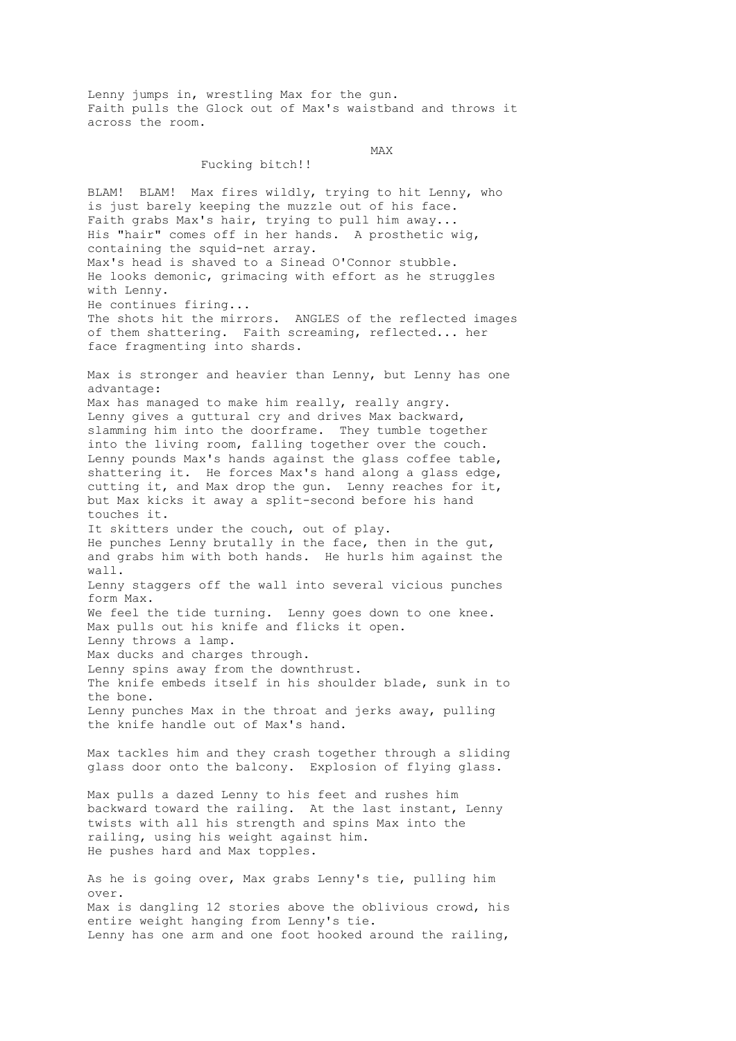Lenny jumps in, wrestling Max for the gun.
Faith pulls the Glock out of Max's waistband and throws it across the room.

MAX

Fucking bitch!!

BLAM! BLAM! Max fires wildly, trying to hit Lenny, who is just barely keeping the muzzle out of his face.
Faith grabs Max's hair, trying to pull him away...
His "hair" comes off in her hands. A prosthetic wig, containing the squid-net array.
Max's head is shaved to a Sinead O'Connor stubble.
He looks demonic, grimacing with effort as he struggles with Lenny.
He continues firing...
The shots hit the mirrors. ANGLES of the reflected images of them shattering. Faith screaming, reflected... her face fragmenting into shards.

Max is stronger and heavier than Lenny, but Lenny has one advantage:
Max has managed to make him really, really angry.
Lenny gives a guttural cry and drives Max backward, slamming him into the doorframe. They tumble together into the living room, falling together over the couch.
Lenny pounds Max's hands against the glass coffee table, shattering it. He forces Max's hand along a glass edge, cutting it, and Max drop the gun. Lenny reaches for it, but Max kicks it away a split-second before his hand touches it.
It skitters under the couch, out of play.
He punches Lenny brutally in the face, then in the gut, and grabs him with both hands. He hurls him against the wall.
Lenny staggers off the wall into several vicious punches form Max.
We feel the tide turning. Lenny goes down to one knee.
Max pulls out his knife and flicks it open.
Lenny throws a lamp.
Max ducks and charges through.
Lenny spins away from the downthrust.
The knife embeds itself in his shoulder blade, sunk in to the bone.
Lenny punches Max in the throat and jerks away, pulling the knife handle out of Max's hand.

Max tackles him and they crash together through a sliding glass door onto the balcony. Explosion of flying glass.

Max pulls a dazed Lenny to his feet and rushes him backward toward the railing. At the last instant, Lenny twists with all his strength and spins Max into the railing, using his weight against him.
He pushes hard and Max topples.

As he is going over, Max grabs Lenny's tie, pulling him over.
Max is dangling 12 stories above the oblivious crowd, his entire weight hanging from Lenny's tie.
Lenny has one arm and one foot hooked around the railing,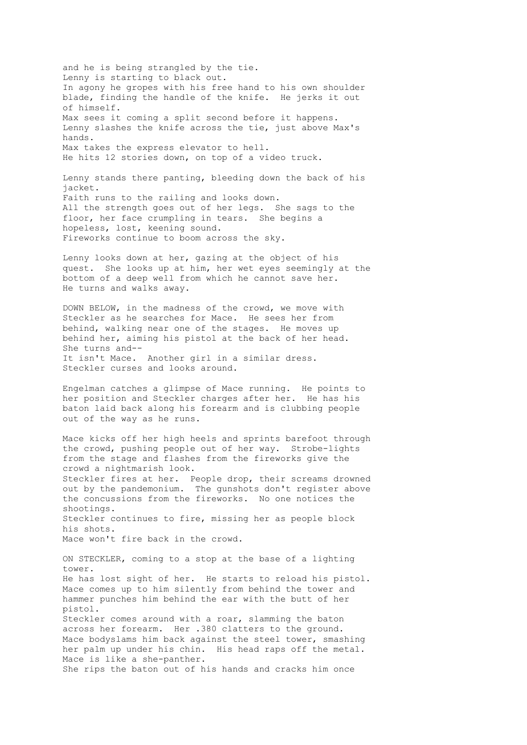and he is being strangled by the tie.
Lenny is starting to black out.
In agony he gropes with his free hand to his own shoulder blade, finding the handle of the knife. He jerks it out of himself.
Max sees it coming a split second before it happens.
Lenny slashes the knife across the tie, just above Max's hands.
Max takes the express elevator to hell.
He hits 12 stories down, on top of a video truck.

Lenny stands there panting, bleeding down the back of his jacket.
Faith runs to the railing and looks down.
All the strength goes out of her legs. She sags to the floor, her face crumpling in tears. She begins a hopeless, lost, keening sound.
Fireworks continue to boom across the sky.

Lenny looks down at her, gazing at the object of his quest. She looks up at him, her wet eyes seemingly at the bottom of a deep well from which he cannot save her.
He turns and walks away.

DOWN BELOW, in the madness of the crowd, we move with Steckler as he searches for Mace. He sees her from behind, walking near one of the stages. He moves up behind her, aiming his pistol at the back of her head.
She turns and--
It isn't Mace. Another girl in a similar dress.
Steckler curses and looks around.

Engelman catches a glimpse of Mace running. He points to her position and Steckler charges after her. He has his baton laid back along his forearm and is clubbing people out of the way as he runs.

Mace kicks off her high heels and sprints barefoot through the crowd, pushing people out of her way. Strobe-lights from the stage and flashes from the fireworks give the crowd a nightmarish look.
Steckler fires at her. People drop, their screams drowned out by the pandemonium. The gunshots don't register above the concussions from the fireworks. No one notices the shootings.
Steckler continues to fire, missing her as people block his shots.
Mace won't fire back in the crowd.

ON STECKLER, coming to a stop at the base of a lighting tower.
He has lost sight of her. He starts to reload his pistol.
Mace comes up to him silently from behind the tower and hammer punches him behind the ear with the butt of her pistol.
Steckler comes around with a roar, slamming the baton across her forearm. Her .380 clatters to the ground.
Mace bodyslams him back against the steel tower, smashing her palm up under his chin. His head raps off the metal.
Mace is like a she-panther.
She rips the baton out of his hands and cracks him once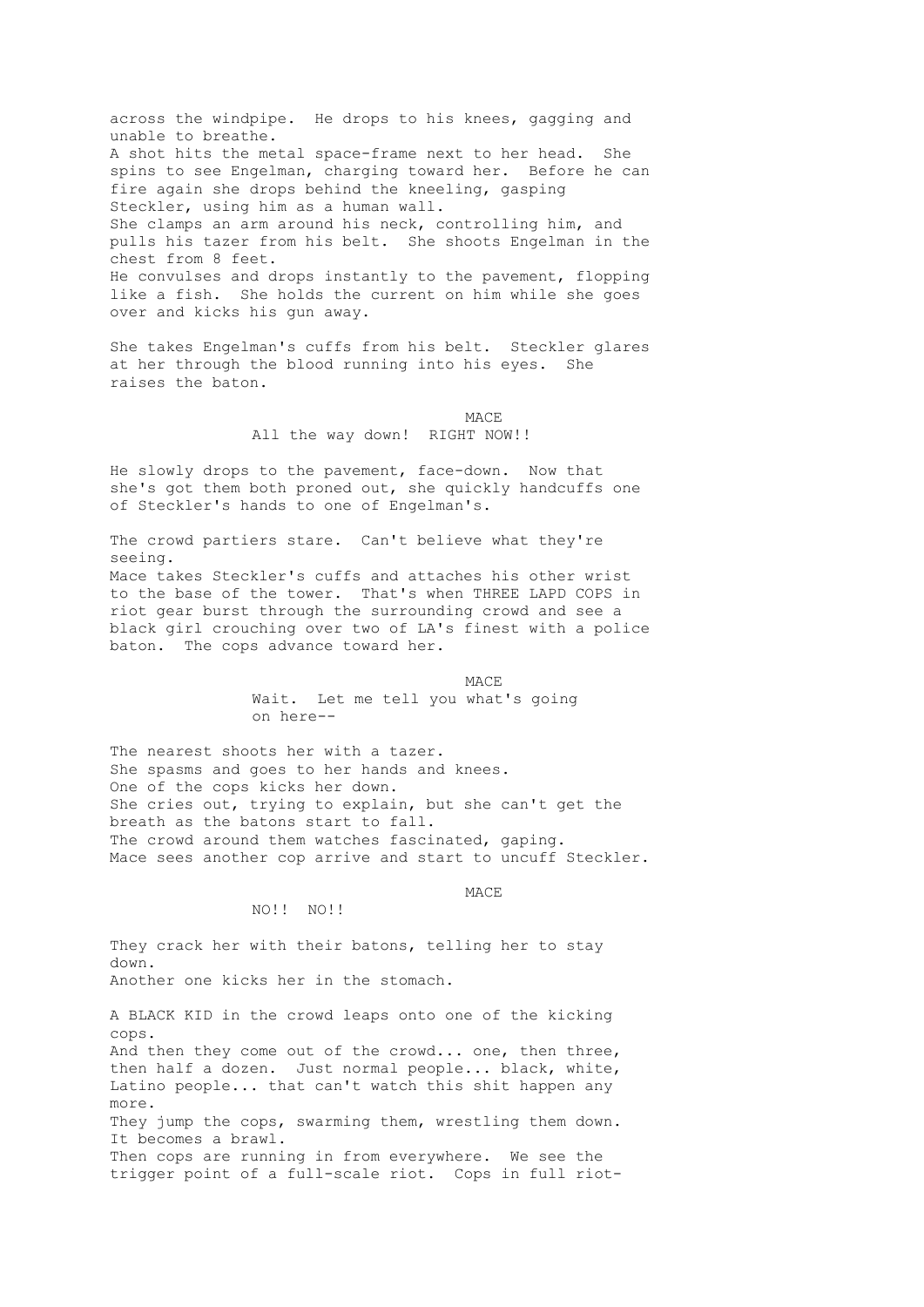across the windpipe. He drops to his knees, gagging and unable to breathe.
A shot hits the metal space-frame next to her head. She spins to see Engelman, charging toward her. Before he can fire again she drops behind the kneeling, gasping Steckler, using him as a human wall.
She clamps an arm around his neck, controlling him, and pulls his tazer from his belt. She shoots Engelman in the chest from 8 feet.
He convulses and drops instantly to the pavement, flopping like a fish. She holds the current on him while she goes over and kicks his gun away.

She takes Engelman's cuffs from his belt. Steckler glares at her through the blood running into his eyes. She raises the baton.

MACE
All the way down! RIGHT NOW!!

He slowly drops to the pavement, face-down. Now that she's got them both proned out, she quickly handcuffs one of Steckler's hands to one of Engelman's.

The crowd partiers stare. Can't believe what they're seeing.
Mace takes Steckler's cuffs and attaches his other wrist to the base of the tower. That's when THREE LAPD COPS in riot gear burst through the surrounding crowd and see a black girl crouching over two of LA's finest with a police baton. The cops advance toward her.

MACE
Wait. Let me tell you what's going on here--

The nearest shoots her with a tazer.
She spasms and goes to her hands and knees.
One of the cops kicks her down.
She cries out, trying to explain, but she can't get the breath as the batons start to fall.
The crowd around them watches fascinated, gaping.
Mace sees another cop arrive and start to uncuff Steckler.

MACE
NO!! NO!!

They crack her with their batons, telling her to stay down.
Another one kicks her in the stomach.

A BLACK KID in the crowd leaps onto one of the kicking cops.
And then they come out of the crowd... one, then three, then half a dozen. Just normal people... black, white, Latino people... that can't watch this shit happen any more.
They jump the cops, swarming them, wrestling them down.
It becomes a brawl.
Then cops are running in from everywhere. We see the trigger point of a full-scale riot. Cops in full riot-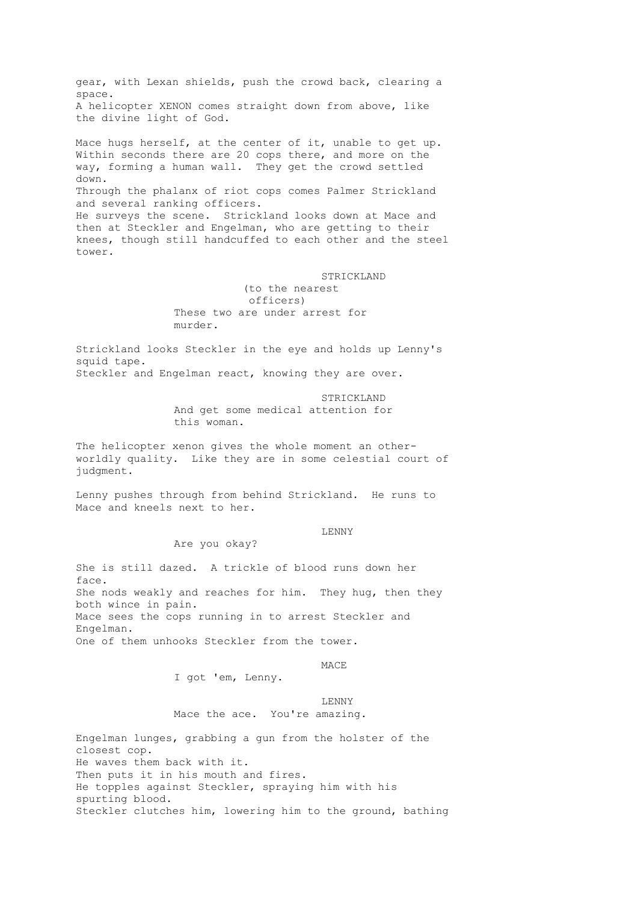gear, with Lexan shields, push the crowd back, clearing a space.
A helicopter XENON comes straight down from above, like the divine light of God.

Mace hugs herself, at the center of it, unable to get up. Within seconds there are 20 cops there, and more on the way, forming a human wall. They get the crowd settled down.
Through the phalanx of riot cops comes Palmer Strickland and several ranking officers.
He surveys the scene. Strickland looks down at Mace and then at Steckler and Engelman, who are getting to their knees, though still handcuffed to each other and the steel tower.

STRICKLAND
(to the nearest officers)
These two are under arrest for murder.

Strickland looks Steckler in the eye and holds up Lenny's squid tape.
Steckler and Engelman react, knowing they are over.

STRICKLAND
And get some medical attention for this woman.

The helicopter xenon gives the whole moment an other-worldly quality. Like they are in some celestial court of judgment.

Lenny pushes through from behind Strickland. He runs to Mace and kneels next to her.

LENNY
Are you okay?

She is still dazed. A trickle of blood runs down her face.
She nods weakly and reaches for him. They hug, then they both wince in pain.
Mace sees the cops running in to arrest Steckler and Engelman.
One of them unhooks Steckler from the tower.

MACE
I got 'em, Lenny.

LENNY
Mace the ace. You're amazing.

Engelman lunges, grabbing a gun from the holster of the closest cop.
He waves them back with it.
Then puts it in his mouth and fires.
He topples against Steckler, spraying him with his spurting blood.
Steckler clutches him, lowering him to the ground, bathing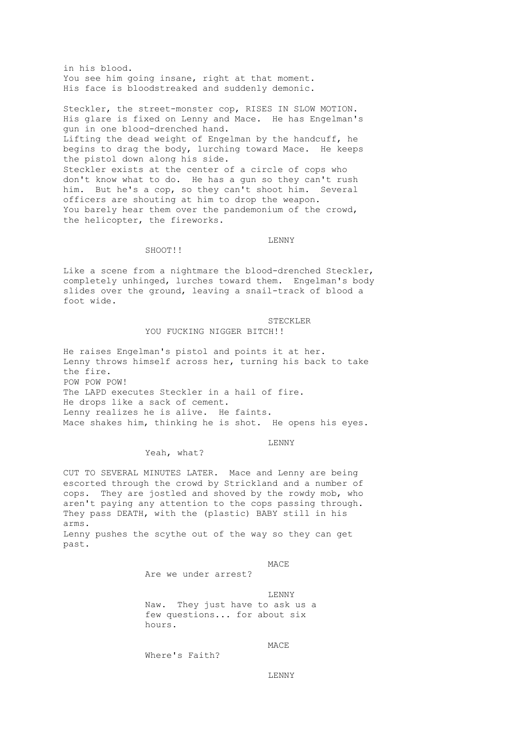in his blood.
You see him going insane, right at that moment.
His face is bloodstreaked and suddenly demonic.

Steckler, the street-monster cop, RISES IN SLOW MOTION. His glare is fixed on Lenny and Mace. He has Engelman's gun in one blood-drenched hand.
Lifting the dead weight of Engelman by the handcuff, he begins to drag the body, lurching toward Mace. He keeps the pistol down along his side.
Steckler exists at the center of a circle of cops who don't know what to do. He has a gun so they can't rush him. But he's a cop, so they can't shoot him. Several officers are shouting at him to drop the weapon.
You barely hear them over the pandemonium of the crowd, the helicopter, the fireworks.

LENNY

SHOOT!!

Like a scene from a nightmare the blood-drenched Steckler, completely unhinged, lurches toward them. Engelman's body slides over the ground, leaving a snail-track of blood a foot wide.

STECKLER

YOU FUCKING NIGGER BITCH!!

He raises Engelman's pistol and points it at her.
Lenny throws himself across her, turning his back to take the fire.
POW POW POW!
The LAPD executes Steckler in a hail of fire.
He drops like a sack of cement.
Lenny realizes he is alive. He faints.
Mace shakes him, thinking he is shot. He opens his eyes.

LENNY

Yeah, what?

CUT TO SEVERAL MINUTES LATER. Mace and Lenny are being escorted through the crowd by Strickland and a number of cops. They are jostled and shoved by the rowdy mob, who aren't paying any attention to the cops passing through.
They pass DEATH, with the (plastic) BABY still in his arms.
Lenny pushes the scythe out of the way so they can get past.

MACE

Are we under arrest?

LENNY

Naw. They just have to ask us a few questions... for about six hours.

MACE

Where's Faith?

LENNY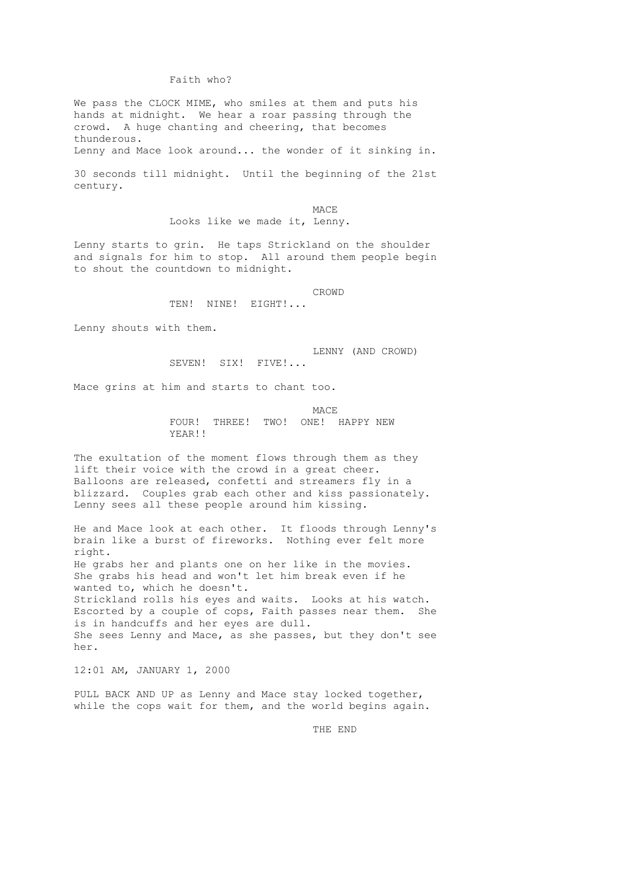Faith who?

We pass the CLOCK MIME, who smiles at them and puts his hands at midnight. We hear a roar passing through the crowd. A huge chanting and cheering, that becomes thunderous.
Lenny and Mace look around... the wonder of it sinking in.

30 seconds till midnight. Until the beginning of the 21st century.

MACE
Looks like we made it, Lenny.

Lenny starts to grin. He taps Strickland on the shoulder and signals for him to stop. All around them people begin to shout the countdown to midnight.

CROWD
TEN! NINE! EIGHT!...

Lenny shouts with them.

LENNY (AND CROWD)
SEVEN! SIX! FIVE!...

Mace grins at him and starts to chant too.

MACE
FOUR! THREE! TWO! ONE! HAPPY NEW YEAR!!

The exultation of the moment flows through them as they lift their voice with the crowd in a great cheer. Balloons are released, confetti and streamers fly in a blizzard. Couples grab each other and kiss passionately. Lenny sees all these people around him kissing.

He and Mace look at each other. It floods through Lenny's brain like a burst of fireworks. Nothing ever felt more right.
He grabs her and plants one on her like in the movies. She grabs his head and won't let him break even if he wanted to, which he doesn't.
Strickland rolls his eyes and waits. Looks at his watch.
Escorted by a couple of cops, Faith passes near them. She is in handcuffs and her eyes are dull.
She sees Lenny and Mace, as she passes, but they don't see her.

12:01 AM, JANUARY 1, 2000

PULL BACK AND UP as Lenny and Mace stay locked together, while the cops wait for them, and the world begins again.

THE END